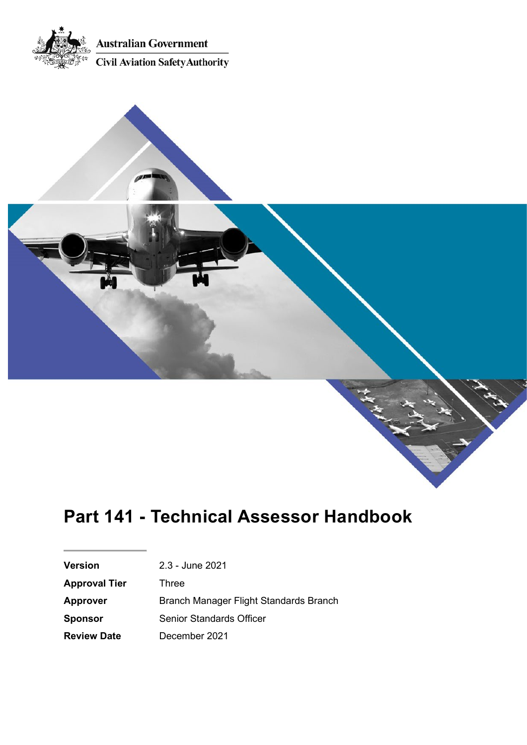Australian Government

Civil Aviation Safety Authority

# Part 141 - Technical Assessor Handbook

| | |
|---|---|
| **Version** | 2.3 - June 2021 |
| **Approval Tier** | Three |
| **Approver** | Branch Manager Flight Standards Branch |
| **Sponsor** | Senior Standards Officer |
| **Review Date** | December 2021 |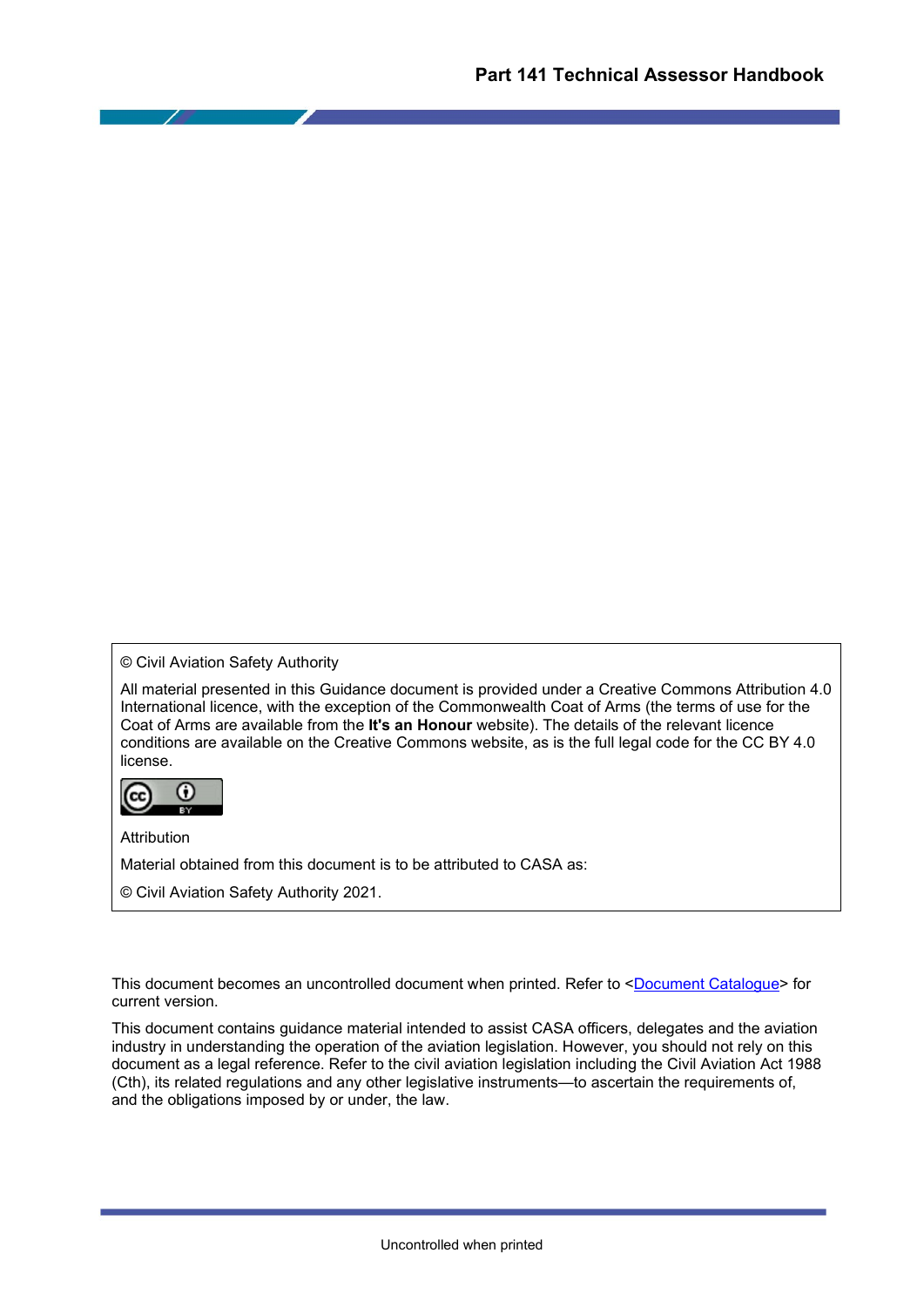© Civil Aviation Safety Authority

All material presented in this Guidance document is provided under a Creative Commons Attribution 4.0 International licence, with the exception of the Commonwealth Coat of Arms (the terms of use for the Coat of Arms are available from the **It's an Honour** website). The details of the relevant licence conditions are available on the Creative Commons website, as is the full legal code for the CC BY 4.0 license.

Attribution

Material obtained from this document is to be attributed to CASA as:

© Civil Aviation Safety Authority 2021.

This document becomes an uncontrolled document when printed. Refer to <Document Catalogue> for current version.

This document contains guidance material intended to assist CASA officers, delegates and the aviation industry in understanding the operation of the aviation legislation. However, you should not rely on this document as a legal reference. Refer to the civil aviation legislation including the Civil Aviation Act 1988 (Cth), its related regulations and any other legislative instruments—to ascertain the requirements of, and the obligations imposed by or under, the law.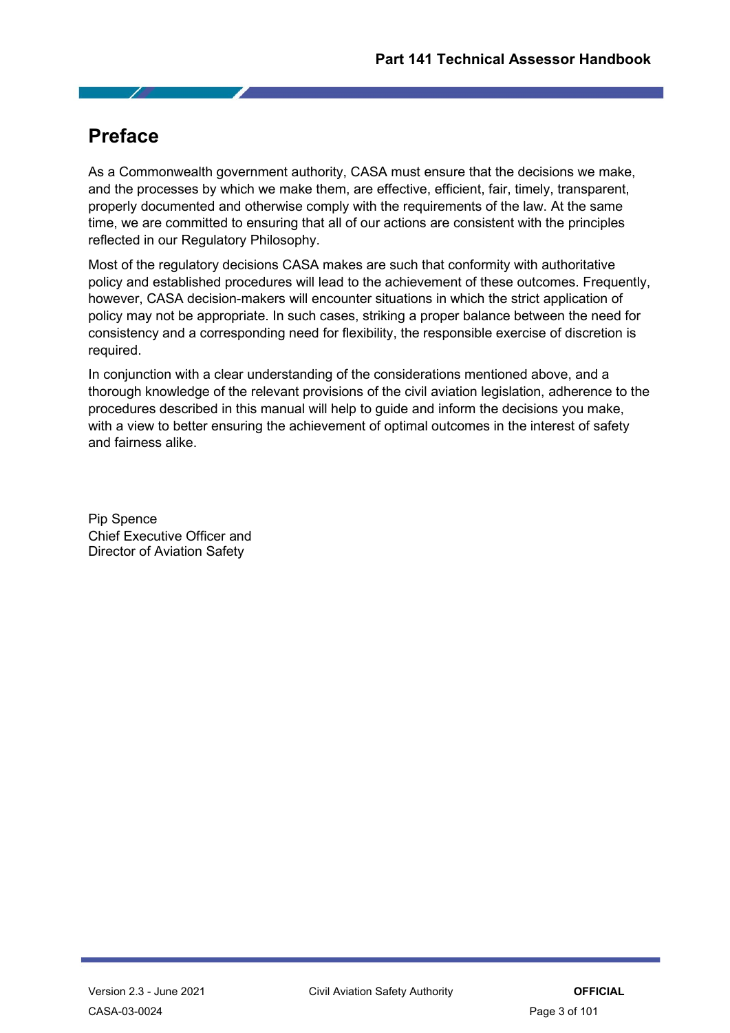# Preface

As a Commonwealth government authority, CASA must ensure that the decisions we make, and the processes by which we make them, are effective, efficient, fair, timely, transparent, properly documented and otherwise comply with the requirements of the law. At the same time, we are committed to ensuring that all of our actions are consistent with the principles reflected in our Regulatory Philosophy.

Most of the regulatory decisions CASA makes are such that conformity with authoritative policy and established procedures will lead to the achievement of these outcomes. Frequently, however, CASA decision-makers will encounter situations in which the strict application of policy may not be appropriate. In such cases, striking a proper balance between the need for consistency and a corresponding need for flexibility, the responsible exercise of discretion is required.

In conjunction with a clear understanding of the considerations mentioned above, and a thorough knowledge of the relevant provisions of the civil aviation legislation, adherence to the procedures described in this manual will help to guide and inform the decisions you make, with a view to better ensuring the achievement of optimal outcomes in the interest of safety and fairness alike.

Pip Spence
Chief Executive Officer and
Director of Aviation Safety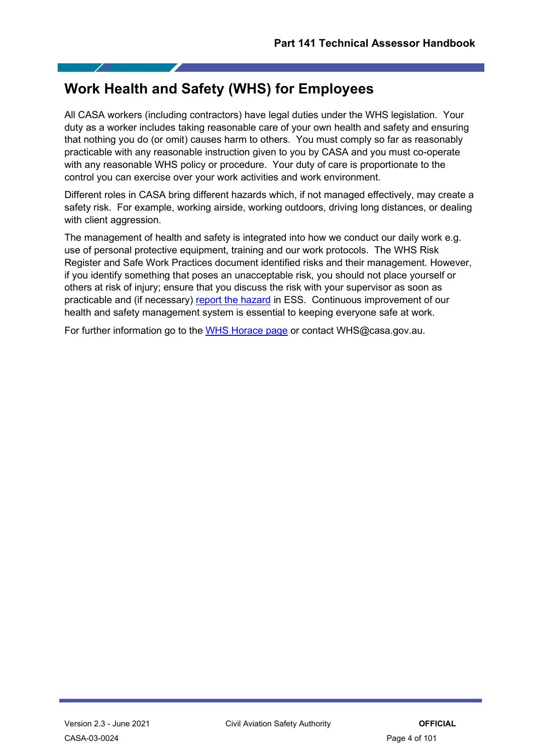# Work Health and Safety (WHS) for Employees

All CASA workers (including contractors) have legal duties under the WHS legislation. Your duty as a worker includes taking reasonable care of your own health and safety and ensuring that nothing you do (or omit) causes harm to others. You must comply so far as reasonably practicable with any reasonable instruction given to you by CASA and you must co-operate with any reasonable WHS policy or procedure. Your duty of care is proportionate to the control you can exercise over your work activities and work environment.

Different roles in CASA bring different hazards which, if not managed effectively, may create a safety risk. For example, working airside, working outdoors, driving long distances, or dealing with client aggression.

The management of health and safety is integrated into how we conduct our daily work e.g. use of personal protective equipment, training and our work protocols. The WHS Risk Register and Safe Work Practices document identified risks and their management. However, if you identify something that poses an unacceptable risk, you should not place yourself or others at risk of injury; ensure that you discuss the risk with your supervisor as soon as practicable and (if necessary) report the hazard in ESS. Continuous improvement of our health and safety management system is essential to keeping everyone safe at work.

For further information go to the WHS Horace page or contact WHS@casa.gov.au.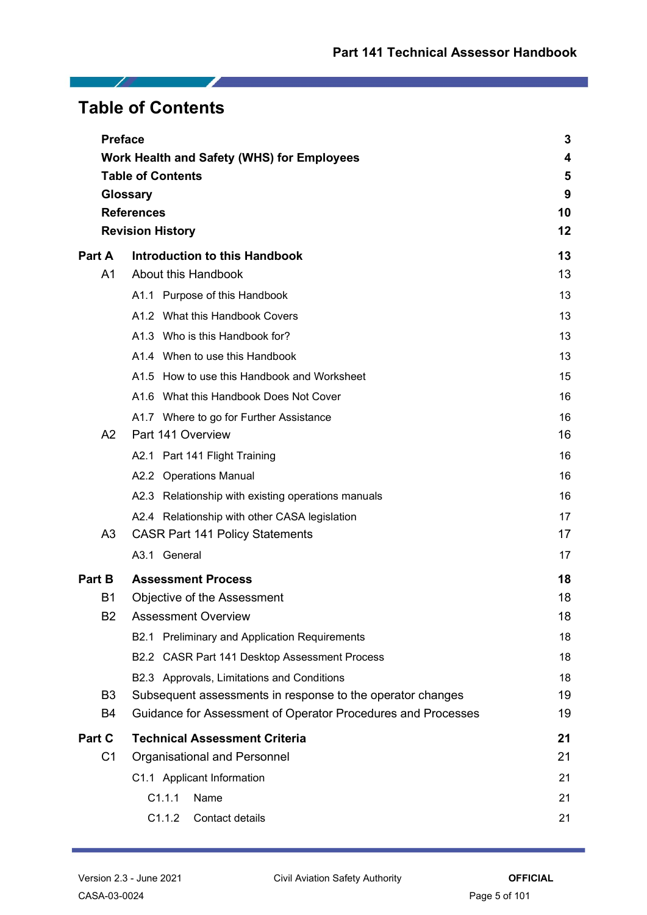# Table of Contents

| | | |
|---|---|---|
| **Preface** | | **3** |
| **Work Health and Safety (WHS) for Employees** | | **4** |
| **Table of Contents** | | **5** |
| **Glossary** | | **9** |
| **References** | | **10** |
| **Revision History** | | **12** |
| **Part A** | **Introduction to this Handbook** | **13** |
| A1 | About this Handbook | 13 |
| | A1.1 Purpose of this Handbook | 13 |
| | A1.2 What this Handbook Covers | 13 |
| | A1.3 Who is this Handbook for? | 13 |
| | A1.4 When to use this Handbook | 13 |
| | A1.5 How to use this Handbook and Worksheet | 15 |
| | A1.6 What this Handbook Does Not Cover | 16 |
| | A1.7 Where to go for Further Assistance | 16 |
| A2 | Part 141 Overview | 16 |
| | A2.1 Part 141 Flight Training | 16 |
| | A2.2 Operations Manual | 16 |
| | A2.3 Relationship with existing operations manuals | 16 |
| | A2.4 Relationship with other CASA legislation | 17 |
| A3 | CASR Part 141 Policy Statements | 17 |
| | A3.1 General | 17 |
| **Part B** | **Assessment Process** | **18** |
| B1 | Objective of the Assessment | 18 |
| B2 | Assessment Overview | 18 |
| | B2.1 Preliminary and Application Requirements | 18 |
| | B2.2 CASR Part 141 Desktop Assessment Process | 18 |
| | B2.3 Approvals, Limitations and Conditions | 18 |
| B3 | Subsequent assessments in response to the operator changes | 19 |
| B4 | Guidance for Assessment of Operator Procedures and Processes | 19 |
| **Part C** | **Technical Assessment Criteria** | **21** |
| C1 | Organisational and Personnel | 21 |
| | C1.1 Applicant Information | 21 |
| | C1.1.1 Name | 21 |
| | C1.1.2 Contact details | 21 |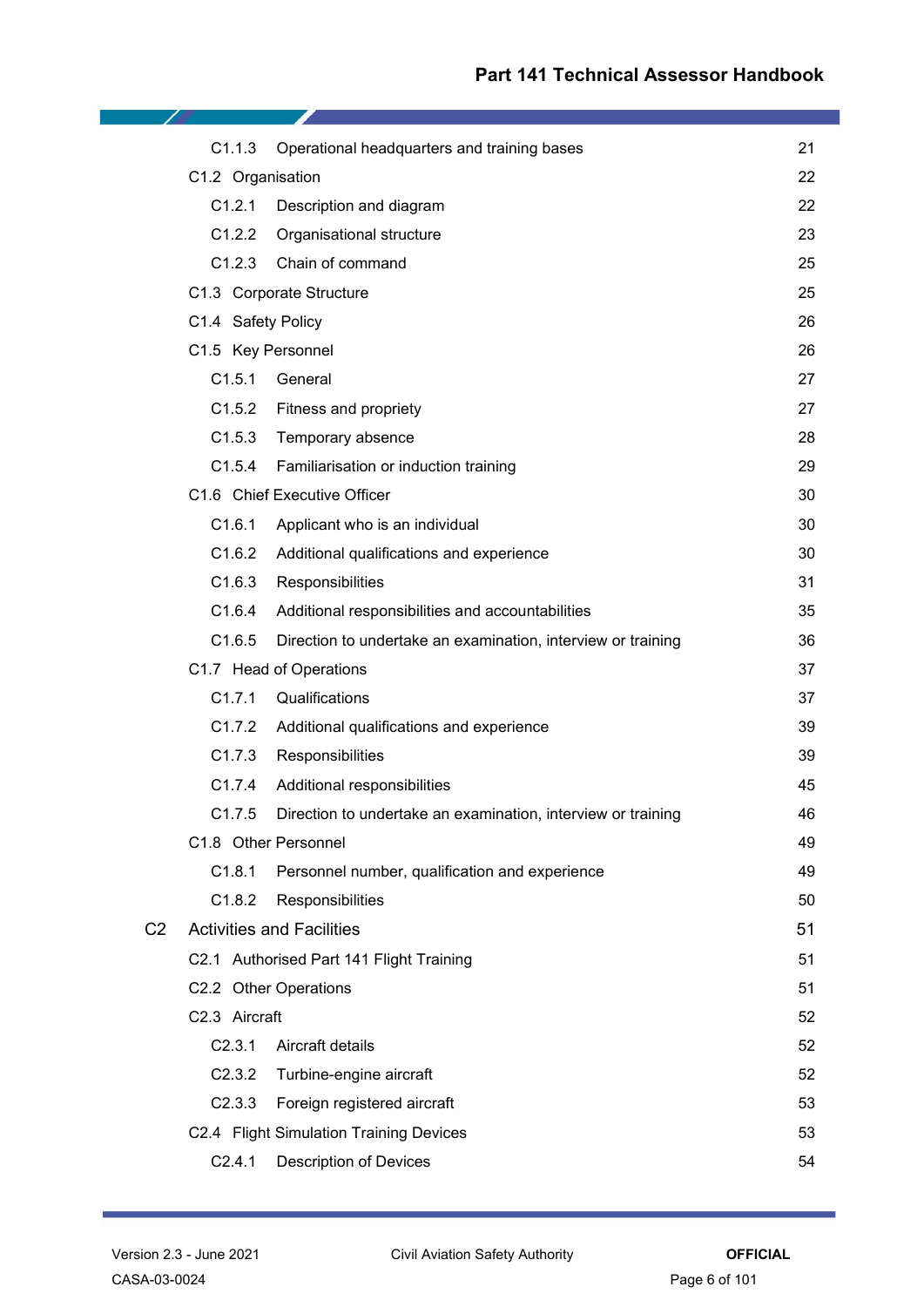| | | |
|---|---|---|
| C1.1.3 | Operational headquarters and training bases | 21 |
| C1.2 | Organisation | 22 |
| C1.2.1 | Description and diagram | 22 |
| C1.2.2 | Organisational structure | 23 |
| C1.2.3 | Chain of command | 25 |
| C1.3 | Corporate Structure | 25 |
| C1.4 | Safety Policy | 26 |
| C1.5 | Key Personnel | 26 |
| C1.5.1 | General | 27 |
| C1.5.2 | Fitness and propriety | 27 |
| C1.5.3 | Temporary absence | 28 |
| C1.5.4 | Familiarisation or induction training | 29 |
| C1.6 | Chief Executive Officer | 30 |
| C1.6.1 | Applicant who is an individual | 30 |
| C1.6.2 | Additional qualifications and experience | 30 |
| C1.6.3 | Responsibilities | 31 |
| C1.6.4 | Additional responsibilities and accountabilities | 35 |
| C1.6.5 | Direction to undertake an examination, interview or training | 36 |
| C1.7 | Head of Operations | 37 |
| C1.7.1 | Qualifications | 37 |
| C1.7.2 | Additional qualifications and experience | 39 |
| C1.7.3 | Responsibilities | 39 |
| C1.7.4 | Additional responsibilities | 45 |
| C1.7.5 | Direction to undertake an examination, interview or training | 46 |
| C1.8 | Other Personnel | 49 |
| C1.8.1 | Personnel number, qualification and experience | 49 |
| C1.8.2 | Responsibilities | 50 |
| C2 | Activities and Facilities | 51 |
| C2.1 | Authorised Part 141 Flight Training | 51 |
| C2.2 | Other Operations | 51 |
| C2.3 | Aircraft | 52 |
| C2.3.1 | Aircraft details | 52 |
| C2.3.2 | Turbine-engine aircraft | 52 |
| C2.3.3 | Foreign registered aircraft | 53 |
| C2.4 | Flight Simulation Training Devices | 53 |
| C2.4.1 | Description of Devices | 54 |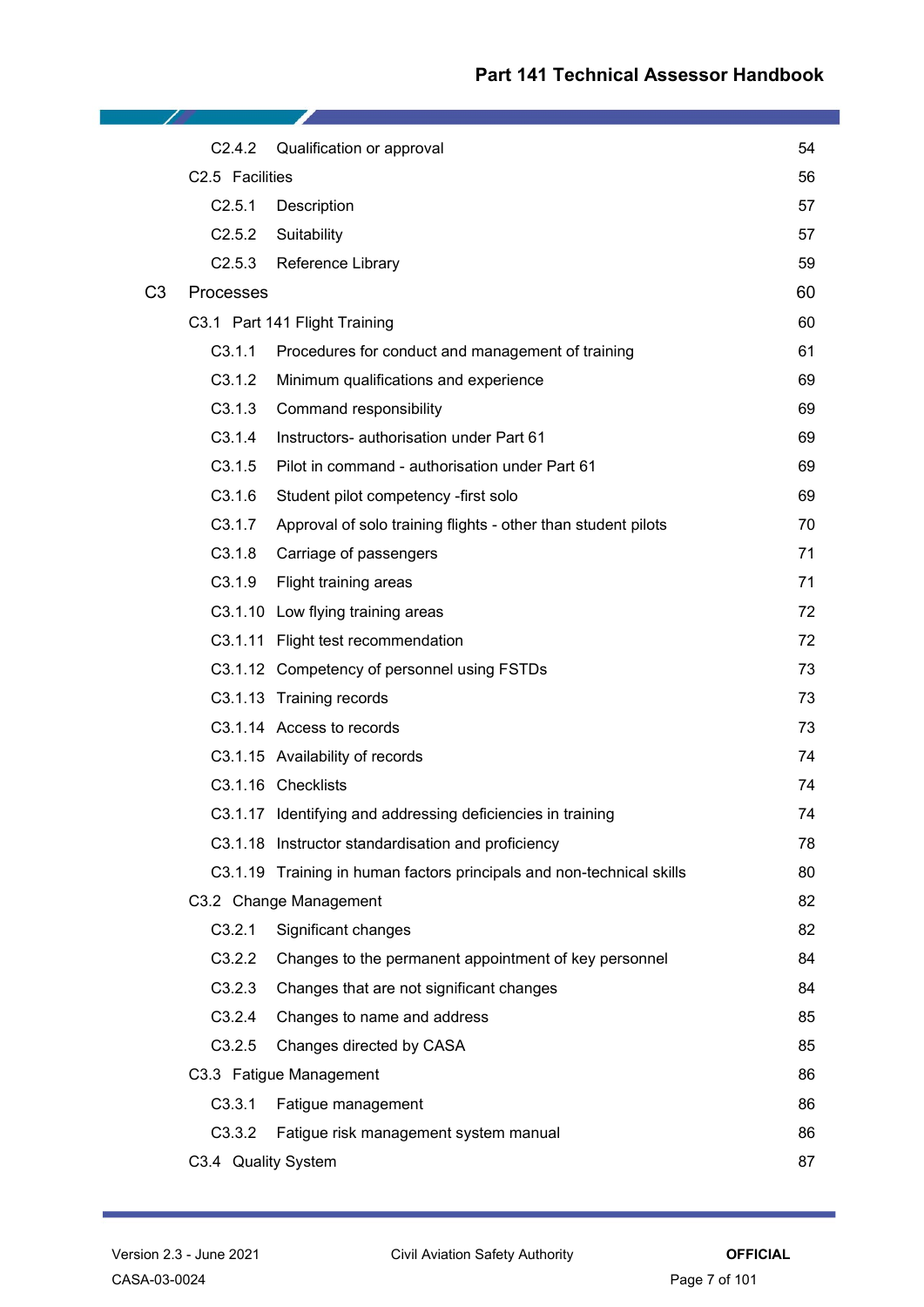| | | |
|---|---|---|
| C2.4.2 | Qualification or approval | 54 |
| C2.5 | Facilities | 56 |
| C2.5.1 | Description | 57 |
| C2.5.2 | Suitability | 57 |
| C2.5.3 | Reference Library | 59 |
| **C3** | **Processes** | **60** |
| C3.1 | Part 141 Flight Training | 60 |
| C3.1.1 | Procedures for conduct and management of training | 61 |
| C3.1.2 | Minimum qualifications and experience | 69 |
| C3.1.3 | Command responsibility | 69 |
| C3.1.4 | Instructors- authorisation under Part 61 | 69 |
| C3.1.5 | Pilot in command - authorisation under Part 61 | 69 |
| C3.1.6 | Student pilot competency -first solo | 69 |
| C3.1.7 | Approval of solo training flights - other than student pilots | 70 |
| C3.1.8 | Carriage of passengers | 71 |
| C3.1.9 | Flight training areas | 71 |
| C3.1.10 | Low flying training areas | 72 |
| C3.1.11 | Flight test recommendation | 72 |
| C3.1.12 | Competency of personnel using FSTDs | 73 |
| C3.1.13 | Training records | 73 |
| C3.1.14 | Access to records | 73 |
| C3.1.15 | Availability of records | 74 |
| C3.1.16 | Checklists | 74 |
| C3.1.17 | Identifying and addressing deficiencies in training | 74 |
| C3.1.18 | Instructor standardisation and proficiency | 78 |
| C3.1.19 | Training in human factors principals and non-technical skills | 80 |
| C3.2 | Change Management | 82 |
| C3.2.1 | Significant changes | 82 |
| C3.2.2 | Changes to the permanent appointment of key personnel | 84 |
| C3.2.3 | Changes that are not significant changes | 84 |
| C3.2.4 | Changes to name and address | 85 |
| C3.2.5 | Changes directed by CASA | 85 |
| C3.3 | Fatigue Management | 86 |
| C3.3.1 | Fatigue management | 86 |
| C3.3.2 | Fatigue risk management system manual | 86 |
| C3.4 | Quality System | 87 |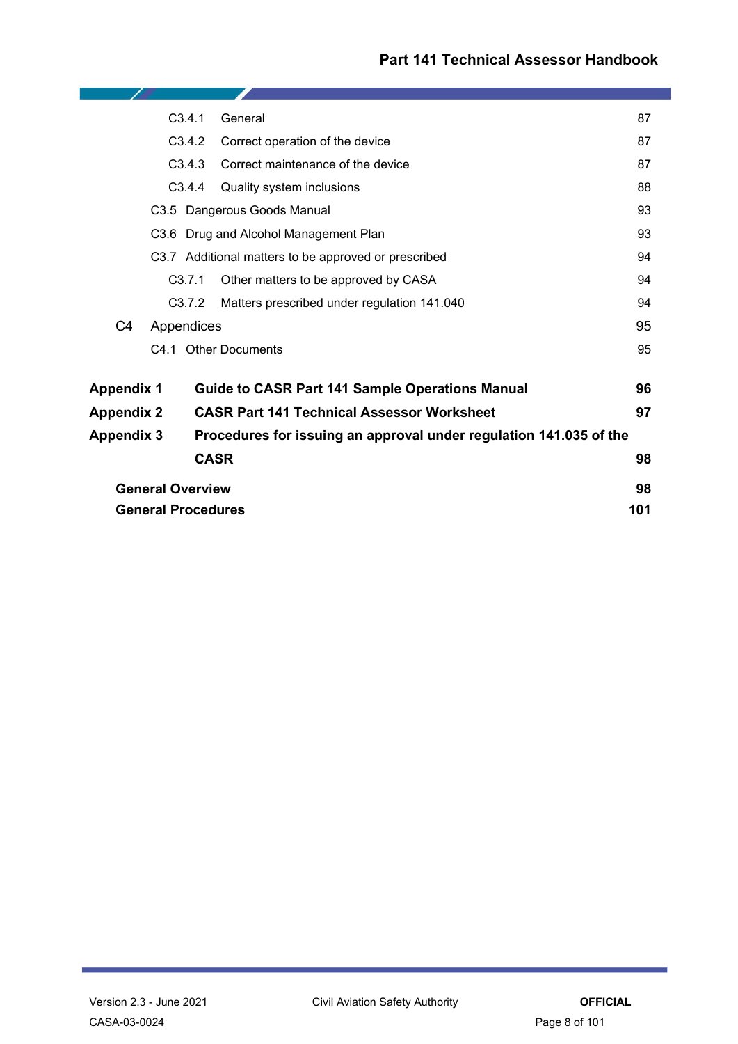| | | |
|---|---|---|
| C3.4.1 | General | 87 |
| C3.4.2 | Correct operation of the device | 87 |
| C3.4.3 | Correct maintenance of the device | 87 |
| C3.4.4 | Quality system inclusions | 88 |
| C3.5 | Dangerous Goods Manual | 93 |
| C3.6 | Drug and Alcohol Management Plan | 93 |
| C3.7 | Additional matters to be approved or prescribed | 94 |
| C3.7.1 | Other matters to be approved by CASA | 94 |
| C3.7.2 | Matters prescribed under regulation 141.040 | 94 |
| C4 | Appendices | 95 |
| C4.1 | Other Documents | 95 |
| **Appendix 1** | **Guide to CASR Part 141 Sample Operations Manual** | **96** |
| **Appendix 2** | **CASR Part 141 Technical Assessor Worksheet** | **97** |
| **Appendix 3** | **Procedures for issuing an approval under regulation 141.035 of the CASR** | **98** |
| | **General Overview** | **98** |
| | **General Procedures** | **101** |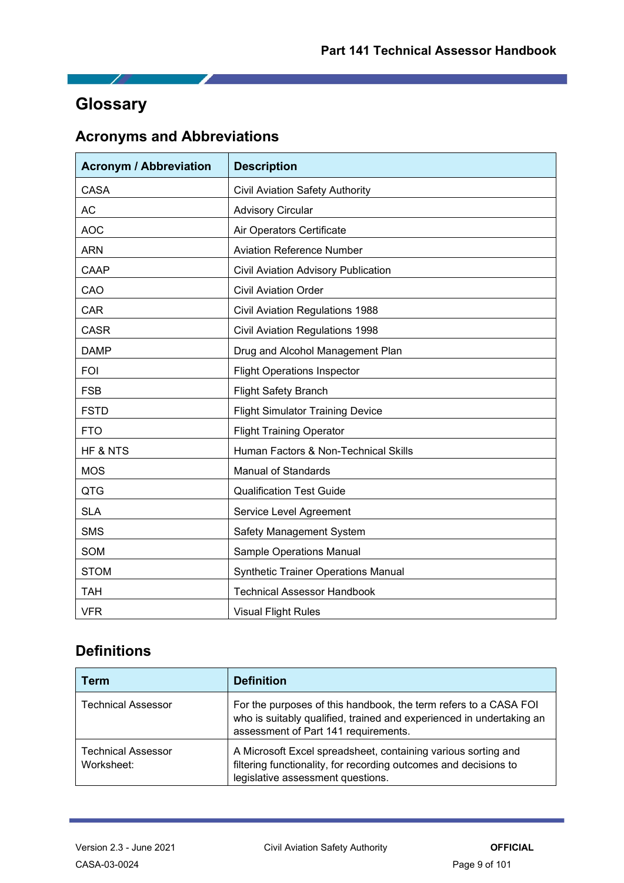# Glossary

## Acronyms and Abbreviations

| Acronym / Abbreviation | Description |
|---|---|
| CASA | Civil Aviation Safety Authority |
| AC | Advisory Circular |
| AOC | Air Operators Certificate |
| ARN | Aviation Reference Number |
| CAAP | Civil Aviation Advisory Publication |
| CAO | Civil Aviation Order |
| CAR | Civil Aviation Regulations 1988 |
| CASR | Civil Aviation Regulations 1998 |
| DAMP | Drug and Alcohol Management Plan |
| FOI | Flight Operations Inspector |
| FSB | Flight Safety Branch |
| FSTD | Flight Simulator Training Device |
| FTO | Flight Training Operator |
| HF & NTS | Human Factors & Non-Technical Skills |
| MOS | Manual of Standards |
| QTG | Qualification Test Guide |
| SLA | Service Level Agreement |
| SMS | Safety Management System |
| SOM | Sample Operations Manual |
| STOM | Synthetic Trainer Operations Manual |
| TAH | Technical Assessor Handbook |
| VFR | Visual Flight Rules |

## Definitions

| Term | Definition |
|---|---|
| Technical Assessor | For the purposes of this handbook, the term refers to a CASA FOI who is suitably qualified, trained and experienced in undertaking an assessment of Part 141 requirements. |
| Technical Assessor Worksheet: | A Microsoft Excel spreadsheet, containing various sorting and filtering functionality, for recording outcomes and decisions to legislative assessment questions. |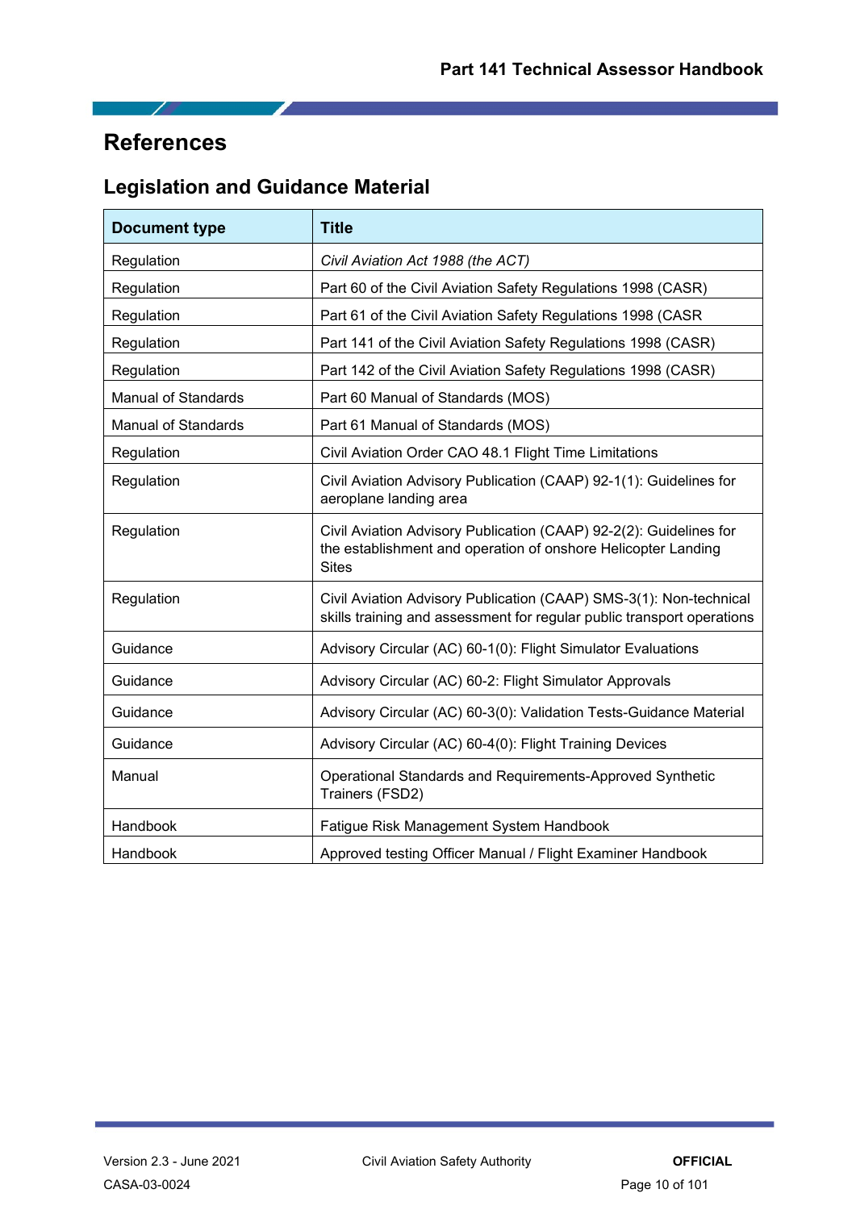# References

## Legislation and Guidance Material

| Document type | Title |
|---|---|
| Regulation | *Civil Aviation Act 1988 (the ACT)* |
| Regulation | Part 60 of the Civil Aviation Safety Regulations 1998 (CASR) |
| Regulation | Part 61 of the Civil Aviation Safety Regulations 1998 (CASR |
| Regulation | Part 141 of the Civil Aviation Safety Regulations 1998 (CASR) |
| Regulation | Part 142 of the Civil Aviation Safety Regulations 1998 (CASR) |
| Manual of Standards | Part 60 Manual of Standards (MOS) |
| Manual of Standards | Part 61 Manual of Standards (MOS) |
| Regulation | Civil Aviation Order CAO 48.1 Flight Time Limitations |
| Regulation | Civil Aviation Advisory Publication (CAAP) 92-1(1): Guidelines for aeroplane landing area |
| Regulation | Civil Aviation Advisory Publication (CAAP) 92-2(2): Guidelines for the establishment and operation of onshore Helicopter Landing Sites |
| Regulation | Civil Aviation Advisory Publication (CAAP) SMS-3(1): Non-technical skills training and assessment for regular public transport operations |
| Guidance | Advisory Circular (AC) 60-1(0): Flight Simulator Evaluations |
| Guidance | Advisory Circular (AC) 60-2: Flight Simulator Approvals |
| Guidance | Advisory Circular (AC) 60-3(0): Validation Tests-Guidance Material |
| Guidance | Advisory Circular (AC) 60-4(0): Flight Training Devices |
| Manual | Operational Standards and Requirements-Approved Synthetic Trainers (FSD2) |
| Handbook | Fatigue Risk Management System Handbook |
| Handbook | Approved testing Officer Manual / Flight Examiner Handbook |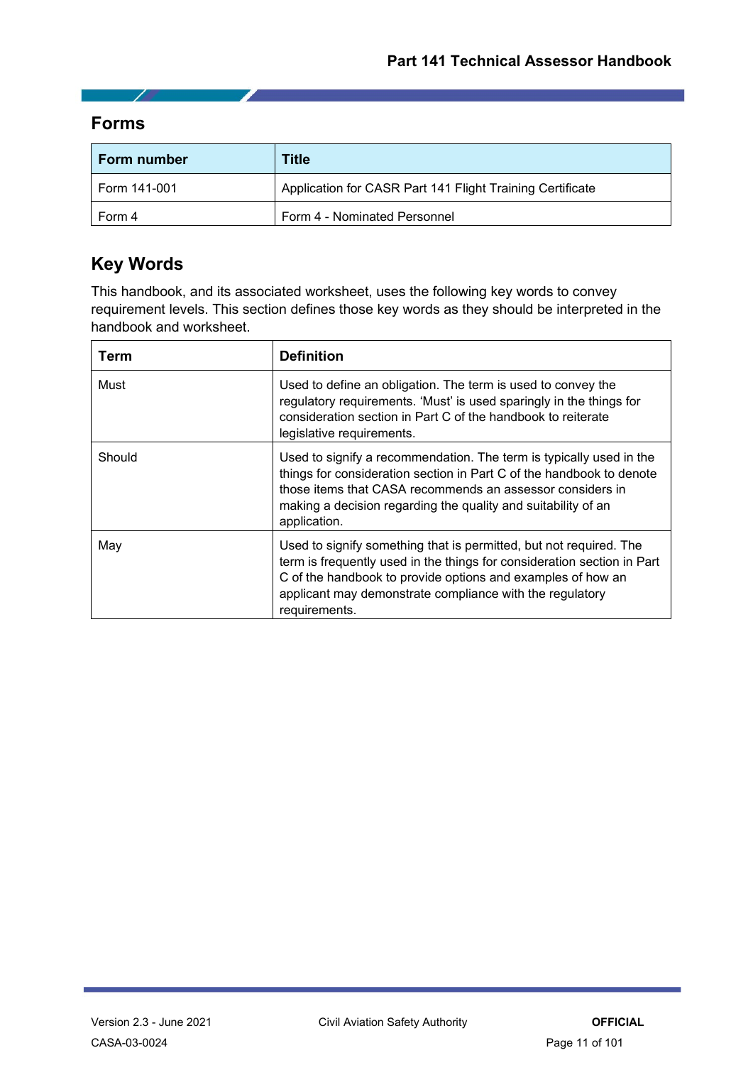## Forms

| Form number | Title |
| --- | --- |
| Form 141-001 | Application for CASR Part 141 Flight Training Certificate |
| Form 4 | Form 4 - Nominated Personnel |

## Key Words

This handbook, and its associated worksheet, uses the following key words to convey requirement levels. This section defines those key words as they should be interpreted in the handbook and worksheet.

| Term | Definition |
| --- | --- |
| Must | Used to define an obligation. The term is used to convey the regulatory requirements. 'Must' is used sparingly in the things for consideration section in Part C of the handbook to reiterate legislative requirements. |
| Should | Used to signify a recommendation. The term is typically used in the things for consideration section in Part C of the handbook to denote those items that CASA recommends an assessor considers in making a decision regarding the quality and suitability of an application. |
| May | Used to signify something that is permitted, but not required. The term is frequently used in the things for consideration section in Part C of the handbook to provide options and examples of how an applicant may demonstrate compliance with the regulatory requirements. |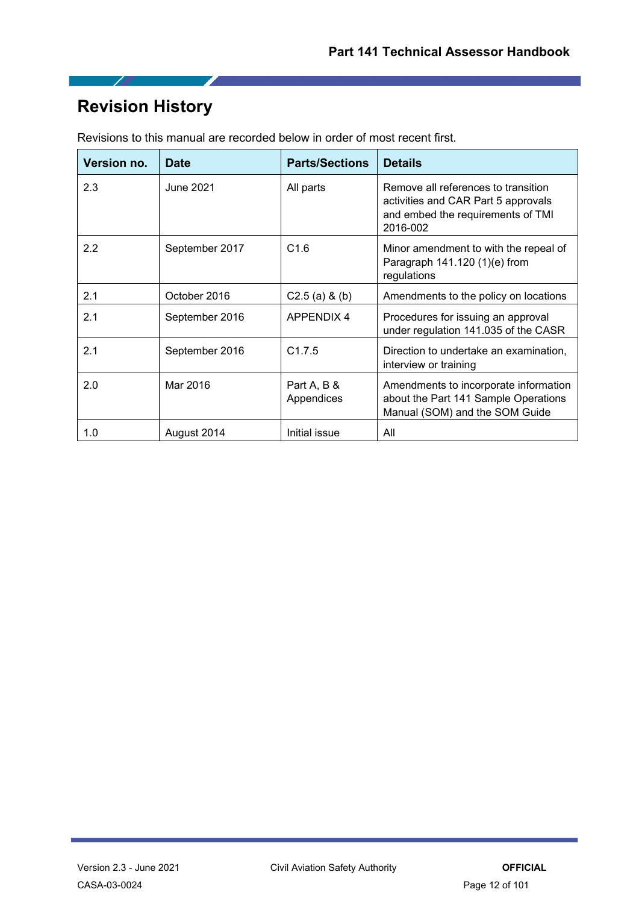# Revision History

Revisions to this manual are recorded below in order of most recent first.

| Version no. | Date | Parts/Sections | Details |
|---|---|---|---|
| 2.3 | June 2021 | All parts | Remove all references to transition activities and CAR Part 5 approvals and embed the requirements of TMI 2016-002 |
| 2.2 | September 2017 | C1.6 | Minor amendment to with the repeal of Paragraph 141.120 (1)(e) from regulations |
| 2.1 | October 2016 | C2.5 (a) & (b) | Amendments to the policy on locations |
| 2.1 | September 2016 | APPENDIX 4 | Procedures for issuing an approval under regulation 141.035 of the CASR |
| 2.1 | September 2016 | C1.7.5 | Direction to undertake an examination, interview or training |
| 2.0 | Mar 2016 | Part A, B & Appendices | Amendments to incorporate information about the Part 141 Sample Operations Manual (SOM) and the SOM Guide |
| 1.0 | August 2014 | Initial issue | All |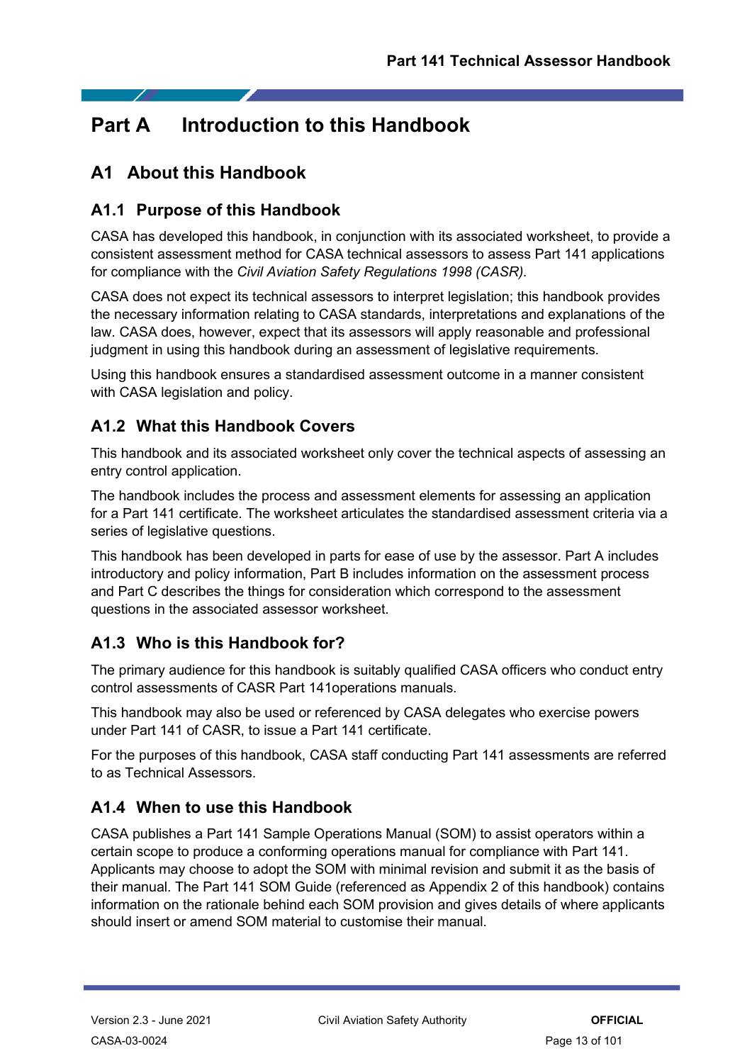# Part A Introduction to this Handbook

## A1 About this Handbook

### A1.1 Purpose of this Handbook

CASA has developed this handbook, in conjunction with its associated worksheet, to provide a consistent assessment method for CASA technical assessors to assess Part 141 applications for compliance with the *Civil Aviation Safety Regulations 1998 (CASR).*

CASA does not expect its technical assessors to interpret legislation; this handbook provides the necessary information relating to CASA standards, interpretations and explanations of the law. CASA does, however, expect that its assessors will apply reasonable and professional judgment in using this handbook during an assessment of legislative requirements.

Using this handbook ensures a standardised assessment outcome in a manner consistent with CASA legislation and policy.

### A1.2 What this Handbook Covers

This handbook and its associated worksheet only cover the technical aspects of assessing an entry control application.

The handbook includes the process and assessment elements for assessing an application for a Part 141 certificate. The worksheet articulates the standardised assessment criteria via a series of legislative questions.

This handbook has been developed in parts for ease of use by the assessor. Part A includes introductory and policy information, Part B includes information on the assessment process and Part C describes the things for consideration which correspond to the assessment questions in the associated assessor worksheet.

### A1.3 Who is this Handbook for?

The primary audience for this handbook is suitably qualified CASA officers who conduct entry control assessments of CASR Part 141operations manuals.

This handbook may also be used or referenced by CASA delegates who exercise powers under Part 141 of CASR, to issue a Part 141 certificate.

For the purposes of this handbook, CASA staff conducting Part 141 assessments are referred to as Technical Assessors.

### A1.4 When to use this Handbook

CASA publishes a Part 141 Sample Operations Manual (SOM) to assist operators within a certain scope to produce a conforming operations manual for compliance with Part 141. Applicants may choose to adopt the SOM with minimal revision and submit it as the basis of their manual. The Part 141 SOM Guide (referenced as Appendix 2 of this handbook) contains information on the rationale behind each SOM provision and gives details of where applicants should insert or amend SOM material to customise their manual.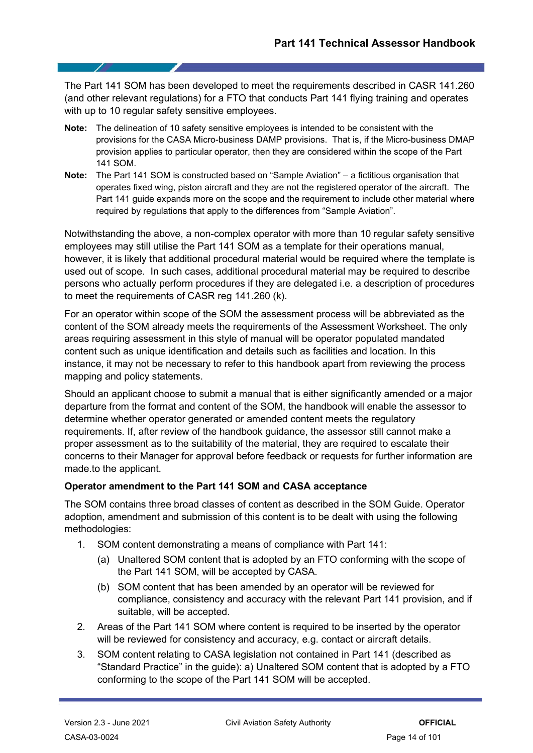The Part 141 SOM has been developed to meet the requirements described in CASR 141.260 (and other relevant regulations) for a FTO that conducts Part 141 flying training and operates with up to 10 regular safety sensitive employees.

**Note:** The delineation of 10 safety sensitive employees is intended to be consistent with the provisions for the CASA Micro-business DAMP provisions. That is, if the Micro-business DMAP provision applies to particular operator, then they are considered within the scope of the Part 141 SOM.

**Note:** The Part 141 SOM is constructed based on "Sample Aviation" – a fictitious organisation that operates fixed wing, piston aircraft and they are not the registered operator of the aircraft. The Part 141 guide expands more on the scope and the requirement to include other material where required by regulations that apply to the differences from "Sample Aviation".

Notwithstanding the above, a non-complex operator with more than 10 regular safety sensitive employees may still utilise the Part 141 SOM as a template for their operations manual, however, it is likely that additional procedural material would be required where the template is used out of scope. In such cases, additional procedural material may be required to describe persons who actually perform procedures if they are delegated i.e. a description of procedures to meet the requirements of CASR reg 141.260 (k).

For an operator within scope of the SOM the assessment process will be abbreviated as the content of the SOM already meets the requirements of the Assessment Worksheet. The only areas requiring assessment in this style of manual will be operator populated mandated content such as unique identification and details such as facilities and location. In this instance, it may not be necessary to refer to this handbook apart from reviewing the process mapping and policy statements.

Should an applicant choose to submit a manual that is either significantly amended or a major departure from the format and content of the SOM, the handbook will enable the assessor to determine whether operator generated or amended content meets the regulatory requirements. If, after review of the handbook guidance, the assessor still cannot make a proper assessment as to the suitability of the material, they are required to escalate their concerns to their Manager for approval before feedback or requests for further information are made.to the applicant.

**Operator amendment to the Part 141 SOM and CASA acceptance**

The SOM contains three broad classes of content as described in the SOM Guide. Operator adoption, amendment and submission of this content is to be dealt with using the following methodologies:

1. SOM content demonstrating a means of compliance with Part 141:
   (a) Unaltered SOM content that is adopted by an FTO conforming with the scope of the Part 141 SOM, will be accepted by CASA.
   (b) SOM content that has been amended by an operator will be reviewed for compliance, consistency and accuracy with the relevant Part 141 provision, and if suitable, will be accepted.
2. Areas of the Part 141 SOM where content is required to be inserted by the operator will be reviewed for consistency and accuracy, e.g. contact or aircraft details.
3. SOM content relating to CASA legislation not contained in Part 141 (described as "Standard Practice" in the guide): a) Unaltered SOM content that is adopted by a FTO conforming to the scope of the Part 141 SOM will be accepted.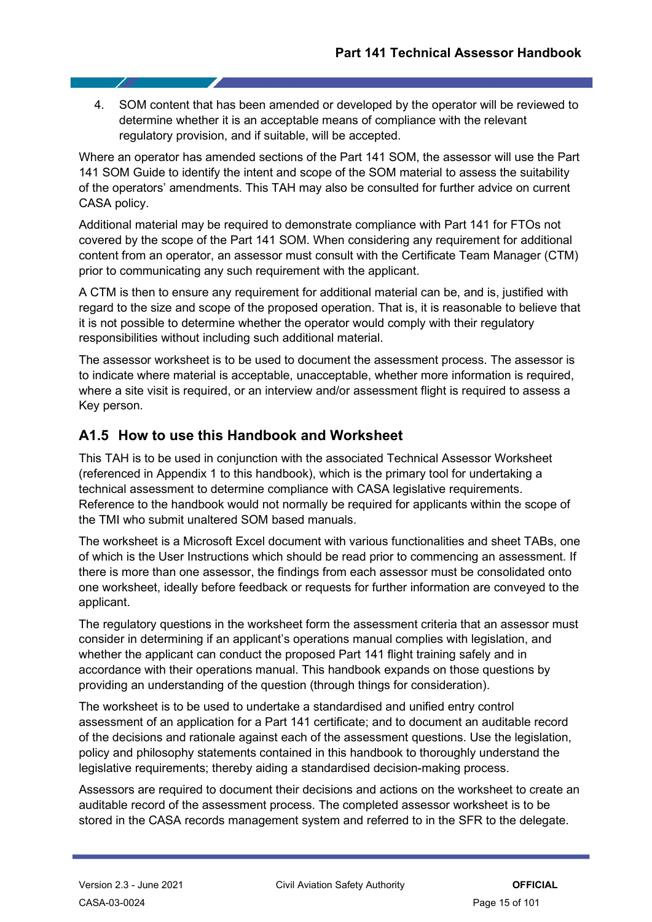4. SOM content that has been amended or developed by the operator will be reviewed to determine whether it is an acceptable means of compliance with the relevant regulatory provision, and if suitable, will be accepted.

Where an operator has amended sections of the Part 141 SOM, the assessor will use the Part 141 SOM Guide to identify the intent and scope of the SOM material to assess the suitability of the operators' amendments. This TAH may also be consulted for further advice on current CASA policy.

Additional material may be required to demonstrate compliance with Part 141 for FTOs not covered by the scope of the Part 141 SOM. When considering any requirement for additional content from an operator, an assessor must consult with the Certificate Team Manager (CTM) prior to communicating any such requirement with the applicant.

A CTM is then to ensure any requirement for additional material can be, and is, justified with regard to the size and scope of the proposed operation. That is, it is reasonable to believe that it is not possible to determine whether the operator would comply with their regulatory responsibilities without including such additional material.

The assessor worksheet is to be used to document the assessment process. The assessor is to indicate where material is acceptable, unacceptable, whether more information is required, where a site visit is required, or an interview and/or assessment flight is required to assess a Key person.

## A1.5 How to use this Handbook and Worksheet

This TAH is to be used in conjunction with the associated Technical Assessor Worksheet (referenced in Appendix 1 to this handbook), which is the primary tool for undertaking a technical assessment to determine compliance with CASA legislative requirements. Reference to the handbook would not normally be required for applicants within the scope of the TMI who submit unaltered SOM based manuals.

The worksheet is a Microsoft Excel document with various functionalities and sheet TABs, one of which is the User Instructions which should be read prior to commencing an assessment. If there is more than one assessor, the findings from each assessor must be consolidated onto one worksheet, ideally before feedback or requests for further information are conveyed to the applicant.

The regulatory questions in the worksheet form the assessment criteria that an assessor must consider in determining if an applicant's operations manual complies with legislation, and whether the applicant can conduct the proposed Part 141 flight training safely and in accordance with their operations manual. This handbook expands on those questions by providing an understanding of the question (through things for consideration).

The worksheet is to be used to undertake a standardised and unified entry control assessment of an application for a Part 141 certificate; and to document an auditable record of the decisions and rationale against each of the assessment questions. Use the legislation, policy and philosophy statements contained in this handbook to thoroughly understand the legislative requirements; thereby aiding a standardised decision-making process.

Assessors are required to document their decisions and actions on the worksheet to create an auditable record of the assessment process. The completed assessor worksheet is to be stored in the CASA records management system and referred to in the SFR to the delegate.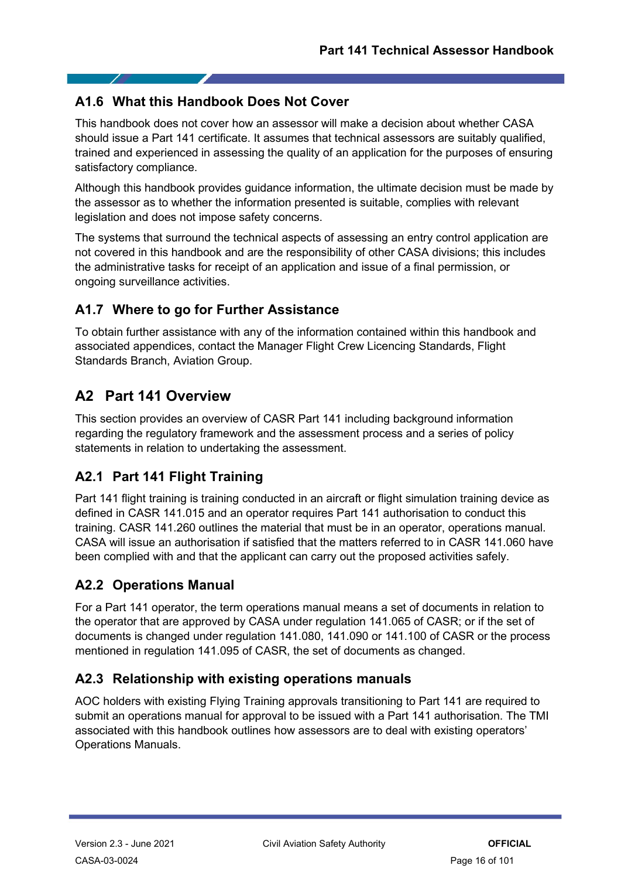### A1.6 What this Handbook Does Not Cover

This handbook does not cover how an assessor will make a decision about whether CASA should issue a Part 141 certificate. It assumes that technical assessors are suitably qualified, trained and experienced in assessing the quality of an application for the purposes of ensuring satisfactory compliance.

Although this handbook provides guidance information, the ultimate decision must be made by the assessor as to whether the information presented is suitable, complies with relevant legislation and does not impose safety concerns.

The systems that surround the technical aspects of assessing an entry control application are not covered in this handbook and are the responsibility of other CASA divisions; this includes the administrative tasks for receipt of an application and issue of a final permission, or ongoing surveillance activities.

### A1.7 Where to go for Further Assistance

To obtain further assistance with any of the information contained within this handbook and associated appendices, contact the Manager Flight Crew Licencing Standards, Flight Standards Branch, Aviation Group.

## A2 Part 141 Overview

This section provides an overview of CASR Part 141 including background information regarding the regulatory framework and the assessment process and a series of policy statements in relation to undertaking the assessment.

### A2.1 Part 141 Flight Training

Part 141 flight training is training conducted in an aircraft or flight simulation training device as defined in CASR 141.015 and an operator requires Part 141 authorisation to conduct this training. CASR 141.260 outlines the material that must be in an operator, operations manual. CASA will issue an authorisation if satisfied that the matters referred to in CASR 141.060 have been complied with and that the applicant can carry out the proposed activities safely.

### A2.2 Operations Manual

For a Part 141 operator, the term operations manual means a set of documents in relation to the operator that are approved by CASA under regulation 141.065 of CASR; or if the set of documents is changed under regulation 141.080, 141.090 or 141.100 of CASR or the process mentioned in regulation 141.095 of CASR, the set of documents as changed.

### A2.3 Relationship with existing operations manuals

AOC holders with existing Flying Training approvals transitioning to Part 141 are required to submit an operations manual for approval to be issued with a Part 141 authorisation. The TMI associated with this handbook outlines how assessors are to deal with existing operators' Operations Manuals.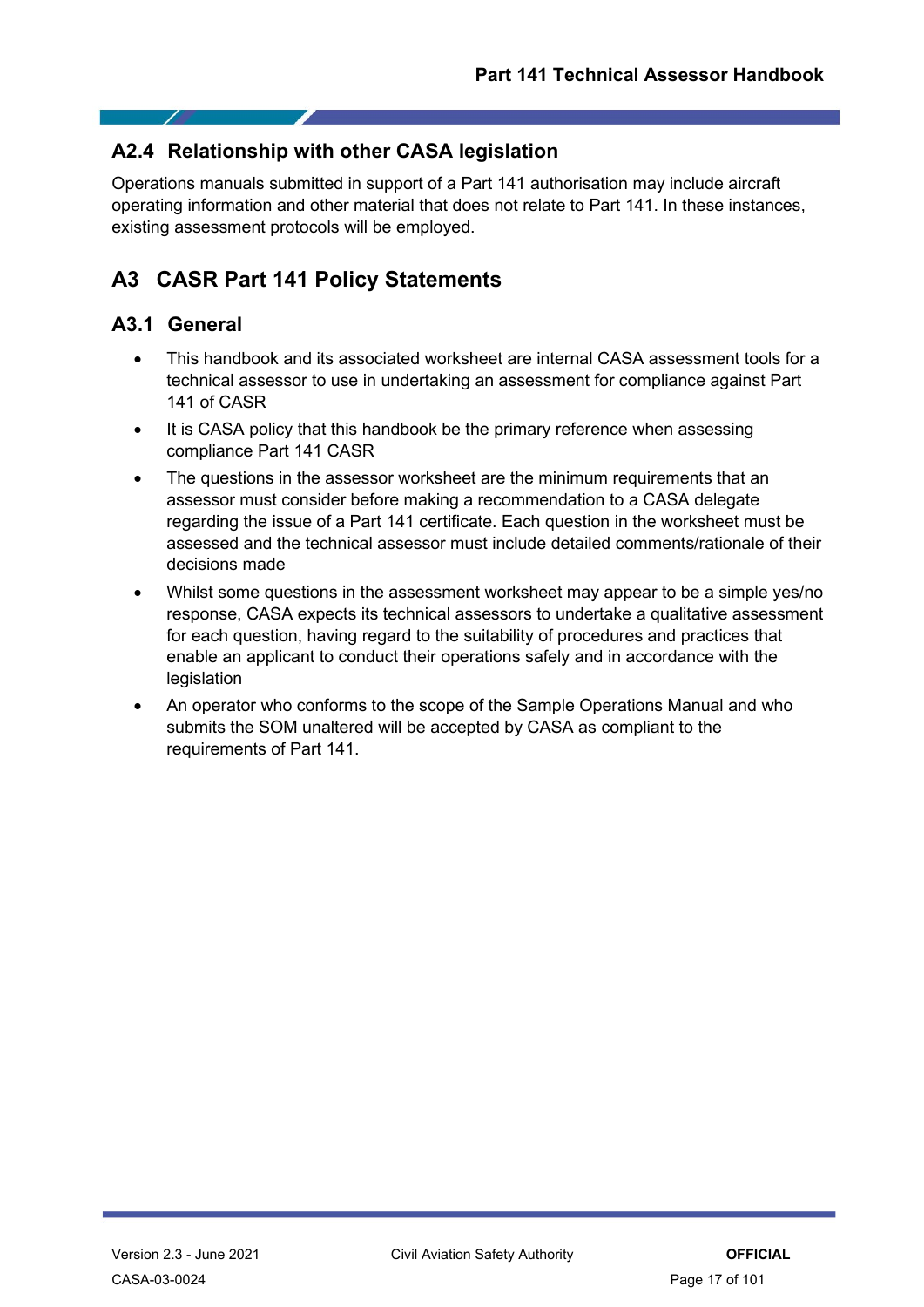### A2.4 Relationship with other CASA legislation

Operations manuals submitted in support of a Part 141 authorisation may include aircraft operating information and other material that does not relate to Part 141. In these instances, existing assessment protocols will be employed.

## A3 CASR Part 141 Policy Statements

### A3.1 General

- This handbook and its associated worksheet are internal CASA assessment tools for a technical assessor to use in undertaking an assessment for compliance against Part 141 of CASR
- It is CASA policy that this handbook be the primary reference when assessing compliance Part 141 CASR
- The questions in the assessor worksheet are the minimum requirements that an assessor must consider before making a recommendation to a CASA delegate regarding the issue of a Part 141 certificate. Each question in the worksheet must be assessed and the technical assessor must include detailed comments/rationale of their decisions made
- Whilst some questions in the assessment worksheet may appear to be a simple yes/no response, CASA expects its technical assessors to undertake a qualitative assessment for each question, having regard to the suitability of procedures and practices that enable an applicant to conduct their operations safely and in accordance with the legislation
- An operator who conforms to the scope of the Sample Operations Manual and who submits the SOM unaltered will be accepted by CASA as compliant to the requirements of Part 141.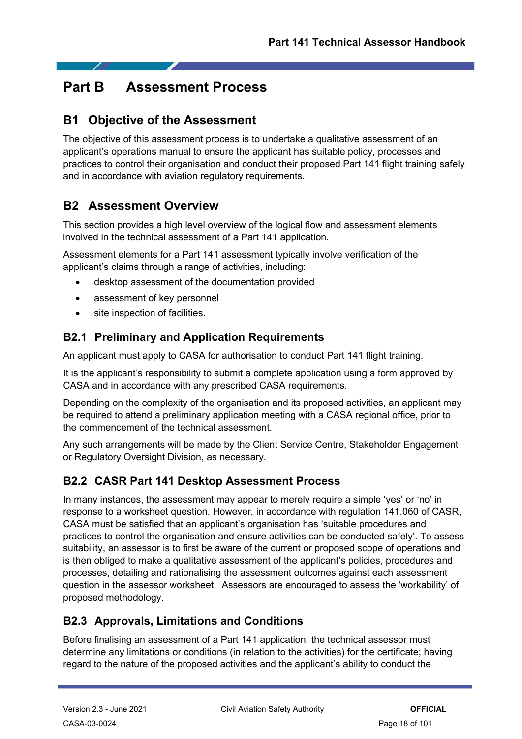# Part B Assessment Process

## B1 Objective of the Assessment

The objective of this assessment process is to undertake a qualitative assessment of an applicant's operations manual to ensure the applicant has suitable policy, processes and practices to control their organisation and conduct their proposed Part 141 flight training safely and in accordance with aviation regulatory requirements.

## B2 Assessment Overview

This section provides a high level overview of the logical flow and assessment elements involved in the technical assessment of a Part 141 application.

Assessment elements for a Part 141 assessment typically involve verification of the applicant's claims through a range of activities, including:

- desktop assessment of the documentation provided
- assessment of key personnel
- site inspection of facilities.

### B2.1 Preliminary and Application Requirements

An applicant must apply to CASA for authorisation to conduct Part 141 flight training.

It is the applicant's responsibility to submit a complete application using a form approved by CASA and in accordance with any prescribed CASA requirements.

Depending on the complexity of the organisation and its proposed activities, an applicant may be required to attend a preliminary application meeting with a CASA regional office, prior to the commencement of the technical assessment.

Any such arrangements will be made by the Client Service Centre, Stakeholder Engagement or Regulatory Oversight Division, as necessary.

### B2.2 CASR Part 141 Desktop Assessment Process

In many instances, the assessment may appear to merely require a simple 'yes' or 'no' in response to a worksheet question. However, in accordance with regulation 141.060 of CASR, CASA must be satisfied that an applicant's organisation has 'suitable procedures and practices to control the organisation and ensure activities can be conducted safely'. To assess suitability, an assessor is to first be aware of the current or proposed scope of operations and is then obliged to make a qualitative assessment of the applicant's policies, procedures and processes, detailing and rationalising the assessment outcomes against each assessment question in the assessor worksheet. Assessors are encouraged to assess the 'workability' of proposed methodology.

### B2.3 Approvals, Limitations and Conditions

Before finalising an assessment of a Part 141 application, the technical assessor must determine any limitations or conditions (in relation to the activities) for the certificate; having regard to the nature of the proposed activities and the applicant's ability to conduct the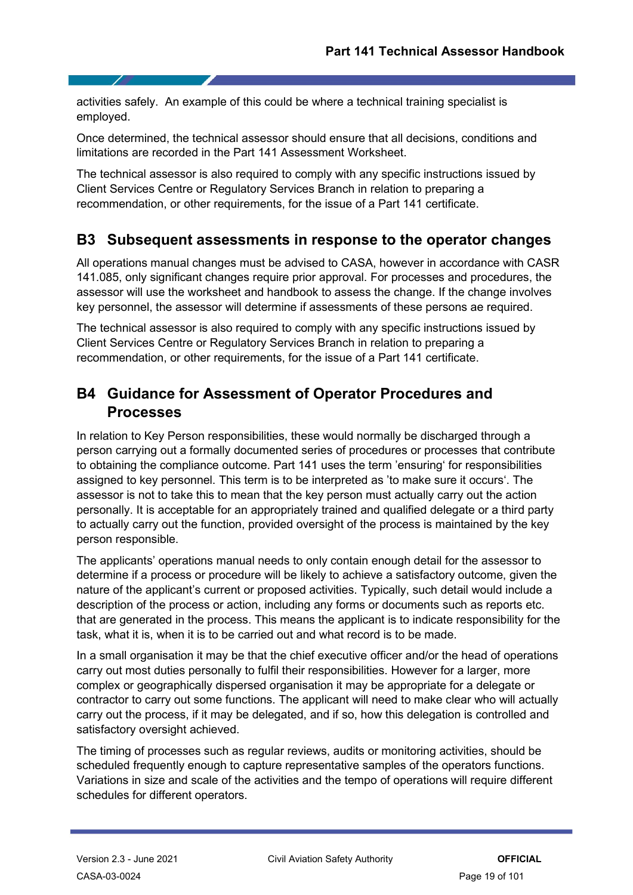activities safely. An example of this could be where a technical training specialist is employed.

Once determined, the technical assessor should ensure that all decisions, conditions and limitations are recorded in the Part 141 Assessment Worksheet.

The technical assessor is also required to comply with any specific instructions issued by Client Services Centre or Regulatory Services Branch in relation to preparing a recommendation, or other requirements, for the issue of a Part 141 certificate.

## B3 Subsequent assessments in response to the operator changes

All operations manual changes must be advised to CASA, however in accordance with CASR 141.085, only significant changes require prior approval. For processes and procedures, the assessor will use the worksheet and handbook to assess the change. If the change involves key personnel, the assessor will determine if assessments of these persons ae required.

The technical assessor is also required to comply with any specific instructions issued by Client Services Centre or Regulatory Services Branch in relation to preparing a recommendation, or other requirements, for the issue of a Part 141 certificate.

## B4 Guidance for Assessment of Operator Procedures and Processes

In relation to Key Person responsibilities, these would normally be discharged through a person carrying out a formally documented series of procedures or processes that contribute to obtaining the compliance outcome. Part 141 uses the term 'ensuring' for responsibilities assigned to key personnel. This term is to be interpreted as 'to make sure it occurs'. The assessor is not to take this to mean that the key person must actually carry out the action personally. It is acceptable for an appropriately trained and qualified delegate or a third party to actually carry out the function, provided oversight of the process is maintained by the key person responsible.

The applicants' operations manual needs to only contain enough detail for the assessor to determine if a process or procedure will be likely to achieve a satisfactory outcome, given the nature of the applicant's current or proposed activities. Typically, such detail would include a description of the process or action, including any forms or documents such as reports etc. that are generated in the process. This means the applicant is to indicate responsibility for the task, what it is, when it is to be carried out and what record is to be made.

In a small organisation it may be that the chief executive officer and/or the head of operations carry out most duties personally to fulfil their responsibilities. However for a larger, more complex or geographically dispersed organisation it may be appropriate for a delegate or contractor to carry out some functions. The applicant will need to make clear who will actually carry out the process, if it may be delegated, and if so, how this delegation is controlled and satisfactory oversight achieved.

The timing of processes such as regular reviews, audits or monitoring activities, should be scheduled frequently enough to capture representative samples of the operators functions. Variations in size and scale of the activities and the tempo of operations will require different schedules for different operators.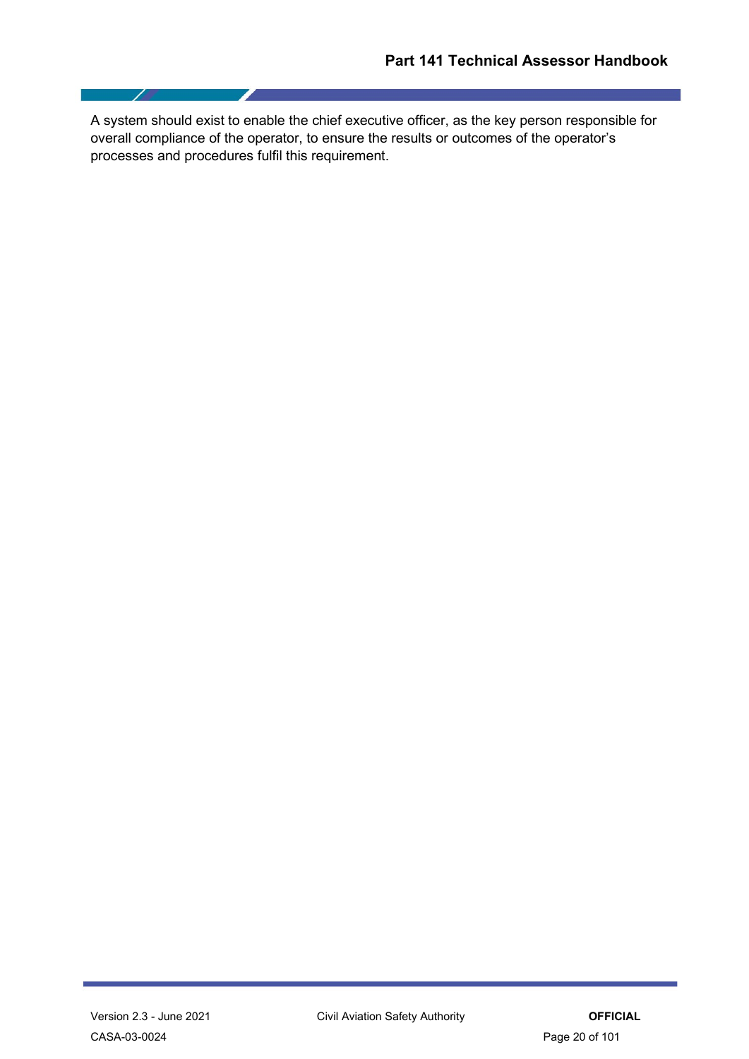A system should exist to enable the chief executive officer, as the key person responsible for overall compliance of the operator, to ensure the results or outcomes of the operator's processes and procedures fulfil this requirement.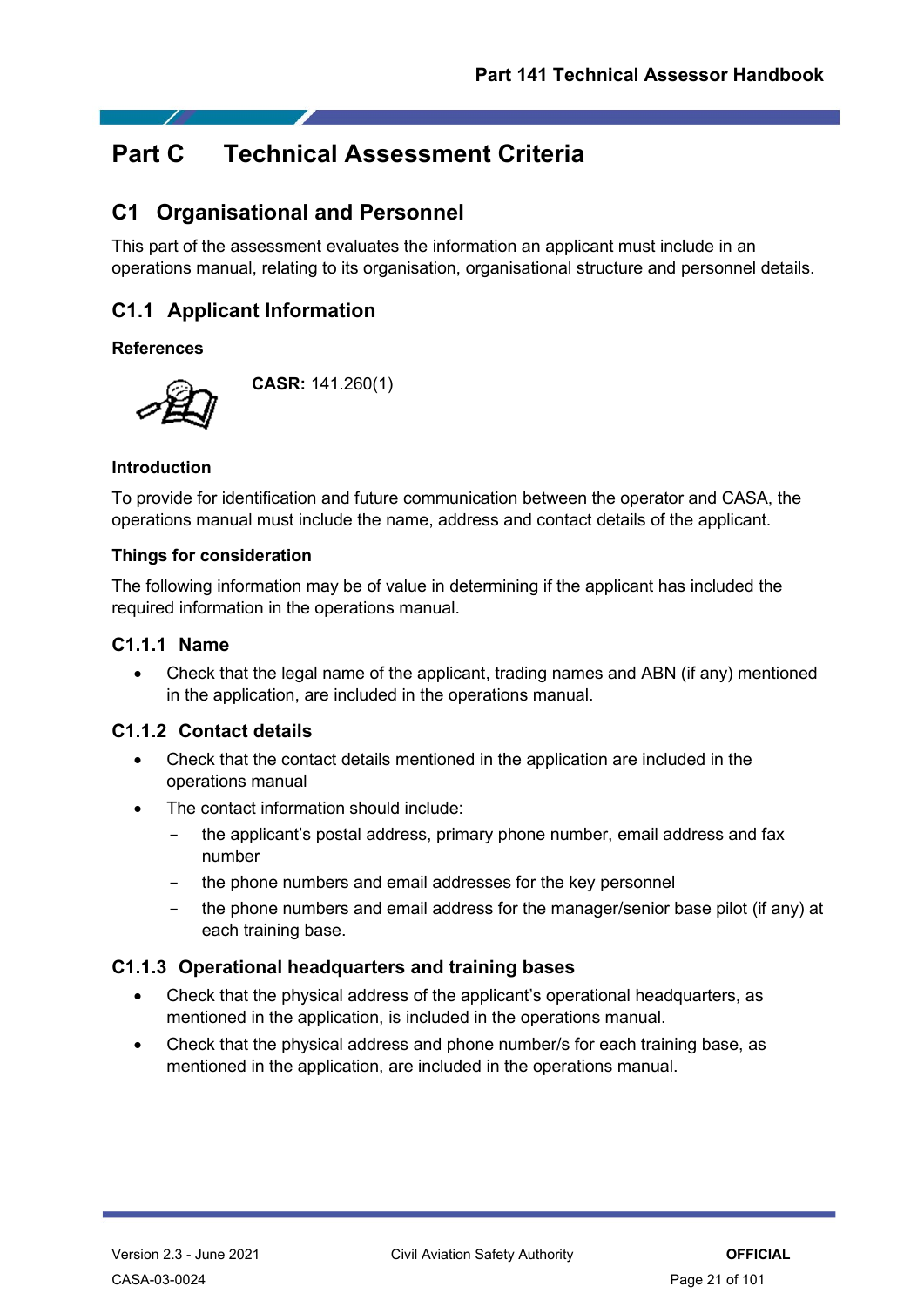# Part C Technical Assessment Criteria

## C1 Organisational and Personnel

This part of the assessment evaluates the information an applicant must include in an operations manual, relating to its organisation, organisational structure and personnel details.

## C1.1 Applicant Information

**References**

**CASR:** 141.260(1)

**Introduction**

To provide for identification and future communication between the operator and CASA, the operations manual must include the name, address and contact details of the applicant.

**Things for consideration**

The following information may be of value in determining if the applicant has included the required information in the operations manual.

### C1.1.1 Name

- Check that the legal name of the applicant, trading names and ABN (if any) mentioned in the application, are included in the operations manual.

### C1.1.2 Contact details

- Check that the contact details mentioned in the application are included in the operations manual
- The contact information should include:
  - the applicant's postal address, primary phone number, email address and fax number
  - the phone numbers and email addresses for the key personnel
  - the phone numbers and email address for the manager/senior base pilot (if any) at each training base.

### C1.1.3 Operational headquarters and training bases

- Check that the physical address of the applicant's operational headquarters, as mentioned in the application, is included in the operations manual.
- Check that the physical address and phone number/s for each training base, as mentioned in the application, are included in the operations manual.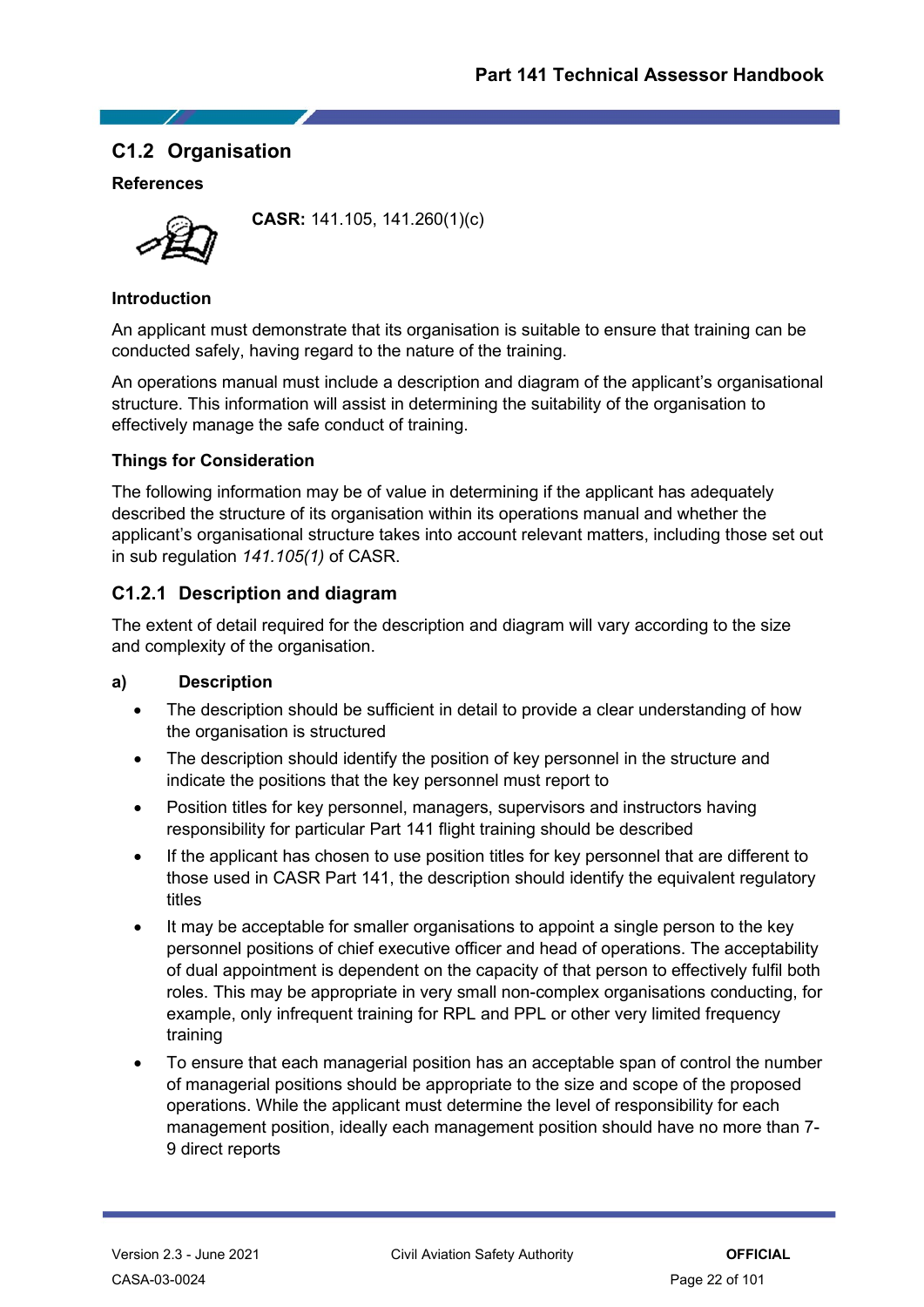## C1.2 Organisation

### References

**CASR:** 141.105, 141.260(1)(c)

### Introduction

An applicant must demonstrate that its organisation is suitable to ensure that training can be conducted safely, having regard to the nature of the training.

An operations manual must include a description and diagram of the applicant's organisational structure. This information will assist in determining the suitability of the organisation to effectively manage the safe conduct of training.

### Things for Consideration

The following information may be of value in determining if the applicant has adequately described the structure of its organisation within its operations manual and whether the applicant's organisational structure takes into account relevant matters, including those set out in sub regulation *141.105(1)* of CASR.

### C1.2.1 Description and diagram

The extent of detail required for the description and diagram will vary according to the size and complexity of the organisation.

**a) Description**

- The description should be sufficient in detail to provide a clear understanding of how the organisation is structured
- The description should identify the position of key personnel in the structure and indicate the positions that the key personnel must report to
- Position titles for key personnel, managers, supervisors and instructors having responsibility for particular Part 141 flight training should be described
- If the applicant has chosen to use position titles for key personnel that are different to those used in CASR Part 141, the description should identify the equivalent regulatory titles
- It may be acceptable for smaller organisations to appoint a single person to the key personnel positions of chief executive officer and head of operations. The acceptability of dual appointment is dependent on the capacity of that person to effectively fulfil both roles. This may be appropriate in very small non-complex organisations conducting, for example, only infrequent training for RPL and PPL or other very limited frequency training
- To ensure that each managerial position has an acceptable span of control the number of managerial positions should be appropriate to the size and scope of the proposed operations. While the applicant must determine the level of responsibility for each management position, ideally each management position should have no more than 7-9 direct reports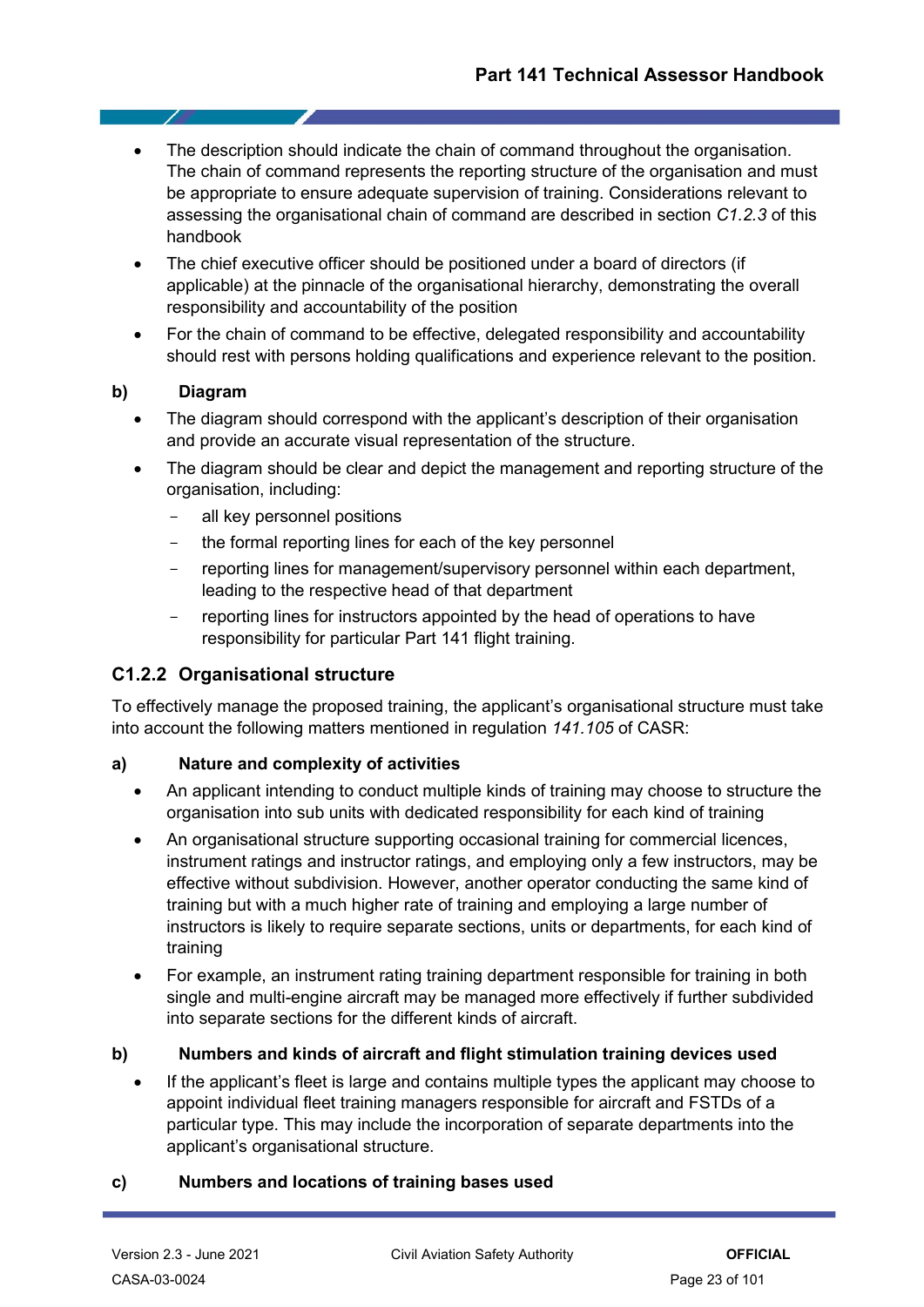- The description should indicate the chain of command throughout the organisation. The chain of command represents the reporting structure of the organisation and must be appropriate to ensure adequate supervision of training. Considerations relevant to assessing the organisational chain of command are described in section *C1.2.3* of this handbook
- The chief executive officer should be positioned under a board of directors (if applicable) at the pinnacle of the organisational hierarchy, demonstrating the overall responsibility and accountability of the position
- For the chain of command to be effective, delegated responsibility and accountability should rest with persons holding qualifications and experience relevant to the position.

**b) Diagram**

- The diagram should correspond with the applicant's description of their organisation and provide an accurate visual representation of the structure.
- The diagram should be clear and depict the management and reporting structure of the organisation, including:
  - all key personnel positions
  - the formal reporting lines for each of the key personnel
  - reporting lines for management/supervisory personnel within each department, leading to the respective head of that department
  - reporting lines for instructors appointed by the head of operations to have responsibility for particular Part 141 flight training.

### C1.2.2 Organisational structure

To effectively manage the proposed training, the applicant's organisational structure must take into account the following matters mentioned in regulation *141.105* of CASR:

**a) Nature and complexity of activities**

- An applicant intending to conduct multiple kinds of training may choose to structure the organisation into sub units with dedicated responsibility for each kind of training
- An organisational structure supporting occasional training for commercial licences, instrument ratings and instructor ratings, and employing only a few instructors, may be effective without subdivision. However, another operator conducting the same kind of training but with a much higher rate of training and employing a large number of instructors is likely to require separate sections, units or departments, for each kind of training
- For example, an instrument rating training department responsible for training in both single and multi-engine aircraft may be managed more effectively if further subdivided into separate sections for the different kinds of aircraft.

**b) Numbers and kinds of aircraft and flight stimulation training devices used**

- If the applicant's fleet is large and contains multiple types the applicant may choose to appoint individual fleet training managers responsible for aircraft and FSTDs of a particular type. This may include the incorporation of separate departments into the applicant's organisational structure.

**c) Numbers and locations of training bases used**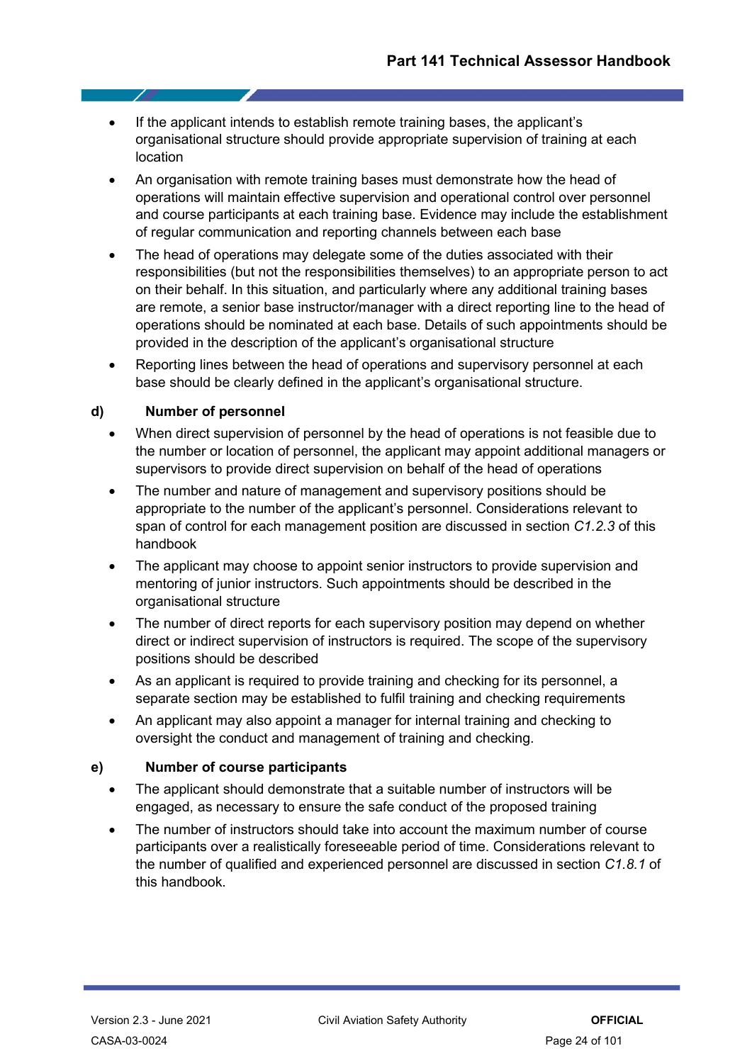- If the applicant intends to establish remote training bases, the applicant's organisational structure should provide appropriate supervision of training at each location
- An organisation with remote training bases must demonstrate how the head of operations will maintain effective supervision and operational control over personnel and course participants at each training base. Evidence may include the establishment of regular communication and reporting channels between each base
- The head of operations may delegate some of the duties associated with their responsibilities (but not the responsibilities themselves) to an appropriate person to act on their behalf. In this situation, and particularly where any additional training bases are remote, a senior base instructor/manager with a direct reporting line to the head of operations should be nominated at each base. Details of such appointments should be provided in the description of the applicant's organisational structure
- Reporting lines between the head of operations and supervisory personnel at each base should be clearly defined in the applicant's organisational structure.

**d) Number of personnel**

- When direct supervision of personnel by the head of operations is not feasible due to the number or location of personnel, the applicant may appoint additional managers or supervisors to provide direct supervision on behalf of the head of operations
- The number and nature of management and supervisory positions should be appropriate to the number of the applicant's personnel. Considerations relevant to span of control for each management position are discussed in section *C1.2.3* of this handbook
- The applicant may choose to appoint senior instructors to provide supervision and mentoring of junior instructors. Such appointments should be described in the organisational structure
- The number of direct reports for each supervisory position may depend on whether direct or indirect supervision of instructors is required. The scope of the supervisory positions should be described
- As an applicant is required to provide training and checking for its personnel, a separate section may be established to fulfil training and checking requirements
- An applicant may also appoint a manager for internal training and checking to oversight the conduct and management of training and checking.

**e) Number of course participants**

- The applicant should demonstrate that a suitable number of instructors will be engaged, as necessary to ensure the safe conduct of the proposed training
- The number of instructors should take into account the maximum number of course participants over a realistically foreseeable period of time. Considerations relevant to the number of qualified and experienced personnel are discussed in section *C1.8.1* of this handbook.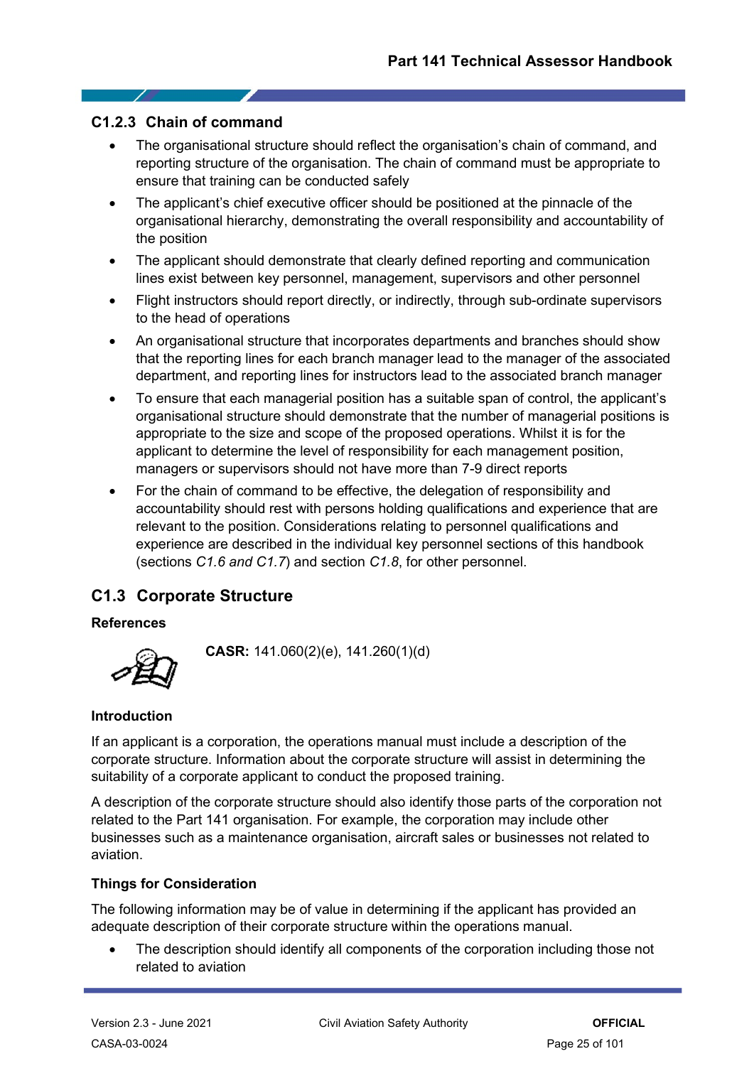### C1.2.3 Chain of command

- The organisational structure should reflect the organisation's chain of command, and reporting structure of the organisation. The chain of command must be appropriate to ensure that training can be conducted safely
- The applicant's chief executive officer should be positioned at the pinnacle of the organisational hierarchy, demonstrating the overall responsibility and accountability of the position
- The applicant should demonstrate that clearly defined reporting and communication lines exist between key personnel, management, supervisors and other personnel
- Flight instructors should report directly, or indirectly, through sub-ordinate supervisors to the head of operations
- An organisational structure that incorporates departments and branches should show that the reporting lines for each branch manager lead to the manager of the associated department, and reporting lines for instructors lead to the associated branch manager
- To ensure that each managerial position has a suitable span of control, the applicant's organisational structure should demonstrate that the number of managerial positions is appropriate to the size and scope of the proposed operations. Whilst it is for the applicant to determine the level of responsibility for each management position, managers or supervisors should not have more than 7-9 direct reports
- For the chain of command to be effective, the delegation of responsibility and accountability should rest with persons holding qualifications and experience that are relevant to the position. Considerations relating to personnel qualifications and experience are described in the individual key personnel sections of this handbook (sections *C1.6 and C1.7*) and section *C1.8*, for other personnel.

## C1.3 Corporate Structure

**References**

**CASR:** 141.060(2)(e), 141.260(1)(d)

**Introduction**

If an applicant is a corporation, the operations manual must include a description of the corporate structure. Information about the corporate structure will assist in determining the suitability of a corporate applicant to conduct the proposed training.

A description of the corporate structure should also identify those parts of the corporation not related to the Part 141 organisation. For example, the corporation may include other businesses such as a maintenance organisation, aircraft sales or businesses not related to aviation.

**Things for Consideration**

The following information may be of value in determining if the applicant has provided an adequate description of their corporate structure within the operations manual.

- The description should identify all components of the corporation including those not related to aviation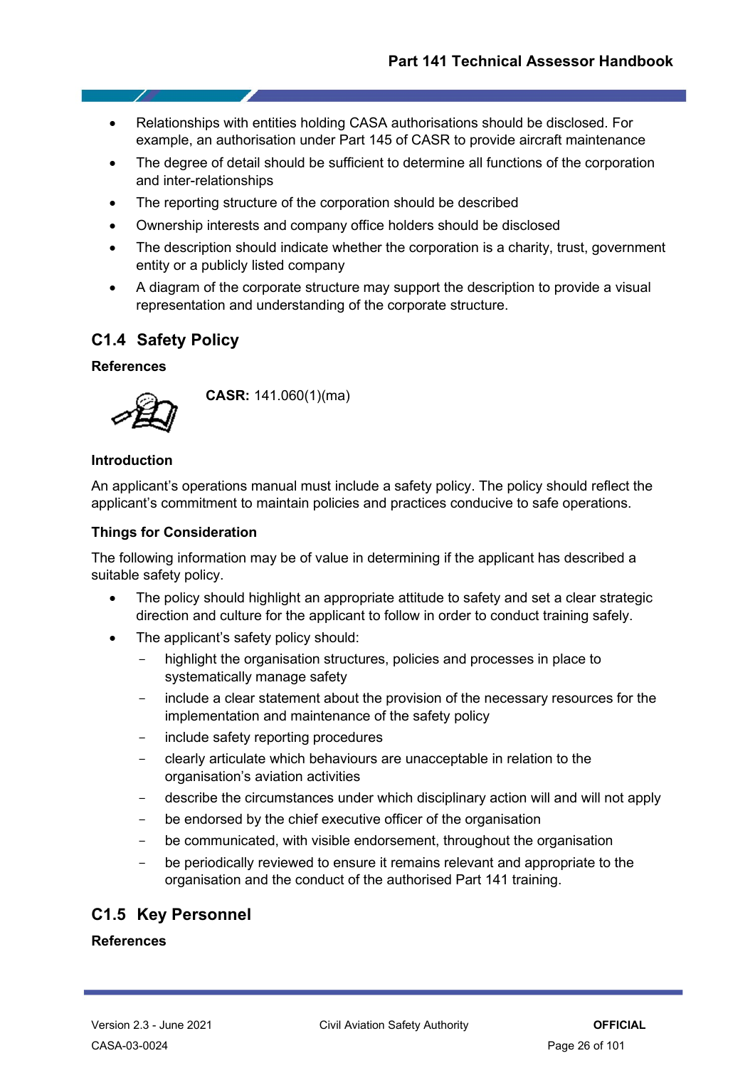- Relationships with entities holding CASA authorisations should be disclosed. For example, an authorisation under Part 145 of CASR to provide aircraft maintenance
- The degree of detail should be sufficient to determine all functions of the corporation and inter-relationships
- The reporting structure of the corporation should be described
- Ownership interests and company office holders should be disclosed
- The description should indicate whether the corporation is a charity, trust, government entity or a publicly listed company
- A diagram of the corporate structure may support the description to provide a visual representation and understanding of the corporate structure.

## C1.4 Safety Policy

**References**

**CASR:** 141.060(1)(ma)

**Introduction**

An applicant's operations manual must include a safety policy. The policy should reflect the applicant's commitment to maintain policies and practices conducive to safe operations.

**Things for Consideration**

The following information may be of value in determining if the applicant has described a suitable safety policy.

- The policy should highlight an appropriate attitude to safety and set a clear strategic direction and culture for the applicant to follow in order to conduct training safely.
- The applicant's safety policy should:
  - highlight the organisation structures, policies and processes in place to systematically manage safety
  - include a clear statement about the provision of the necessary resources for the implementation and maintenance of the safety policy
  - include safety reporting procedures
  - clearly articulate which behaviours are unacceptable in relation to the organisation's aviation activities
  - describe the circumstances under which disciplinary action will and will not apply
  - be endorsed by the chief executive officer of the organisation
  - be communicated, with visible endorsement, throughout the organisation
  - be periodically reviewed to ensure it remains relevant and appropriate to the organisation and the conduct of the authorised Part 141 training.

## C1.5 Key Personnel

**References**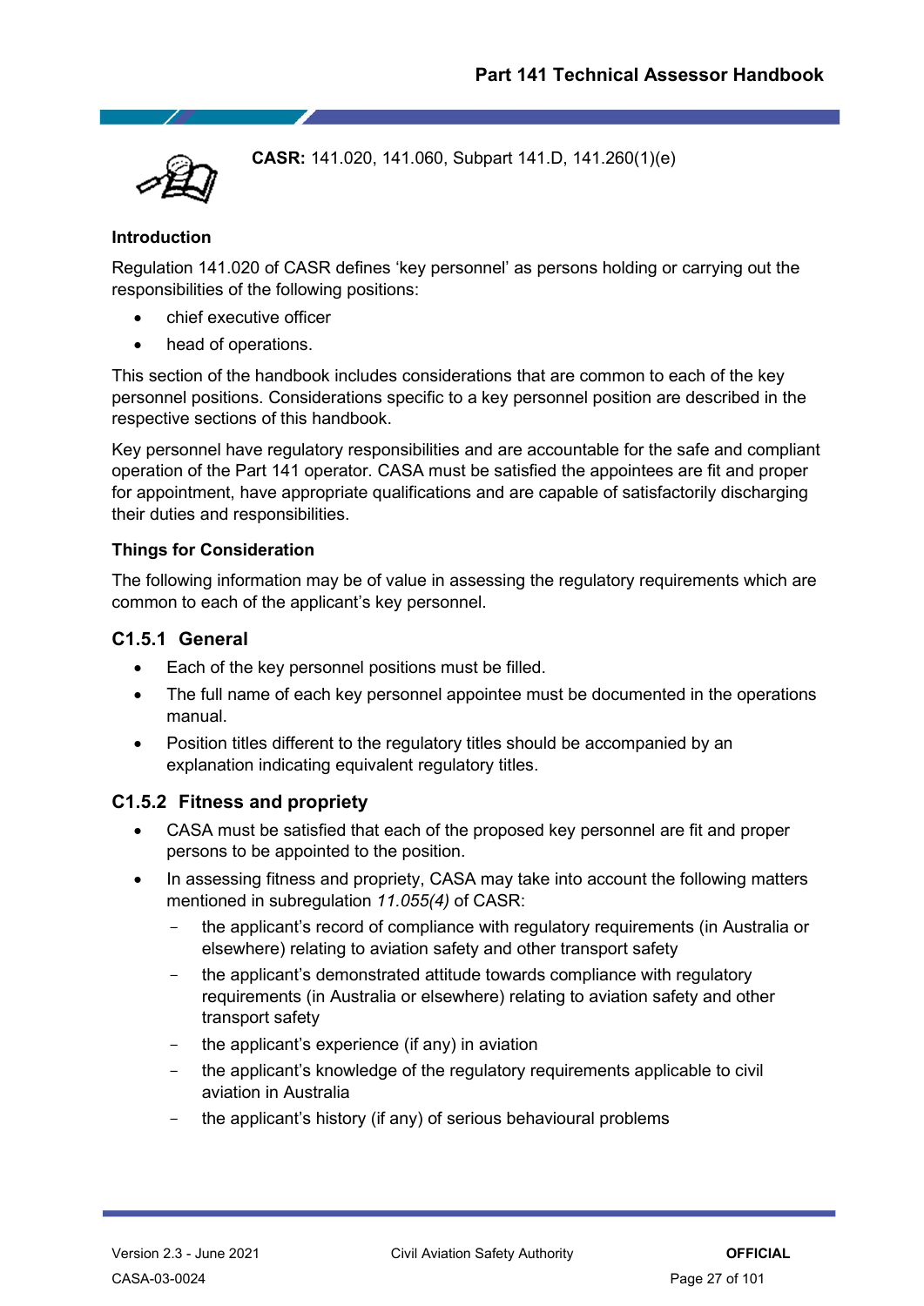**CASR:** 141.020, 141.060, Subpart 141.D, 141.260(1)(e)

**Introduction**

Regulation 141.020 of CASR defines 'key personnel' as persons holding or carrying out the responsibilities of the following positions:

- chief executive officer
- head of operations.

This section of the handbook includes considerations that are common to each of the key personnel positions. Considerations specific to a key personnel position are described in the respective sections of this handbook.

Key personnel have regulatory responsibilities and are accountable for the safe and compliant operation of the Part 141 operator. CASA must be satisfied the appointees are fit and proper for appointment, have appropriate qualifications and are capable of satisfactorily discharging their duties and responsibilities.

**Things for Consideration**

The following information may be of value in assessing the regulatory requirements which are common to each of the applicant's key personnel.

### C1.5.1 General

- Each of the key personnel positions must be filled.
- The full name of each key personnel appointee must be documented in the operations manual.
- Position titles different to the regulatory titles should be accompanied by an explanation indicating equivalent regulatory titles.

### C1.5.2 Fitness and propriety

- CASA must be satisfied that each of the proposed key personnel are fit and proper persons to be appointed to the position.
- In assessing fitness and propriety, CASA may take into account the following matters mentioned in subregulation *11.055(4)* of CASR:
  - the applicant's record of compliance with regulatory requirements (in Australia or elsewhere) relating to aviation safety and other transport safety
  - the applicant's demonstrated attitude towards compliance with regulatory requirements (in Australia or elsewhere) relating to aviation safety and other transport safety
  - the applicant's experience (if any) in aviation
  - the applicant's knowledge of the regulatory requirements applicable to civil aviation in Australia
  - the applicant's history (if any) of serious behavioural problems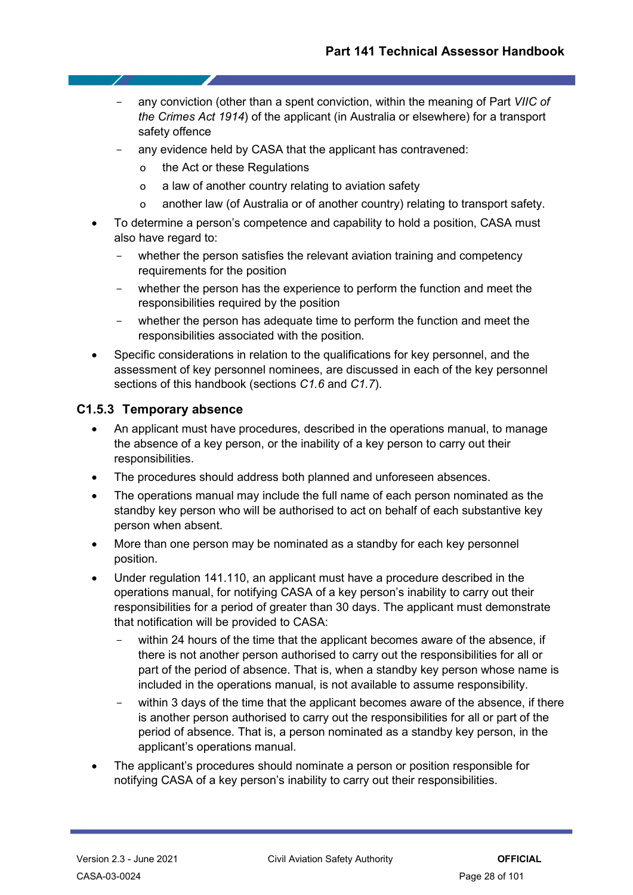- any conviction (other than a spent conviction, within the meaning of Part *VIIC of the Crimes Act 1914*) of the applicant (in Australia or elsewhere) for a transport safety offence
  - any evidence held by CASA that the applicant has contravened:
    - the Act or these Regulations
    - a law of another country relating to aviation safety
    - another law (of Australia or of another country) relating to transport safety.
- To determine a person's competence and capability to hold a position, CASA must also have regard to:
  - whether the person satisfies the relevant aviation training and competency requirements for the position
  - whether the person has the experience to perform the function and meet the responsibilities required by the position
  - whether the person has adequate time to perform the function and meet the responsibilities associated with the position.
- Specific considerations in relation to the qualifications for key personnel, and the assessment of key personnel nominees, are discussed in each of the key personnel sections of this handbook (sections *C1.6* and *C1.7*).

### C1.5.3 Temporary absence

- An applicant must have procedures, described in the operations manual, to manage the absence of a key person, or the inability of a key person to carry out their responsibilities.
- The procedures should address both planned and unforeseen absences.
- The operations manual may include the full name of each person nominated as the standby key person who will be authorised to act on behalf of each substantive key person when absent.
- More than one person may be nominated as a standby for each key personnel position.
- Under regulation 141.110, an applicant must have a procedure described in the operations manual, for notifying CASA of a key person's inability to carry out their responsibilities for a period of greater than 30 days. The applicant must demonstrate that notification will be provided to CASA:
  - within 24 hours of the time that the applicant becomes aware of the absence, if there is not another person authorised to carry out the responsibilities for all or part of the period of absence. That is, when a standby key person whose name is included in the operations manual, is not available to assume responsibility.
  - within 3 days of the time that the applicant becomes aware of the absence, if there is another person authorised to carry out the responsibilities for all or part of the period of absence. That is, a person nominated as a standby key person, in the applicant's operations manual.
- The applicant's procedures should nominate a person or position responsible for notifying CASA of a key person's inability to carry out their responsibilities.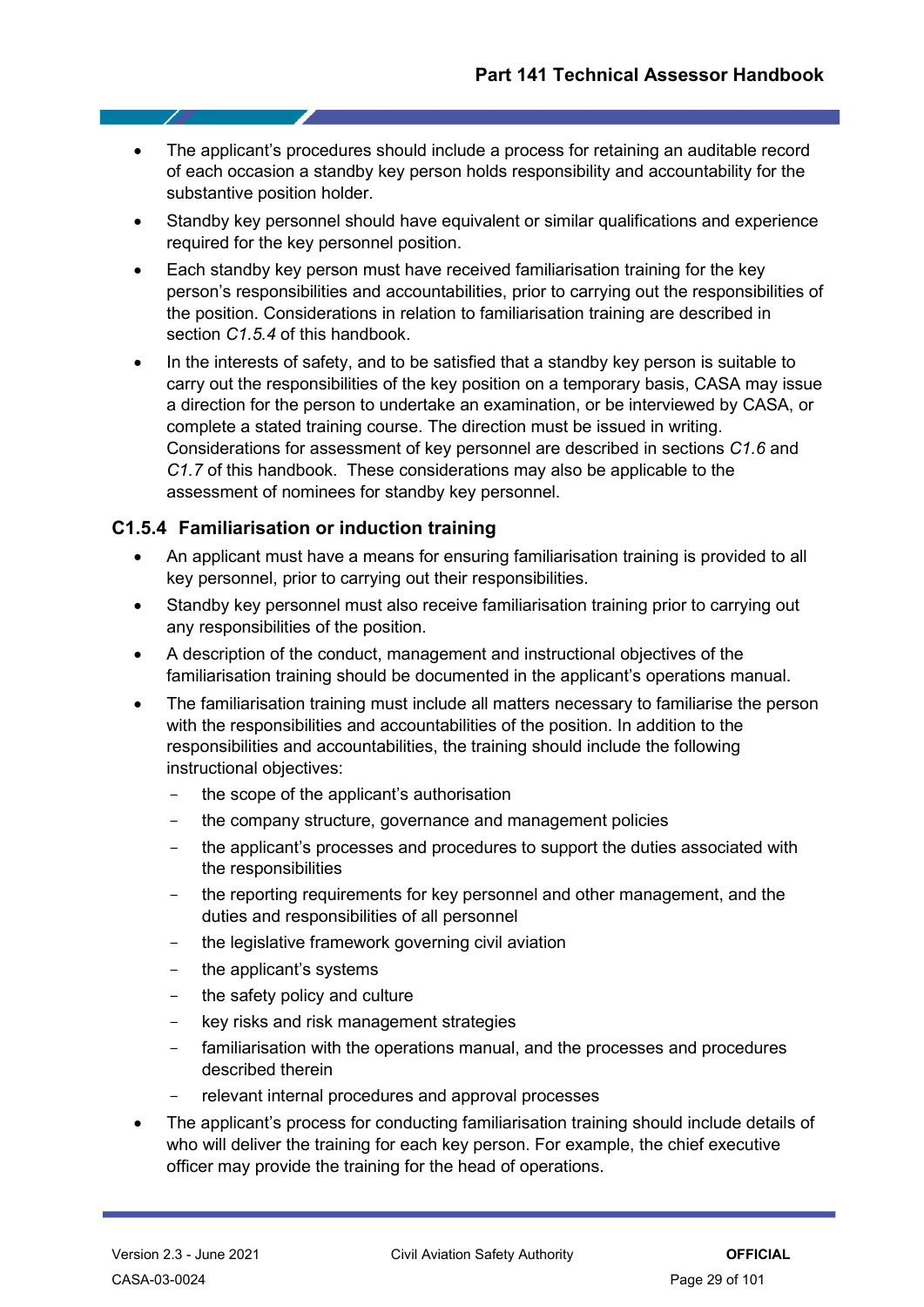- The applicant's procedures should include a process for retaining an auditable record of each occasion a standby key person holds responsibility and accountability for the substantive position holder.
- Standby key personnel should have equivalent or similar qualifications and experience required for the key personnel position.
- Each standby key person must have received familiarisation training for the key person's responsibilities and accountabilities, prior to carrying out the responsibilities of the position. Considerations in relation to familiarisation training are described in section *C1.5.4* of this handbook.
- In the interests of safety, and to be satisfied that a standby key person is suitable to carry out the responsibilities of the key position on a temporary basis, CASA may issue a direction for the person to undertake an examination, or be interviewed by CASA, or complete a stated training course. The direction must be issued in writing. Considerations for assessment of key personnel are described in sections *C1.6* and *C1.7* of this handbook. These considerations may also be applicable to the assessment of nominees for standby key personnel.

### C1.5.4 Familiarisation or induction training

- An applicant must have a means for ensuring familiarisation training is provided to all key personnel, prior to carrying out their responsibilities.
- Standby key personnel must also receive familiarisation training prior to carrying out any responsibilities of the position.
- A description of the conduct, management and instructional objectives of the familiarisation training should be documented in the applicant's operations manual.
- The familiarisation training must include all matters necessary to familiarise the person with the responsibilities and accountabilities of the position. In addition to the responsibilities and accountabilities, the training should include the following instructional objectives:
  - the scope of the applicant's authorisation
  - the company structure, governance and management policies
  - the applicant's processes and procedures to support the duties associated with the responsibilities
  - the reporting requirements for key personnel and other management, and the duties and responsibilities of all personnel
  - the legislative framework governing civil aviation
  - the applicant's systems
  - the safety policy and culture
  - key risks and risk management strategies
  - familiarisation with the operations manual, and the processes and procedures described therein
  - relevant internal procedures and approval processes
- The applicant's process for conducting familiarisation training should include details of who will deliver the training for each key person. For example, the chief executive officer may provide the training for the head of operations.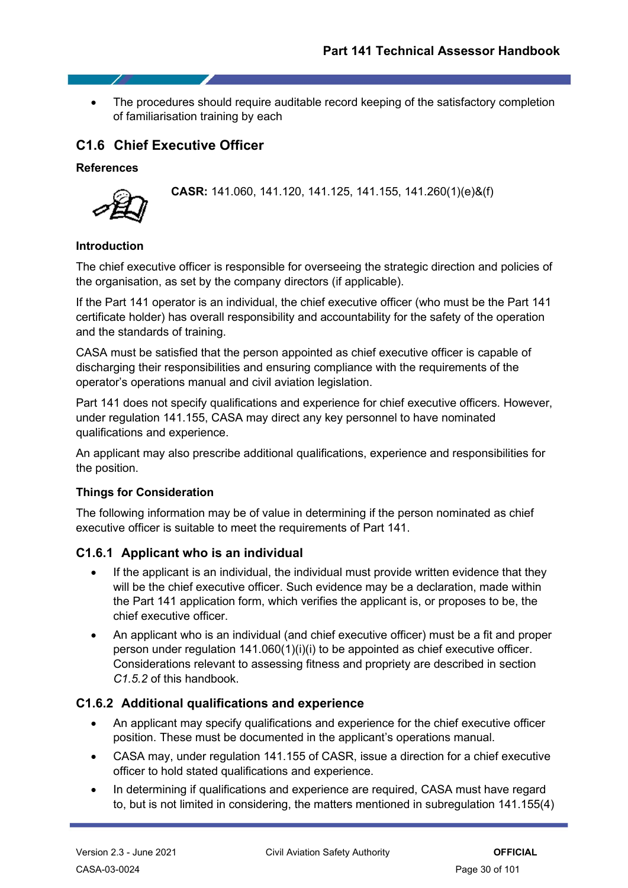- The procedures should require auditable record keeping of the satisfactory completion of familiarisation training by each

## C1.6 Chief Executive Officer

**References**

**CASR:** 141.060, 141.120, 141.125, 141.155, 141.260(1)(e)&(f)

**Introduction**

The chief executive officer is responsible for overseeing the strategic direction and policies of the organisation, as set by the company directors (if applicable).

If the Part 141 operator is an individual, the chief executive officer (who must be the Part 141 certificate holder) has overall responsibility and accountability for the safety of the operation and the standards of training.

CASA must be satisfied that the person appointed as chief executive officer is capable of discharging their responsibilities and ensuring compliance with the requirements of the operator's operations manual and civil aviation legislation.

Part 141 does not specify qualifications and experience for chief executive officers. However, under regulation 141.155, CASA may direct any key personnel to have nominated qualifications and experience.

An applicant may also prescribe additional qualifications, experience and responsibilities for the position.

**Things for Consideration**

The following information may be of value in determining if the person nominated as chief executive officer is suitable to meet the requirements of Part 141.

### C1.6.1 Applicant who is an individual

- If the applicant is an individual, the individual must provide written evidence that they will be the chief executive officer. Such evidence may be a declaration, made within the Part 141 application form, which verifies the applicant is, or proposes to be, the chief executive officer.
- An applicant who is an individual (and chief executive officer) must be a fit and proper person under regulation 141.060(1)(i)(i) to be appointed as chief executive officer. Considerations relevant to assessing fitness and propriety are described in section *C1.5.2* of this handbook.

### C1.6.2 Additional qualifications and experience

- An applicant may specify qualifications and experience for the chief executive officer position. These must be documented in the applicant's operations manual.
- CASA may, under regulation 141.155 of CASR, issue a direction for a chief executive officer to hold stated qualifications and experience.
- In determining if qualifications and experience are required, CASA must have regard to, but is not limited in considering, the matters mentioned in subregulation 141.155(4)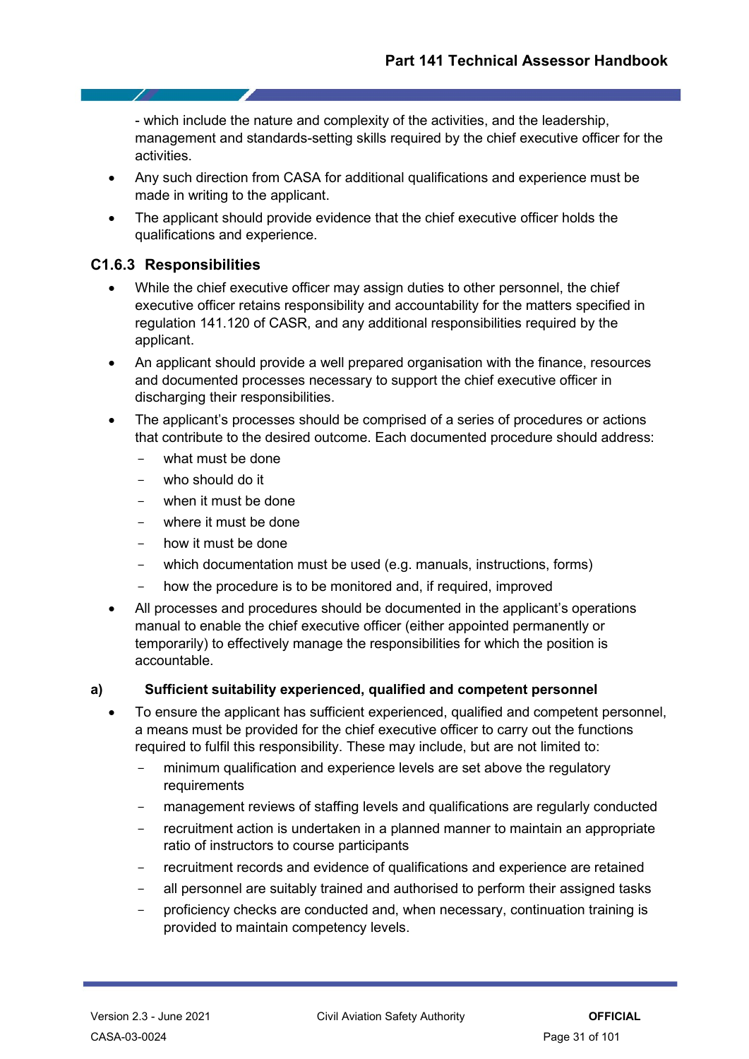- which include the nature and complexity of the activities, and the leadership, management and standards-setting skills required by the chief executive officer for the activities.

- Any such direction from CASA for additional qualifications and experience must be made in writing to the applicant.
- The applicant should provide evidence that the chief executive officer holds the qualifications and experience.

### C1.6.3 Responsibilities

- While the chief executive officer may assign duties to other personnel, the chief executive officer retains responsibility and accountability for the matters specified in regulation 141.120 of CASR, and any additional responsibilities required by the applicant.
- An applicant should provide a well prepared organisation with the finance, resources and documented processes necessary to support the chief executive officer in discharging their responsibilities.
- The applicant's processes should be comprised of a series of procedures or actions that contribute to the desired outcome. Each documented procedure should address:
  - what must be done
  - who should do it
  - when it must be done
  - where it must be done
  - how it must be done
  - which documentation must be used (e.g. manuals, instructions, forms)
  - how the procedure is to be monitored and, if required, improved
- All processes and procedures should be documented in the applicant's operations manual to enable the chief executive officer (either appointed permanently or temporarily) to effectively manage the responsibilities for which the position is accountable.

#### a) Sufficient suitability experienced, qualified and competent personnel

- To ensure the applicant has sufficient experienced, qualified and competent personnel, a means must be provided for the chief executive officer to carry out the functions required to fulfil this responsibility. These may include, but are not limited to:
  - minimum qualification and experience levels are set above the regulatory requirements
  - management reviews of staffing levels and qualifications are regularly conducted
  - recruitment action is undertaken in a planned manner to maintain an appropriate ratio of instructors to course participants
  - recruitment records and evidence of qualifications and experience are retained
  - all personnel are suitably trained and authorised to perform their assigned tasks
  - proficiency checks are conducted and, when necessary, continuation training is provided to maintain competency levels.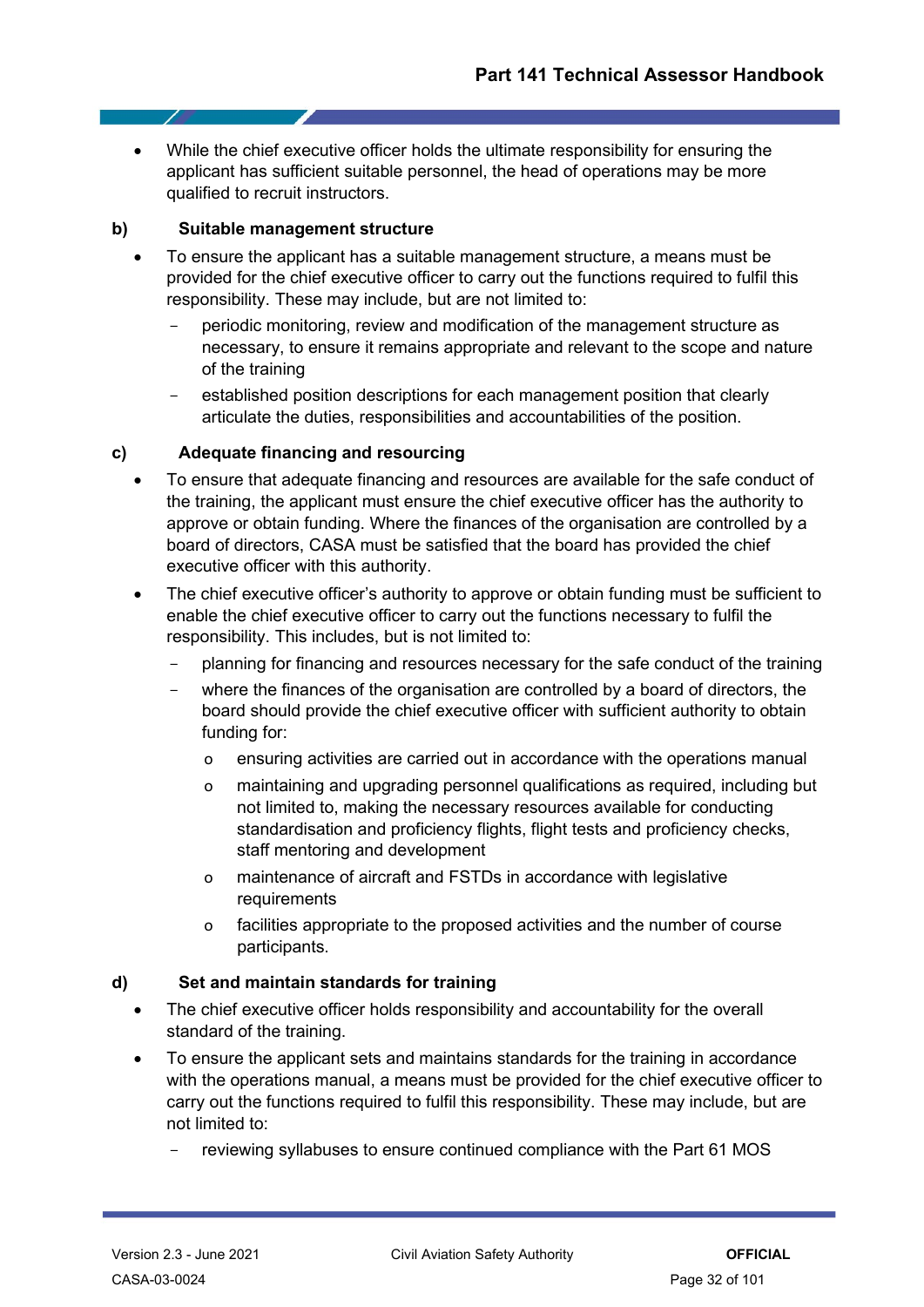- While the chief executive officer holds the ultimate responsibility for ensuring the applicant has sufficient suitable personnel, the head of operations may be more qualified to recruit instructors.

**b) Suitable management structure**

- To ensure the applicant has a suitable management structure, a means must be provided for the chief executive officer to carry out the functions required to fulfil this responsibility. These may include, but are not limited to:
  - periodic monitoring, review and modification of the management structure as necessary, to ensure it remains appropriate and relevant to the scope and nature of the training
  - established position descriptions for each management position that clearly articulate the duties, responsibilities and accountabilities of the position.

**c) Adequate financing and resourcing**

- To ensure that adequate financing and resources are available for the safe conduct of the training, the applicant must ensure the chief executive officer has the authority to approve or obtain funding. Where the finances of the organisation are controlled by a board of directors, CASA must be satisfied that the board has provided the chief executive officer with this authority.
- The chief executive officer's authority to approve or obtain funding must be sufficient to enable the chief executive officer to carry out the functions necessary to fulfil the responsibility. This includes, but is not limited to:
  - planning for financing and resources necessary for the safe conduct of the training
  - where the finances of the organisation are controlled by a board of directors, the board should provide the chief executive officer with sufficient authority to obtain funding for:
    - ensuring activities are carried out in accordance with the operations manual
    - maintaining and upgrading personnel qualifications as required, including but not limited to, making the necessary resources available for conducting standardisation and proficiency flights, flight tests and proficiency checks, staff mentoring and development
    - maintenance of aircraft and FSTDs in accordance with legislative requirements
    - facilities appropriate to the proposed activities and the number of course participants.

**d) Set and maintain standards for training**

- The chief executive officer holds responsibility and accountability for the overall standard of the training.
- To ensure the applicant sets and maintains standards for the training in accordance with the operations manual, a means must be provided for the chief executive officer to carry out the functions required to fulfil this responsibility. These may include, but are not limited to:
  - reviewing syllabuses to ensure continued compliance with the Part 61 MOS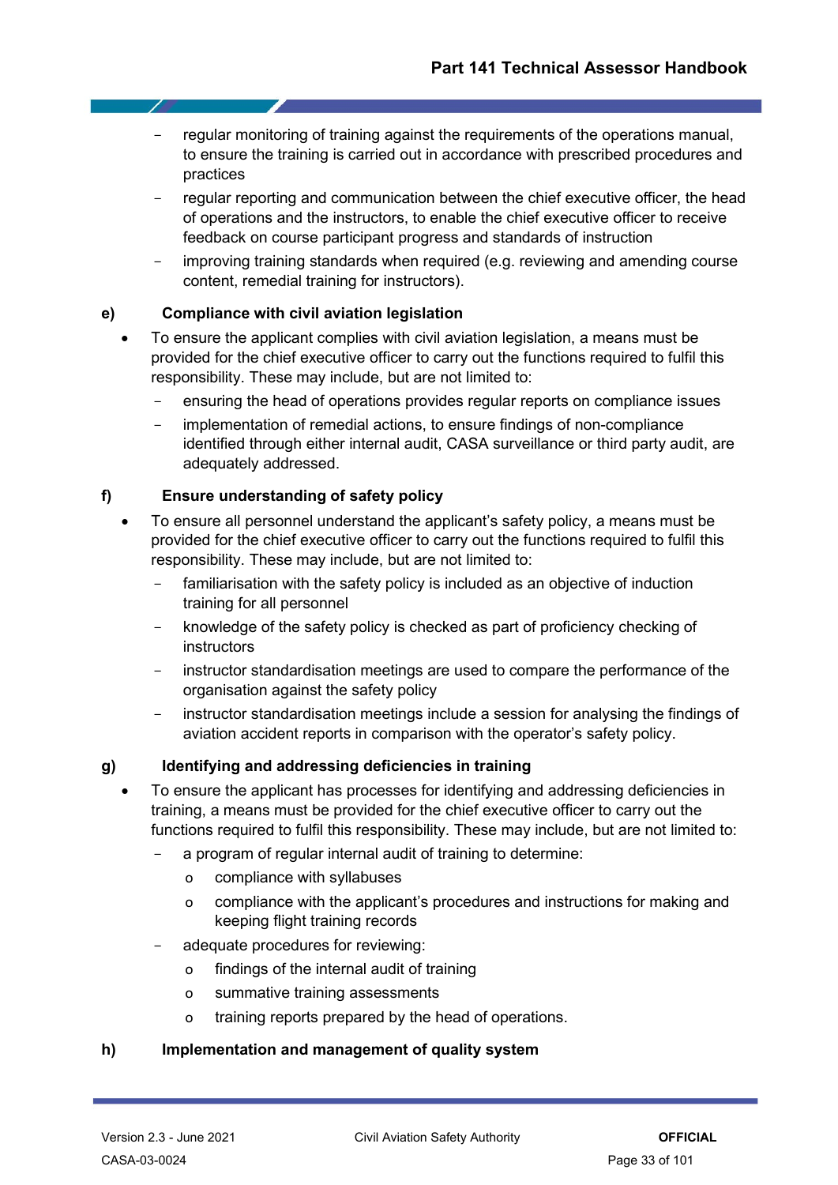- regular monitoring of training against the requirements of the operations manual, to ensure the training is carried out in accordance with prescribed procedures and practices
  - regular reporting and communication between the chief executive officer, the head of operations and the instructors, to enable the chief executive officer to receive feedback on course participant progress and standards of instruction
  - improving training standards when required (e.g. reviewing and amending course content, remedial training for instructors).

**e) Compliance with civil aviation legislation**

- To ensure the applicant complies with civil aviation legislation, a means must be provided for the chief executive officer to carry out the functions required to fulfil this responsibility. These may include, but are not limited to:
  - ensuring the head of operations provides regular reports on compliance issues
  - implementation of remedial actions, to ensure findings of non-compliance identified through either internal audit, CASA surveillance or third party audit, are adequately addressed.

**f) Ensure understanding of safety policy**

- To ensure all personnel understand the applicant's safety policy, a means must be provided for the chief executive officer to carry out the functions required to fulfil this responsibility. These may include, but are not limited to:
  - familiarisation with the safety policy is included as an objective of induction training for all personnel
  - knowledge of the safety policy is checked as part of proficiency checking of instructors
  - instructor standardisation meetings are used to compare the performance of the organisation against the safety policy
  - instructor standardisation meetings include a session for analysing the findings of aviation accident reports in comparison with the operator's safety policy.

**g) Identifying and addressing deficiencies in training**

- To ensure the applicant has processes for identifying and addressing deficiencies in training, a means must be provided for the chief executive officer to carry out the functions required to fulfil this responsibility. These may include, but are not limited to:
  - a program of regular internal audit of training to determine:
    - compliance with syllabuses
    - compliance with the applicant's procedures and instructions for making and keeping flight training records
  - adequate procedures for reviewing:
    - findings of the internal audit of training
    - summative training assessments
    - training reports prepared by the head of operations.

**h) Implementation and management of quality system**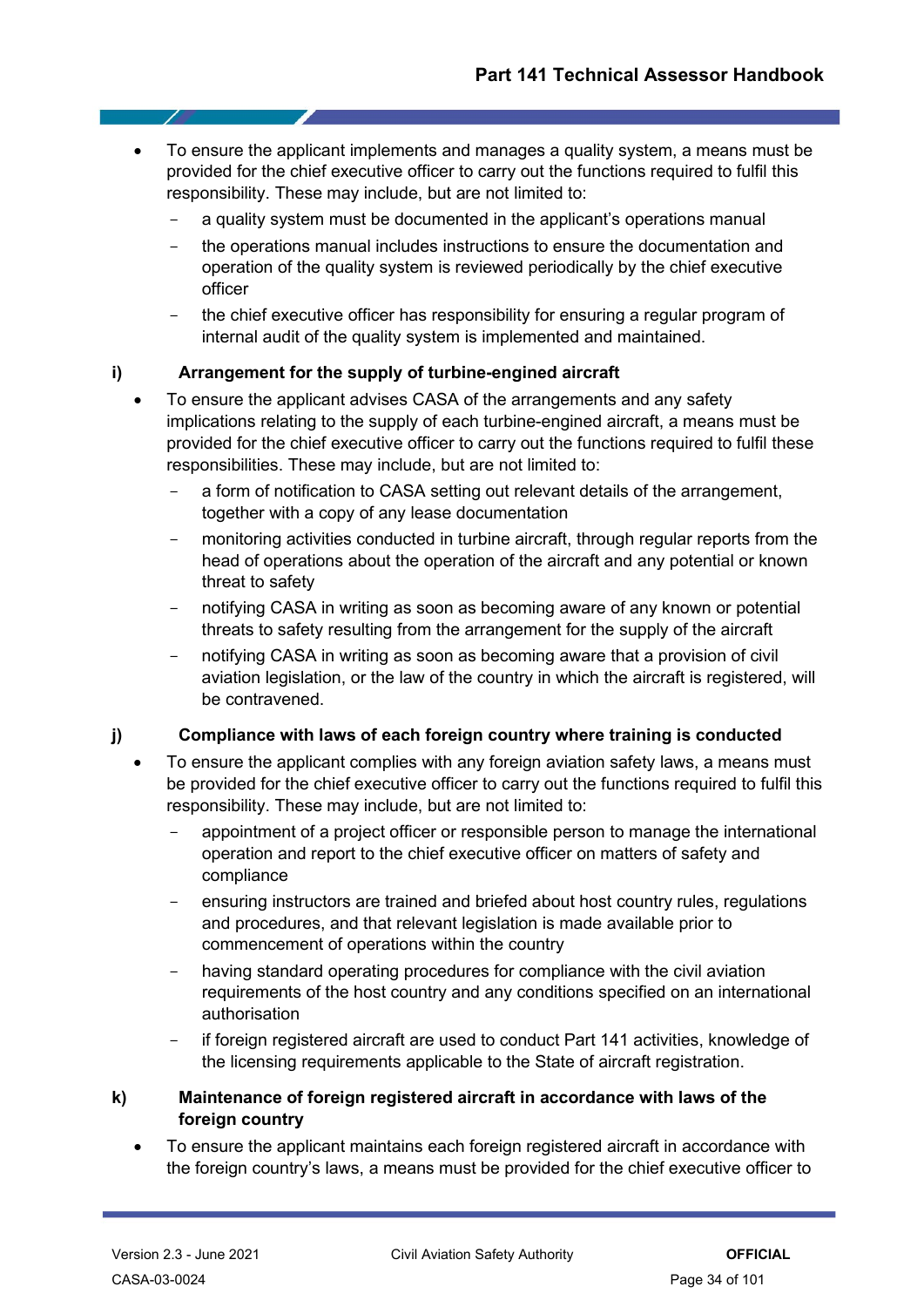- To ensure the applicant implements and manages a quality system, a means must be provided for the chief executive officer to carry out the functions required to fulfil this responsibility. These may include, but are not limited to:
  - a quality system must be documented in the applicant's operations manual
  - the operations manual includes instructions to ensure the documentation and operation of the quality system is reviewed periodically by the chief executive officer
  - the chief executive officer has responsibility for ensuring a regular program of internal audit of the quality system is implemented and maintained.

**i) Arrangement for the supply of turbine-engined aircraft**

- To ensure the applicant advises CASA of the arrangements and any safety implications relating to the supply of each turbine-engined aircraft, a means must be provided for the chief executive officer to carry out the functions required to fulfil these responsibilities. These may include, but are not limited to:
  - a form of notification to CASA setting out relevant details of the arrangement, together with a copy of any lease documentation
  - monitoring activities conducted in turbine aircraft, through regular reports from the head of operations about the operation of the aircraft and any potential or known threat to safety
  - notifying CASA in writing as soon as becoming aware of any known or potential threats to safety resulting from the arrangement for the supply of the aircraft
  - notifying CASA in writing as soon as becoming aware that a provision of civil aviation legislation, or the law of the country in which the aircraft is registered, will be contravened.

**j) Compliance with laws of each foreign country where training is conducted**

- To ensure the applicant complies with any foreign aviation safety laws, a means must be provided for the chief executive officer to carry out the functions required to fulfil this responsibility. These may include, but are not limited to:
  - appointment of a project officer or responsible person to manage the international operation and report to the chief executive officer on matters of safety and compliance
  - ensuring instructors are trained and briefed about host country rules, regulations and procedures, and that relevant legislation is made available prior to commencement of operations within the country
  - having standard operating procedures for compliance with the civil aviation requirements of the host country and any conditions specified on an international authorisation
  - if foreign registered aircraft are used to conduct Part 141 activities, knowledge of the licensing requirements applicable to the State of aircraft registration.

**k) Maintenance of foreign registered aircraft in accordance with laws of the foreign country**

- To ensure the applicant maintains each foreign registered aircraft in accordance with the foreign country's laws, a means must be provided for the chief executive officer to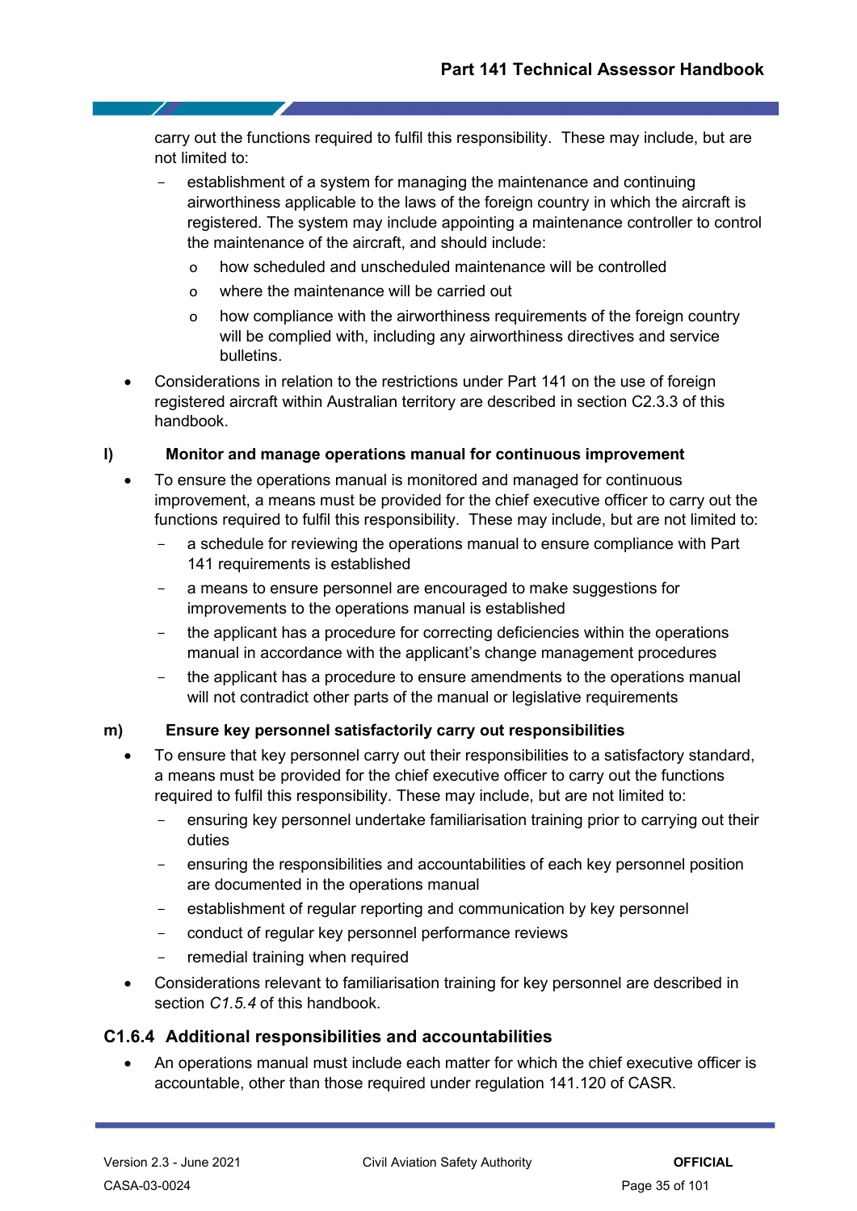carry out the functions required to fulfil this responsibility. These may include, but are not limited to:

  - establishment of a system for managing the maintenance and continuing airworthiness applicable to the laws of the foreign country in which the aircraft is registered. The system may include appointing a maintenance controller to control the maintenance of the aircraft, and should include:
    - how scheduled and unscheduled maintenance will be controlled
    - where the maintenance will be carried out
    - how compliance with the airworthiness requirements of the foreign country will be complied with, including any airworthiness directives and service bulletins.

- Considerations in relation to the restrictions under Part 141 on the use of foreign registered aircraft within Australian territory are described in section C2.3.3 of this handbook.

**l) Monitor and manage operations manual for continuous improvement**

- To ensure the operations manual is monitored and managed for continuous improvement, a means must be provided for the chief executive officer to carry out the functions required to fulfil this responsibility. These may include, but are not limited to:
  - a schedule for reviewing the operations manual to ensure compliance with Part 141 requirements is established
  - a means to ensure personnel are encouraged to make suggestions for improvements to the operations manual is established
  - the applicant has a procedure for correcting deficiencies within the operations manual in accordance with the applicant's change management procedures
  - the applicant has a procedure to ensure amendments to the operations manual will not contradict other parts of the manual or legislative requirements

**m) Ensure key personnel satisfactorily carry out responsibilities**

- To ensure that key personnel carry out their responsibilities to a satisfactory standard, a means must be provided for the chief executive officer to carry out the functions required to fulfil this responsibility. These may include, but are not limited to:
  - ensuring key personnel undertake familiarisation training prior to carrying out their duties
  - ensuring the responsibilities and accountabilities of each key personnel position are documented in the operations manual
  - establishment of regular reporting and communication by key personnel
  - conduct of regular key personnel performance reviews
  - remedial training when required
- Considerations relevant to familiarisation training for key personnel are described in section *C1.5.4* of this handbook.

### C1.6.4 Additional responsibilities and accountabilities

- An operations manual must include each matter for which the chief executive officer is accountable, other than those required under regulation 141.120 of CASR.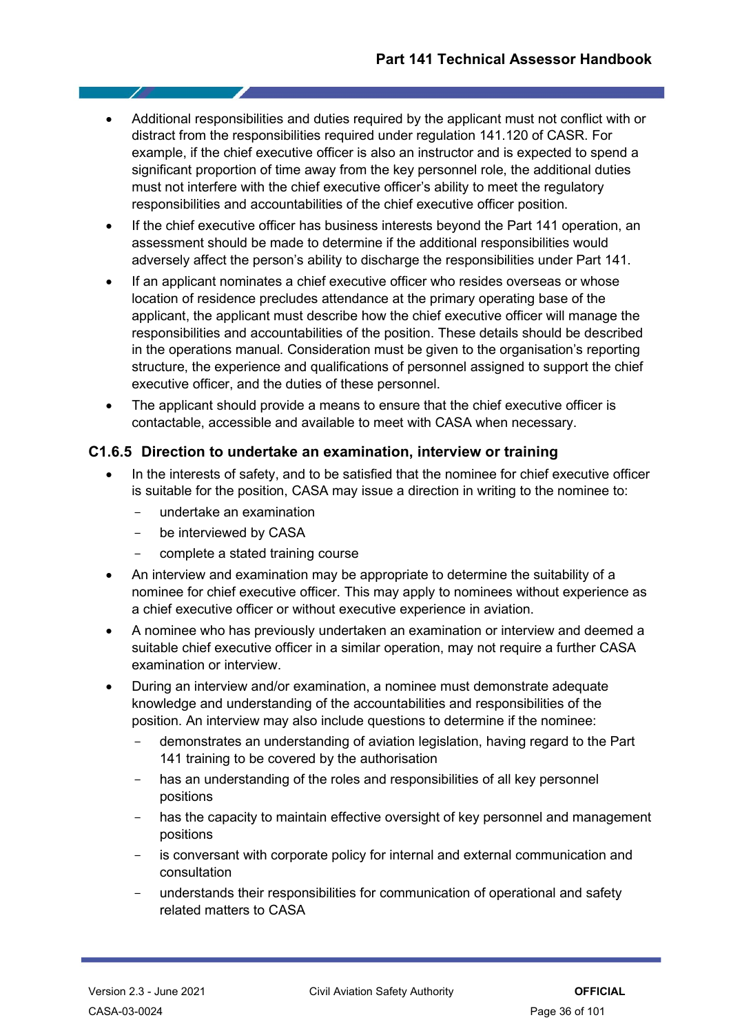- Additional responsibilities and duties required by the applicant must not conflict with or distract from the responsibilities required under regulation 141.120 of CASR. For example, if the chief executive officer is also an instructor and is expected to spend a significant proportion of time away from the key personnel role, the additional duties must not interfere with the chief executive officer's ability to meet the regulatory responsibilities and accountabilities of the chief executive officer position.
- If the chief executive officer has business interests beyond the Part 141 operation, an assessment should be made to determine if the additional responsibilities would adversely affect the person's ability to discharge the responsibilities under Part 141.
- If an applicant nominates a chief executive officer who resides overseas or whose location of residence precludes attendance at the primary operating base of the applicant, the applicant must describe how the chief executive officer will manage the responsibilities and accountabilities of the position. These details should be described in the operations manual. Consideration must be given to the organisation's reporting structure, the experience and qualifications of personnel assigned to support the chief executive officer, and the duties of these personnel.
- The applicant should provide a means to ensure that the chief executive officer is contactable, accessible and available to meet with CASA when necessary.

### C1.6.5 Direction to undertake an examination, interview or training

- In the interests of safety, and to be satisfied that the nominee for chief executive officer is suitable for the position, CASA may issue a direction in writing to the nominee to:
  - undertake an examination
  - be interviewed by CASA
  - complete a stated training course
- An interview and examination may be appropriate to determine the suitability of a nominee for chief executive officer. This may apply to nominees without experience as a chief executive officer or without executive experience in aviation.
- A nominee who has previously undertaken an examination or interview and deemed a suitable chief executive officer in a similar operation, may not require a further CASA examination or interview.
- During an interview and/or examination, a nominee must demonstrate adequate knowledge and understanding of the accountabilities and responsibilities of the position. An interview may also include questions to determine if the nominee:
  - demonstrates an understanding of aviation legislation, having regard to the Part 141 training to be covered by the authorisation
  - has an understanding of the roles and responsibilities of all key personnel positions
  - has the capacity to maintain effective oversight of key personnel and management positions
  - is conversant with corporate policy for internal and external communication and consultation
  - understands their responsibilities for communication of operational and safety related matters to CASA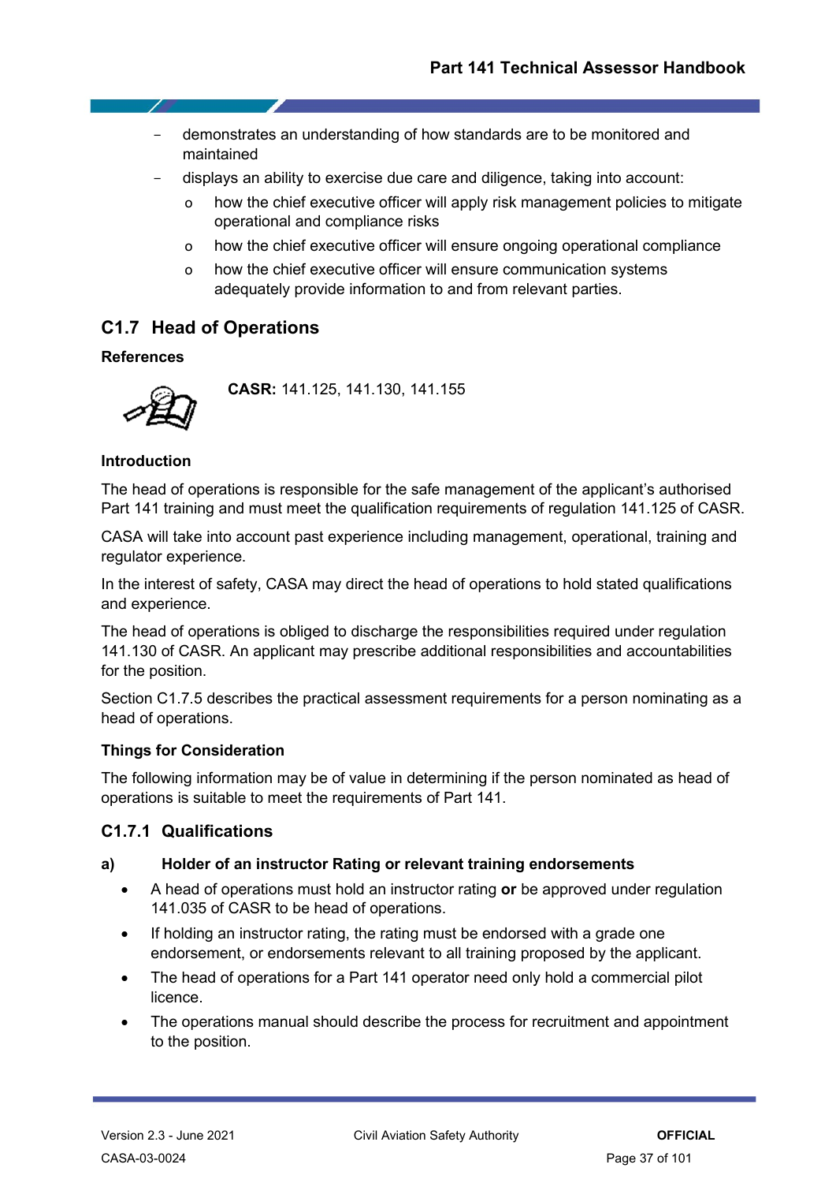- demonstrates an understanding of how standards are to be monitored and maintained
- displays an ability to exercise due care and diligence, taking into account:
  - how the chief executive officer will apply risk management policies to mitigate operational and compliance risks
  - how the chief executive officer will ensure ongoing operational compliance
  - how the chief executive officer will ensure communication systems adequately provide information to and from relevant parties.

## C1.7 Head of Operations

**References**

**CASR:** 141.125, 141.130, 141.155

**Introduction**

The head of operations is responsible for the safe management of the applicant's authorised Part 141 training and must meet the qualification requirements of regulation 141.125 of CASR.

CASA will take into account past experience including management, operational, training and regulator experience.

In the interest of safety, CASA may direct the head of operations to hold stated qualifications and experience.

The head of operations is obliged to discharge the responsibilities required under regulation 141.130 of CASR. An applicant may prescribe additional responsibilities and accountabilities for the position.

Section C1.7.5 describes the practical assessment requirements for a person nominating as a head of operations.

**Things for Consideration**

The following information may be of value in determining if the person nominated as head of operations is suitable to meet the requirements of Part 141.

### C1.7.1 Qualifications

**a) Holder of an instructor Rating or relevant training endorsements**

- A head of operations must hold an instructor rating **or** be approved under regulation 141.035 of CASR to be head of operations.
- If holding an instructor rating, the rating must be endorsed with a grade one endorsement, or endorsements relevant to all training proposed by the applicant.
- The head of operations for a Part 141 operator need only hold a commercial pilot licence.
- The operations manual should describe the process for recruitment and appointment to the position.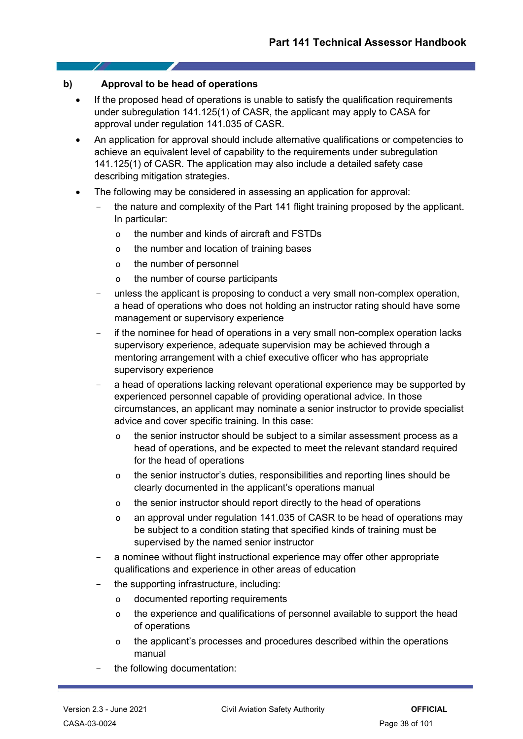#### b) Approval to be head of operations

- If the proposed head of operations is unable to satisfy the qualification requirements under subregulation 141.125(1) of CASR, the applicant may apply to CASA for approval under regulation 141.035 of CASR.
- An application for approval should include alternative qualifications or competencies to achieve an equivalent level of capability to the requirements under subregulation 141.125(1) of CASR. The application may also include a detailed safety case describing mitigation strategies.
- The following may be considered in assessing an application for approval:
  - the nature and complexity of the Part 141 flight training proposed by the applicant. In particular:
    - the number and kinds of aircraft and FSTDs
    - the number and location of training bases
    - the number of personnel
    - the number of course participants
  - unless the applicant is proposing to conduct a very small non-complex operation, a head of operations who does not holding an instructor rating should have some management or supervisory experience
  - if the nominee for head of operations in a very small non-complex operation lacks supervisory experience, adequate supervision may be achieved through a mentoring arrangement with a chief executive officer who has appropriate supervisory experience
  - a head of operations lacking relevant operational experience may be supported by experienced personnel capable of providing operational advice. In those circumstances, an applicant may nominate a senior instructor to provide specialist advice and cover specific training. In this case:
    - the senior instructor should be subject to a similar assessment process as a head of operations, and be expected to meet the relevant standard required for the head of operations
    - the senior instructor's duties, responsibilities and reporting lines should be clearly documented in the applicant's operations manual
    - the senior instructor should report directly to the head of operations
    - an approval under regulation 141.035 of CASR to be head of operations may be subject to a condition stating that specified kinds of training must be supervised by the named senior instructor
  - a nominee without flight instructional experience may offer other appropriate qualifications and experience in other areas of education
  - the supporting infrastructure, including:
    - documented reporting requirements
    - the experience and qualifications of personnel available to support the head of operations
    - the applicant's processes and procedures described within the operations manual
  - the following documentation: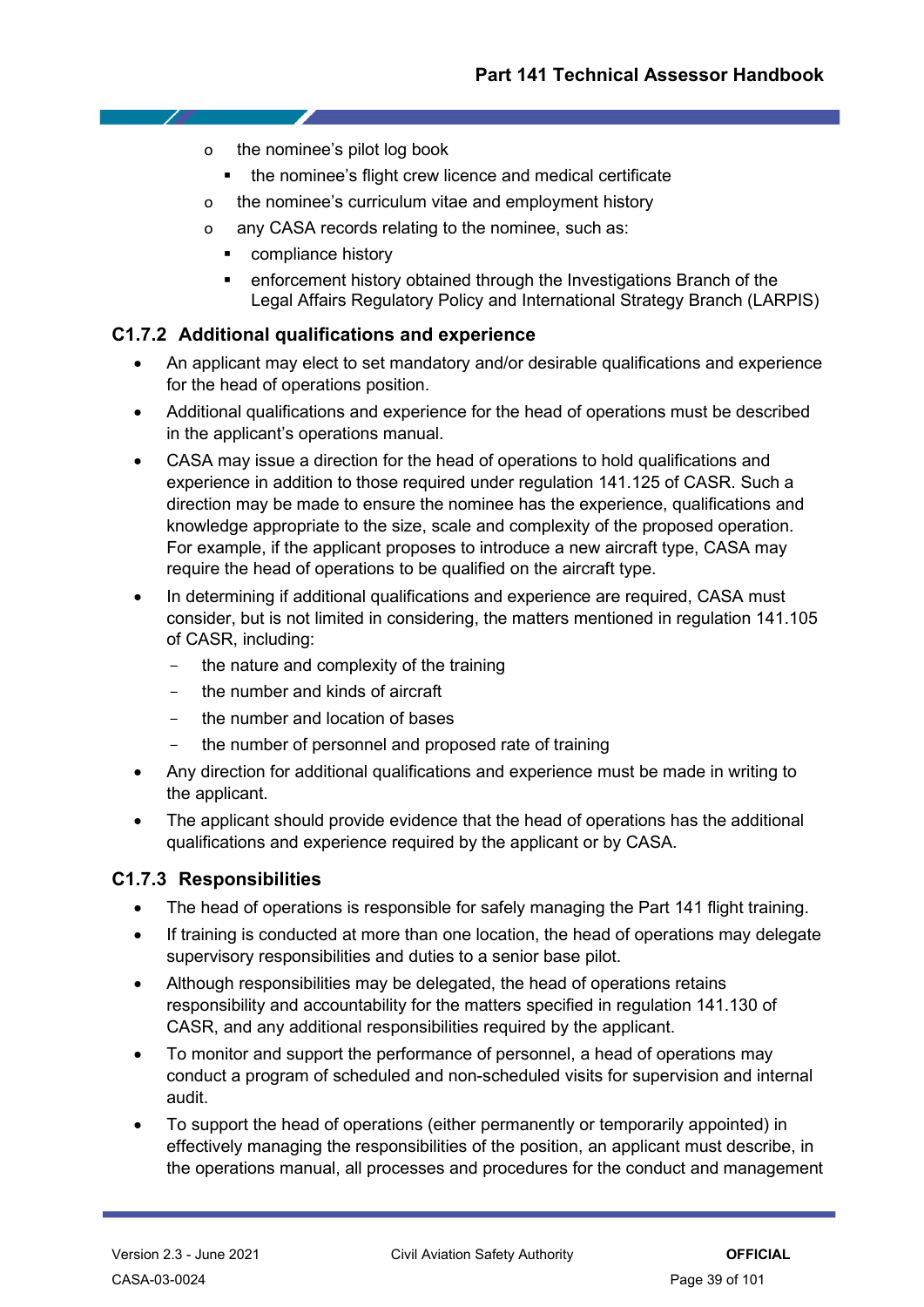- the nominee's pilot log book
        - the nominee's flight crew licence and medical certificate
    - the nominee's curriculum vitae and employment history
    - any CASA records relating to the nominee, such as:
        - compliance history
        - enforcement history obtained through the Investigations Branch of the Legal Affairs Regulatory Policy and International Strategy Branch (LARPIS)

### C1.7.2 Additional qualifications and experience

- An applicant may elect to set mandatory and/or desirable qualifications and experience for the head of operations position.
- Additional qualifications and experience for the head of operations must be described in the applicant's operations manual.
- CASA may issue a direction for the head of operations to hold qualifications and experience in addition to those required under regulation 141.125 of CASR. Such a direction may be made to ensure the nominee has the experience, qualifications and knowledge appropriate to the size, scale and complexity of the proposed operation. For example, if the applicant proposes to introduce a new aircraft type, CASA may require the head of operations to be qualified on the aircraft type.
- In determining if additional qualifications and experience are required, CASA must consider, but is not limited in considering, the matters mentioned in regulation 141.105 of CASR, including:
    - the nature and complexity of the training
    - the number and kinds of aircraft
    - the number and location of bases
    - the number of personnel and proposed rate of training
- Any direction for additional qualifications and experience must be made in writing to the applicant.
- The applicant should provide evidence that the head of operations has the additional qualifications and experience required by the applicant or by CASA.

### C1.7.3 Responsibilities

- The head of operations is responsible for safely managing the Part 141 flight training.
- If training is conducted at more than one location, the head of operations may delegate supervisory responsibilities and duties to a senior base pilot.
- Although responsibilities may be delegated, the head of operations retains responsibility and accountability for the matters specified in regulation 141.130 of CASR, and any additional responsibilities required by the applicant.
- To monitor and support the performance of personnel, a head of operations may conduct a program of scheduled and non-scheduled visits for supervision and internal audit.
- To support the head of operations (either permanently or temporarily appointed) in effectively managing the responsibilities of the position, an applicant must describe, in the operations manual, all processes and procedures for the conduct and management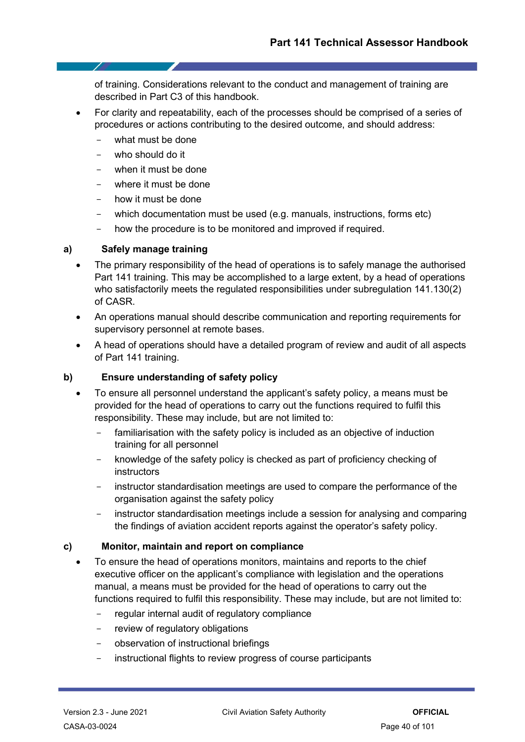of training. Considerations relevant to the conduct and management of training are described in Part C3 of this handbook.

- For clarity and repeatability, each of the processes should be comprised of a series of procedures or actions contributing to the desired outcome, and should address:
  - what must be done
  - who should do it
  - when it must be done
  - where it must be done
  - how it must be done
  - which documentation must be used (e.g. manuals, instructions, forms etc)
  - how the procedure is to be monitored and improved if required.

**a) Safely manage training**

- The primary responsibility of the head of operations is to safely manage the authorised Part 141 training. This may be accomplished to a large extent, by a head of operations who satisfactorily meets the regulated responsibilities under subregulation 141.130(2) of CASR.
- An operations manual should describe communication and reporting requirements for supervisory personnel at remote bases.
- A head of operations should have a detailed program of review and audit of all aspects of Part 141 training.

**b) Ensure understanding of safety policy**

- To ensure all personnel understand the applicant's safety policy, a means must be provided for the head of operations to carry out the functions required to fulfil this responsibility. These may include, but are not limited to:
  - familiarisation with the safety policy is included as an objective of induction training for all personnel
  - knowledge of the safety policy is checked as part of proficiency checking of instructors
  - instructor standardisation meetings are used to compare the performance of the organisation against the safety policy
  - instructor standardisation meetings include a session for analysing and comparing the findings of aviation accident reports against the operator's safety policy.

**c) Monitor, maintain and report on compliance**

- To ensure the head of operations monitors, maintains and reports to the chief executive officer on the applicant's compliance with legislation and the operations manual, a means must be provided for the head of operations to carry out the functions required to fulfil this responsibility. These may include, but are not limited to:
  - regular internal audit of regulatory compliance
  - review of regulatory obligations
  - observation of instructional briefings
  - instructional flights to review progress of course participants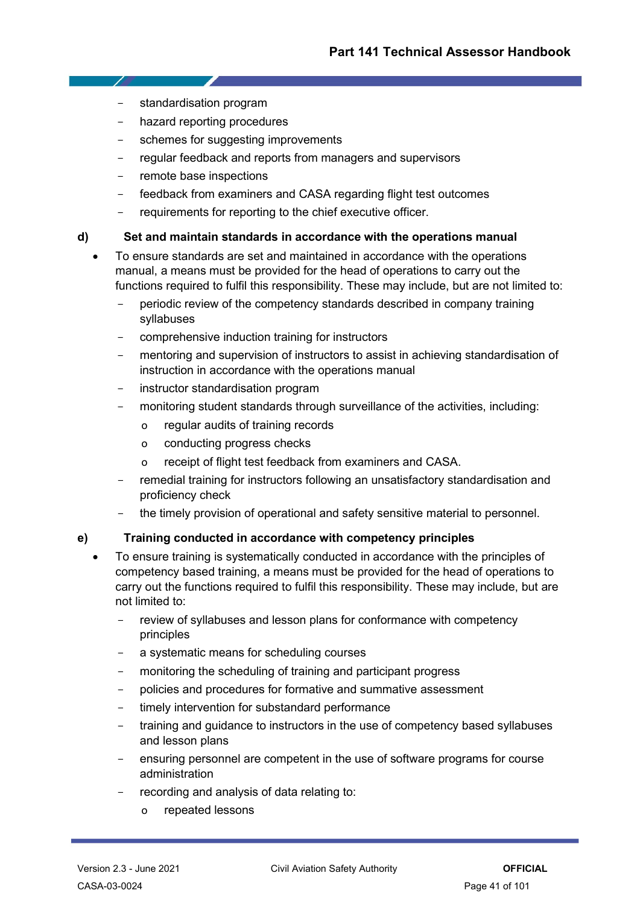- standardisation program
  - hazard reporting procedures
  - schemes for suggesting improvements
  - regular feedback and reports from managers and supervisors
  - remote base inspections
  - feedback from examiners and CASA regarding flight test outcomes
  - requirements for reporting to the chief executive officer.

**d) Set and maintain standards in accordance with the operations manual**

- To ensure standards are set and maintained in accordance with the operations manual, a means must be provided for the head of operations to carry out the functions required to fulfil this responsibility. These may include, but are not limited to:
  - periodic review of the competency standards described in company training syllabuses
  - comprehensive induction training for instructors
  - mentoring and supervision of instructors to assist in achieving standardisation of instruction in accordance with the operations manual
  - instructor standardisation program
  - monitoring student standards through surveillance of the activities, including:
    - regular audits of training records
    - conducting progress checks
    - receipt of flight test feedback from examiners and CASA.
  - remedial training for instructors following an unsatisfactory standardisation and proficiency check
  - the timely provision of operational and safety sensitive material to personnel.

**e) Training conducted in accordance with competency principles**

- To ensure training is systematically conducted in accordance with the principles of competency based training, a means must be provided for the head of operations to carry out the functions required to fulfil this responsibility. These may include, but are not limited to:
  - review of syllabuses and lesson plans for conformance with competency principles
  - a systematic means for scheduling courses
  - monitoring the scheduling of training and participant progress
  - policies and procedures for formative and summative assessment
  - timely intervention for substandard performance
  - training and guidance to instructors in the use of competency based syllabuses and lesson plans
  - ensuring personnel are competent in the use of software programs for course administration
  - recording and analysis of data relating to:
    - repeated lessons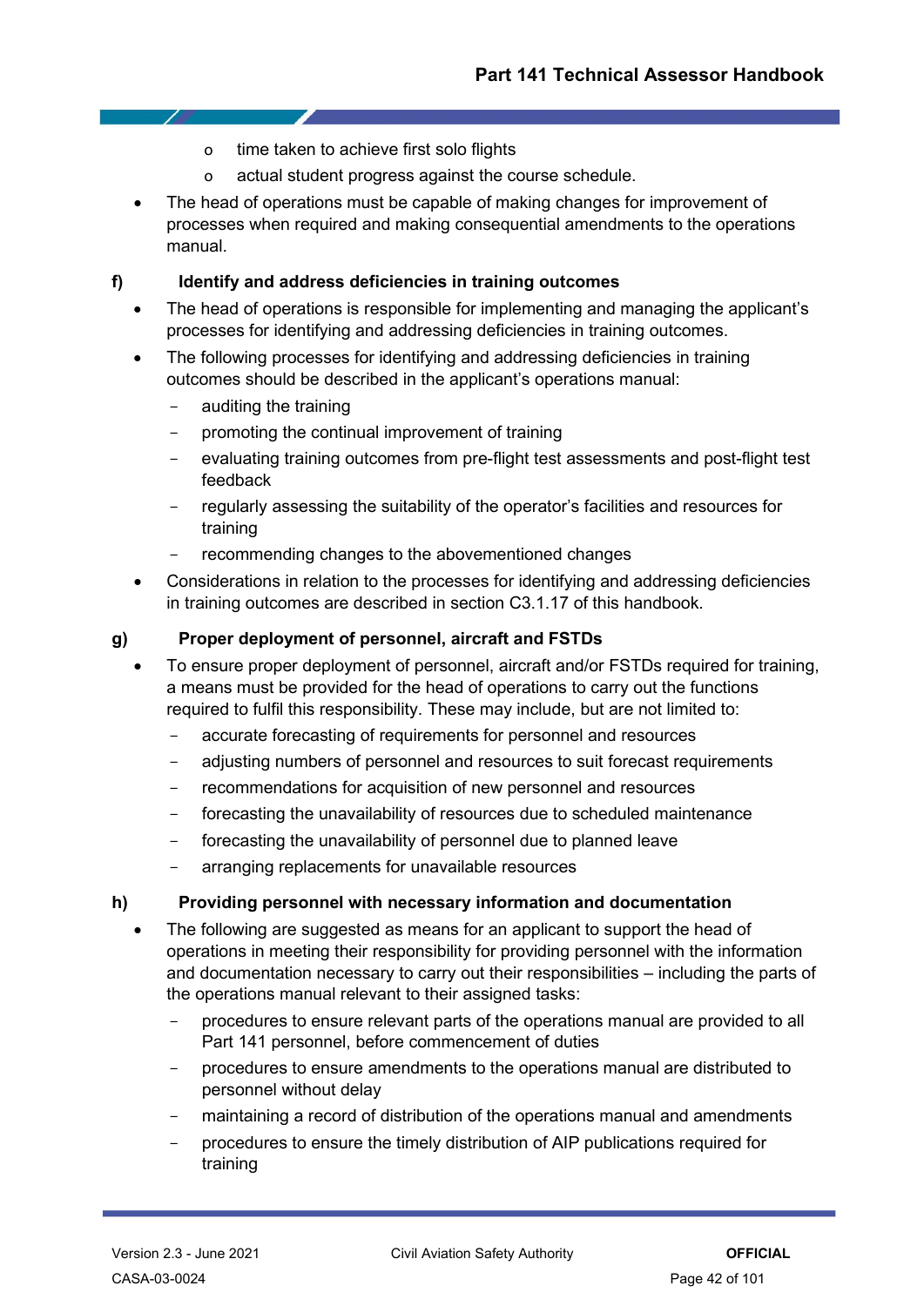- time taken to achieve first solo flights
  - actual student progress against the course schedule.
- The head of operations must be capable of making changes for improvement of processes when required and making consequential amendments to the operations manual.

**f) Identify and address deficiencies in training outcomes**

- The head of operations is responsible for implementing and managing the applicant's processes for identifying and addressing deficiencies in training outcomes.
- The following processes for identifying and addressing deficiencies in training outcomes should be described in the applicant's operations manual:
  - auditing the training
  - promoting the continual improvement of training
  - evaluating training outcomes from pre-flight test assessments and post-flight test feedback
  - regularly assessing the suitability of the operator's facilities and resources for training
  - recommending changes to the abovementioned changes
- Considerations in relation to the processes for identifying and addressing deficiencies in training outcomes are described in section C3.1.17 of this handbook.

**g) Proper deployment of personnel, aircraft and FSTDs**

- To ensure proper deployment of personnel, aircraft and/or FSTDs required for training, a means must be provided for the head of operations to carry out the functions required to fulfil this responsibility. These may include, but are not limited to:
  - accurate forecasting of requirements for personnel and resources
  - adjusting numbers of personnel and resources to suit forecast requirements
  - recommendations for acquisition of new personnel and resources
  - forecasting the unavailability of resources due to scheduled maintenance
  - forecasting the unavailability of personnel due to planned leave
  - arranging replacements for unavailable resources

**h) Providing personnel with necessary information and documentation**

- The following are suggested as means for an applicant to support the head of operations in meeting their responsibility for providing personnel with the information and documentation necessary to carry out their responsibilities – including the parts of the operations manual relevant to their assigned tasks:
  - procedures to ensure relevant parts of the operations manual are provided to all Part 141 personnel, before commencement of duties
  - procedures to ensure amendments to the operations manual are distributed to personnel without delay
  - maintaining a record of distribution of the operations manual and amendments
  - procedures to ensure the timely distribution of AIP publications required for training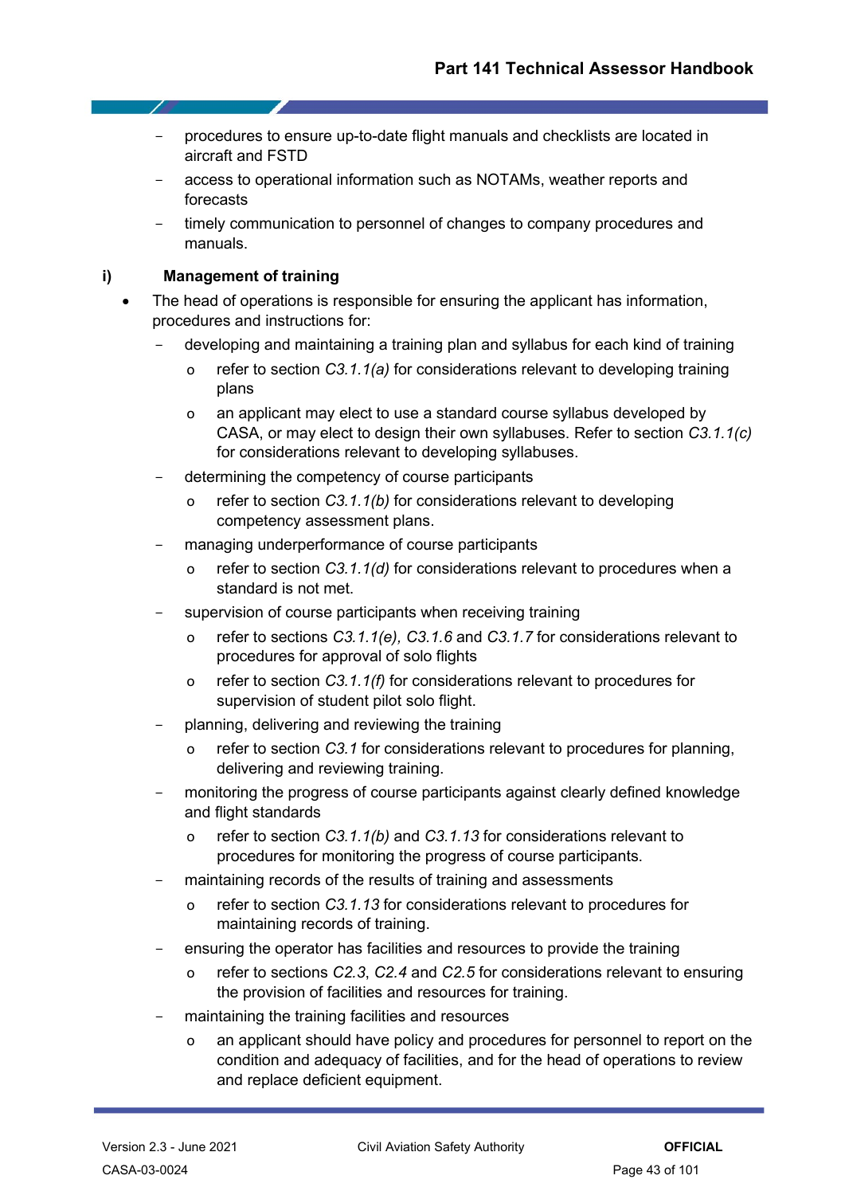- procedures to ensure up-to-date flight manuals and checklists are located in aircraft and FSTD
  - access to operational information such as NOTAMs, weather reports and forecasts
  - timely communication to personnel of changes to company procedures and manuals.

**i) Management of training**

- The head of operations is responsible for ensuring the applicant has information, procedures and instructions for:
  - developing and maintaining a training plan and syllabus for each kind of training
    - refer to section *C3.1.1(a)* for considerations relevant to developing training plans
    - an applicant may elect to use a standard course syllabus developed by CASA, or may elect to design their own syllabuses. Refer to section *C3.1.1(c)* for considerations relevant to developing syllabuses.
  - determining the competency of course participants
    - refer to section *C3.1.1(b)* for considerations relevant to developing competency assessment plans.
  - managing underperformance of course participants
    - refer to section *C3.1.1(d)* for considerations relevant to procedures when a standard is not met.
  - supervision of course participants when receiving training
    - refer to sections *C3.1.1(e), C3.1.6* and *C3.1.7* for considerations relevant to procedures for approval of solo flights
    - refer to section *C3.1.1(f)* for considerations relevant to procedures for supervision of student pilot solo flight.
  - planning, delivering and reviewing the training
    - refer to section *C3.1* for considerations relevant to procedures for planning, delivering and reviewing training.
  - monitoring the progress of course participants against clearly defined knowledge and flight standards
    - refer to section *C3.1.1(b)* and *C3.1.13* for considerations relevant to procedures for monitoring the progress of course participants.
  - maintaining records of the results of training and assessments
    - refer to section *C3.1.13* for considerations relevant to procedures for maintaining records of training.
  - ensuring the operator has facilities and resources to provide the training
    - refer to sections *C2.3*, *C2.4* and *C2.5* for considerations relevant to ensuring the provision of facilities and resources for training.
  - maintaining the training facilities and resources
    - an applicant should have policy and procedures for personnel to report on the condition and adequacy of facilities, and for the head of operations to review and replace deficient equipment.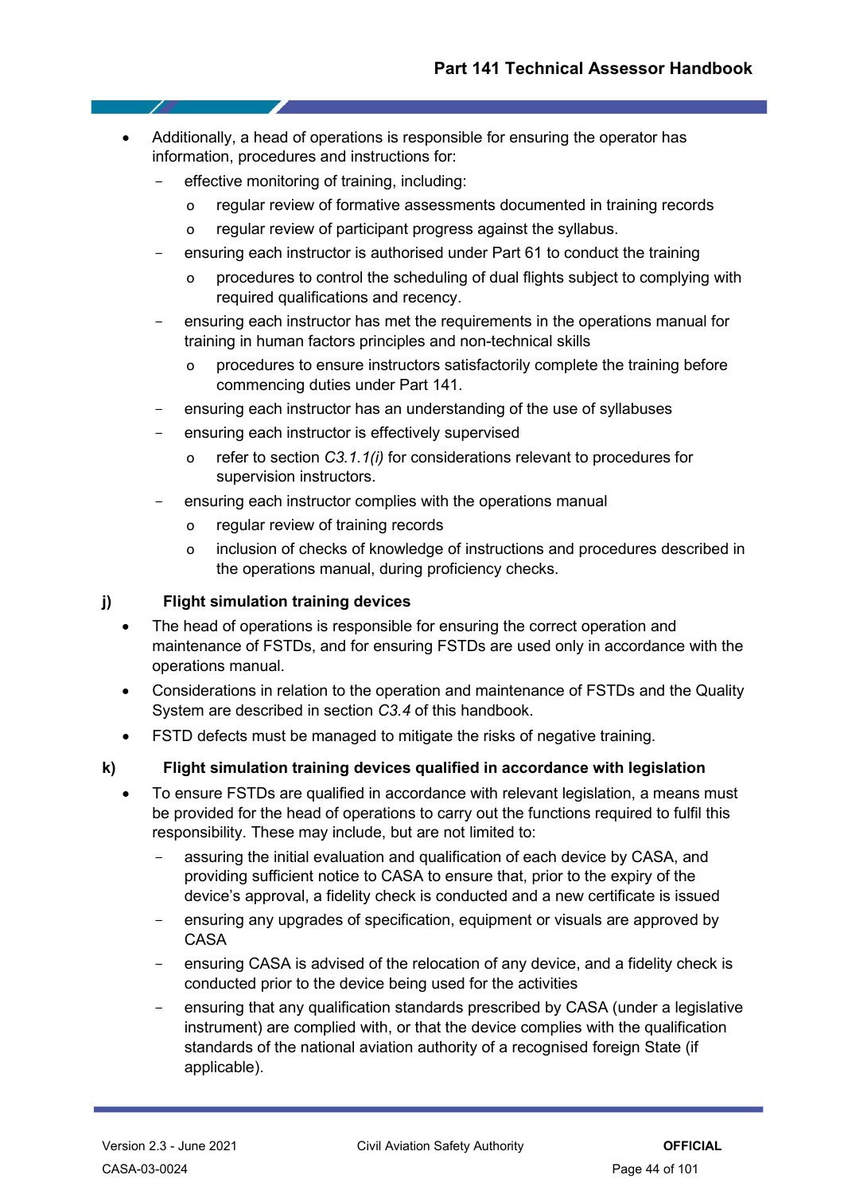- Additionally, a head of operations is responsible for ensuring the operator has information, procedures and instructions for:
  - effective monitoring of training, including:
    - regular review of formative assessments documented in training records
    - regular review of participant progress against the syllabus.
  - ensuring each instructor is authorised under Part 61 to conduct the training
    - procedures to control the scheduling of dual flights subject to complying with required qualifications and recency.
  - ensuring each instructor has met the requirements in the operations manual for training in human factors principles and non-technical skills
    - procedures to ensure instructors satisfactorily complete the training before commencing duties under Part 141.
  - ensuring each instructor has an understanding of the use of syllabuses
  - ensuring each instructor is effectively supervised
    - refer to section *C3.1.1(i)* for considerations relevant to procedures for supervision instructors.
  - ensuring each instructor complies with the operations manual
    - regular review of training records
    - inclusion of checks of knowledge of instructions and procedures described in the operations manual, during proficiency checks.

**j) Flight simulation training devices**

- The head of operations is responsible for ensuring the correct operation and maintenance of FSTDs, and for ensuring FSTDs are used only in accordance with the operations manual.
- Considerations in relation to the operation and maintenance of FSTDs and the Quality System are described in section *C3.4* of this handbook.
- FSTD defects must be managed to mitigate the risks of negative training.

**k) Flight simulation training devices qualified in accordance with legislation**

- To ensure FSTDs are qualified in accordance with relevant legislation, a means must be provided for the head of operations to carry out the functions required to fulfil this responsibility. These may include, but are not limited to:
  - assuring the initial evaluation and qualification of each device by CASA, and providing sufficient notice to CASA to ensure that, prior to the expiry of the device's approval, a fidelity check is conducted and a new certificate is issued
  - ensuring any upgrades of specification, equipment or visuals are approved by CASA
  - ensuring CASA is advised of the relocation of any device, and a fidelity check is conducted prior to the device being used for the activities
  - ensuring that any qualification standards prescribed by CASA (under a legislative instrument) are complied with, or that the device complies with the qualification standards of the national aviation authority of a recognised foreign State (if applicable).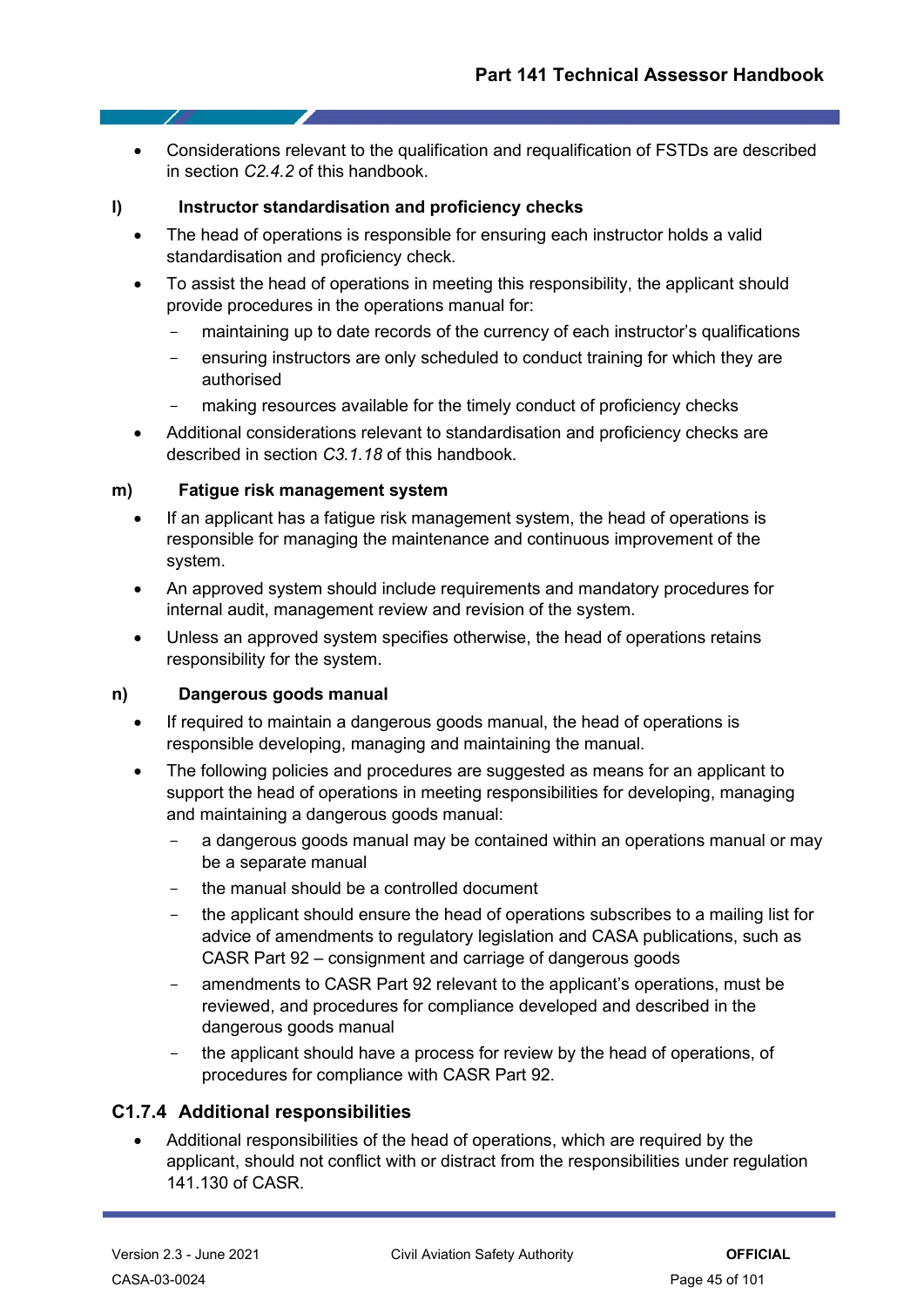- Considerations relevant to the qualification and requalification of FSTDs are described in section *C2.4.2* of this handbook.

**l) Instructor standardisation and proficiency checks**

- The head of operations is responsible for ensuring each instructor holds a valid standardisation and proficiency check.
- To assist the head of operations in meeting this responsibility, the applicant should provide procedures in the operations manual for:
  - maintaining up to date records of the currency of each instructor's qualifications
  - ensuring instructors are only scheduled to conduct training for which they are authorised
  - making resources available for the timely conduct of proficiency checks
- Additional considerations relevant to standardisation and proficiency checks are described in section *C3.1.18* of this handbook.

**m) Fatigue risk management system**

- If an applicant has a fatigue risk management system, the head of operations is responsible for managing the maintenance and continuous improvement of the system.
- An approved system should include requirements and mandatory procedures for internal audit, management review and revision of the system.
- Unless an approved system specifies otherwise, the head of operations retains responsibility for the system.

**n) Dangerous goods manual**

- If required to maintain a dangerous goods manual, the head of operations is responsible developing, managing and maintaining the manual.
- The following policies and procedures are suggested as means for an applicant to support the head of operations in meeting responsibilities for developing, managing and maintaining a dangerous goods manual:
  - a dangerous goods manual may be contained within an operations manual or may be a separate manual
  - the manual should be a controlled document
  - the applicant should ensure the head of operations subscribes to a mailing list for advice of amendments to regulatory legislation and CASA publications, such as CASR Part 92 – consignment and carriage of dangerous goods
  - amendments to CASR Part 92 relevant to the applicant's operations, must be reviewed, and procedures for compliance developed and described in the dangerous goods manual
  - the applicant should have a process for review by the head of operations, of procedures for compliance with CASR Part 92.

### C1.7.4 Additional responsibilities

- Additional responsibilities of the head of operations, which are required by the applicant, should not conflict with or distract from the responsibilities under regulation 141.130 of CASR.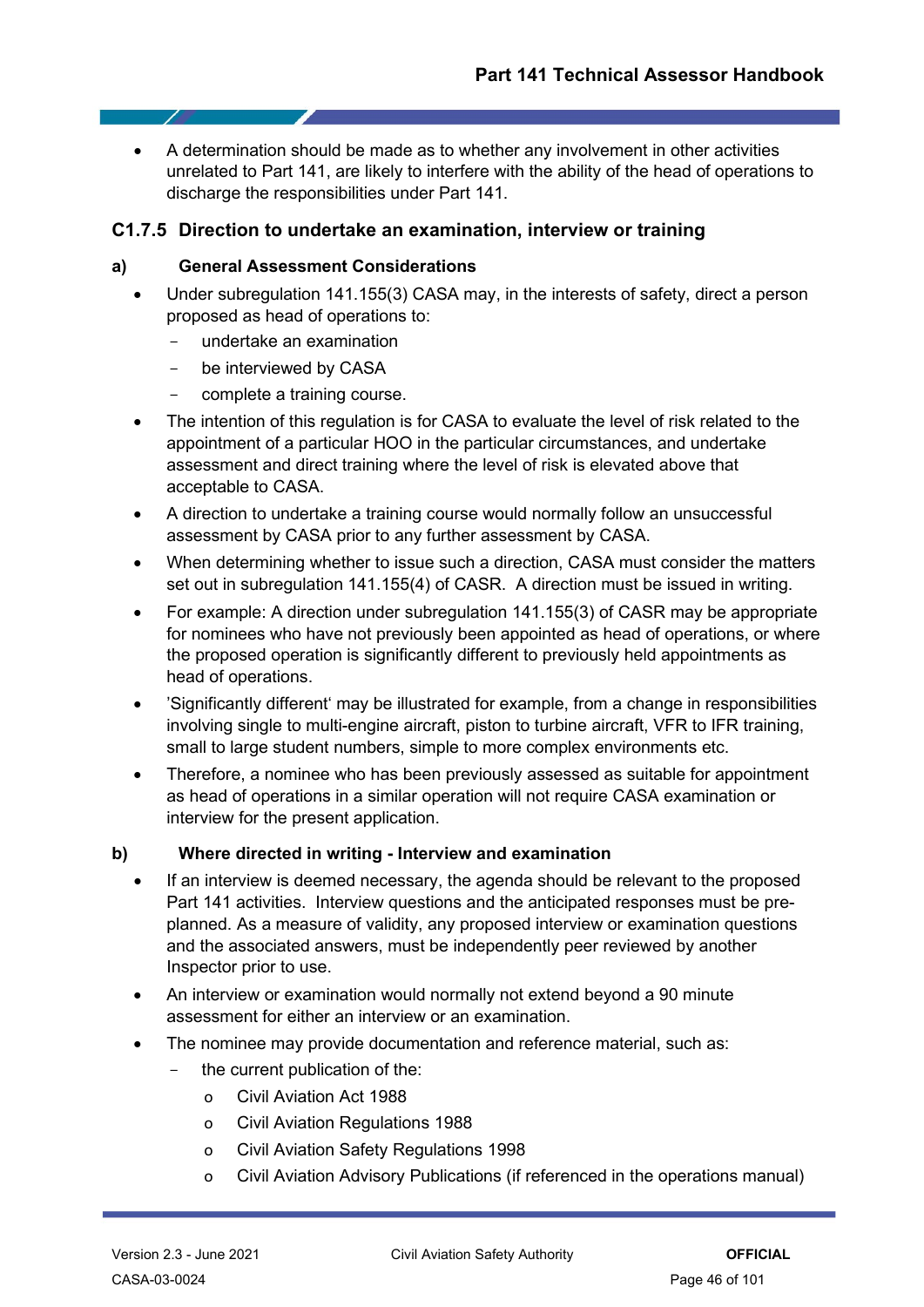- A determination should be made as to whether any involvement in other activities unrelated to Part 141, are likely to interfere with the ability of the head of operations to discharge the responsibilities under Part 141.

### C1.7.5 Direction to undertake an examination, interview or training

#### a) General Assessment Considerations

- Under subregulation 141.155(3) CASA may, in the interests of safety, direct a person proposed as head of operations to:
  - undertake an examination
  - be interviewed by CASA
  - complete a training course.
- The intention of this regulation is for CASA to evaluate the level of risk related to the appointment of a particular HOO in the particular circumstances, and undertake assessment and direct training where the level of risk is elevated above that acceptable to CASA.
- A direction to undertake a training course would normally follow an unsuccessful assessment by CASA prior to any further assessment by CASA.
- When determining whether to issue such a direction, CASA must consider the matters set out in subregulation 141.155(4) of CASR. A direction must be issued in writing.
- For example: A direction under subregulation 141.155(3) of CASR may be appropriate for nominees who have not previously been appointed as head of operations, or where the proposed operation is significantly different to previously held appointments as head of operations.
- 'Significantly different' may be illustrated for example, from a change in responsibilities involving single to multi-engine aircraft, piston to turbine aircraft, VFR to IFR training, small to large student numbers, simple to more complex environments etc.
- Therefore, a nominee who has been previously assessed as suitable for appointment as head of operations in a similar operation will not require CASA examination or interview for the present application.

#### b) Where directed in writing - Interview and examination

- If an interview is deemed necessary, the agenda should be relevant to the proposed Part 141 activities. Interview questions and the anticipated responses must be pre-planned. As a measure of validity, any proposed interview or examination questions and the associated answers, must be independently peer reviewed by another Inspector prior to use.
- An interview or examination would normally not extend beyond a 90 minute assessment for either an interview or an examination.
- The nominee may provide documentation and reference material, such as:
  - the current publication of the:
    - Civil Aviation Act 1988
    - Civil Aviation Regulations 1988
    - Civil Aviation Safety Regulations 1998
    - Civil Aviation Advisory Publications (if referenced in the operations manual)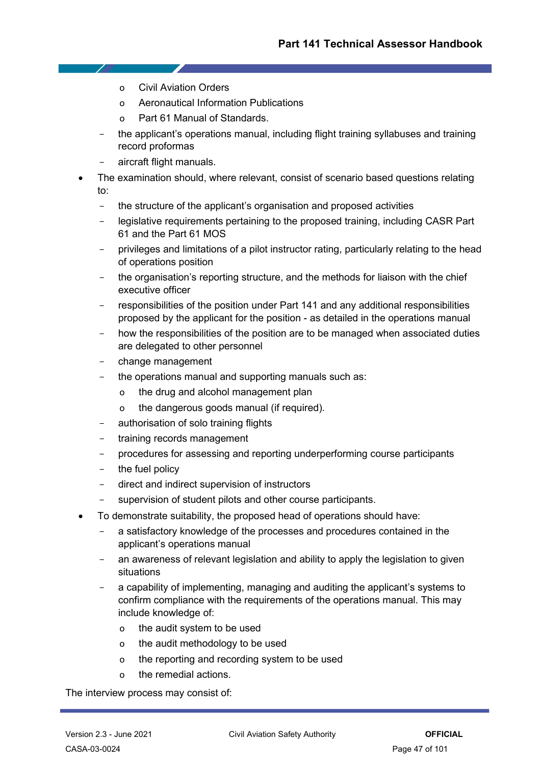- Civil Aviation Orders
        - Aeronautical Information Publications
        - Part 61 Manual of Standards.
    - the applicant's operations manual, including flight training syllabuses and training record proformas
    - aircraft flight manuals.
- The examination should, where relevant, consist of scenario based questions relating to:
    - the structure of the applicant's organisation and proposed activities
    - legislative requirements pertaining to the proposed training, including CASR Part 61 and the Part 61 MOS
    - privileges and limitations of a pilot instructor rating, particularly relating to the head of operations position
    - the organisation's reporting structure, and the methods for liaison with the chief executive officer
    - responsibilities of the position under Part 141 and any additional responsibilities proposed by the applicant for the position - as detailed in the operations manual
    - how the responsibilities of the position are to be managed when associated duties are delegated to other personnel
    - change management
    - the operations manual and supporting manuals such as:
        - the drug and alcohol management plan
        - the dangerous goods manual (if required).
    - authorisation of solo training flights
    - training records management
    - procedures for assessing and reporting underperforming course participants
    - the fuel policy
    - direct and indirect supervision of instructors
    - supervision of student pilots and other course participants.
- To demonstrate suitability, the proposed head of operations should have:
    - a satisfactory knowledge of the processes and procedures contained in the applicant's operations manual
    - an awareness of relevant legislation and ability to apply the legislation to given situations
    - a capability of implementing, managing and auditing the applicant's systems to confirm compliance with the requirements of the operations manual. This may include knowledge of:
        - the audit system to be used
        - the audit methodology to be used
        - the reporting and recording system to be used
        - the remedial actions.

The interview process may consist of: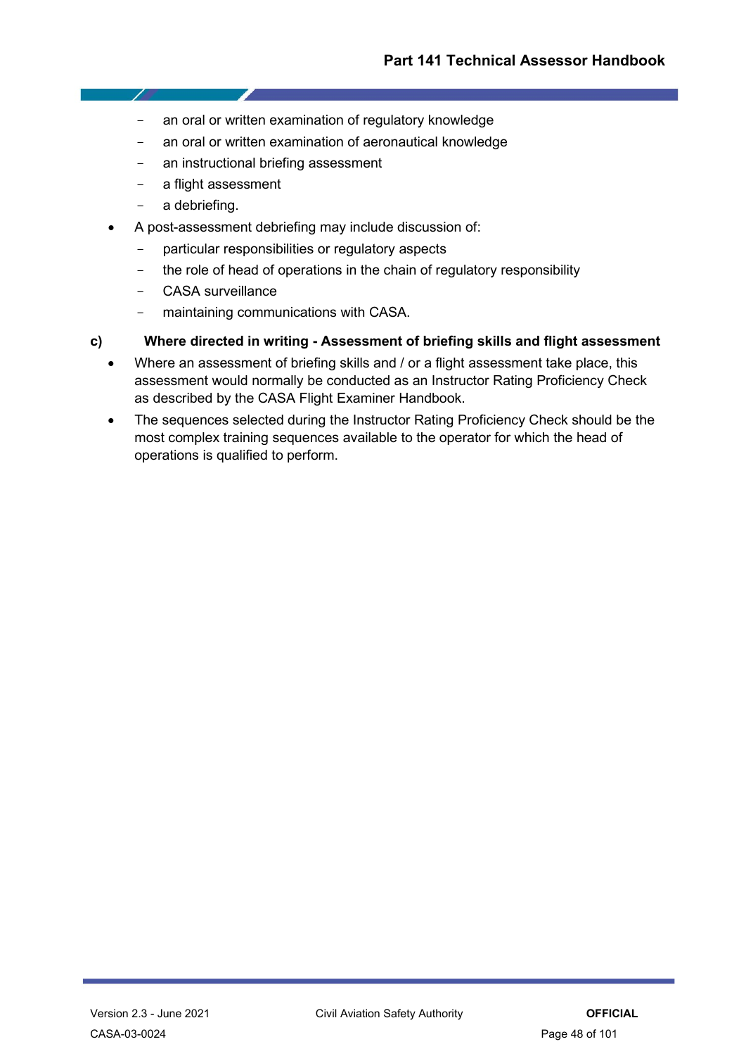- an oral or written examination of regulatory knowledge
  - an oral or written examination of aeronautical knowledge
  - an instructional briefing assessment
  - a flight assessment
  - a debriefing.
- A post-assessment debriefing may include discussion of:
  - particular responsibilities or regulatory aspects
  - the role of head of operations in the chain of regulatory responsibility
  - CASA surveillance
  - maintaining communications with CASA.

**c) Where directed in writing - Assessment of briefing skills and flight assessment**

- Where an assessment of briefing skills and / or a flight assessment take place, this assessment would normally be conducted as an Instructor Rating Proficiency Check as described by the CASA Flight Examiner Handbook.
- The sequences selected during the Instructor Rating Proficiency Check should be the most complex training sequences available to the operator for which the head of operations is qualified to perform.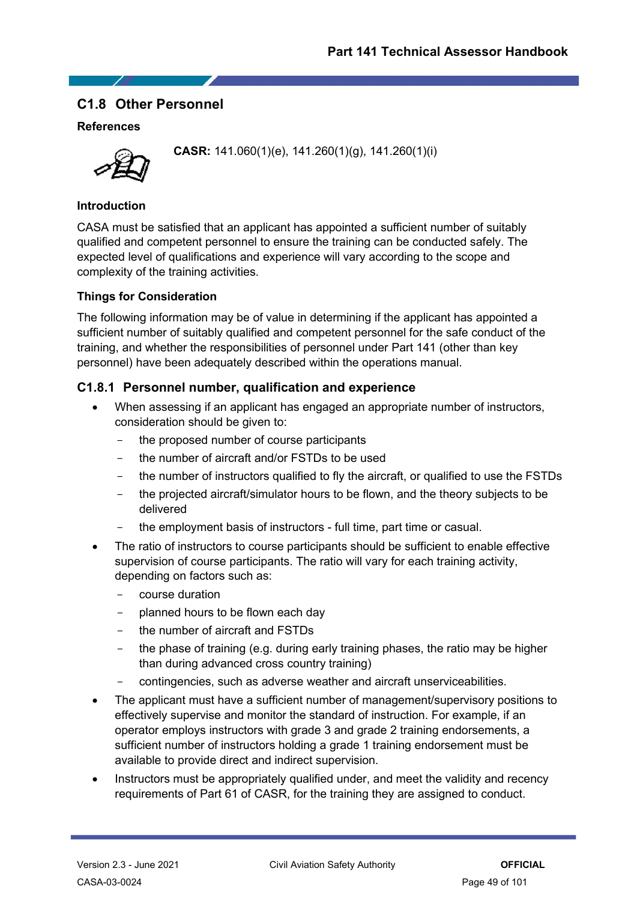## C1.8 Other Personnel

**References**

**CASR:** 141.060(1)(e), 141.260(1)(g), 141.260(1)(i)

**Introduction**

CASA must be satisfied that an applicant has appointed a sufficient number of suitably qualified and competent personnel to ensure the training can be conducted safely. The expected level of qualifications and experience will vary according to the scope and complexity of the training activities.

**Things for Consideration**

The following information may be of value in determining if the applicant has appointed a sufficient number of suitably qualified and competent personnel for the safe conduct of the training, and whether the responsibilities of personnel under Part 141 (other than key personnel) have been adequately described within the operations manual.

### C1.8.1 Personnel number, qualification and experience

- When assessing if an applicant has engaged an appropriate number of instructors, consideration should be given to:
  - the proposed number of course participants
  - the number of aircraft and/or FSTDs to be used
  - the number of instructors qualified to fly the aircraft, or qualified to use the FSTDs
  - the projected aircraft/simulator hours to be flown, and the theory subjects to be delivered
  - the employment basis of instructors - full time, part time or casual.
- The ratio of instructors to course participants should be sufficient to enable effective supervision of course participants. The ratio will vary for each training activity, depending on factors such as:
  - course duration
  - planned hours to be flown each day
  - the number of aircraft and FSTDs
  - the phase of training (e.g. during early training phases, the ratio may be higher than during advanced cross country training)
  - contingencies, such as adverse weather and aircraft unserviceabilities.
- The applicant must have a sufficient number of management/supervisory positions to effectively supervise and monitor the standard of instruction. For example, if an operator employs instructors with grade 3 and grade 2 training endorsements, a sufficient number of instructors holding a grade 1 training endorsement must be available to provide direct and indirect supervision.
- Instructors must be appropriately qualified under, and meet the validity and recency requirements of Part 61 of CASR, for the training they are assigned to conduct.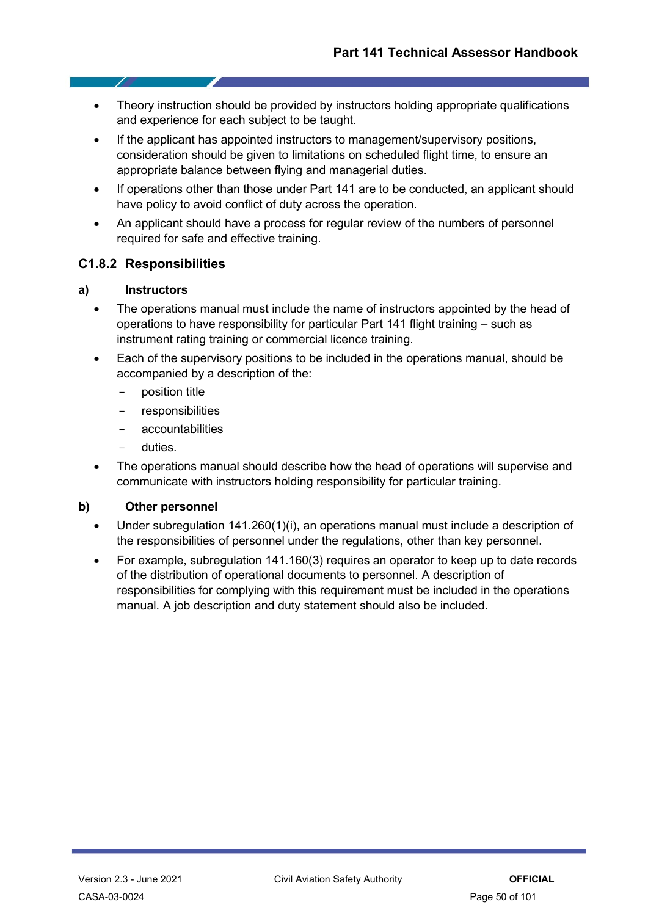- Theory instruction should be provided by instructors holding appropriate qualifications and experience for each subject to be taught.
- If the applicant has appointed instructors to management/supervisory positions, consideration should be given to limitations on scheduled flight time, to ensure an appropriate balance between flying and managerial duties.
- If operations other than those under Part 141 are to be conducted, an applicant should have policy to avoid conflict of duty across the operation.
- An applicant should have a process for regular review of the numbers of personnel required for safe and effective training.

### C1.8.2 Responsibilities

**a) Instructors**

- The operations manual must include the name of instructors appointed by the head of operations to have responsibility for particular Part 141 flight training – such as instrument rating training or commercial licence training.
- Each of the supervisory positions to be included in the operations manual, should be accompanied by a description of the:
  - position title
  - responsibilities
  - accountabilities
  - duties.
- The operations manual should describe how the head of operations will supervise and communicate with instructors holding responsibility for particular training.

**b) Other personnel**

- Under subregulation 141.260(1)(i), an operations manual must include a description of the responsibilities of personnel under the regulations, other than key personnel.
- For example, subregulation 141.160(3) requires an operator to keep up to date records of the distribution of operational documents to personnel. A description of responsibilities for complying with this requirement must be included in the operations manual. A job description and duty statement should also be included.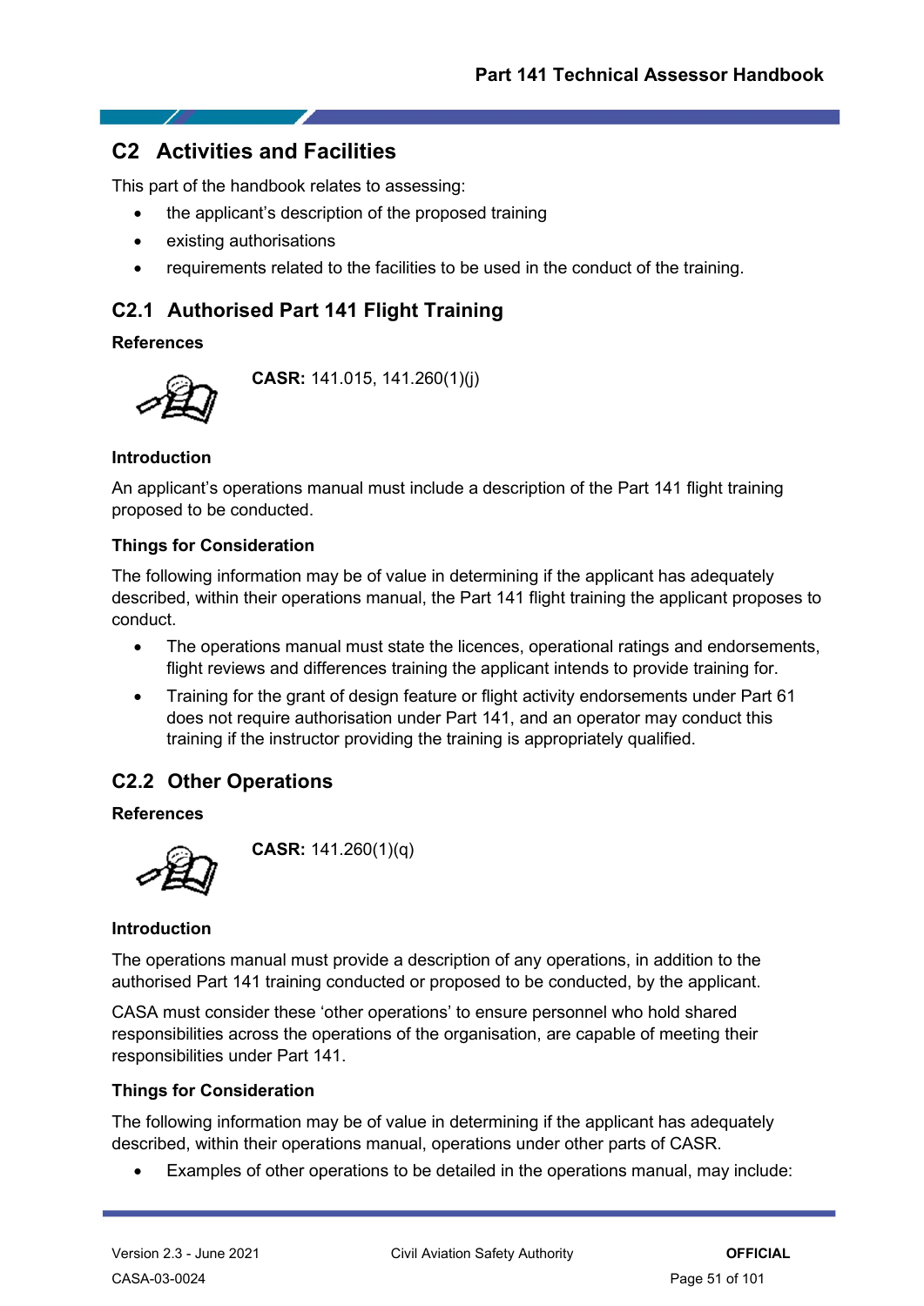## C2 Activities and Facilities

This part of the handbook relates to assessing:

- the applicant's description of the proposed training
- existing authorisations
- requirements related to the facilities to be used in the conduct of the training.

### C2.1 Authorised Part 141 Flight Training

#### References

**CASR:** 141.015, 141.260(1)(j)

#### Introduction

An applicant's operations manual must include a description of the Part 141 flight training proposed to be conducted.

#### Things for Consideration

The following information may be of value in determining if the applicant has adequately described, within their operations manual, the Part 141 flight training the applicant proposes to conduct.

- The operations manual must state the licences, operational ratings and endorsements, flight reviews and differences training the applicant intends to provide training for.
- Training for the grant of design feature or flight activity endorsements under Part 61 does not require authorisation under Part 141, and an operator may conduct this training if the instructor providing the training is appropriately qualified.

### C2.2 Other Operations

#### References

**CASR:** 141.260(1)(q)

#### Introduction

The operations manual must provide a description of any operations, in addition to the authorised Part 141 training conducted or proposed to be conducted, by the applicant.

CASA must consider these 'other operations' to ensure personnel who hold shared responsibilities across the operations of the organisation, are capable of meeting their responsibilities under Part 141.

#### Things for Consideration

The following information may be of value in determining if the applicant has adequately described, within their operations manual, operations under other parts of CASR.

- Examples of other operations to be detailed in the operations manual, may include: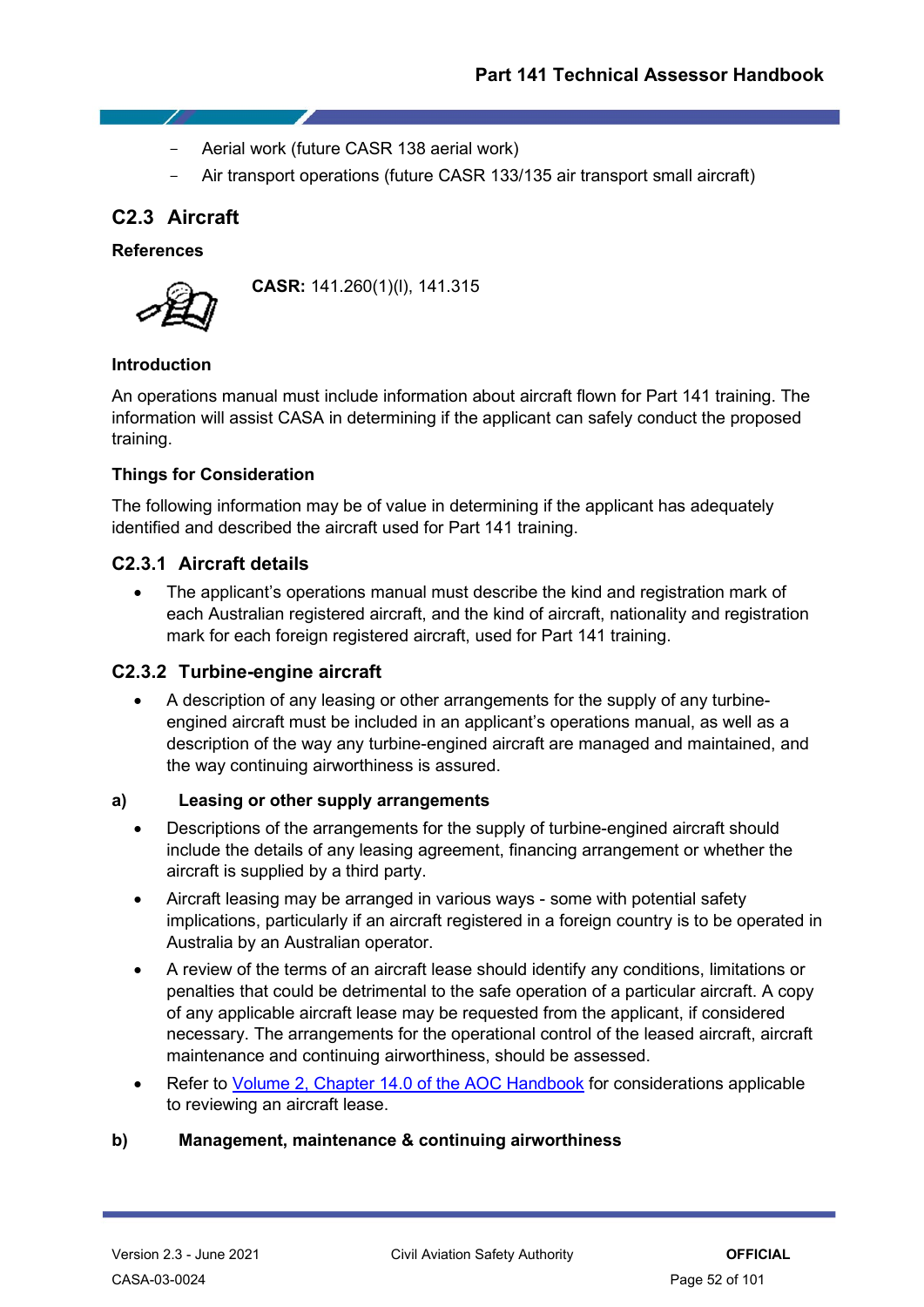- Aerial work (future CASR 138 aerial work)
- Air transport operations (future CASR 133/135 air transport small aircraft)

## C2.3 Aircraft

**References**

**CASR:** 141.260(1)(l), 141.315

**Introduction**

An operations manual must include information about aircraft flown for Part 141 training. The information will assist CASA in determining if the applicant can safely conduct the proposed training.

**Things for Consideration**

The following information may be of value in determining if the applicant has adequately identified and described the aircraft used for Part 141 training.

### C2.3.1 Aircraft details

- The applicant's operations manual must describe the kind and registration mark of each Australian registered aircraft, and the kind of aircraft, nationality and registration mark for each foreign registered aircraft, used for Part 141 training.

### C2.3.2 Turbine-engine aircraft

- A description of any leasing or other arrangements for the supply of any turbine-engined aircraft must be included in an applicant's operations manual, as well as a description of the way any turbine-engined aircraft are managed and maintained, and the way continuing airworthiness is assured.

**a) Leasing or other supply arrangements**

- Descriptions of the arrangements for the supply of turbine-engined aircraft should include the details of any leasing agreement, financing arrangement or whether the aircraft is supplied by a third party.
- Aircraft leasing may be arranged in various ways - some with potential safety implications, particularly if an aircraft registered in a foreign country is to be operated in Australia by an Australian operator.
- A review of the terms of an aircraft lease should identify any conditions, limitations or penalties that could be detrimental to the safe operation of a particular aircraft. A copy of any applicable aircraft lease may be requested from the applicant, if considered necessary. The arrangements for the operational control of the leased aircraft, aircraft maintenance and continuing airworthiness, should be assessed.
- Refer to Volume 2, Chapter 14.0 of the AOC Handbook for considerations applicable to reviewing an aircraft lease.

**b) Management, maintenance & continuing airworthiness**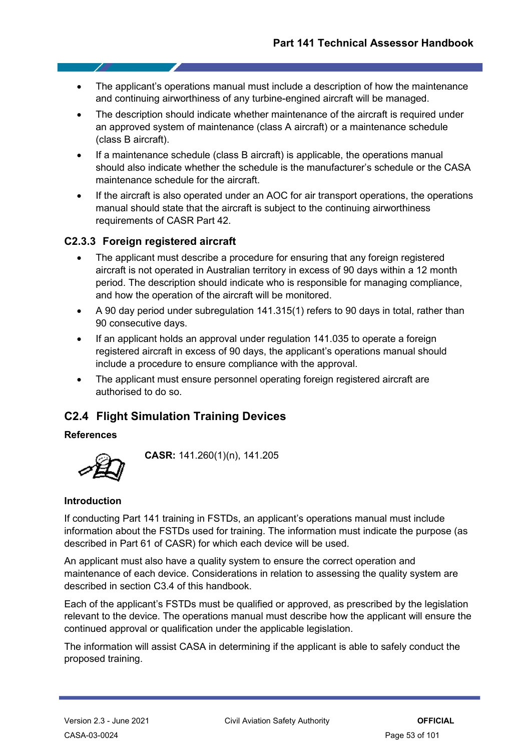- The applicant's operations manual must include a description of how the maintenance and continuing airworthiness of any turbine-engined aircraft will be managed.
- The description should indicate whether maintenance of the aircraft is required under an approved system of maintenance (class A aircraft) or a maintenance schedule (class B aircraft).
- If a maintenance schedule (class B aircraft) is applicable, the operations manual should also indicate whether the schedule is the manufacturer's schedule or the CASA maintenance schedule for the aircraft.
- If the aircraft is also operated under an AOC for air transport operations, the operations manual should state that the aircraft is subject to the continuing airworthiness requirements of CASR Part 42.

### C2.3.3 Foreign registered aircraft

- The applicant must describe a procedure for ensuring that any foreign registered aircraft is not operated in Australian territory in excess of 90 days within a 12 month period. The description should indicate who is responsible for managing compliance, and how the operation of the aircraft will be monitored.
- A 90 day period under subregulation 141.315(1) refers to 90 days in total, rather than 90 consecutive days.
- If an applicant holds an approval under regulation 141.035 to operate a foreign registered aircraft in excess of 90 days, the applicant's operations manual should include a procedure to ensure compliance with the approval.
- The applicant must ensure personnel operating foreign registered aircraft are authorised to do so.

## C2.4 Flight Simulation Training Devices

**References**

**CASR:** 141.260(1)(n), 141.205

**Introduction**

If conducting Part 141 training in FSTDs, an applicant's operations manual must include information about the FSTDs used for training. The information must indicate the purpose (as described in Part 61 of CASR) for which each device will be used.

An applicant must also have a quality system to ensure the correct operation and maintenance of each device. Considerations in relation to assessing the quality system are described in section C3.4 of this handbook.

Each of the applicant's FSTDs must be qualified or approved, as prescribed by the legislation relevant to the device. The operations manual must describe how the applicant will ensure the continued approval or qualification under the applicable legislation.

The information will assist CASA in determining if the applicant is able to safely conduct the proposed training.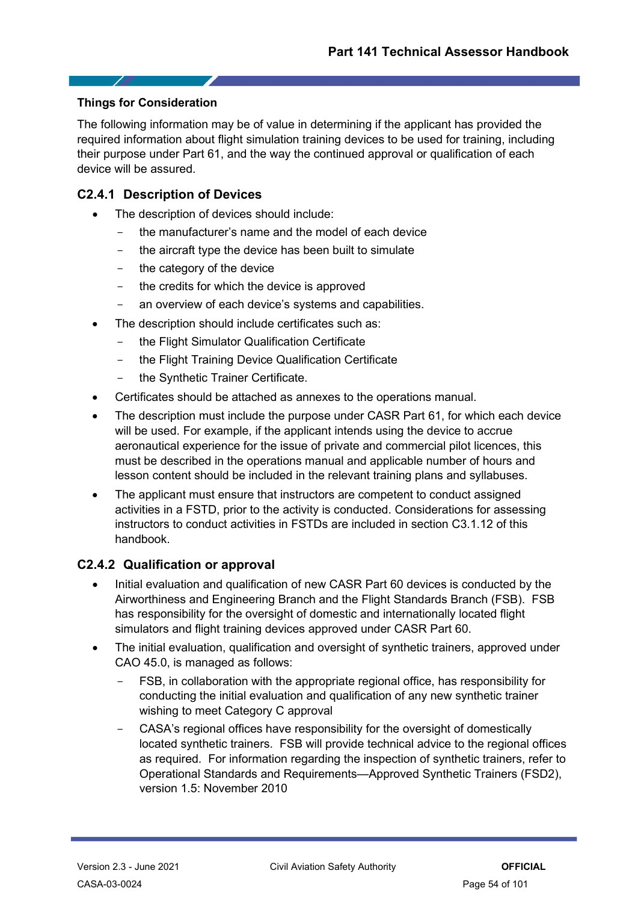**Things for Consideration**

The following information may be of value in determining if the applicant has provided the required information about flight simulation training devices to be used for training, including their purpose under Part 61, and the way the continued approval or qualification of each device will be assured.

### C2.4.1 Description of Devices

- The description of devices should include:
  - the manufacturer's name and the model of each device
  - the aircraft type the device has been built to simulate
  - the category of the device
  - the credits for which the device is approved
  - an overview of each device's systems and capabilities.
- The description should include certificates such as:
  - the Flight Simulator Qualification Certificate
  - the Flight Training Device Qualification Certificate
  - the Synthetic Trainer Certificate.
- Certificates should be attached as annexes to the operations manual.
- The description must include the purpose under CASR Part 61, for which each device will be used. For example, if the applicant intends using the device to accrue aeronautical experience for the issue of private and commercial pilot licences, this must be described in the operations manual and applicable number of hours and lesson content should be included in the relevant training plans and syllabuses.
- The applicant must ensure that instructors are competent to conduct assigned activities in a FSTD, prior to the activity is conducted. Considerations for assessing instructors to conduct activities in FSTDs are included in section C3.1.12 of this handbook.

### C2.4.2 Qualification or approval

- Initial evaluation and qualification of new CASR Part 60 devices is conducted by the Airworthiness and Engineering Branch and the Flight Standards Branch (FSB). FSB has responsibility for the oversight of domestic and internationally located flight simulators and flight training devices approved under CASR Part 60.
- The initial evaluation, qualification and oversight of synthetic trainers, approved under CAO 45.0, is managed as follows:
  - FSB, in collaboration with the appropriate regional office, has responsibility for conducting the initial evaluation and qualification of any new synthetic trainer wishing to meet Category C approval
  - CASA's regional offices have responsibility for the oversight of domestically located synthetic trainers. FSB will provide technical advice to the regional offices as required. For information regarding the inspection of synthetic trainers, refer to Operational Standards and Requirements—Approved Synthetic Trainers (FSD2), version 1.5: November 2010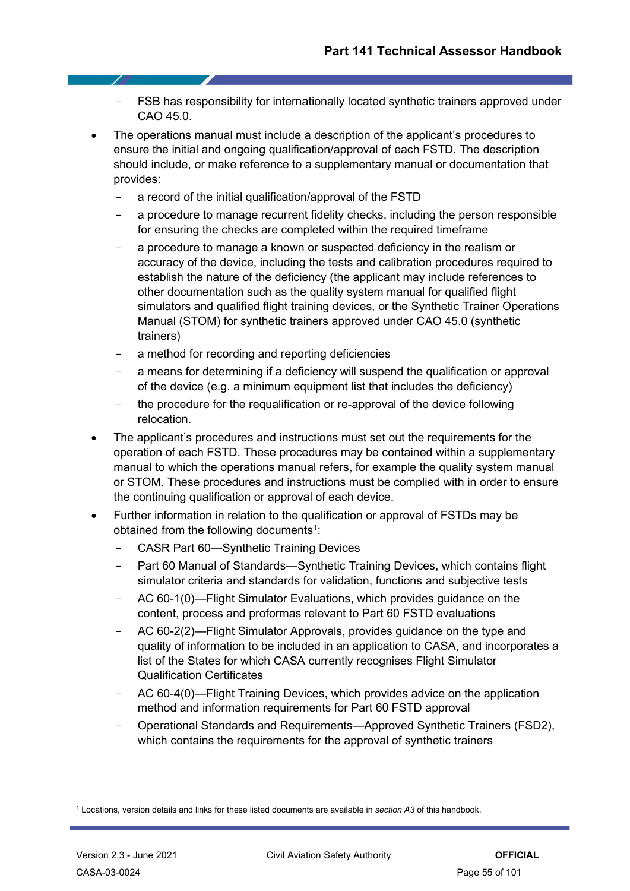- FSB has responsibility for internationally located synthetic trainers approved under CAO 45.0.
- The operations manual must include a description of the applicant's procedures to ensure the initial and ongoing qualification/approval of each FSTD. The description should include, or make reference to a supplementary manual or documentation that provides:
  - a record of the initial qualification/approval of the FSTD
  - a procedure to manage recurrent fidelity checks, including the person responsible for ensuring the checks are completed within the required timeframe
  - a procedure to manage a known or suspected deficiency in the realism or accuracy of the device, including the tests and calibration procedures required to establish the nature of the deficiency (the applicant may include references to other documentation such as the quality system manual for qualified flight simulators and qualified flight training devices, or the Synthetic Trainer Operations Manual (STOM) for synthetic trainers approved under CAO 45.0 (synthetic trainers)
  - a method for recording and reporting deficiencies
  - a means for determining if a deficiency will suspend the qualification or approval of the device (e.g. a minimum equipment list that includes the deficiency)
  - the procedure for the requalification or re-approval of the device following relocation.
- The applicant's procedures and instructions must set out the requirements for the operation of each FSTD. These procedures may be contained within a supplementary manual to which the operations manual refers, for example the quality system manual or STOM. These procedures and instructions must be complied with in order to ensure the continuing qualification or approval of each device.
- Further information in relation to the qualification or approval of FSTDs may be obtained from the following documents[1]:
  - CASR Part 60—Synthetic Training Devices
  - Part 60 Manual of Standards—Synthetic Training Devices, which contains flight simulator criteria and standards for validation, functions and subjective tests
  - AC 60-1(0)—Flight Simulator Evaluations, which provides guidance on the content, process and proformas relevant to Part 60 FSTD evaluations
  - AC 60-2(2)—Flight Simulator Approvals, provides guidance on the type and quality of information to be included in an application to CASA, and incorporates a list of the States for which CASA currently recognises Flight Simulator Qualification Certificates
  - AC 60-4(0)—Flight Training Devices, which provides advice on the application method and information requirements for Part 60 FSTD approval
  - Operational Standards and Requirements—Approved Synthetic Trainers (FSD2), which contains the requirements for the approval of synthetic trainers

[1] Locations, version details and links for these listed documents are available in *section A3* of this handbook.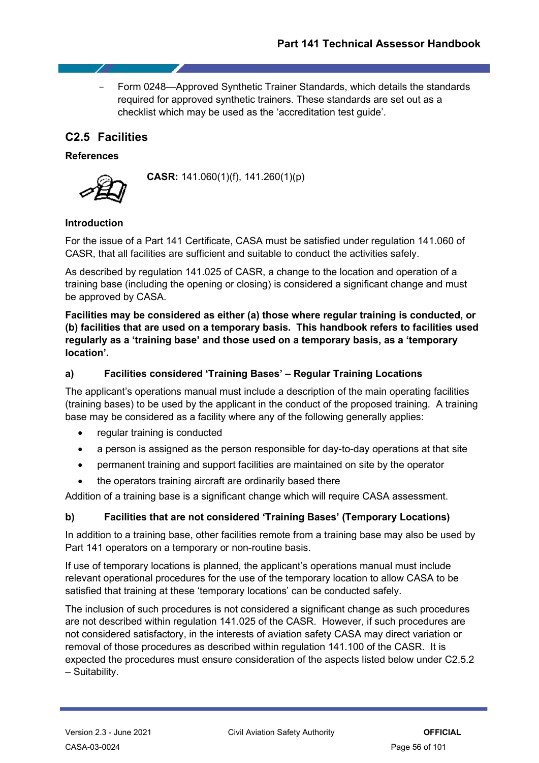- Form 0248—Approved Synthetic Trainer Standards, which details the standards required for approved synthetic trainers. These standards are set out as a checklist which may be used as the 'accreditation test guide'.

## C2.5 Facilities

### References

**CASR:** 141.060(1)(f), 141.260(1)(p)

### Introduction

For the issue of a Part 141 Certificate, CASA must be satisfied under regulation 141.060 of CASR, that all facilities are sufficient and suitable to conduct the activities safely.

As described by regulation 141.025 of CASR, a change to the location and operation of a training base (including the opening or closing) is considered a significant change and must be approved by CASA.

**Facilities may be considered as either (a) those where regular training is conducted, or (b) facilities that are used on a temporary basis. This handbook refers to facilities used regularly as a 'training base' and those used on a temporary basis, as a 'temporary location'.**

### a) Facilities considered 'Training Bases' – Regular Training Locations

The applicant's operations manual must include a description of the main operating facilities (training bases) to be used by the applicant in the conduct of the proposed training. A training base may be considered as a facility where any of the following generally applies:

- regular training is conducted
- a person is assigned as the person responsible for day-to-day operations at that site
- permanent training and support facilities are maintained on site by the operator
- the operators training aircraft are ordinarily based there

Addition of a training base is a significant change which will require CASA assessment.

### b) Facilities that are not considered 'Training Bases' (Temporary Locations)

In addition to a training base, other facilities remote from a training base may also be used by Part 141 operators on a temporary or non-routine basis.

If use of temporary locations is planned, the applicant's operations manual must include relevant operational procedures for the use of the temporary location to allow CASA to be satisfied that training at these 'temporary locations' can be conducted safely.

The inclusion of such procedures is not considered a significant change as such procedures are not described within regulation 141.025 of the CASR. However, if such procedures are not considered satisfactory, in the interests of aviation safety CASA may direct variation or removal of those procedures as described within regulation 141.100 of the CASR. It is expected the procedures must ensure consideration of the aspects listed below under C2.5.2 – Suitability.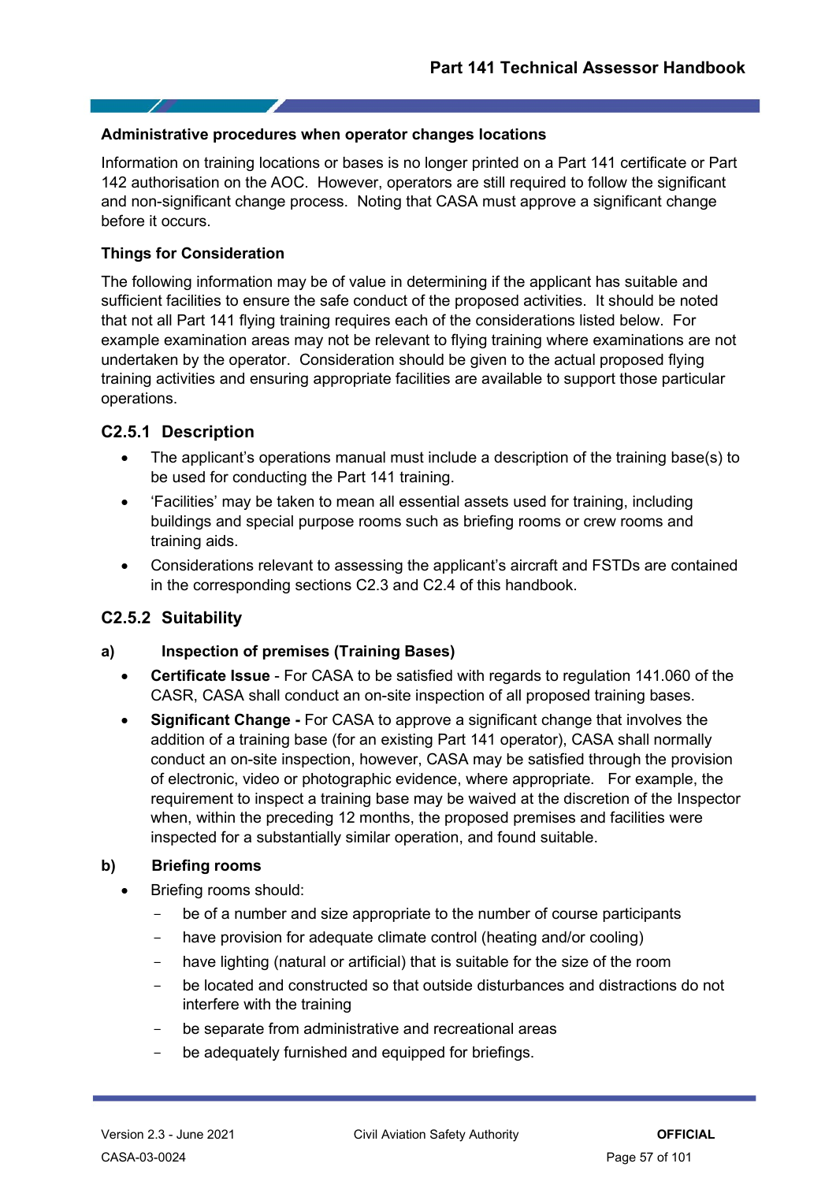#### Administrative procedures when operator changes locations

Information on training locations or bases is no longer printed on a Part 141 certificate or Part 142 authorisation on the AOC. However, operators are still required to follow the significant and non-significant change process. Noting that CASA must approve a significant change before it occurs.

#### Things for Consideration

The following information may be of value in determining if the applicant has suitable and sufficient facilities to ensure the safe conduct of the proposed activities. It should be noted that not all Part 141 flying training requires each of the considerations listed below. For example examination areas may not be relevant to flying training where examinations are not undertaken by the operator. Consideration should be given to the actual proposed flying training activities and ensuring appropriate facilities are available to support those particular operations.

### C2.5.1 Description

- The applicant's operations manual must include a description of the training base(s) to be used for conducting the Part 141 training.
- 'Facilities' may be taken to mean all essential assets used for training, including buildings and special purpose rooms such as briefing rooms or crew rooms and training aids.
- Considerations relevant to assessing the applicant's aircraft and FSTDs are contained in the corresponding sections C2.3 and C2.4 of this handbook.

### C2.5.2 Suitability

#### a) Inspection of premises (Training Bases)

- **Certificate Issue** - For CASA to be satisfied with regards to regulation 141.060 of the CASR, CASA shall conduct an on-site inspection of all proposed training bases.
- **Significant Change -** For CASA to approve a significant change that involves the addition of a training base (for an existing Part 141 operator), CASA shall normally conduct an on-site inspection, however, CASA may be satisfied through the provision of electronic, video or photographic evidence, where appropriate. For example, the requirement to inspect a training base may be waived at the discretion of the Inspector when, within the preceding 12 months, the proposed premises and facilities were inspected for a substantially similar operation, and found suitable.

#### b) Briefing rooms

- Briefing rooms should:
  - be of a number and size appropriate to the number of course participants
  - have provision for adequate climate control (heating and/or cooling)
  - have lighting (natural or artificial) that is suitable for the size of the room
  - be located and constructed so that outside disturbances and distractions do not interfere with the training
  - be separate from administrative and recreational areas
  - be adequately furnished and equipped for briefings.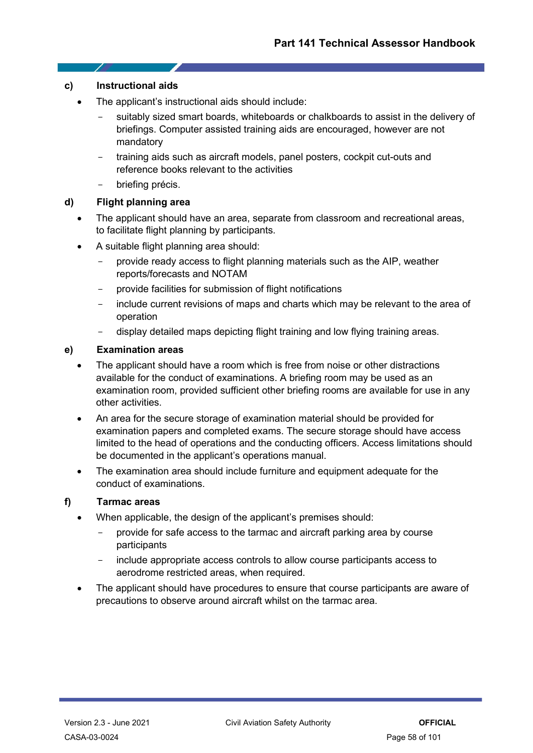#### c) Instructional aids

- The applicant's instructional aids should include:
  - suitably sized smart boards, whiteboards or chalkboards to assist in the delivery of briefings. Computer assisted training aids are encouraged, however are not mandatory
  - training aids such as aircraft models, panel posters, cockpit cut-outs and reference books relevant to the activities
  - briefing précis.

#### d) Flight planning area

- The applicant should have an area, separate from classroom and recreational areas, to facilitate flight planning by participants.
- A suitable flight planning area should:
  - provide ready access to flight planning materials such as the AIP, weather reports/forecasts and NOTAM
  - provide facilities for submission of flight notifications
  - include current revisions of maps and charts which may be relevant to the area of operation
  - display detailed maps depicting flight training and low flying training areas.

#### e) Examination areas

- The applicant should have a room which is free from noise or other distractions available for the conduct of examinations. A briefing room may be used as an examination room, provided sufficient other briefing rooms are available for use in any other activities.
- An area for the secure storage of examination material should be provided for examination papers and completed exams. The secure storage should have access limited to the head of operations and the conducting officers. Access limitations should be documented in the applicant's operations manual.
- The examination area should include furniture and equipment adequate for the conduct of examinations.

#### f) Tarmac areas

- When applicable, the design of the applicant's premises should:
  - provide for safe access to the tarmac and aircraft parking area by course participants
  - include appropriate access controls to allow course participants access to aerodrome restricted areas, when required.
- The applicant should have procedures to ensure that course participants are aware of precautions to observe around aircraft whilst on the tarmac area.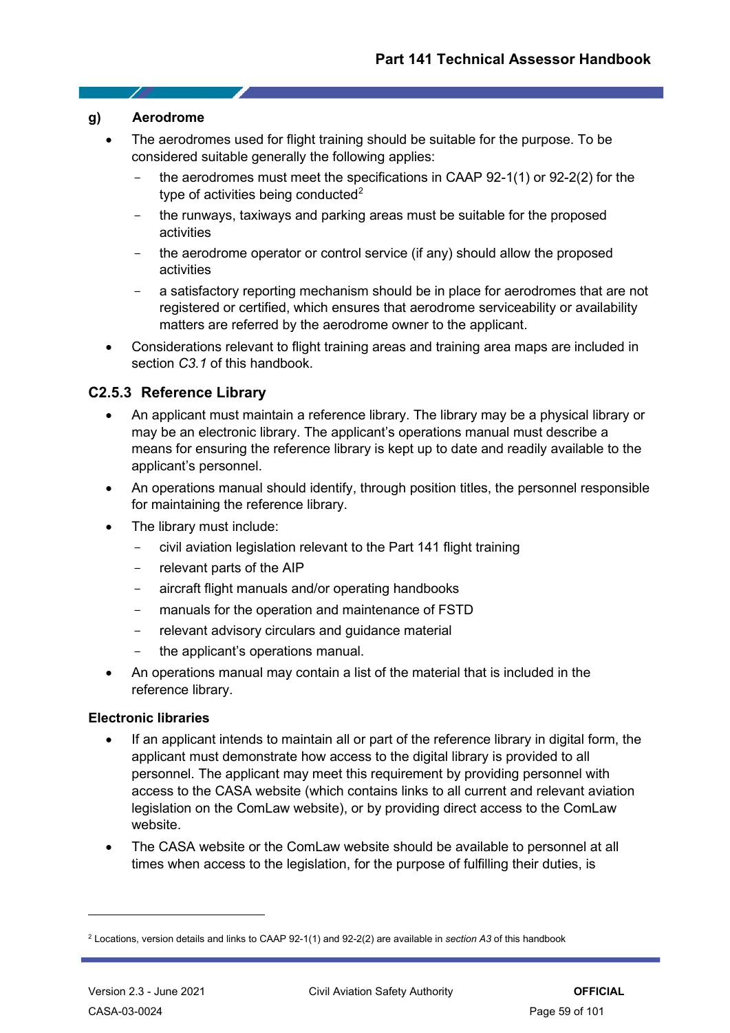**g) Aerodrome**

- The aerodromes used for flight training should be suitable for the purpose. To be considered suitable generally the following applies:
  - the aerodromes must meet the specifications in CAAP 92-1(1) or 92-2(2) for the type of activities being conducted[2]
  - the runways, taxiways and parking areas must be suitable for the proposed activities
  - the aerodrome operator or control service (if any) should allow the proposed activities
  - a satisfactory reporting mechanism should be in place for aerodromes that are not registered or certified, which ensures that aerodrome serviceability or availability matters are referred by the aerodrome owner to the applicant.
- Considerations relevant to flight training areas and training area maps are included in section *C3.1* of this handbook.

### C2.5.3 Reference Library

- An applicant must maintain a reference library. The library may be a physical library or may be an electronic library. The applicant's operations manual must describe a means for ensuring the reference library is kept up to date and readily available to the applicant's personnel.
- An operations manual should identify, through position titles, the personnel responsible for maintaining the reference library.
- The library must include:
  - civil aviation legislation relevant to the Part 141 flight training
  - relevant parts of the AIP
  - aircraft flight manuals and/or operating handbooks
  - manuals for the operation and maintenance of FSTD
  - relevant advisory circulars and guidance material
  - the applicant's operations manual.
- An operations manual may contain a list of the material that is included in the reference library.

**Electronic libraries**

- If an applicant intends to maintain all or part of the reference library in digital form, the applicant must demonstrate how access to the digital library is provided to all personnel. The applicant may meet this requirement by providing personnel with access to the CASA website (which contains links to all current and relevant aviation legislation on the ComLaw website), or by providing direct access to the ComLaw website.
- The CASA website or the ComLaw website should be available to personnel at all times when access to the legislation, for the purpose of fulfilling their duties, is

[2] Locations, version details and links to CAAP 92-1(1) and 92-2(2) are available in *section A3* of this handbook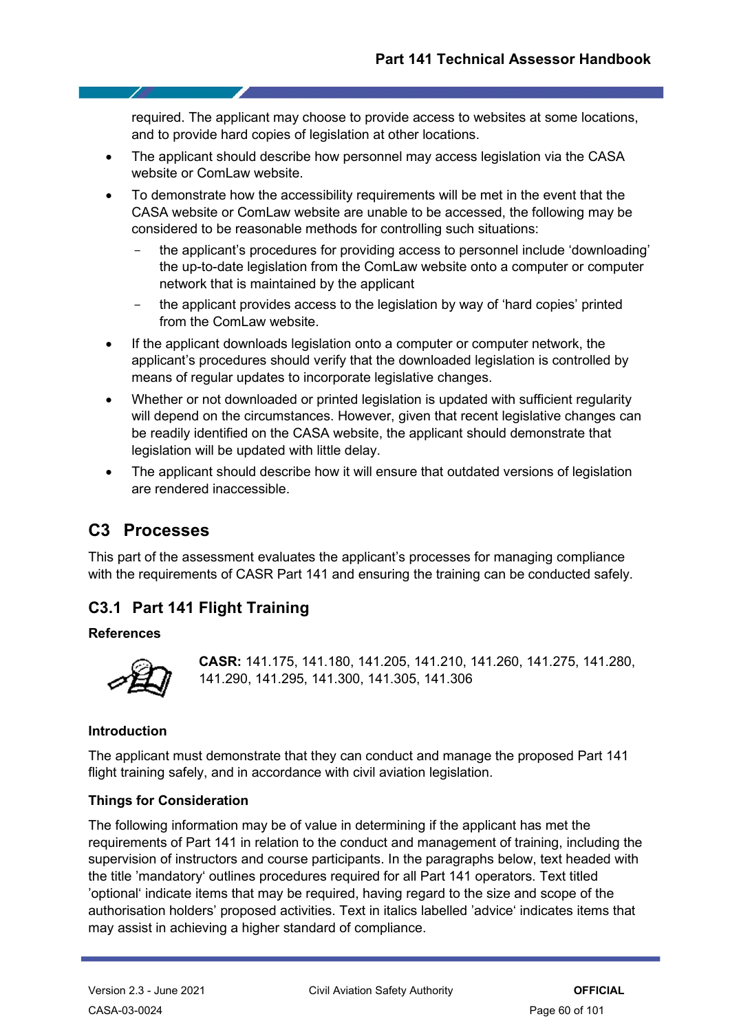required. The applicant may choose to provide access to websites at some locations, and to provide hard copies of legislation at other locations.

- The applicant should describe how personnel may access legislation via the CASA website or ComLaw website.
- To demonstrate how the accessibility requirements will be met in the event that the CASA website or ComLaw website are unable to be accessed, the following may be considered to be reasonable methods for controlling such situations:
  - the applicant's procedures for providing access to personnel include 'downloading' the up-to-date legislation from the ComLaw website onto a computer or computer network that is maintained by the applicant
  - the applicant provides access to the legislation by way of 'hard copies' printed from the ComLaw website.
- If the applicant downloads legislation onto a computer or computer network, the applicant's procedures should verify that the downloaded legislation is controlled by means of regular updates to incorporate legislative changes.
- Whether or not downloaded or printed legislation is updated with sufficient regularity will depend on the circumstances. However, given that recent legislative changes can be readily identified on the CASA website, the applicant should demonstrate that legislation will be updated with little delay.
- The applicant should describe how it will ensure that outdated versions of legislation are rendered inaccessible.

## C3 Processes

This part of the assessment evaluates the applicant's processes for managing compliance with the requirements of CASR Part 141 and ensuring the training can be conducted safely.

### C3.1 Part 141 Flight Training

**References**

**CASR:** 141.175, 141.180, 141.205, 141.210, 141.260, 141.275, 141.280, 141.290, 141.295, 141.300, 141.305, 141.306

**Introduction**

The applicant must demonstrate that they can conduct and manage the proposed Part 141 flight training safely, and in accordance with civil aviation legislation.

**Things for Consideration**

The following information may be of value in determining if the applicant has met the requirements of Part 141 in relation to the conduct and management of training, including the supervision of instructors and course participants. In the paragraphs below, text headed with the title 'mandatory' outlines procedures required for all Part 141 operators. Text titled 'optional' indicate items that may be required, having regard to the size and scope of the authorisation holders' proposed activities. Text in italics labelled 'advice' indicates items that may assist in achieving a higher standard of compliance.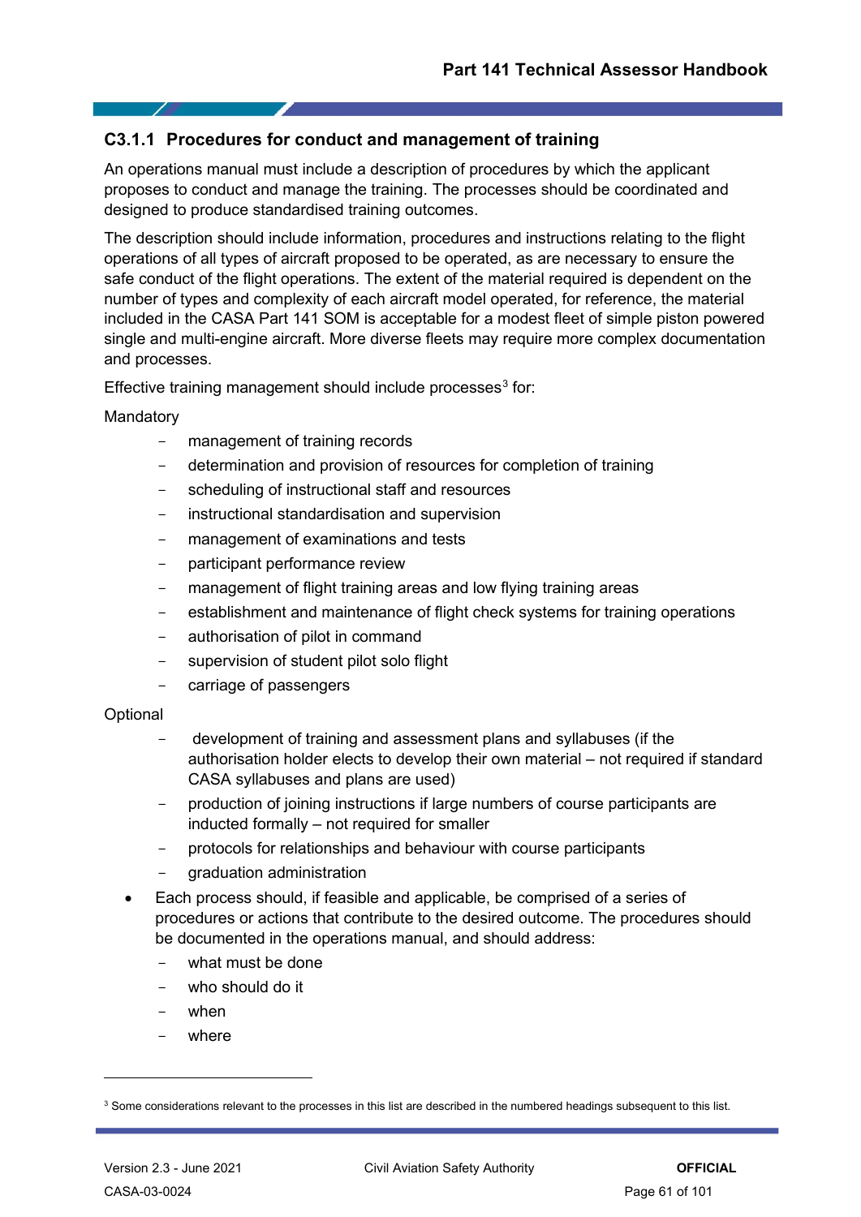### C3.1.1 Procedures for conduct and management of training

An operations manual must include a description of procedures by which the applicant proposes to conduct and manage the training. The processes should be coordinated and designed to produce standardised training outcomes.

The description should include information, procedures and instructions relating to the flight operations of all types of aircraft proposed to be operated, as are necessary to ensure the safe conduct of the flight operations. The extent of the material required is dependent on the number of types and complexity of each aircraft model operated, for reference, the material included in the CASA Part 141 SOM is acceptable for a modest fleet of simple piston powered single and multi-engine aircraft. More diverse fleets may require more complex documentation and processes.

Effective training management should include processes[3] for:

Mandatory

- management of training records
- determination and provision of resources for completion of training
- scheduling of instructional staff and resources
- instructional standardisation and supervision
- management of examinations and tests
- participant performance review
- management of flight training areas and low flying training areas
- establishment and maintenance of flight check systems for training operations
- authorisation of pilot in command
- supervision of student pilot solo flight
- carriage of passengers

Optional

- development of training and assessment plans and syllabuses (if the authorisation holder elects to develop their own material – not required if standard CASA syllabuses and plans are used)
- production of joining instructions if large numbers of course participants are inducted formally – not required for smaller
- protocols for relationships and behaviour with course participants
- graduation administration

- Each process should, if feasible and applicable, be comprised of a series of procedures or actions that contribute to the desired outcome. The procedures should be documented in the operations manual, and should address:
  - what must be done
  - who should do it
  - when
  - where

[3] Some considerations relevant to the processes in this list are described in the numbered headings subsequent to this list.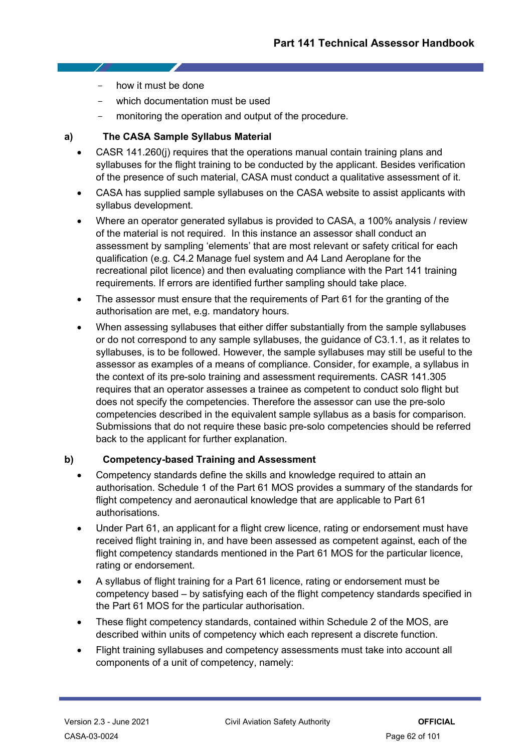- how it must be done
  - which documentation must be used
  - monitoring the operation and output of the procedure.

**a) The CASA Sample Syllabus Material**

- CASR 141.260(j) requires that the operations manual contain training plans and syllabuses for the flight training to be conducted by the applicant. Besides verification of the presence of such material, CASA must conduct a qualitative assessment of it.
- CASA has supplied sample syllabuses on the CASA website to assist applicants with syllabus development.
- Where an operator generated syllabus is provided to CASA, a 100% analysis / review of the material is not required. In this instance an assessor shall conduct an assessment by sampling 'elements' that are most relevant or safety critical for each qualification (e.g. C4.2 Manage fuel system and A4 Land Aeroplane for the recreational pilot licence) and then evaluating compliance with the Part 141 training requirements. If errors are identified further sampling should take place.
- The assessor must ensure that the requirements of Part 61 for the granting of the authorisation are met, e.g. mandatory hours.
- When assessing syllabuses that either differ substantially from the sample syllabuses or do not correspond to any sample syllabuses, the guidance of C3.1.1, as it relates to syllabuses, is to be followed. However, the sample syllabuses may still be useful to the assessor as examples of a means of compliance. Consider, for example, a syllabus in the context of its pre-solo training and assessment requirements. CASR 141.305 requires that an operator assesses a trainee as competent to conduct solo flight but does not specify the competencies. Therefore the assessor can use the pre-solo competencies described in the equivalent sample syllabus as a basis for comparison. Submissions that do not require these basic pre-solo competencies should be referred back to the applicant for further explanation.

**b) Competency-based Training and Assessment**

- Competency standards define the skills and knowledge required to attain an authorisation. Schedule 1 of the Part 61 MOS provides a summary of the standards for flight competency and aeronautical knowledge that are applicable to Part 61 authorisations.
- Under Part 61, an applicant for a flight crew licence, rating or endorsement must have received flight training in, and have been assessed as competent against, each of the flight competency standards mentioned in the Part 61 MOS for the particular licence, rating or endorsement.
- A syllabus of flight training for a Part 61 licence, rating or endorsement must be competency based – by satisfying each of the flight competency standards specified in the Part 61 MOS for the particular authorisation.
- These flight competency standards, contained within Schedule 2 of the MOS, are described within units of competency which each represent a discrete function.
- Flight training syllabuses and competency assessments must take into account all components of a unit of competency, namely: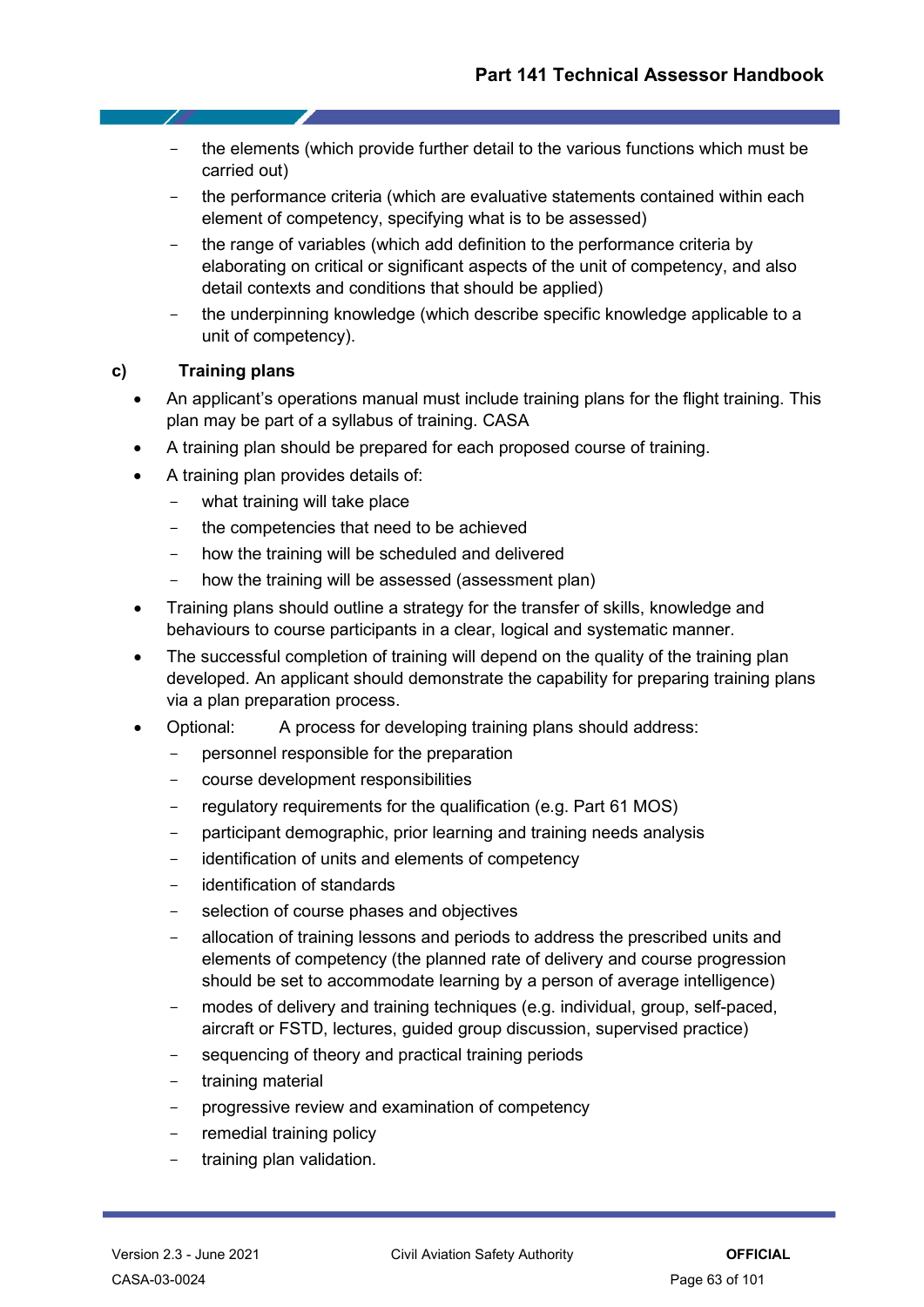- the elements (which provide further detail to the various functions which must be carried out)
- the performance criteria (which are evaluative statements contained within each element of competency, specifying what is to be assessed)
- the range of variables (which add definition to the performance criteria by elaborating on critical or significant aspects of the unit of competency, and also detail contexts and conditions that should be applied)
- the underpinning knowledge (which describe specific knowledge applicable to a unit of competency).

### c) Training plans

- An applicant's operations manual must include training plans for the flight training. This plan may be part of a syllabus of training. CASA
- A training plan should be prepared for each proposed course of training.
- A training plan provides details of:
  - what training will take place
  - the competencies that need to be achieved
  - how the training will be scheduled and delivered
  - how the training will be assessed (assessment plan)
- Training plans should outline a strategy for the transfer of skills, knowledge and behaviours to course participants in a clear, logical and systematic manner.
- The successful completion of training will depend on the quality of the training plan developed. An applicant should demonstrate the capability for preparing training plans via a plan preparation process.
- Optional: A process for developing training plans should address:
  - personnel responsible for the preparation
  - course development responsibilities
  - regulatory requirements for the qualification (e.g. Part 61 MOS)
  - participant demographic, prior learning and training needs analysis
  - identification of units and elements of competency
  - identification of standards
  - selection of course phases and objectives
  - allocation of training lessons and periods to address the prescribed units and elements of competency (the planned rate of delivery and course progression should be set to accommodate learning by a person of average intelligence)
  - modes of delivery and training techniques (e.g. individual, group, self-paced, aircraft or FSTD, lectures, guided group discussion, supervised practice)
  - sequencing of theory and practical training periods
  - training material
  - progressive review and examination of competency
  - remedial training policy
  - training plan validation.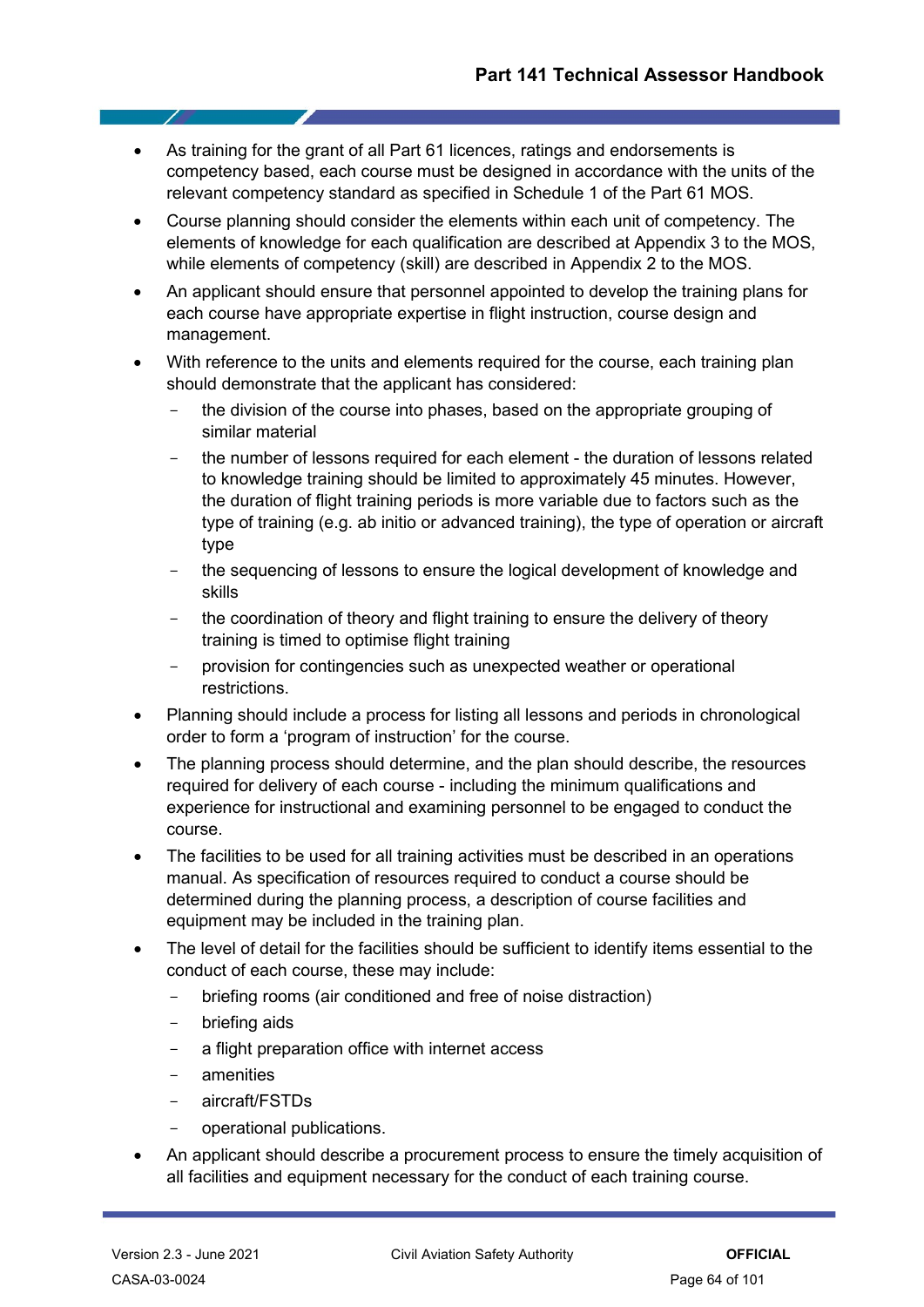- As training for the grant of all Part 61 licences, ratings and endorsements is competency based, each course must be designed in accordance with the units of the relevant competency standard as specified in Schedule 1 of the Part 61 MOS.
- Course planning should consider the elements within each unit of competency. The elements of knowledge for each qualification are described at Appendix 3 to the MOS, while elements of competency (skill) are described in Appendix 2 to the MOS.
- An applicant should ensure that personnel appointed to develop the training plans for each course have appropriate expertise in flight instruction, course design and management.
- With reference to the units and elements required for the course, each training plan should demonstrate that the applicant has considered:
  - the division of the course into phases, based on the appropriate grouping of similar material
  - the number of lessons required for each element - the duration of lessons related to knowledge training should be limited to approximately 45 minutes. However, the duration of flight training periods is more variable due to factors such as the type of training (e.g. ab initio or advanced training), the type of operation or aircraft type
  - the sequencing of lessons to ensure the logical development of knowledge and skills
  - the coordination of theory and flight training to ensure the delivery of theory training is timed to optimise flight training
  - provision for contingencies such as unexpected weather or operational restrictions.
- Planning should include a process for listing all lessons and periods in chronological order to form a 'program of instruction' for the course.
- The planning process should determine, and the plan should describe, the resources required for delivery of each course - including the minimum qualifications and experience for instructional and examining personnel to be engaged to conduct the course.
- The facilities to be used for all training activities must be described in an operations manual. As specification of resources required to conduct a course should be determined during the planning process, a description of course facilities and equipment may be included in the training plan.
- The level of detail for the facilities should be sufficient to identify items essential to the conduct of each course, these may include:
  - briefing rooms (air conditioned and free of noise distraction)
  - briefing aids
  - a flight preparation office with internet access
  - amenities
  - aircraft/FSTDs
  - operational publications.
- An applicant should describe a procurement process to ensure the timely acquisition of all facilities and equipment necessary for the conduct of each training course.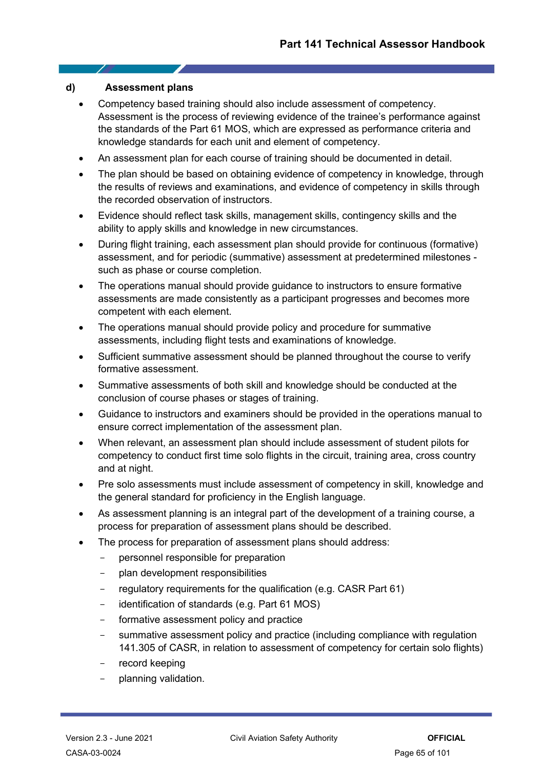#### d) Assessment plans

- Competency based training should also include assessment of competency. Assessment is the process of reviewing evidence of the trainee's performance against the standards of the Part 61 MOS, which are expressed as performance criteria and knowledge standards for each unit and element of competency.
- An assessment plan for each course of training should be documented in detail.
- The plan should be based on obtaining evidence of competency in knowledge, through the results of reviews and examinations, and evidence of competency in skills through the recorded observation of instructors.
- Evidence should reflect task skills, management skills, contingency skills and the ability to apply skills and knowledge in new circumstances.
- During flight training, each assessment plan should provide for continuous (formative) assessment, and for periodic (summative) assessment at predetermined milestones - such as phase or course completion.
- The operations manual should provide guidance to instructors to ensure formative assessments are made consistently as a participant progresses and becomes more competent with each element.
- The operations manual should provide policy and procedure for summative assessments, including flight tests and examinations of knowledge.
- Sufficient summative assessment should be planned throughout the course to verify formative assessment.
- Summative assessments of both skill and knowledge should be conducted at the conclusion of course phases or stages of training.
- Guidance to instructors and examiners should be provided in the operations manual to ensure correct implementation of the assessment plan.
- When relevant, an assessment plan should include assessment of student pilots for competency to conduct first time solo flights in the circuit, training area, cross country and at night.
- Pre solo assessments must include assessment of competency in skill, knowledge and the general standard for proficiency in the English language.
- As assessment planning is an integral part of the development of a training course, a process for preparation of assessment plans should be described.
- The process for preparation of assessment plans should address:
  - personnel responsible for preparation
  - plan development responsibilities
  - regulatory requirements for the qualification (e.g. CASR Part 61)
  - identification of standards (e.g. Part 61 MOS)
  - formative assessment policy and practice
  - summative assessment policy and practice (including compliance with regulation 141.305 of CASR, in relation to assessment of competency for certain solo flights)
  - record keeping
  - planning validation.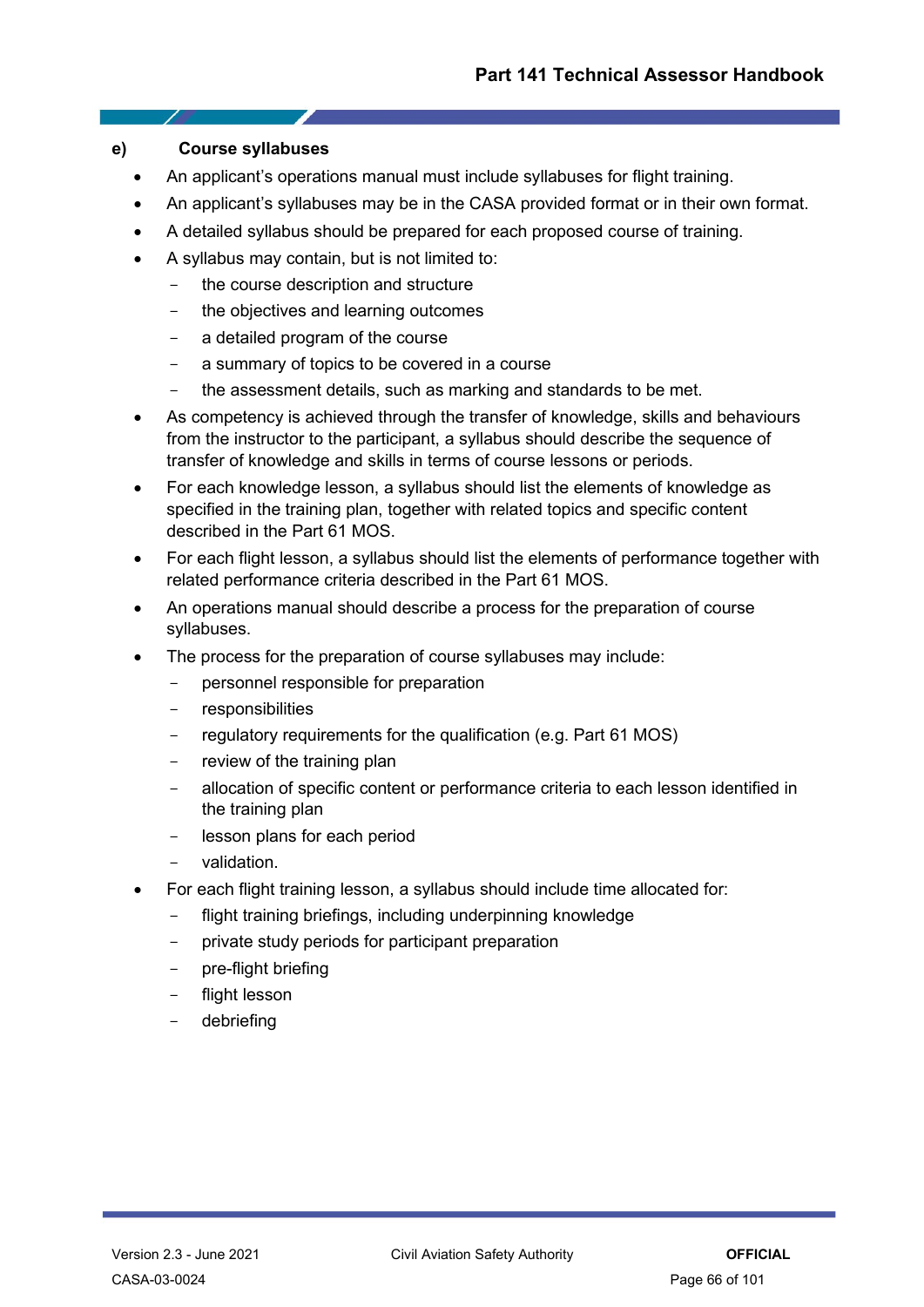#### e) Course syllabuses

- An applicant's operations manual must include syllabuses for flight training.
- An applicant's syllabuses may be in the CASA provided format or in their own format.
- A detailed syllabus should be prepared for each proposed course of training.
- A syllabus may contain, but is not limited to:
  - the course description and structure
  - the objectives and learning outcomes
  - a detailed program of the course
  - a summary of topics to be covered in a course
  - the assessment details, such as marking and standards to be met.
- As competency is achieved through the transfer of knowledge, skills and behaviours from the instructor to the participant, a syllabus should describe the sequence of transfer of knowledge and skills in terms of course lessons or periods.
- For each knowledge lesson, a syllabus should list the elements of knowledge as specified in the training plan, together with related topics and specific content described in the Part 61 MOS.
- For each flight lesson, a syllabus should list the elements of performance together with related performance criteria described in the Part 61 MOS.
- An operations manual should describe a process for the preparation of course syllabuses.
- The process for the preparation of course syllabuses may include:
  - personnel responsible for preparation
  - responsibilities
  - regulatory requirements for the qualification (e.g. Part 61 MOS)
  - review of the training plan
  - allocation of specific content or performance criteria to each lesson identified in the training plan
  - lesson plans for each period
  - validation.
- For each flight training lesson, a syllabus should include time allocated for:
  - flight training briefings, including underpinning knowledge
  - private study periods for participant preparation
  - pre-flight briefing
  - flight lesson
  - debriefing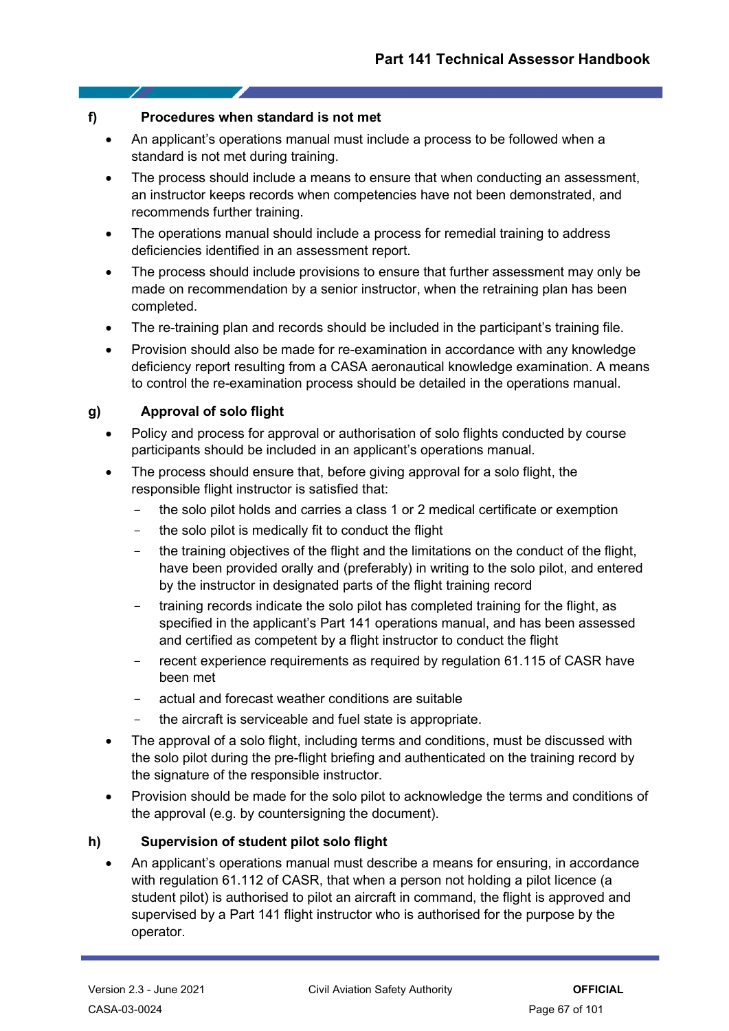#### f) Procedures when standard is not met

- An applicant's operations manual must include a process to be followed when a standard is not met during training.
- The process should include a means to ensure that when conducting an assessment, an instructor keeps records when competencies have not been demonstrated, and recommends further training.
- The operations manual should include a process for remedial training to address deficiencies identified in an assessment report.
- The process should include provisions to ensure that further assessment may only be made on recommendation by a senior instructor, when the retraining plan has been completed.
- The re-training plan and records should be included in the participant's training file.
- Provision should also be made for re-examination in accordance with any knowledge deficiency report resulting from a CASA aeronautical knowledge examination. A means to control the re-examination process should be detailed in the operations manual.

#### g) Approval of solo flight

- Policy and process for approval or authorisation of solo flights conducted by course participants should be included in an applicant's operations manual.
- The process should ensure that, before giving approval for a solo flight, the responsible flight instructor is satisfied that:
  - the solo pilot holds and carries a class 1 or 2 medical certificate or exemption
  - the solo pilot is medically fit to conduct the flight
  - the training objectives of the flight and the limitations on the conduct of the flight, have been provided orally and (preferably) in writing to the solo pilot, and entered by the instructor in designated parts of the flight training record
  - training records indicate the solo pilot has completed training for the flight, as specified in the applicant's Part 141 operations manual, and has been assessed and certified as competent by a flight instructor to conduct the flight
  - recent experience requirements as required by regulation 61.115 of CASR have been met
  - actual and forecast weather conditions are suitable
  - the aircraft is serviceable and fuel state is appropriate.
- The approval of a solo flight, including terms and conditions, must be discussed with the solo pilot during the pre-flight briefing and authenticated on the training record by the signature of the responsible instructor.
- Provision should be made for the solo pilot to acknowledge the terms and conditions of the approval (e.g. by countersigning the document).

#### h) Supervision of student pilot solo flight

- An applicant's operations manual must describe a means for ensuring, in accordance with regulation 61.112 of CASR, that when a person not holding a pilot licence (a student pilot) is authorised to pilot an aircraft in command, the flight is approved and supervised by a Part 141 flight instructor who is authorised for the purpose by the operator.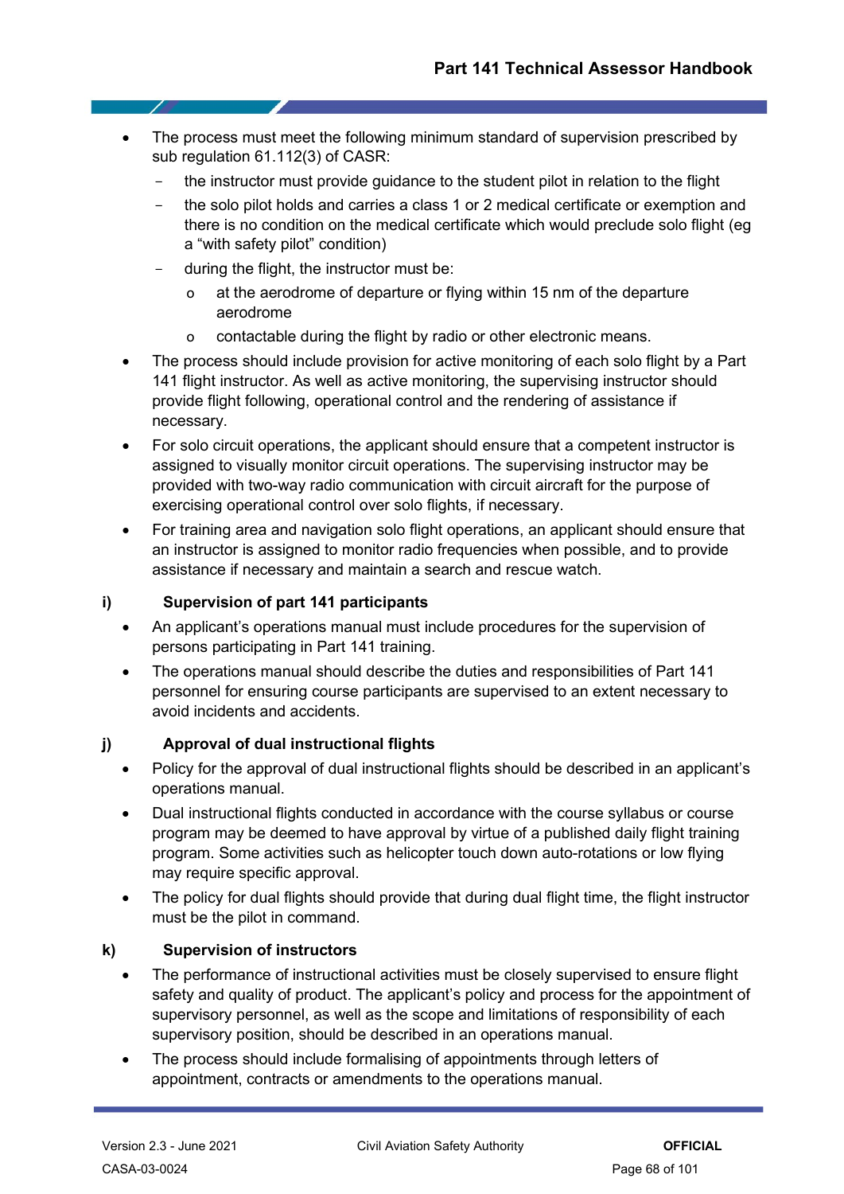- The process must meet the following minimum standard of supervision prescribed by sub regulation 61.112(3) of CASR:
  - the instructor must provide guidance to the student pilot in relation to the flight
  - the solo pilot holds and carries a class 1 or 2 medical certificate or exemption and there is no condition on the medical certificate which would preclude solo flight (eg a "with safety pilot" condition)
  - during the flight, the instructor must be:
    - at the aerodrome of departure or flying within 15 nm of the departure aerodrome
    - contactable during the flight by radio or other electronic means.
- The process should include provision for active monitoring of each solo flight by a Part 141 flight instructor. As well as active monitoring, the supervising instructor should provide flight following, operational control and the rendering of assistance if necessary.
- For solo circuit operations, the applicant should ensure that a competent instructor is assigned to visually monitor circuit operations. The supervising instructor may be provided with two-way radio communication with circuit aircraft for the purpose of exercising operational control over solo flights, if necessary.
- For training area and navigation solo flight operations, an applicant should ensure that an instructor is assigned to monitor radio frequencies when possible, and to provide assistance if necessary and maintain a search and rescue watch.

#### i) Supervision of part 141 participants

- An applicant's operations manual must include procedures for the supervision of persons participating in Part 141 training.
- The operations manual should describe the duties and responsibilities of Part 141 personnel for ensuring course participants are supervised to an extent necessary to avoid incidents and accidents.

#### j) Approval of dual instructional flights

- Policy for the approval of dual instructional flights should be described in an applicant's operations manual.
- Dual instructional flights conducted in accordance with the course syllabus or course program may be deemed to have approval by virtue of a published daily flight training program. Some activities such as helicopter touch down auto-rotations or low flying may require specific approval.
- The policy for dual flights should provide that during dual flight time, the flight instructor must be the pilot in command.

#### k) Supervision of instructors

- The performance of instructional activities must be closely supervised to ensure flight safety and quality of product. The applicant's policy and process for the appointment of supervisory personnel, as well as the scope and limitations of responsibility of each supervisory position, should be described in an operations manual.
- The process should include formalising of appointments through letters of appointment, contracts or amendments to the operations manual.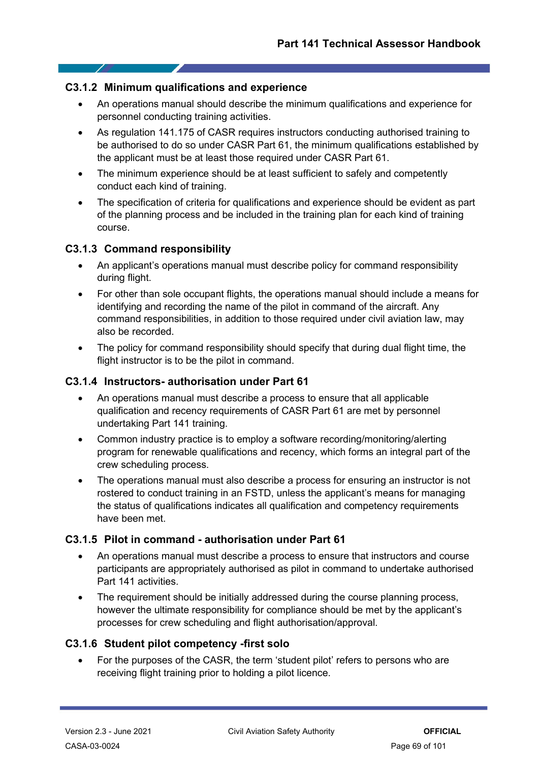### C3.1.2 Minimum qualifications and experience

- An operations manual should describe the minimum qualifications and experience for personnel conducting training activities.
- As regulation 141.175 of CASR requires instructors conducting authorised training to be authorised to do so under CASR Part 61, the minimum qualifications established by the applicant must be at least those required under CASR Part 61.
- The minimum experience should be at least sufficient to safely and competently conduct each kind of training.
- The specification of criteria for qualifications and experience should be evident as part of the planning process and be included in the training plan for each kind of training course.

### C3.1.3 Command responsibility

- An applicant's operations manual must describe policy for command responsibility during flight.
- For other than sole occupant flights, the operations manual should include a means for identifying and recording the name of the pilot in command of the aircraft. Any command responsibilities, in addition to those required under civil aviation law, may also be recorded.
- The policy for command responsibility should specify that during dual flight time, the flight instructor is to be the pilot in command.

### C3.1.4 Instructors- authorisation under Part 61

- An operations manual must describe a process to ensure that all applicable qualification and recency requirements of CASR Part 61 are met by personnel undertaking Part 141 training.
- Common industry practice is to employ a software recording/monitoring/alerting program for renewable qualifications and recency, which forms an integral part of the crew scheduling process.
- The operations manual must also describe a process for ensuring an instructor is not rostered to conduct training in an FSTD, unless the applicant's means for managing the status of qualifications indicates all qualification and competency requirements have been met.

### C3.1.5 Pilot in command - authorisation under Part 61

- An operations manual must describe a process to ensure that instructors and course participants are appropriately authorised as pilot in command to undertake authorised Part 141 activities.
- The requirement should be initially addressed during the course planning process, however the ultimate responsibility for compliance should be met by the applicant's processes for crew scheduling and flight authorisation/approval.

### C3.1.6 Student pilot competency -first solo

- For the purposes of the CASR, the term 'student pilot' refers to persons who are receiving flight training prior to holding a pilot licence.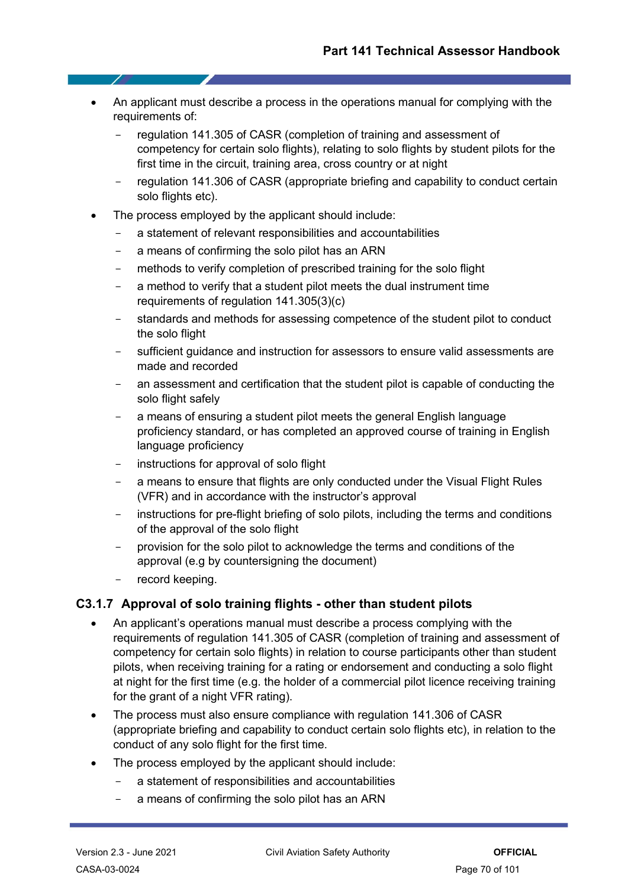- An applicant must describe a process in the operations manual for complying with the requirements of:
  - regulation 141.305 of CASR (completion of training and assessment of competency for certain solo flights), relating to solo flights by student pilots for the first time in the circuit, training area, cross country or at night
  - regulation 141.306 of CASR (appropriate briefing and capability to conduct certain solo flights etc).
- The process employed by the applicant should include:
  - a statement of relevant responsibilities and accountabilities
  - a means of confirming the solo pilot has an ARN
  - methods to verify completion of prescribed training for the solo flight
  - a method to verify that a student pilot meets the dual instrument time requirements of regulation 141.305(3)(c)
  - standards and methods for assessing competence of the student pilot to conduct the solo flight
  - sufficient guidance and instruction for assessors to ensure valid assessments are made and recorded
  - an assessment and certification that the student pilot is capable of conducting the solo flight safely
  - a means of ensuring a student pilot meets the general English language proficiency standard, or has completed an approved course of training in English language proficiency
  - instructions for approval of solo flight
  - a means to ensure that flights are only conducted under the Visual Flight Rules (VFR) and in accordance with the instructor's approval
  - instructions for pre-flight briefing of solo pilots, including the terms and conditions of the approval of the solo flight
  - provision for the solo pilot to acknowledge the terms and conditions of the approval (e.g by countersigning the document)
  - record keeping.

### C3.1.7 Approval of solo training flights - other than student pilots

- An applicant's operations manual must describe a process complying with the requirements of regulation 141.305 of CASR (completion of training and assessment of competency for certain solo flights) in relation to course participants other than student pilots, when receiving training for a rating or endorsement and conducting a solo flight at night for the first time (e.g. the holder of a commercial pilot licence receiving training for the grant of a night VFR rating).
- The process must also ensure compliance with regulation 141.306 of CASR (appropriate briefing and capability to conduct certain solo flights etc), in relation to the conduct of any solo flight for the first time.
- The process employed by the applicant should include:
  - a statement of responsibilities and accountabilities
  - a means of confirming the solo pilot has an ARN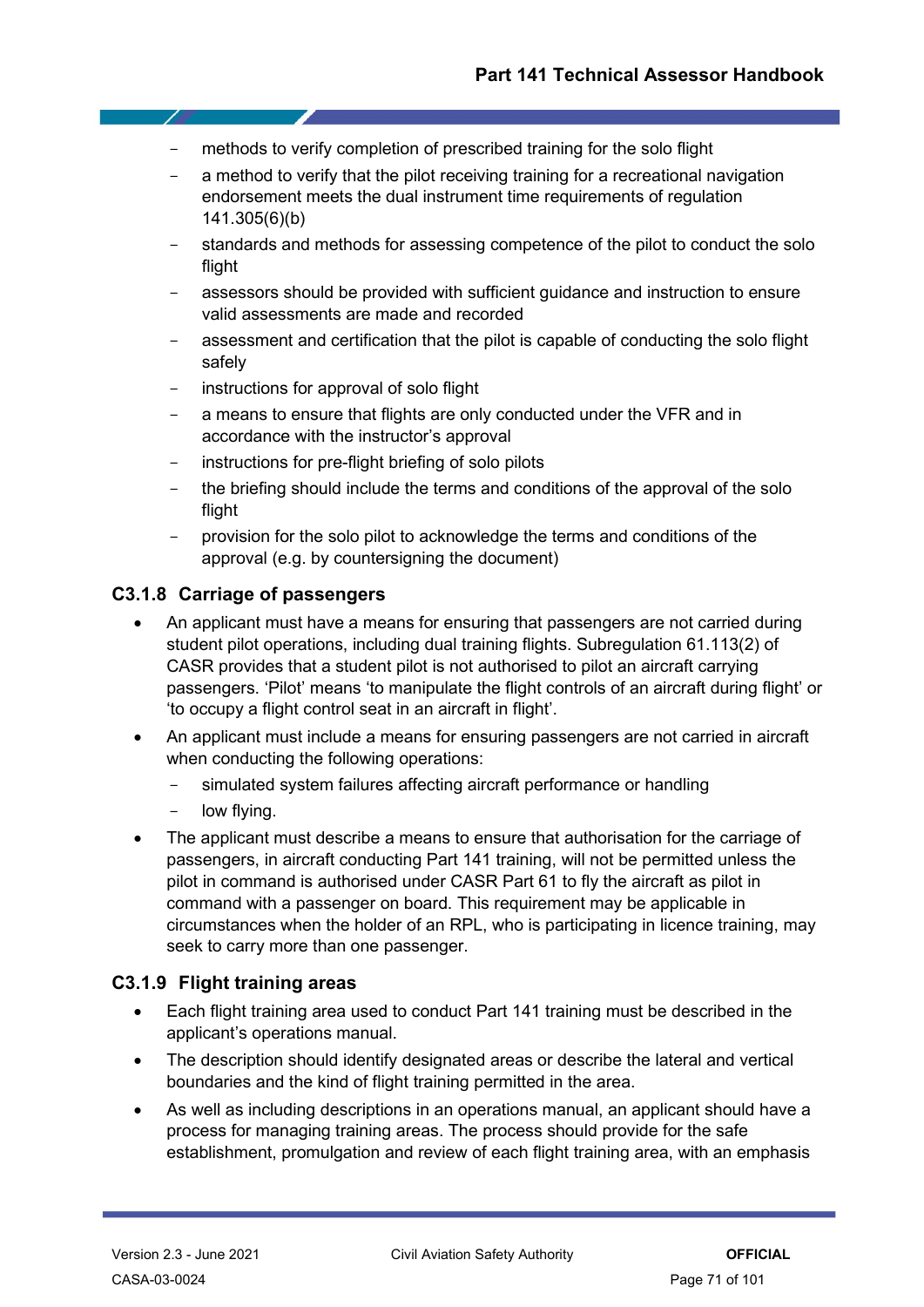- methods to verify completion of prescribed training for the solo flight
  - a method to verify that the pilot receiving training for a recreational navigation endorsement meets the dual instrument time requirements of regulation 141.305(6)(b)
  - standards and methods for assessing competence of the pilot to conduct the solo flight
  - assessors should be provided with sufficient guidance and instruction to ensure valid assessments are made and recorded
  - assessment and certification that the pilot is capable of conducting the solo flight safely
  - instructions for approval of solo flight
  - a means to ensure that flights are only conducted under the VFR and in accordance with the instructor's approval
  - instructions for pre-flight briefing of solo pilots
  - the briefing should include the terms and conditions of the approval of the solo flight
  - provision for the solo pilot to acknowledge the terms and conditions of the approval (e.g. by countersigning the document)

### C3.1.8 Carriage of passengers

- An applicant must have a means for ensuring that passengers are not carried during student pilot operations, including dual training flights. Subregulation 61.113(2) of CASR provides that a student pilot is not authorised to pilot an aircraft carrying passengers. 'Pilot' means 'to manipulate the flight controls of an aircraft during flight' or 'to occupy a flight control seat in an aircraft in flight'.
- An applicant must include a means for ensuring passengers are not carried in aircraft when conducting the following operations:
  - simulated system failures affecting aircraft performance or handling
  - low flying.
- The applicant must describe a means to ensure that authorisation for the carriage of passengers, in aircraft conducting Part 141 training, will not be permitted unless the pilot in command is authorised under CASR Part 61 to fly the aircraft as pilot in command with a passenger on board. This requirement may be applicable in circumstances when the holder of an RPL, who is participating in licence training, may seek to carry more than one passenger.

### C3.1.9 Flight training areas

- Each flight training area used to conduct Part 141 training must be described in the applicant's operations manual.
- The description should identify designated areas or describe the lateral and vertical boundaries and the kind of flight training permitted in the area.
- As well as including descriptions in an operations manual, an applicant should have a process for managing training areas. The process should provide for the safe establishment, promulgation and review of each flight training area, with an emphasis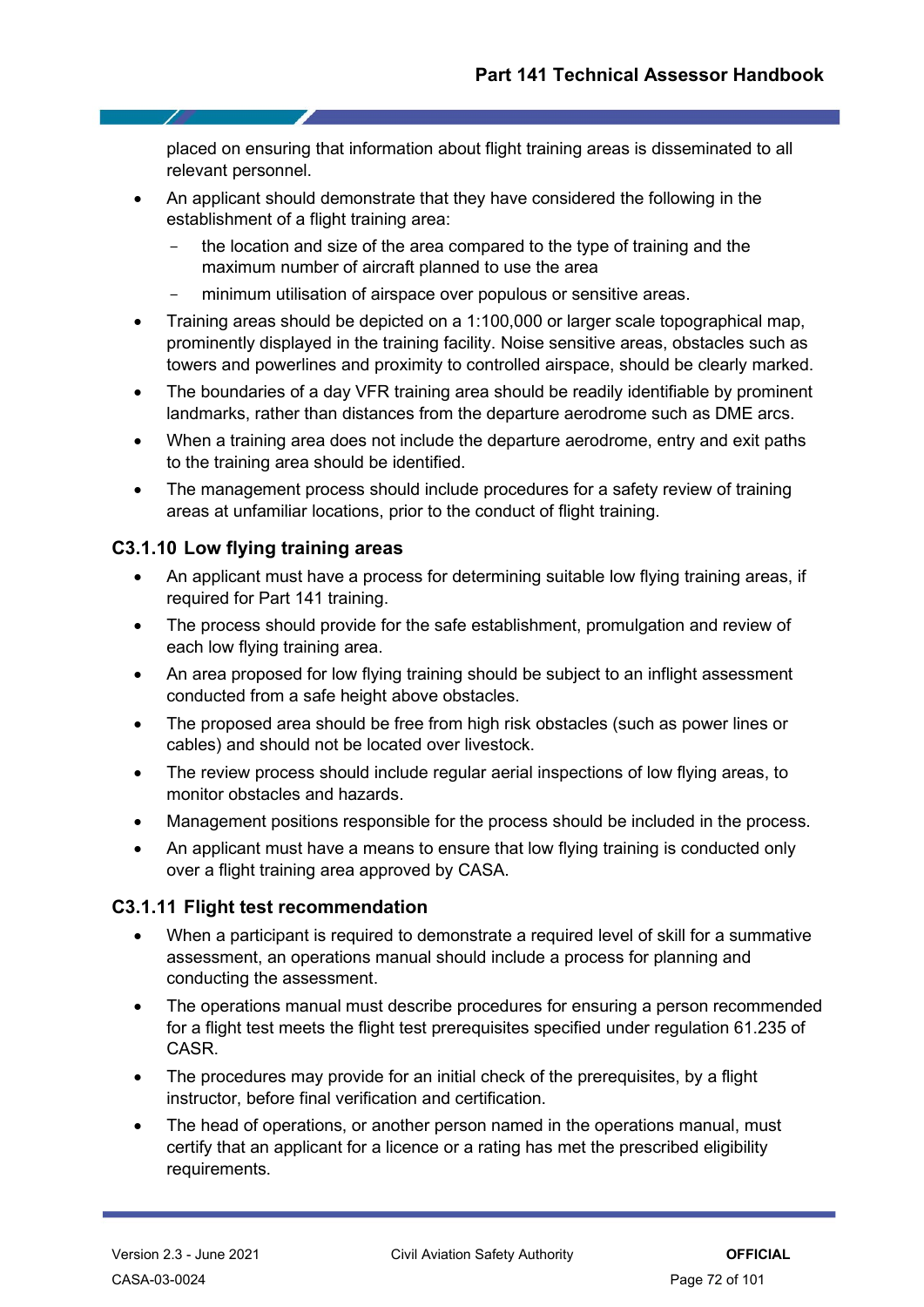placed on ensuring that information about flight training areas is disseminated to all relevant personnel.

- An applicant should demonstrate that they have considered the following in the establishment of a flight training area:
  - the location and size of the area compared to the type of training and the maximum number of aircraft planned to use the area
  - minimum utilisation of airspace over populous or sensitive areas.
- Training areas should be depicted on a 1:100,000 or larger scale topographical map, prominently displayed in the training facility. Noise sensitive areas, obstacles such as towers and powerlines and proximity to controlled airspace, should be clearly marked.
- The boundaries of a day VFR training area should be readily identifiable by prominent landmarks, rather than distances from the departure aerodrome such as DME arcs.
- When a training area does not include the departure aerodrome, entry and exit paths to the training area should be identified.
- The management process should include procedures for a safety review of training areas at unfamiliar locations, prior to the conduct of flight training.

### C3.1.10 Low flying training areas

- An applicant must have a process for determining suitable low flying training areas, if required for Part 141 training.
- The process should provide for the safe establishment, promulgation and review of each low flying training area.
- An area proposed for low flying training should be subject to an inflight assessment conducted from a safe height above obstacles.
- The proposed area should be free from high risk obstacles (such as power lines or cables) and should not be located over livestock.
- The review process should include regular aerial inspections of low flying areas, to monitor obstacles and hazards.
- Management positions responsible for the process should be included in the process.
- An applicant must have a means to ensure that low flying training is conducted only over a flight training area approved by CASA.

### C3.1.11 Flight test recommendation

- When a participant is required to demonstrate a required level of skill for a summative assessment, an operations manual should include a process for planning and conducting the assessment.
- The operations manual must describe procedures for ensuring a person recommended for a flight test meets the flight test prerequisites specified under regulation 61.235 of CASR.
- The procedures may provide for an initial check of the prerequisites, by a flight instructor, before final verification and certification.
- The head of operations, or another person named in the operations manual, must certify that an applicant for a licence or a rating has met the prescribed eligibility requirements.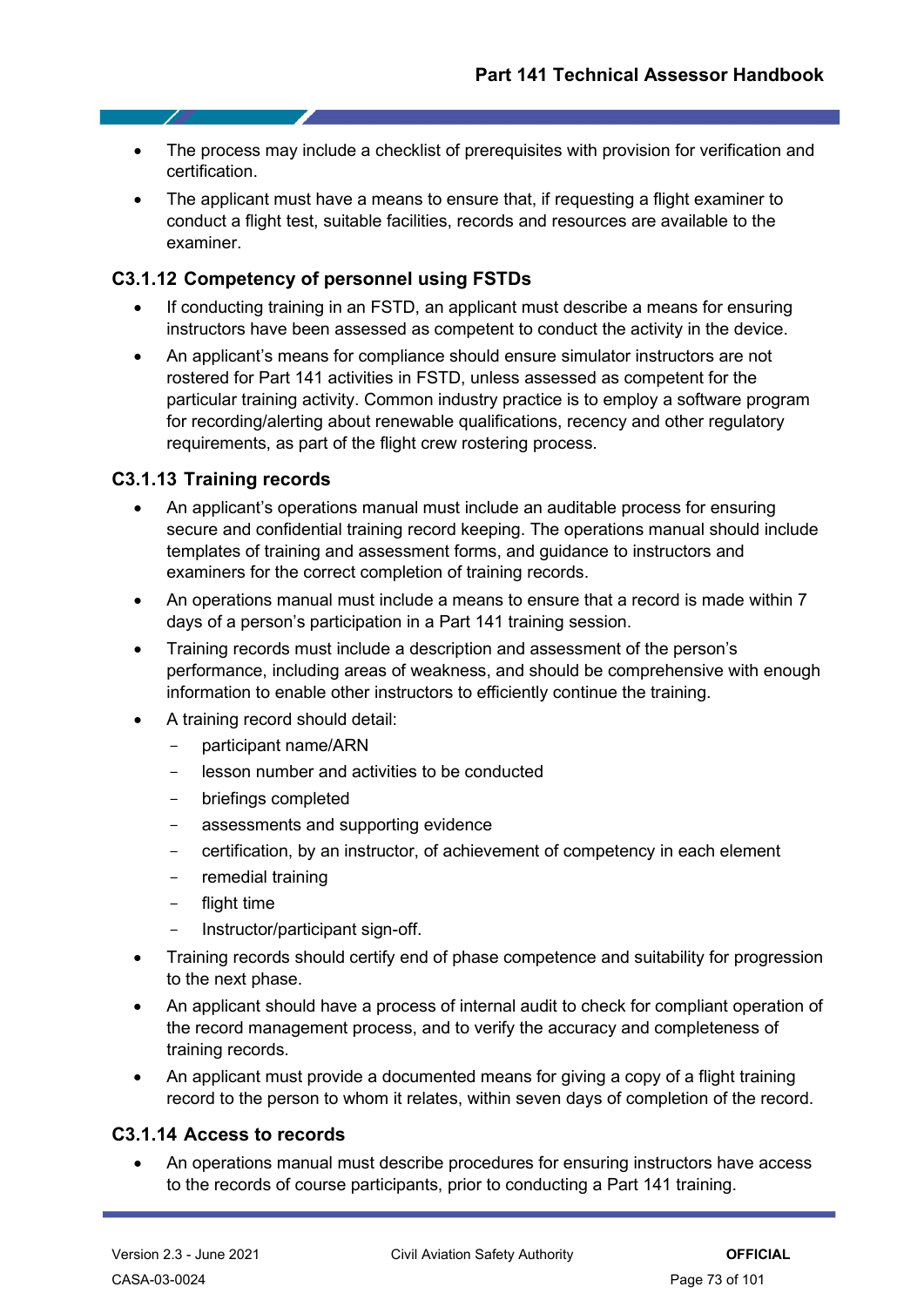- The process may include a checklist of prerequisites with provision for verification and certification.
- The applicant must have a means to ensure that, if requesting a flight examiner to conduct a flight test, suitable facilities, records and resources are available to the examiner.

### C3.1.12 Competency of personnel using FSTDs

- If conducting training in an FSTD, an applicant must describe a means for ensuring instructors have been assessed as competent to conduct the activity in the device.
- An applicant's means for compliance should ensure simulator instructors are not rostered for Part 141 activities in FSTD, unless assessed as competent for the particular training activity. Common industry practice is to employ a software program for recording/alerting about renewable qualifications, recency and other regulatory requirements, as part of the flight crew rostering process.

### C3.1.13 Training records

- An applicant's operations manual must include an auditable process for ensuring secure and confidential training record keeping. The operations manual should include templates of training and assessment forms, and guidance to instructors and examiners for the correct completion of training records.
- An operations manual must include a means to ensure that a record is made within 7 days of a person's participation in a Part 141 training session.
- Training records must include a description and assessment of the person's performance, including areas of weakness, and should be comprehensive with enough information to enable other instructors to efficiently continue the training.
- A training record should detail:
  - participant name/ARN
  - lesson number and activities to be conducted
  - briefings completed
  - assessments and supporting evidence
  - certification, by an instructor, of achievement of competency in each element
  - remedial training
  - flight time
  - Instructor/participant sign-off.
- Training records should certify end of phase competence and suitability for progression to the next phase.
- An applicant should have a process of internal audit to check for compliant operation of the record management process, and to verify the accuracy and completeness of training records.
- An applicant must provide a documented means for giving a copy of a flight training record to the person to whom it relates, within seven days of completion of the record.

### C3.1.14 Access to records

- An operations manual must describe procedures for ensuring instructors have access to the records of course participants, prior to conducting a Part 141 training.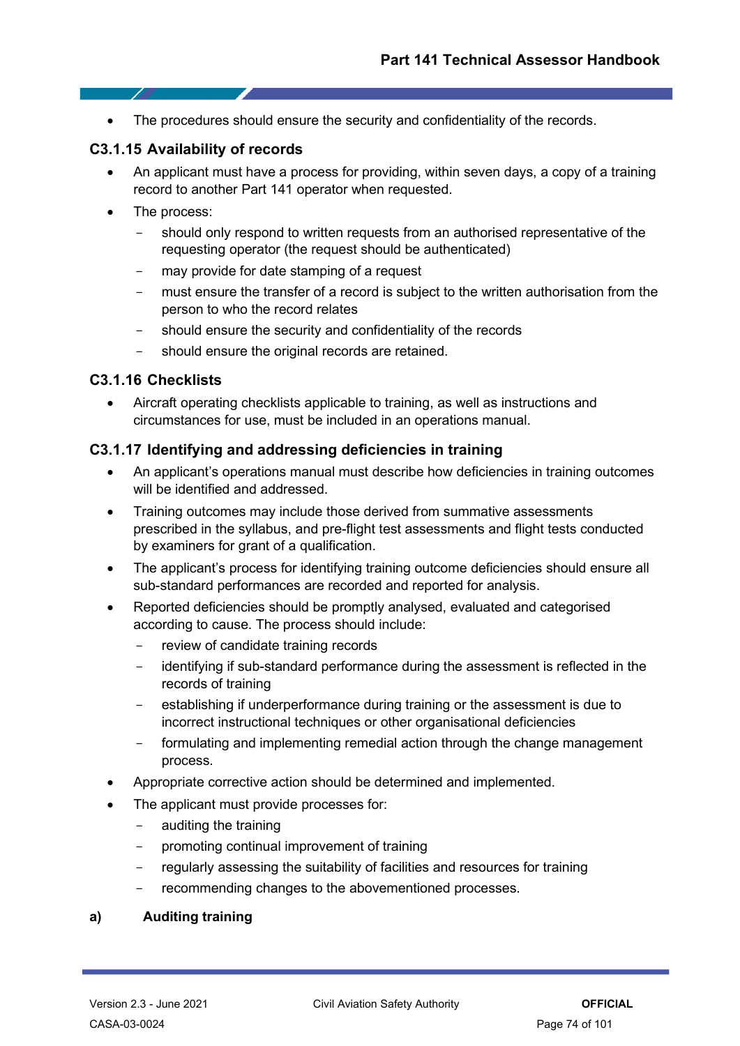- The procedures should ensure the security and confidentiality of the records.

### C3.1.15 Availability of records

- An applicant must have a process for providing, within seven days, a copy of a training record to another Part 141 operator when requested.
- The process:
  - should only respond to written requests from an authorised representative of the requesting operator (the request should be authenticated)
  - may provide for date stamping of a request
  - must ensure the transfer of a record is subject to the written authorisation from the person to who the record relates
  - should ensure the security and confidentiality of the records
  - should ensure the original records are retained.

### C3.1.16 Checklists

- Aircraft operating checklists applicable to training, as well as instructions and circumstances for use, must be included in an operations manual.

### C3.1.17 Identifying and addressing deficiencies in training

- An applicant's operations manual must describe how deficiencies in training outcomes will be identified and addressed.
- Training outcomes may include those derived from summative assessments prescribed in the syllabus, and pre-flight test assessments and flight tests conducted by examiners for grant of a qualification.
- The applicant's process for identifying training outcome deficiencies should ensure all sub-standard performances are recorded and reported for analysis.
- Reported deficiencies should be promptly analysed, evaluated and categorised according to cause. The process should include:
  - review of candidate training records
  - identifying if sub-standard performance during the assessment is reflected in the records of training
  - establishing if underperformance during training or the assessment is due to incorrect instructional techniques or other organisational deficiencies
  - formulating and implementing remedial action through the change management process.
- Appropriate corrective action should be determined and implemented.
- The applicant must provide processes for:
  - auditing the training
  - promoting continual improvement of training
  - regularly assessing the suitability of facilities and resources for training
  - recommending changes to the abovementioned processes.

#### a) Auditing training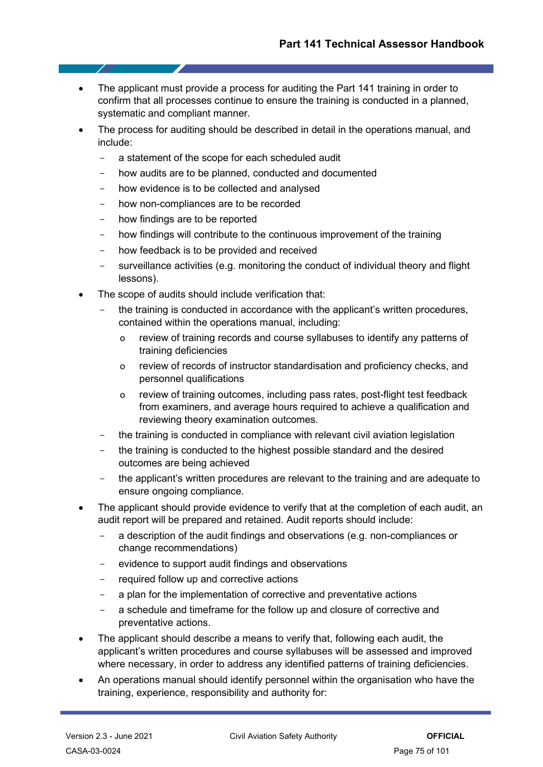- The applicant must provide a process for auditing the Part 141 training in order to confirm that all processes continue to ensure the training is conducted in a planned, systematic and compliant manner.
- The process for auditing should be described in detail in the operations manual, and include:
  - a statement of the scope for each scheduled audit
  - how audits are to be planned, conducted and documented
  - how evidence is to be collected and analysed
  - how non-compliances are to be recorded
  - how findings are to be reported
  - how findings will contribute to the continuous improvement of the training
  - how feedback is to be provided and received
  - surveillance activities (e.g. monitoring the conduct of individual theory and flight lessons).
- The scope of audits should include verification that:
  - the training is conducted in accordance with the applicant's written procedures, contained within the operations manual, including:
    - review of training records and course syllabuses to identify any patterns of training deficiencies
    - review of records of instructor standardisation and proficiency checks, and personnel qualifications
    - review of training outcomes, including pass rates, post-flight test feedback from examiners, and average hours required to achieve a qualification and reviewing theory examination outcomes.
  - the training is conducted in compliance with relevant civil aviation legislation
  - the training is conducted to the highest possible standard and the desired outcomes are being achieved
  - the applicant's written procedures are relevant to the training and are adequate to ensure ongoing compliance.
- The applicant should provide evidence to verify that at the completion of each audit, an audit report will be prepared and retained. Audit reports should include:
  - a description of the audit findings and observations (e.g. non-compliances or change recommendations)
  - evidence to support audit findings and observations
  - required follow up and corrective actions
  - a plan for the implementation of corrective and preventative actions
  - a schedule and timeframe for the follow up and closure of corrective and preventative actions.
- The applicant should describe a means to verify that, following each audit, the applicant's written procedures and course syllabuses will be assessed and improved where necessary, in order to address any identified patterns of training deficiencies.
- An operations manual should identify personnel within the organisation who have the training, experience, responsibility and authority for: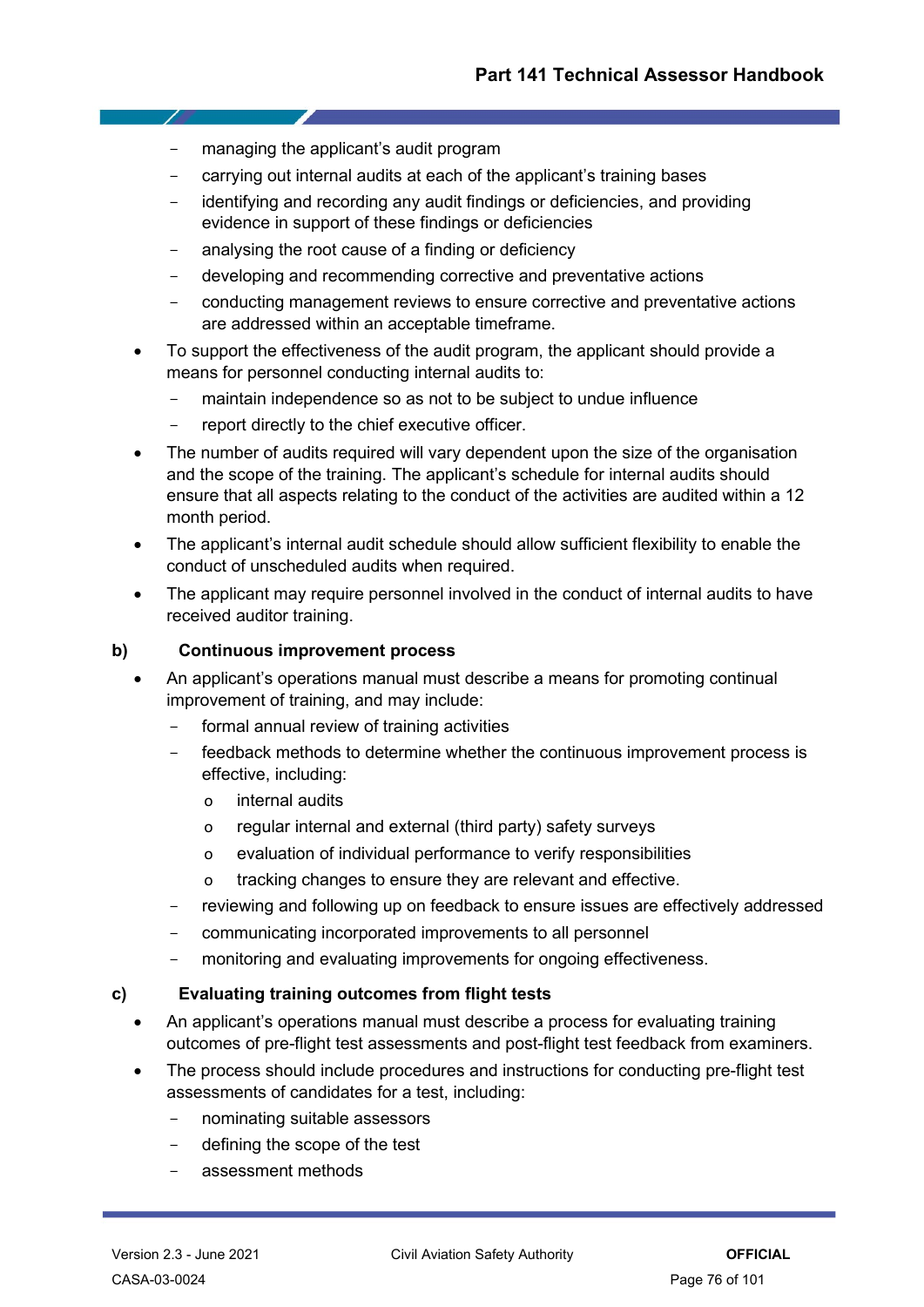- managing the applicant's audit program
  - carrying out internal audits at each of the applicant's training bases
  - identifying and recording any audit findings or deficiencies, and providing evidence in support of these findings or deficiencies
  - analysing the root cause of a finding or deficiency
  - developing and recommending corrective and preventative actions
  - conducting management reviews to ensure corrective and preventative actions are addressed within an acceptable timeframe.
- To support the effectiveness of the audit program, the applicant should provide a means for personnel conducting internal audits to:
  - maintain independence so as not to be subject to undue influence
  - report directly to the chief executive officer.
- The number of audits required will vary dependent upon the size of the organisation and the scope of the training. The applicant's schedule for internal audits should ensure that all aspects relating to the conduct of the activities are audited within a 12 month period.
- The applicant's internal audit schedule should allow sufficient flexibility to enable the conduct of unscheduled audits when required.
- The applicant may require personnel involved in the conduct of internal audits to have received auditor training.

**b) Continuous improvement process**

- An applicant's operations manual must describe a means for promoting continual improvement of training, and may include:
  - formal annual review of training activities
  - feedback methods to determine whether the continuous improvement process is effective, including:
    - internal audits
    - regular internal and external (third party) safety surveys
    - evaluation of individual performance to verify responsibilities
    - tracking changes to ensure they are relevant and effective.
  - reviewing and following up on feedback to ensure issues are effectively addressed
  - communicating incorporated improvements to all personnel
  - monitoring and evaluating improvements for ongoing effectiveness.

**c) Evaluating training outcomes from flight tests**

- An applicant's operations manual must describe a process for evaluating training outcomes of pre-flight test assessments and post-flight test feedback from examiners.
- The process should include procedures and instructions for conducting pre-flight test assessments of candidates for a test, including:
  - nominating suitable assessors
  - defining the scope of the test
  - assessment methods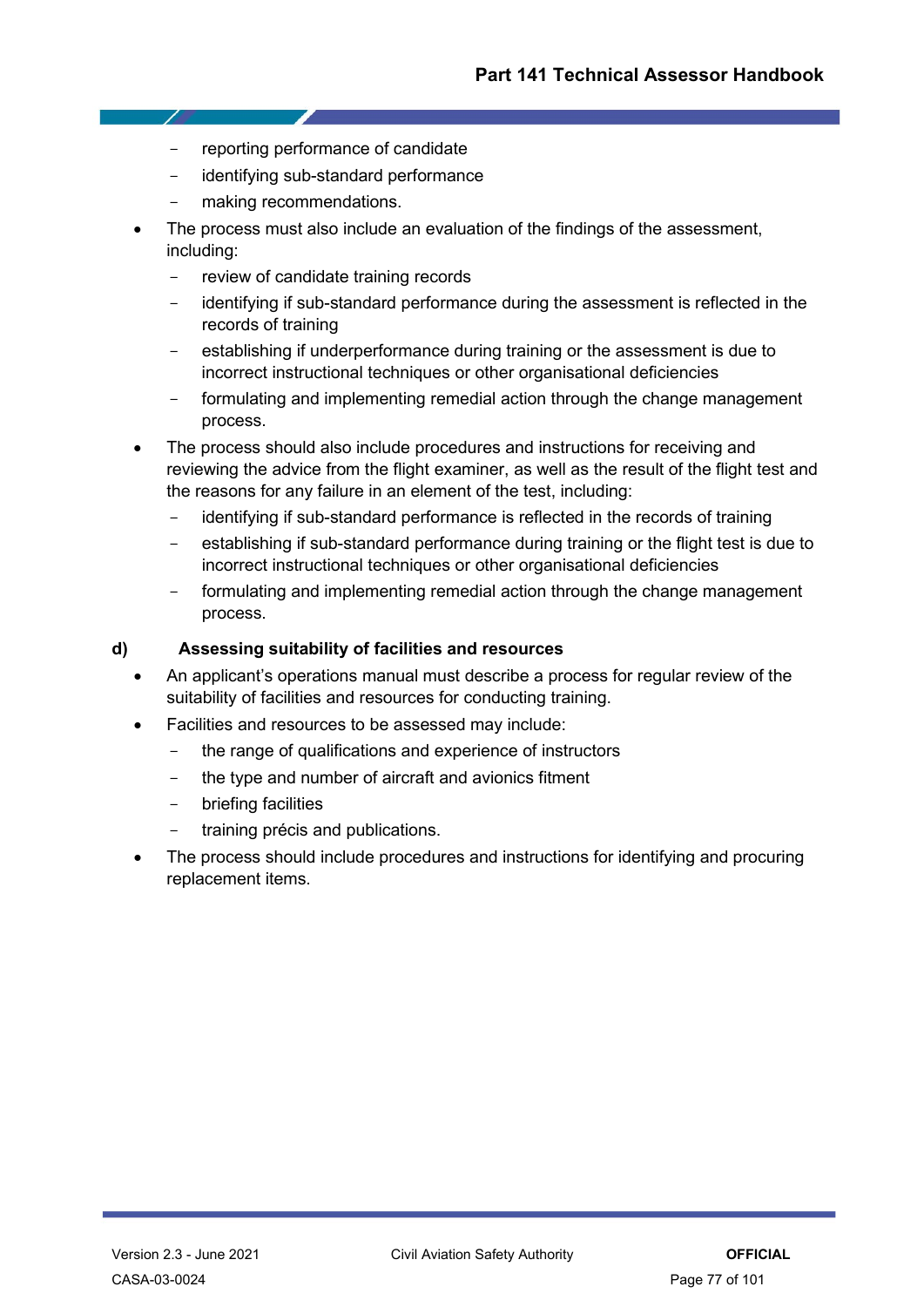- reporting performance of candidate
  - identifying sub-standard performance
  - making recommendations.
- The process must also include an evaluation of the findings of the assessment, including:
  - review of candidate training records
  - identifying if sub-standard performance during the assessment is reflected in the records of training
  - establishing if underperformance during training or the assessment is due to incorrect instructional techniques or other organisational deficiencies
  - formulating and implementing remedial action through the change management process.
- The process should also include procedures and instructions for receiving and reviewing the advice from the flight examiner, as well as the result of the flight test and the reasons for any failure in an element of the test, including:
  - identifying if sub-standard performance is reflected in the records of training
  - establishing if sub-standard performance during training or the flight test is due to incorrect instructional techniques or other organisational deficiencies
  - formulating and implementing remedial action through the change management process.

### d) Assessing suitability of facilities and resources

- An applicant's operations manual must describe a process for regular review of the suitability of facilities and resources for conducting training.
- Facilities and resources to be assessed may include:
  - the range of qualifications and experience of instructors
  - the type and number of aircraft and avionics fitment
  - briefing facilities
  - training précis and publications.
- The process should include procedures and instructions for identifying and procuring replacement items.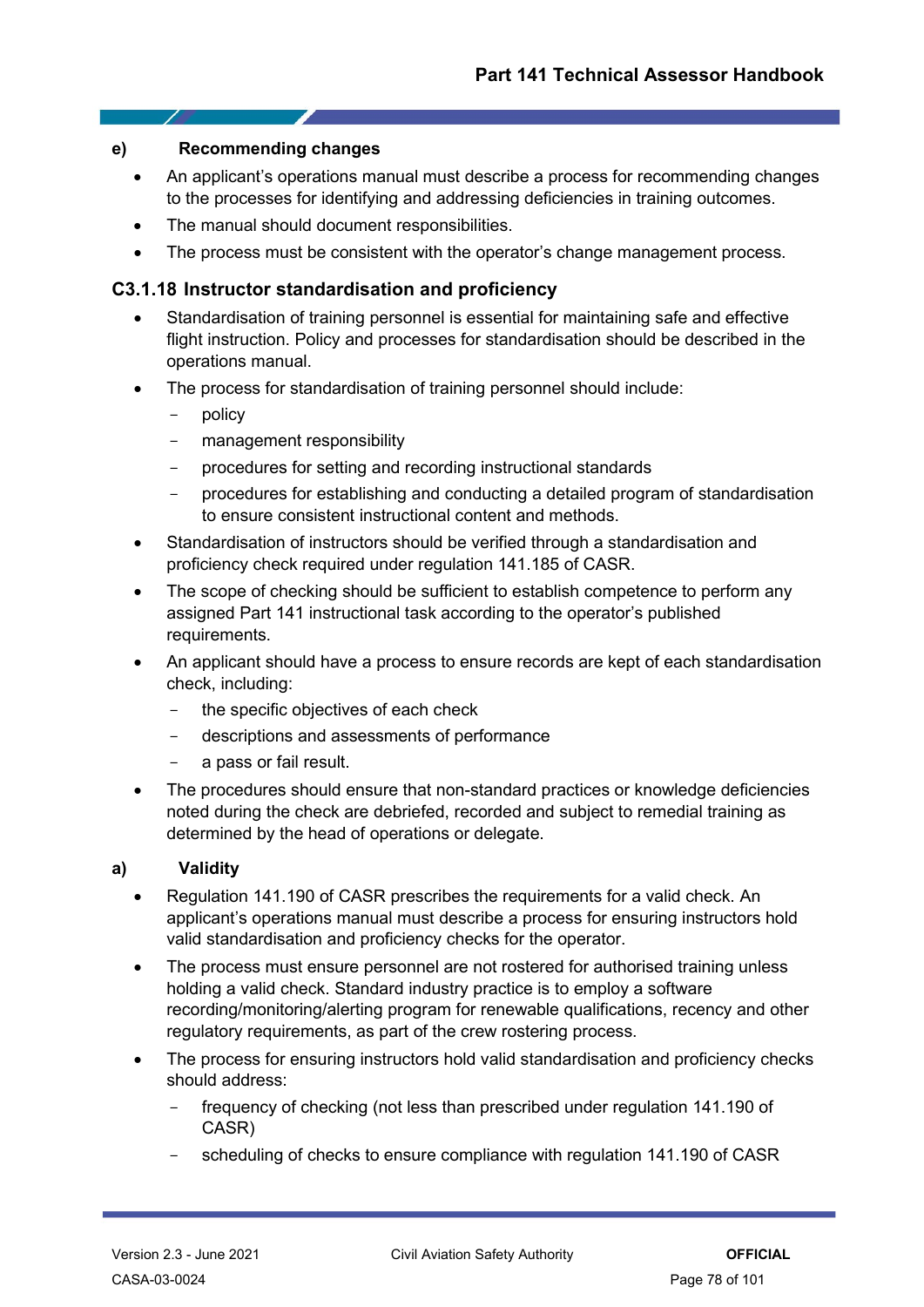#### e) Recommending changes

- An applicant's operations manual must describe a process for recommending changes to the processes for identifying and addressing deficiencies in training outcomes.
- The manual should document responsibilities.
- The process must be consistent with the operator's change management process.

### C3.1.18 Instructor standardisation and proficiency

- Standardisation of training personnel is essential for maintaining safe and effective flight instruction. Policy and processes for standardisation should be described in the operations manual.
- The process for standardisation of training personnel should include:
  - policy
  - management responsibility
  - procedures for setting and recording instructional standards
  - procedures for establishing and conducting a detailed program of standardisation to ensure consistent instructional content and methods.
- Standardisation of instructors should be verified through a standardisation and proficiency check required under regulation 141.185 of CASR.
- The scope of checking should be sufficient to establish competence to perform any assigned Part 141 instructional task according to the operator's published requirements.
- An applicant should have a process to ensure records are kept of each standardisation check, including:
  - the specific objectives of each check
  - descriptions and assessments of performance
  - a pass or fail result.
- The procedures should ensure that non-standard practices or knowledge deficiencies noted during the check are debriefed, recorded and subject to remedial training as determined by the head of operations or delegate.

#### a) Validity

- Regulation 141.190 of CASR prescribes the requirements for a valid check. An applicant's operations manual must describe a process for ensuring instructors hold valid standardisation and proficiency checks for the operator.
- The process must ensure personnel are not rostered for authorised training unless holding a valid check. Standard industry practice is to employ a software recording/monitoring/alerting program for renewable qualifications, recency and other regulatory requirements, as part of the crew rostering process.
- The process for ensuring instructors hold valid standardisation and proficiency checks should address:
  - frequency of checking (not less than prescribed under regulation 141.190 of CASR)
  - scheduling of checks to ensure compliance with regulation 141.190 of CASR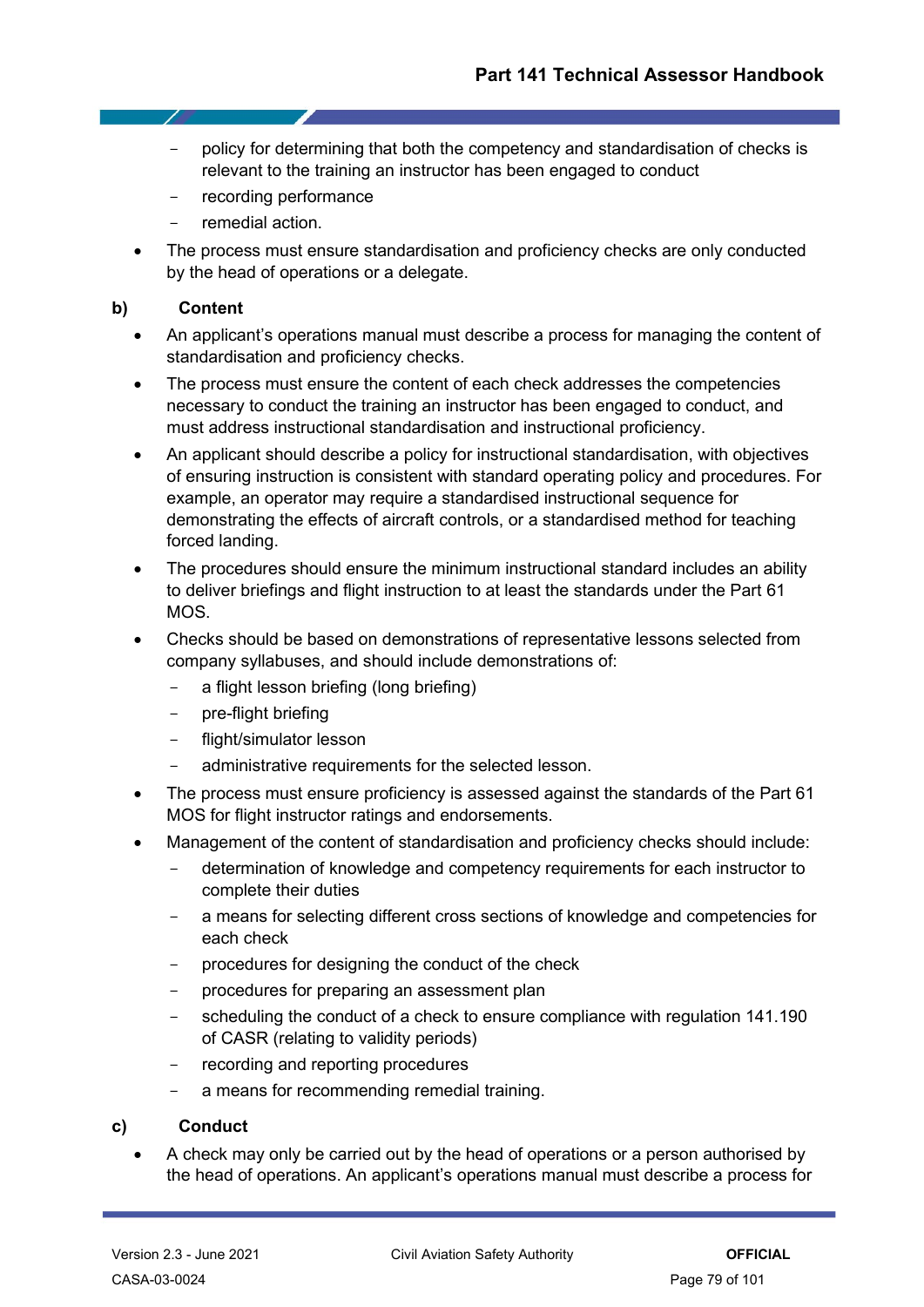- policy for determining that both the competency and standardisation of checks is relevant to the training an instructor has been engaged to conduct
  - recording performance
  - remedial action.
- The process must ensure standardisation and proficiency checks are only conducted by the head of operations or a delegate.

**b) Content**

- An applicant's operations manual must describe a process for managing the content of standardisation and proficiency checks.
- The process must ensure the content of each check addresses the competencies necessary to conduct the training an instructor has been engaged to conduct, and must address instructional standardisation and instructional proficiency.
- An applicant should describe a policy for instructional standardisation, with objectives of ensuring instruction is consistent with standard operating policy and procedures. For example, an operator may require a standardised instructional sequence for demonstrating the effects of aircraft controls, or a standardised method for teaching forced landing.
- The procedures should ensure the minimum instructional standard includes an ability to deliver briefings and flight instruction to at least the standards under the Part 61 MOS.
- Checks should be based on demonstrations of representative lessons selected from company syllabuses, and should include demonstrations of:
  - a flight lesson briefing (long briefing)
  - pre-flight briefing
  - flight/simulator lesson
  - administrative requirements for the selected lesson.
- The process must ensure proficiency is assessed against the standards of the Part 61 MOS for flight instructor ratings and endorsements.
- Management of the content of standardisation and proficiency checks should include:
  - determination of knowledge and competency requirements for each instructor to complete their duties
  - a means for selecting different cross sections of knowledge and competencies for each check
  - procedures for designing the conduct of the check
  - procedures for preparing an assessment plan
  - scheduling the conduct of a check to ensure compliance with regulation 141.190 of CASR (relating to validity periods)
  - recording and reporting procedures
  - a means for recommending remedial training.

**c) Conduct**

- A check may only be carried out by the head of operations or a person authorised by the head of operations. An applicant's operations manual must describe a process for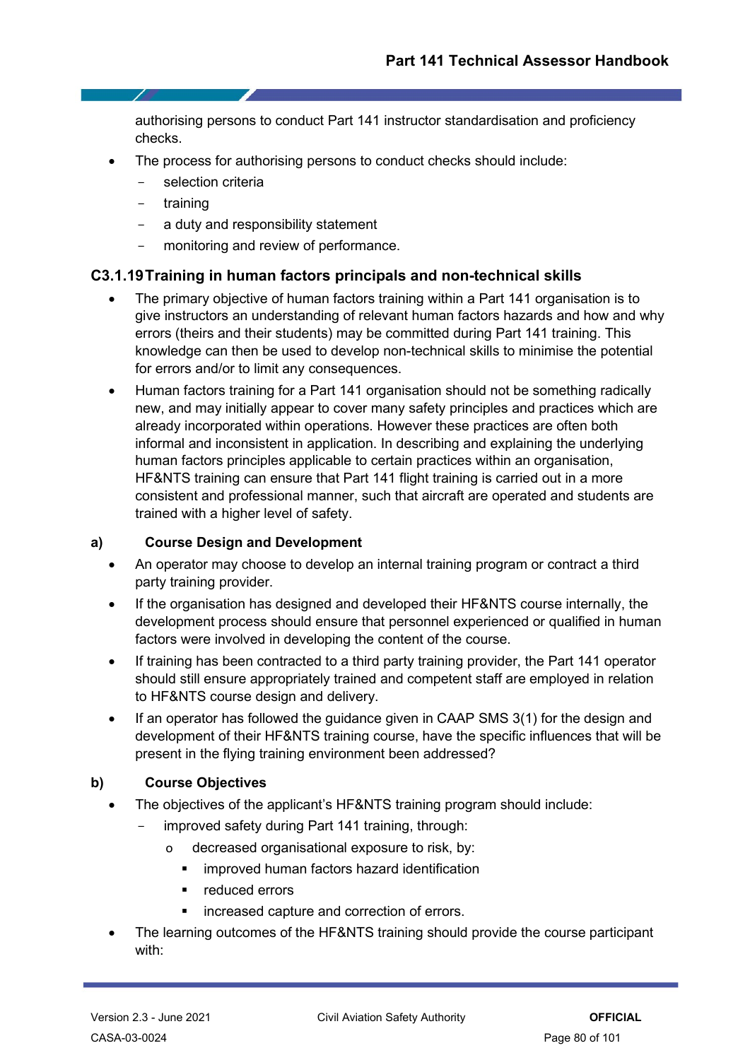authorising persons to conduct Part 141 instructor standardisation and proficiency checks.

- The process for authorising persons to conduct checks should include:
  - selection criteria
  - training
  - a duty and responsibility statement
  - monitoring and review of performance.

### C3.1.19 Training in human factors principals and non-technical skills

- The primary objective of human factors training within a Part 141 organisation is to give instructors an understanding of relevant human factors hazards and how and why errors (theirs and their students) may be committed during Part 141 training. This knowledge can then be used to develop non-technical skills to minimise the potential for errors and/or to limit any consequences.
- Human factors training for a Part 141 organisation should not be something radically new, and may initially appear to cover many safety principles and practices which are already incorporated within operations. However these practices are often both informal and inconsistent in application. In describing and explaining the underlying human factors principles applicable to certain practices within an organisation, HF&NTS training can ensure that Part 141 flight training is carried out in a more consistent and professional manner, such that aircraft are operated and students are trained with a higher level of safety.

**a) Course Design and Development**

- An operator may choose to develop an internal training program or contract a third party training provider.
- If the organisation has designed and developed their HF&NTS course internally, the development process should ensure that personnel experienced or qualified in human factors were involved in developing the content of the course.
- If training has been contracted to a third party training provider, the Part 141 operator should still ensure appropriately trained and competent staff are employed in relation to HF&NTS course design and delivery.
- If an operator has followed the guidance given in CAAP SMS 3(1) for the design and development of their HF&NTS training course, have the specific influences that will be present in the flying training environment been addressed?

**b) Course Objectives**

- The objectives of the applicant's HF&NTS training program should include:
  - improved safety during Part 141 training, through:
    - decreased organisational exposure to risk, by:
      - improved human factors hazard identification
      - reduced errors
      - increased capture and correction of errors.
- The learning outcomes of the HF&NTS training should provide the course participant with: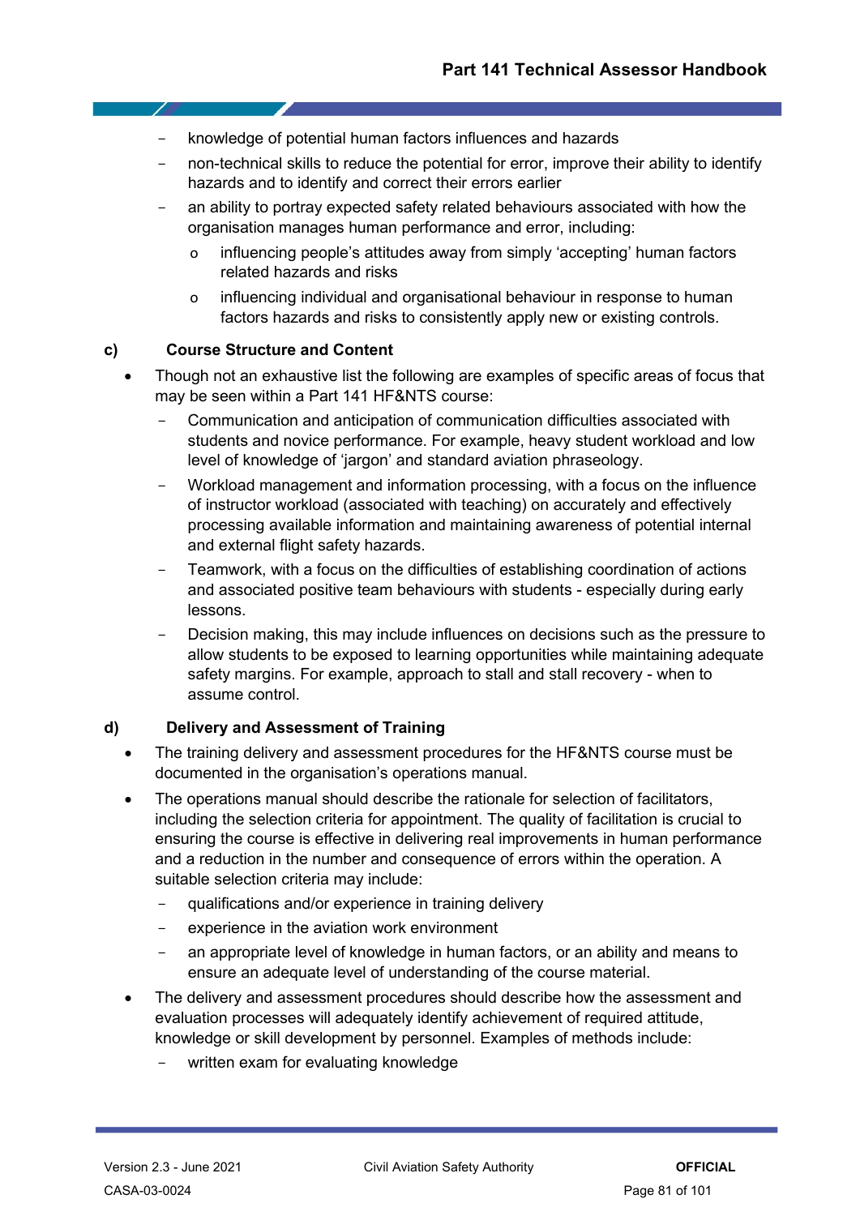- knowledge of potential human factors influences and hazards
- non-technical skills to reduce the potential for error, improve their ability to identify hazards and to identify and correct their errors earlier
- an ability to portray expected safety related behaviours associated with how the organisation manages human performance and error, including:
  - influencing people's attitudes away from simply 'accepting' human factors related hazards and risks
  - influencing individual and organisational behaviour in response to human factors hazards and risks to consistently apply new or existing controls.

**c) Course Structure and Content**

- Though not an exhaustive list the following are examples of specific areas of focus that may be seen within a Part 141 HF&NTS course:
  - Communication and anticipation of communication difficulties associated with students and novice performance. For example, heavy student workload and low level of knowledge of 'jargon' and standard aviation phraseology.
  - Workload management and information processing, with a focus on the influence of instructor workload (associated with teaching) on accurately and effectively processing available information and maintaining awareness of potential internal and external flight safety hazards.
  - Teamwork, with a focus on the difficulties of establishing coordination of actions and associated positive team behaviours with students - especially during early lessons.
  - Decision making, this may include influences on decisions such as the pressure to allow students to be exposed to learning opportunities while maintaining adequate safety margins. For example, approach to stall and stall recovery - when to assume control.

**d) Delivery and Assessment of Training**

- The training delivery and assessment procedures for the HF&NTS course must be documented in the organisation's operations manual.
- The operations manual should describe the rationale for selection of facilitators, including the selection criteria for appointment. The quality of facilitation is crucial to ensuring the course is effective in delivering real improvements in human performance and a reduction in the number and consequence of errors within the operation. A suitable selection criteria may include:
  - qualifications and/or experience in training delivery
  - experience in the aviation work environment
  - an appropriate level of knowledge in human factors, or an ability and means to ensure an adequate level of understanding of the course material.
- The delivery and assessment procedures should describe how the assessment and evaluation processes will adequately identify achievement of required attitude, knowledge or skill development by personnel. Examples of methods include:
  - written exam for evaluating knowledge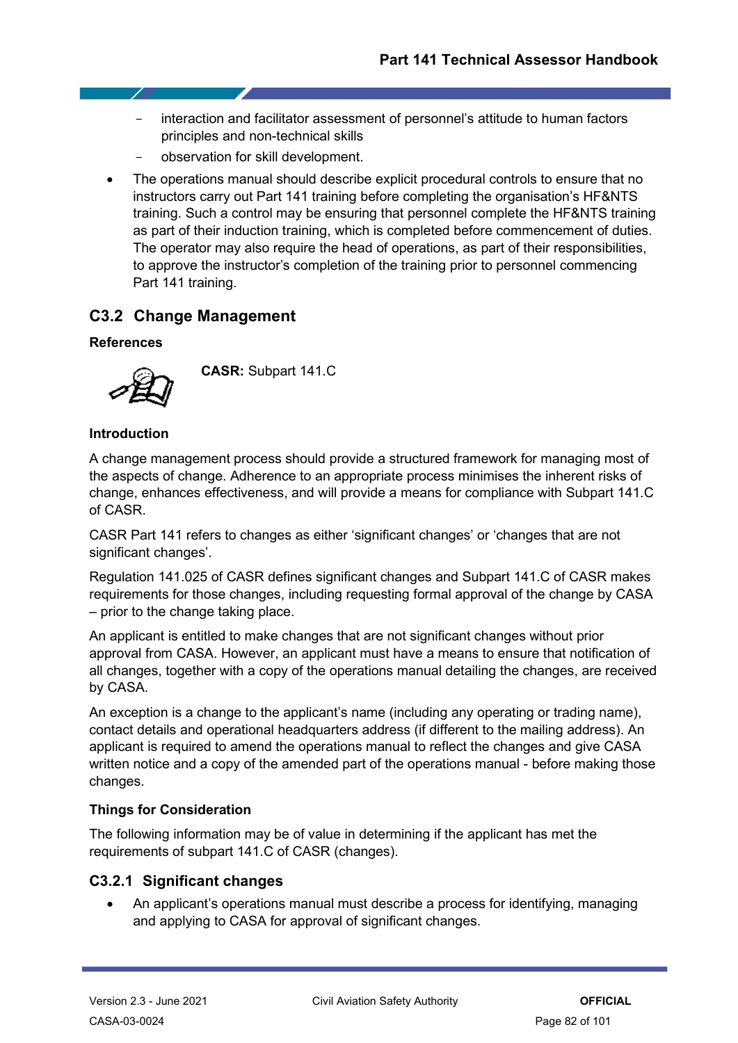- interaction and facilitator assessment of personnel's attitude to human factors principles and non-technical skills
- observation for skill development.

- The operations manual should describe explicit procedural controls to ensure that no instructors carry out Part 141 training before completing the organisation's HF&NTS training. Such a control may be ensuring that personnel complete the HF&NTS training as part of their induction training, which is completed before commencement of duties. The operator may also require the head of operations, as part of their responsibilities, to approve the instructor's completion of the training prior to personnel commencing Part 141 training.

## C3.2 Change Management

**References**

**CASR:** Subpart 141.C

**Introduction**

A change management process should provide a structured framework for managing most of the aspects of change. Adherence to an appropriate process minimises the inherent risks of change, enhances effectiveness, and will provide a means for compliance with Subpart 141.C of CASR.

CASR Part 141 refers to changes as either 'significant changes' or 'changes that are not significant changes'.

Regulation 141.025 of CASR defines significant changes and Subpart 141.C of CASR makes requirements for those changes, including requesting formal approval of the change by CASA – prior to the change taking place.

An applicant is entitled to make changes that are not significant changes without prior approval from CASA. However, an applicant must have a means to ensure that notification of all changes, together with a copy of the operations manual detailing the changes, are received by CASA.

An exception is a change to the applicant's name (including any operating or trading name), contact details and operational headquarters address (if different to the mailing address). An applicant is required to amend the operations manual to reflect the changes and give CASA written notice and a copy of the amended part of the operations manual - before making those changes.

**Things for Consideration**

The following information may be of value in determining if the applicant has met the requirements of subpart 141.C of CASR (changes).

### C3.2.1 Significant changes

- An applicant's operations manual must describe a process for identifying, managing and applying to CASA for approval of significant changes.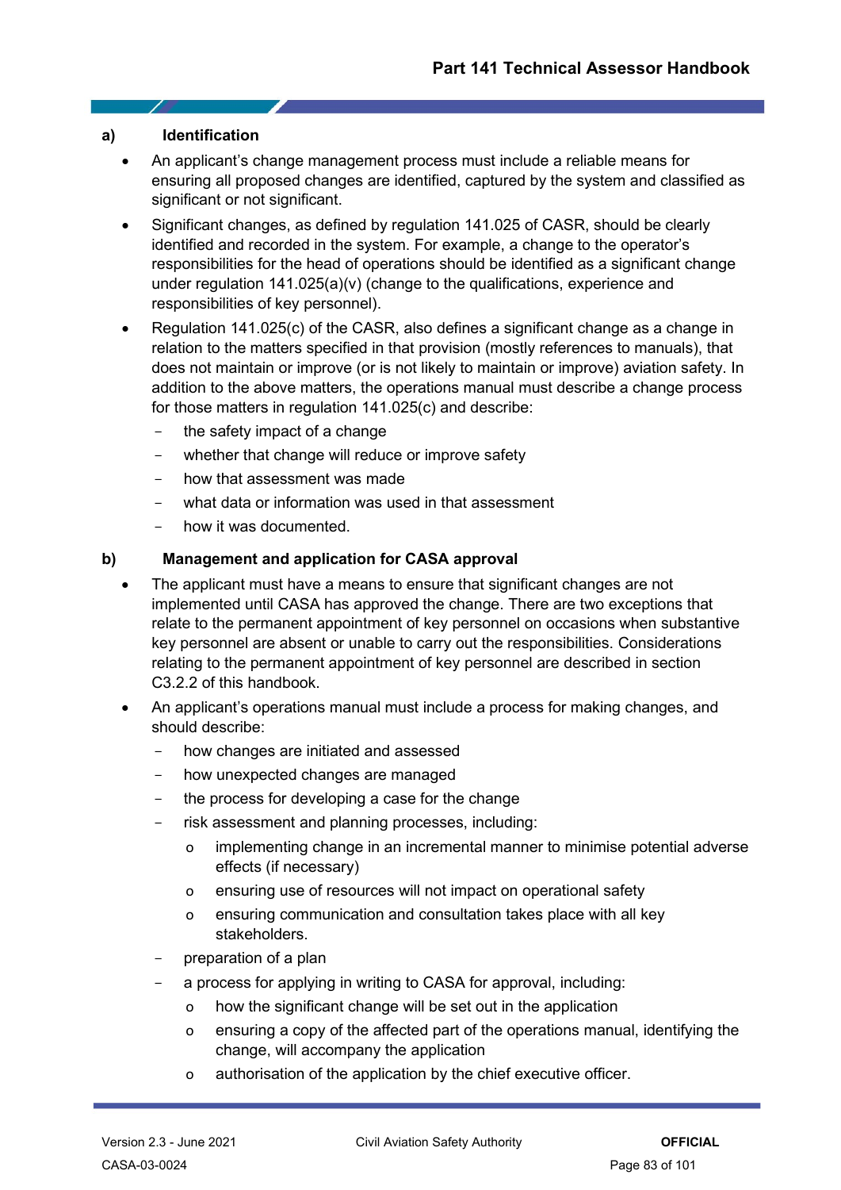**a) Identification**

- An applicant's change management process must include a reliable means for ensuring all proposed changes are identified, captured by the system and classified as significant or not significant.
- Significant changes, as defined by regulation 141.025 of CASR, should be clearly identified and recorded in the system. For example, a change to the operator's responsibilities for the head of operations should be identified as a significant change under regulation 141.025(a)(v) (change to the qualifications, experience and responsibilities of key personnel).
- Regulation 141.025(c) of the CASR, also defines a significant change as a change in relation to the matters specified in that provision (mostly references to manuals), that does not maintain or improve (or is not likely to maintain or improve) aviation safety. In addition to the above matters, the operations manual must describe a change process for those matters in regulation 141.025(c) and describe:
  - the safety impact of a change
  - whether that change will reduce or improve safety
  - how that assessment was made
  - what data or information was used in that assessment
  - how it was documented.

**b) Management and application for CASA approval**

- The applicant must have a means to ensure that significant changes are not implemented until CASA has approved the change. There are two exceptions that relate to the permanent appointment of key personnel on occasions when substantive key personnel are absent or unable to carry out the responsibilities. Considerations relating to the permanent appointment of key personnel are described in section C3.2.2 of this handbook.
- An applicant's operations manual must include a process for making changes, and should describe:
  - how changes are initiated and assessed
  - how unexpected changes are managed
  - the process for developing a case for the change
  - risk assessment and planning processes, including:
    - implementing change in an incremental manner to minimise potential adverse effects (if necessary)
    - ensuring use of resources will not impact on operational safety
    - ensuring communication and consultation takes place with all key stakeholders.
  - preparation of a plan
  - a process for applying in writing to CASA for approval, including:
    - how the significant change will be set out in the application
    - ensuring a copy of the affected part of the operations manual, identifying the change, will accompany the application
    - authorisation of the application by the chief executive officer.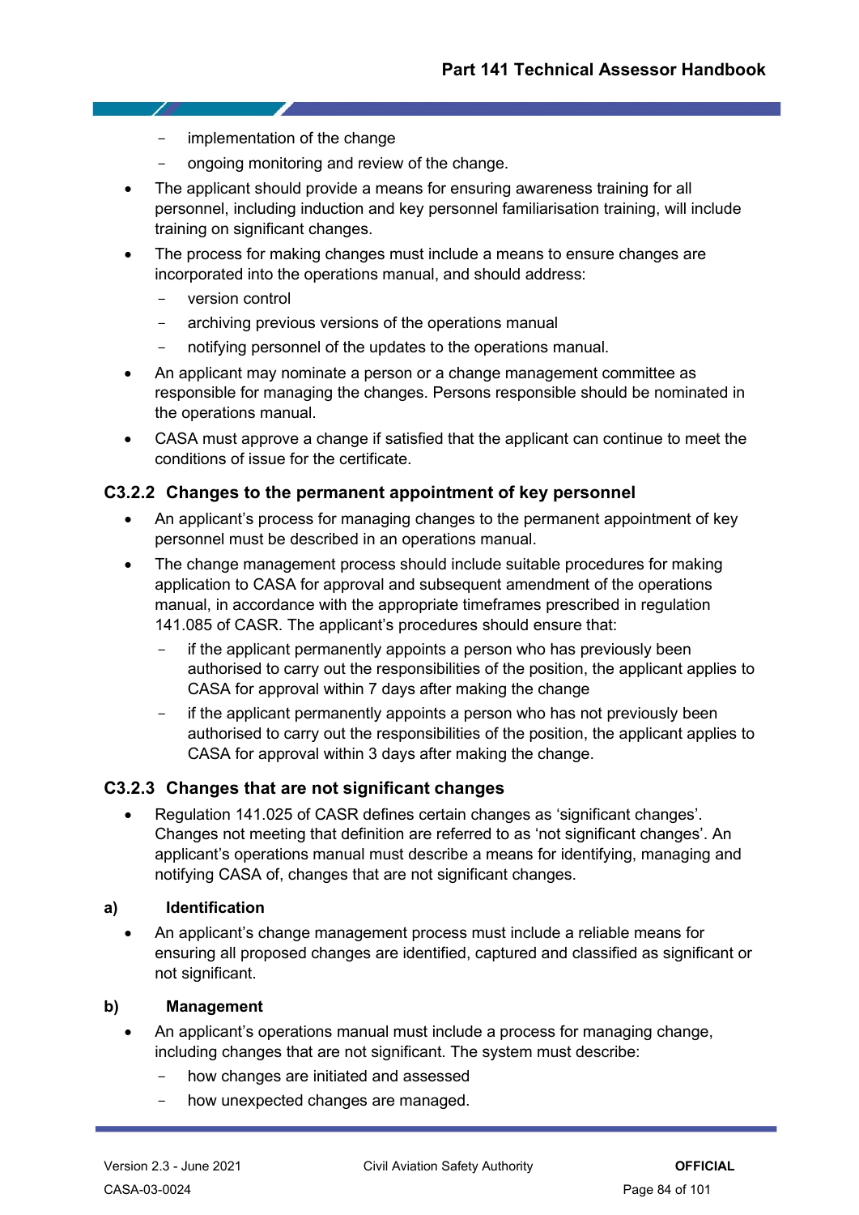- implementation of the change
  - ongoing monitoring and review of the change.
- The applicant should provide a means for ensuring awareness training for all personnel, including induction and key personnel familiarisation training, will include training on significant changes.
- The process for making changes must include a means to ensure changes are incorporated into the operations manual, and should address:
  - version control
  - archiving previous versions of the operations manual
  - notifying personnel of the updates to the operations manual.
- An applicant may nominate a person or a change management committee as responsible for managing the changes. Persons responsible should be nominated in the operations manual.
- CASA must approve a change if satisfied that the applicant can continue to meet the conditions of issue for the certificate.

### C3.2.2 Changes to the permanent appointment of key personnel

- An applicant's process for managing changes to the permanent appointment of key personnel must be described in an operations manual.
- The change management process should include suitable procedures for making application to CASA for approval and subsequent amendment of the operations manual, in accordance with the appropriate timeframes prescribed in regulation 141.085 of CASR. The applicant's procedures should ensure that:
  - if the applicant permanently appoints a person who has previously been authorised to carry out the responsibilities of the position, the applicant applies to CASA for approval within 7 days after making the change
  - if the applicant permanently appoints a person who has not previously been authorised to carry out the responsibilities of the position, the applicant applies to CASA for approval within 3 days after making the change.

### C3.2.3 Changes that are not significant changes

- Regulation 141.025 of CASR defines certain changes as 'significant changes'. Changes not meeting that definition are referred to as 'not significant changes'. An applicant's operations manual must describe a means for identifying, managing and notifying CASA of, changes that are not significant changes.

**a) Identification**

- An applicant's change management process must include a reliable means for ensuring all proposed changes are identified, captured and classified as significant or not significant.

**b) Management**

- An applicant's operations manual must include a process for managing change, including changes that are not significant. The system must describe:
  - how changes are initiated and assessed
  - how unexpected changes are managed.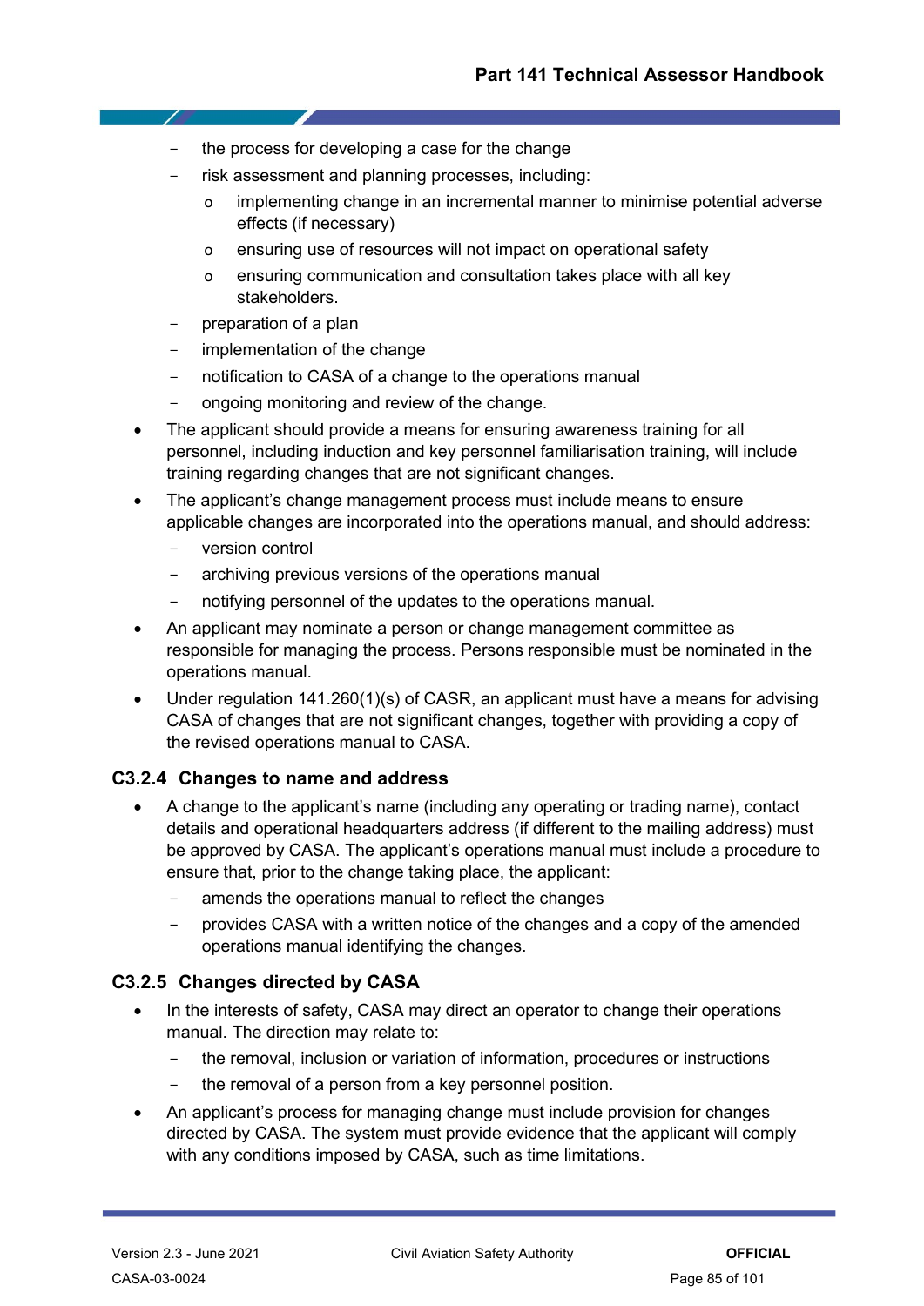- the process for developing a case for the change
  - risk assessment and planning processes, including:
    - implementing change in an incremental manner to minimise potential adverse effects (if necessary)
    - ensuring use of resources will not impact on operational safety
    - ensuring communication and consultation takes place with all key stakeholders.
  - preparation of a plan
  - implementation of the change
  - notification to CASA of a change to the operations manual
  - ongoing monitoring and review of the change.
- The applicant should provide a means for ensuring awareness training for all personnel, including induction and key personnel familiarisation training, will include training regarding changes that are not significant changes.
- The applicant's change management process must include means to ensure applicable changes are incorporated into the operations manual, and should address:
  - version control
  - archiving previous versions of the operations manual
  - notifying personnel of the updates to the operations manual.
- An applicant may nominate a person or change management committee as responsible for managing the process. Persons responsible must be nominated in the operations manual.
- Under regulation 141.260(1)(s) of CASR, an applicant must have a means for advising CASA of changes that are not significant changes, together with providing a copy of the revised operations manual to CASA.

### C3.2.4 Changes to name and address

- A change to the applicant's name (including any operating or trading name), contact details and operational headquarters address (if different to the mailing address) must be approved by CASA. The applicant's operations manual must include a procedure to ensure that, prior to the change taking place, the applicant:
  - amends the operations manual to reflect the changes
  - provides CASA with a written notice of the changes and a copy of the amended operations manual identifying the changes.

### C3.2.5 Changes directed by CASA

- In the interests of safety, CASA may direct an operator to change their operations manual. The direction may relate to:
  - the removal, inclusion or variation of information, procedures or instructions
  - the removal of a person from a key personnel position.
- An applicant's process for managing change must include provision for changes directed by CASA. The system must provide evidence that the applicant will comply with any conditions imposed by CASA, such as time limitations.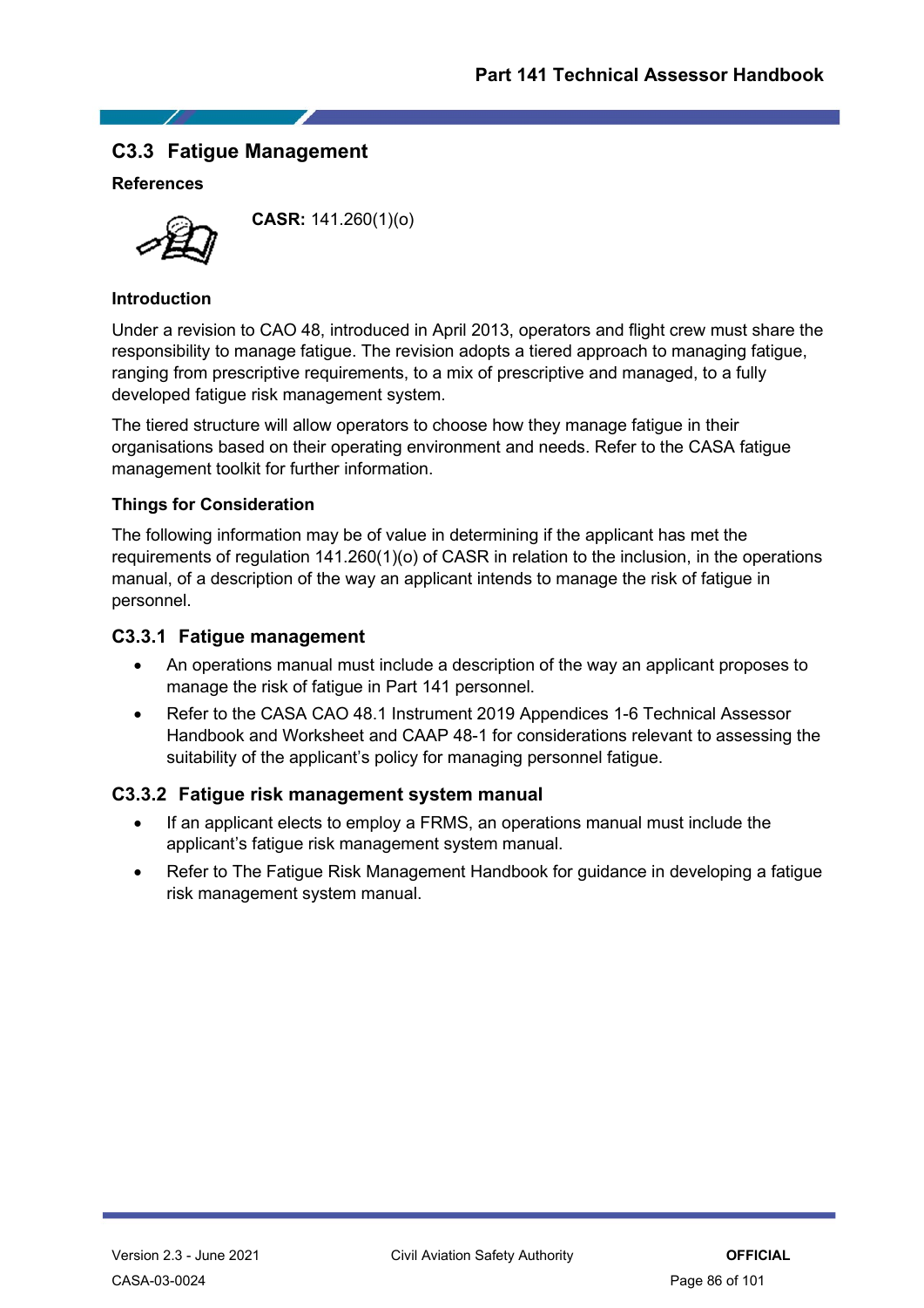## C3.3 Fatigue Management

### References

**CASR:** 141.260(1)(o)

### Introduction

Under a revision to CAO 48, introduced in April 2013, operators and flight crew must share the responsibility to manage fatigue. The revision adopts a tiered approach to managing fatigue, ranging from prescriptive requirements, to a mix of prescriptive and managed, to a fully developed fatigue risk management system.

The tiered structure will allow operators to choose how they manage fatigue in their organisations based on their operating environment and needs. Refer to the CASA fatigue management toolkit for further information.

### Things for Consideration

The following information may be of value in determining if the applicant has met the requirements of regulation 141.260(1)(o) of CASR in relation to the inclusion, in the operations manual, of a description of the way an applicant intends to manage the risk of fatigue in personnel.

### C3.3.1 Fatigue management

- An operations manual must include a description of the way an applicant proposes to manage the risk of fatigue in Part 141 personnel.
- Refer to the CASA CAO 48.1 Instrument 2019 Appendices 1-6 Technical Assessor Handbook and Worksheet and CAAP 48-1 for considerations relevant to assessing the suitability of the applicant's policy for managing personnel fatigue.

### C3.3.2 Fatigue risk management system manual

- If an applicant elects to employ a FRMS, an operations manual must include the applicant's fatigue risk management system manual.
- Refer to The Fatigue Risk Management Handbook for guidance in developing a fatigue risk management system manual.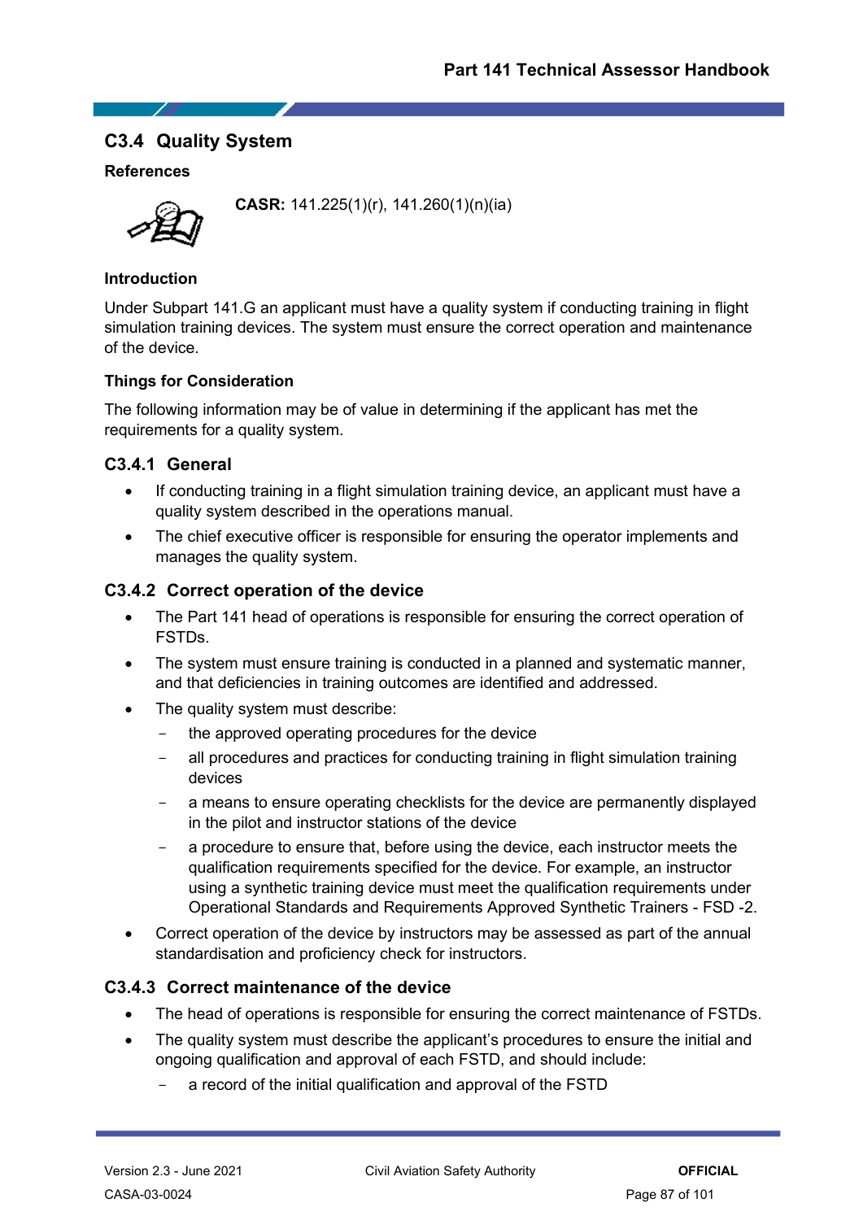## C3.4 Quality System

**References**

**CASR:** 141.225(1)(r), 141.260(1)(n)(ia)

**Introduction**

Under Subpart 141.G an applicant must have a quality system if conducting training in flight simulation training devices. The system must ensure the correct operation and maintenance of the device.

**Things for Consideration**

The following information may be of value in determining if the applicant has met the requirements for a quality system.

### C3.4.1 General

- If conducting training in a flight simulation training device, an applicant must have a quality system described in the operations manual.
- The chief executive officer is responsible for ensuring the operator implements and manages the quality system.

### C3.4.2 Correct operation of the device

- The Part 141 head of operations is responsible for ensuring the correct operation of FSTDs.
- The system must ensure training is conducted in a planned and systematic manner, and that deficiencies in training outcomes are identified and addressed.
- The quality system must describe:
  - the approved operating procedures for the device
  - all procedures and practices for conducting training in flight simulation training devices
  - a means to ensure operating checklists for the device are permanently displayed in the pilot and instructor stations of the device
  - a procedure to ensure that, before using the device, each instructor meets the qualification requirements specified for the device. For example, an instructor using a synthetic training device must meet the qualification requirements under Operational Standards and Requirements Approved Synthetic Trainers - FSD -2.
- Correct operation of the device by instructors may be assessed as part of the annual standardisation and proficiency check for instructors.

### C3.4.3 Correct maintenance of the device

- The head of operations is responsible for ensuring the correct maintenance of FSTDs.
- The quality system must describe the applicant's procedures to ensure the initial and ongoing qualification and approval of each FSTD, and should include:
  - a record of the initial qualification and approval of the FSTD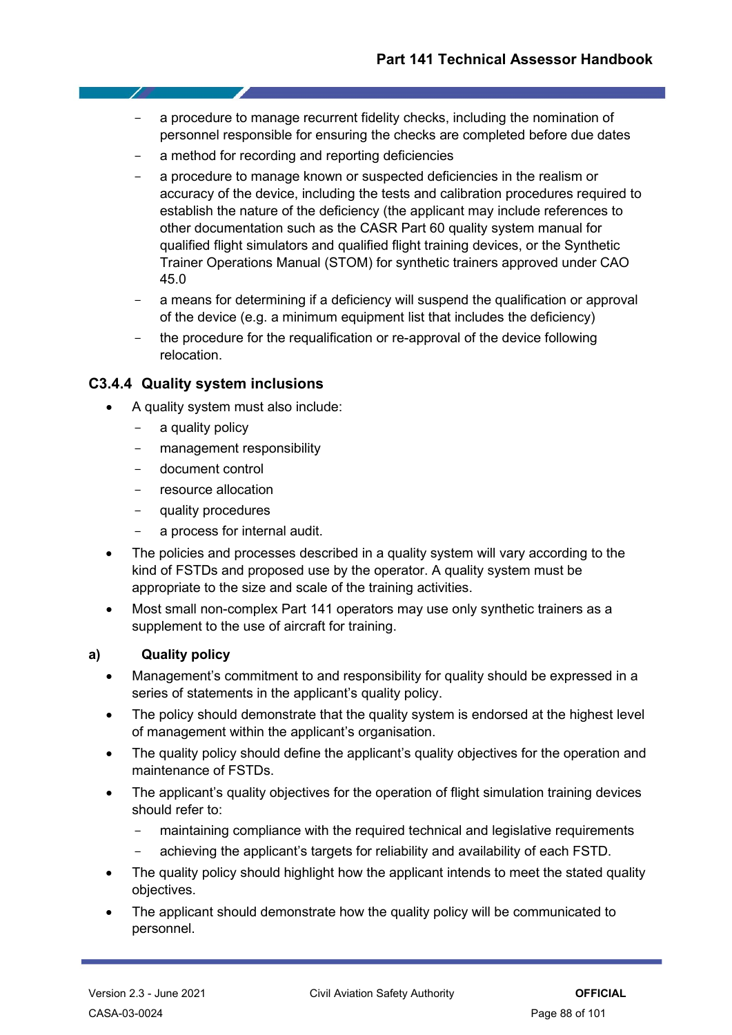- a procedure to manage recurrent fidelity checks, including the nomination of personnel responsible for ensuring the checks are completed before due dates
- a method for recording and reporting deficiencies
- a procedure to manage known or suspected deficiencies in the realism or accuracy of the device, including the tests and calibration procedures required to establish the nature of the deficiency (the applicant may include references to other documentation such as the CASR Part 60 quality system manual for qualified flight simulators and qualified flight training devices, or the Synthetic Trainer Operations Manual (STOM) for synthetic trainers approved under CAO 45.0
- a means for determining if a deficiency will suspend the qualification or approval of the device (e.g. a minimum equipment list that includes the deficiency)
- the procedure for the requalification or re-approval of the device following relocation.

### C3.4.4 Quality system inclusions

- A quality system must also include:
  - a quality policy
  - management responsibility
  - document control
  - resource allocation
  - quality procedures
  - a process for internal audit.
- The policies and processes described in a quality system will vary according to the kind of FSTDs and proposed use by the operator. A quality system must be appropriate to the size and scale of the training activities.
- Most small non-complex Part 141 operators may use only synthetic trainers as a supplement to the use of aircraft for training.

#### a) Quality policy

- Management's commitment to and responsibility for quality should be expressed in a series of statements in the applicant's quality policy.
- The policy should demonstrate that the quality system is endorsed at the highest level of management within the applicant's organisation.
- The quality policy should define the applicant's quality objectives for the operation and maintenance of FSTDs.
- The applicant's quality objectives for the operation of flight simulation training devices should refer to:
  - maintaining compliance with the required technical and legislative requirements
  - achieving the applicant's targets for reliability and availability of each FSTD.
- The quality policy should highlight how the applicant intends to meet the stated quality objectives.
- The applicant should demonstrate how the quality policy will be communicated to personnel.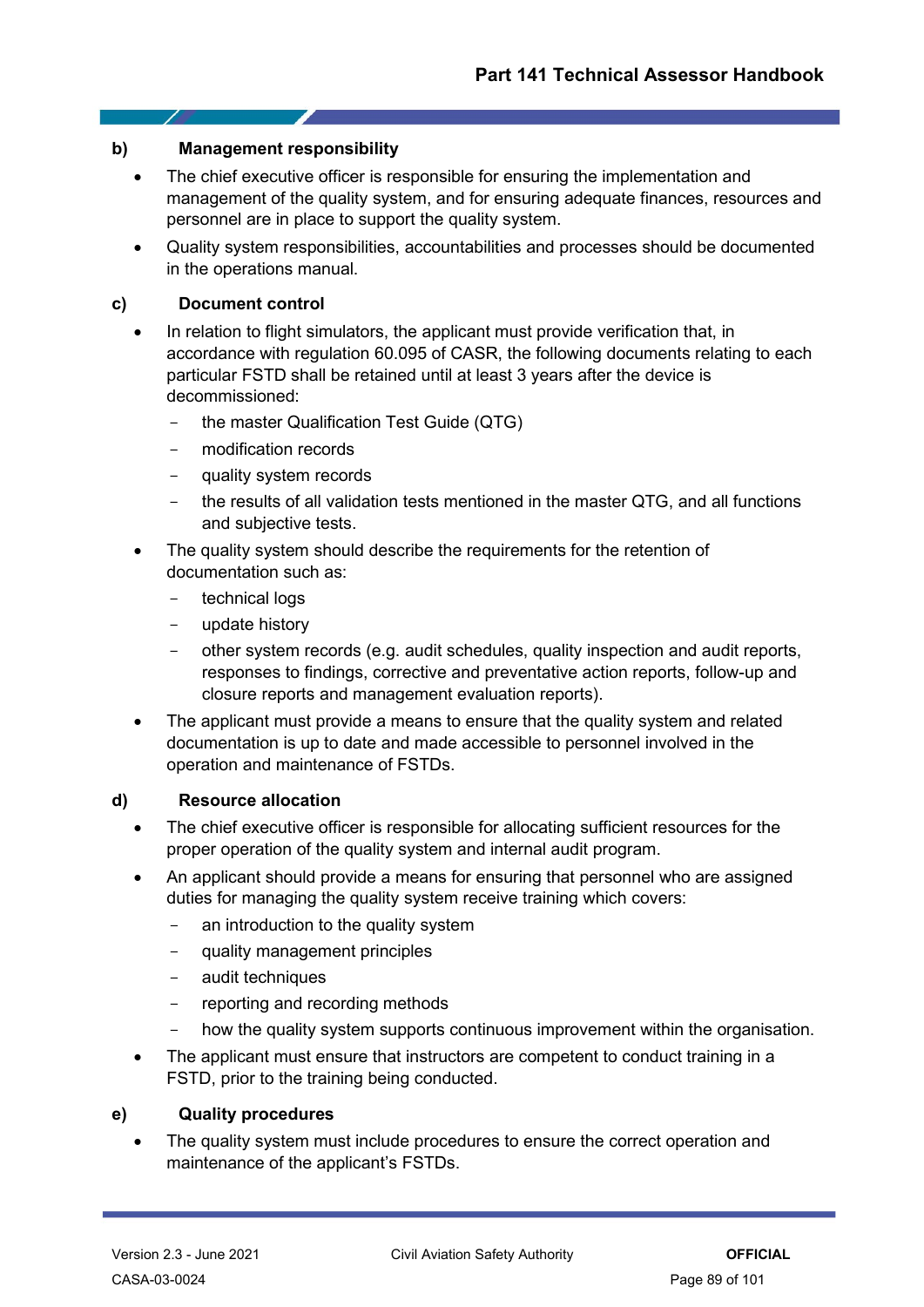**b) Management responsibility**

- The chief executive officer is responsible for ensuring the implementation and management of the quality system, and for ensuring adequate finances, resources and personnel are in place to support the quality system.
- Quality system responsibilities, accountabilities and processes should be documented in the operations manual.

**c) Document control**

- In relation to flight simulators, the applicant must provide verification that, in accordance with regulation 60.095 of CASR, the following documents relating to each particular FSTD shall be retained until at least 3 years after the device is decommissioned:
  - the master Qualification Test Guide (QTG)
  - modification records
  - quality system records
  - the results of all validation tests mentioned in the master QTG, and all functions and subjective tests.
- The quality system should describe the requirements for the retention of documentation such as:
  - technical logs
  - update history
  - other system records (e.g. audit schedules, quality inspection and audit reports, responses to findings, corrective and preventative action reports, follow-up and closure reports and management evaluation reports).
- The applicant must provide a means to ensure that the quality system and related documentation is up to date and made accessible to personnel involved in the operation and maintenance of FSTDs.

**d) Resource allocation**

- The chief executive officer is responsible for allocating sufficient resources for the proper operation of the quality system and internal audit program.
- An applicant should provide a means for ensuring that personnel who are assigned duties for managing the quality system receive training which covers:
  - an introduction to the quality system
  - quality management principles
  - audit techniques
  - reporting and recording methods
  - how the quality system supports continuous improvement within the organisation.
- The applicant must ensure that instructors are competent to conduct training in a FSTD, prior to the training being conducted.

**e) Quality procedures**

- The quality system must include procedures to ensure the correct operation and maintenance of the applicant's FSTDs.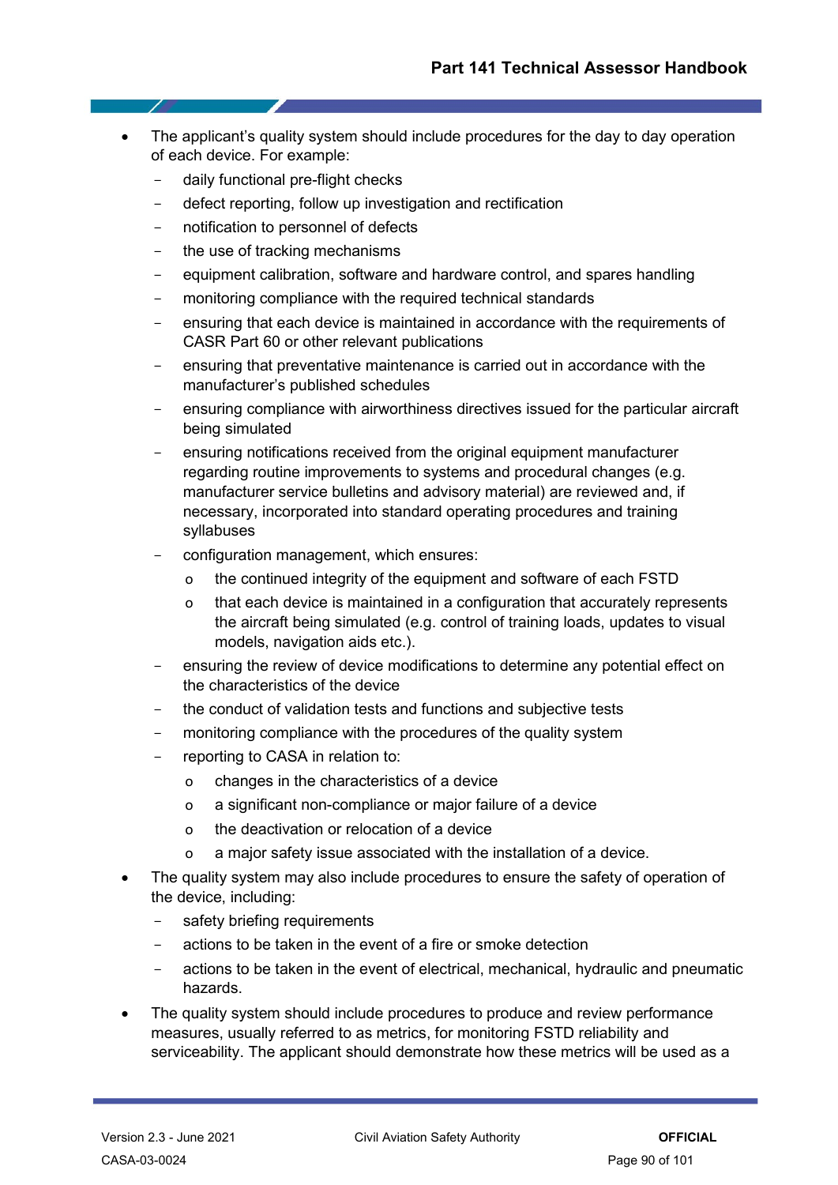- The applicant's quality system should include procedures for the day to day operation of each device. For example:
  - daily functional pre-flight checks
  - defect reporting, follow up investigation and rectification
  - notification to personnel of defects
  - the use of tracking mechanisms
  - equipment calibration, software and hardware control, and spares handling
  - monitoring compliance with the required technical standards
  - ensuring that each device is maintained in accordance with the requirements of CASR Part 60 or other relevant publications
  - ensuring that preventative maintenance is carried out in accordance with the manufacturer's published schedules
  - ensuring compliance with airworthiness directives issued for the particular aircraft being simulated
  - ensuring notifications received from the original equipment manufacturer regarding routine improvements to systems and procedural changes (e.g. manufacturer service bulletins and advisory material) are reviewed and, if necessary, incorporated into standard operating procedures and training syllabuses
  - configuration management, which ensures:
    - the continued integrity of the equipment and software of each FSTD
    - that each device is maintained in a configuration that accurately represents the aircraft being simulated (e.g. control of training loads, updates to visual models, navigation aids etc.).
  - ensuring the review of device modifications to determine any potential effect on the characteristics of the device
  - the conduct of validation tests and functions and subjective tests
  - monitoring compliance with the procedures of the quality system
  - reporting to CASA in relation to:
    - changes in the characteristics of a device
    - a significant non-compliance or major failure of a device
    - the deactivation or relocation of a device
    - a major safety issue associated with the installation of a device.
- The quality system may also include procedures to ensure the safety of operation of the device, including:
  - safety briefing requirements
  - actions to be taken in the event of a fire or smoke detection
  - actions to be taken in the event of electrical, mechanical, hydraulic and pneumatic hazards.
- The quality system should include procedures to produce and review performance measures, usually referred to as metrics, for monitoring FSTD reliability and serviceability. The applicant should demonstrate how these metrics will be used as a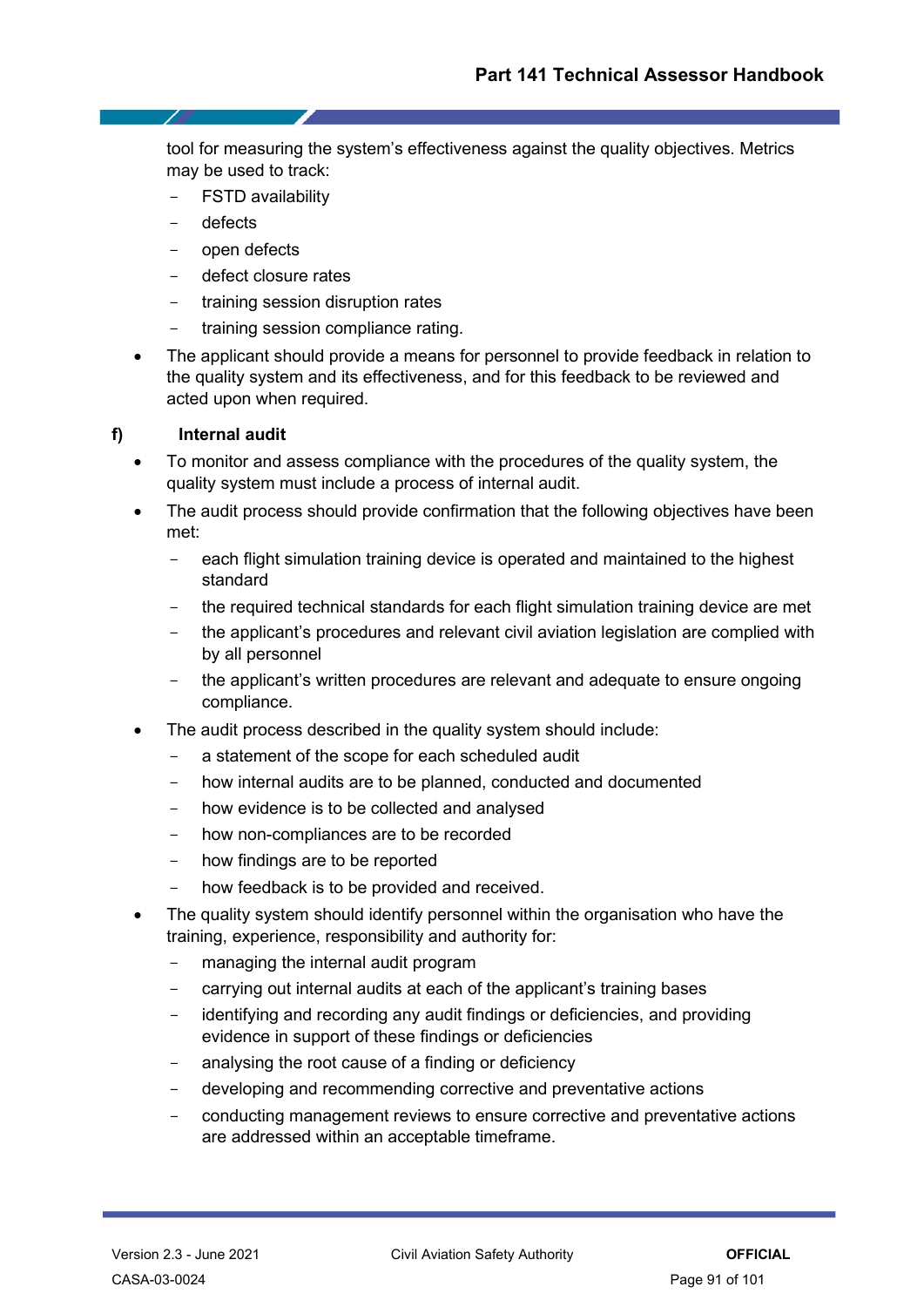tool for measuring the system's effectiveness against the quality objectives. Metrics may be used to track:
  - FSTD availability
  - defects
  - open defects
  - defect closure rates
  - training session disruption rates
  - training session compliance rating.
- The applicant should provide a means for personnel to provide feedback in relation to the quality system and its effectiveness, and for this feedback to be reviewed and acted upon when required.

**f) Internal audit**

- To monitor and assess compliance with the procedures of the quality system, the quality system must include a process of internal audit.
- The audit process should provide confirmation that the following objectives have been met:
  - each flight simulation training device is operated and maintained to the highest standard
  - the required technical standards for each flight simulation training device are met
  - the applicant's procedures and relevant civil aviation legislation are complied with by all personnel
  - the applicant's written procedures are relevant and adequate to ensure ongoing compliance.
- The audit process described in the quality system should include:
  - a statement of the scope for each scheduled audit
  - how internal audits are to be planned, conducted and documented
  - how evidence is to be collected and analysed
  - how non-compliances are to be recorded
  - how findings are to be reported
  - how feedback is to be provided and received.
- The quality system should identify personnel within the organisation who have the training, experience, responsibility and authority for:
  - managing the internal audit program
  - carrying out internal audits at each of the applicant's training bases
  - identifying and recording any audit findings or deficiencies, and providing evidence in support of these findings or deficiencies
  - analysing the root cause of a finding or deficiency
  - developing and recommending corrective and preventative actions
  - conducting management reviews to ensure corrective and preventative actions are addressed within an acceptable timeframe.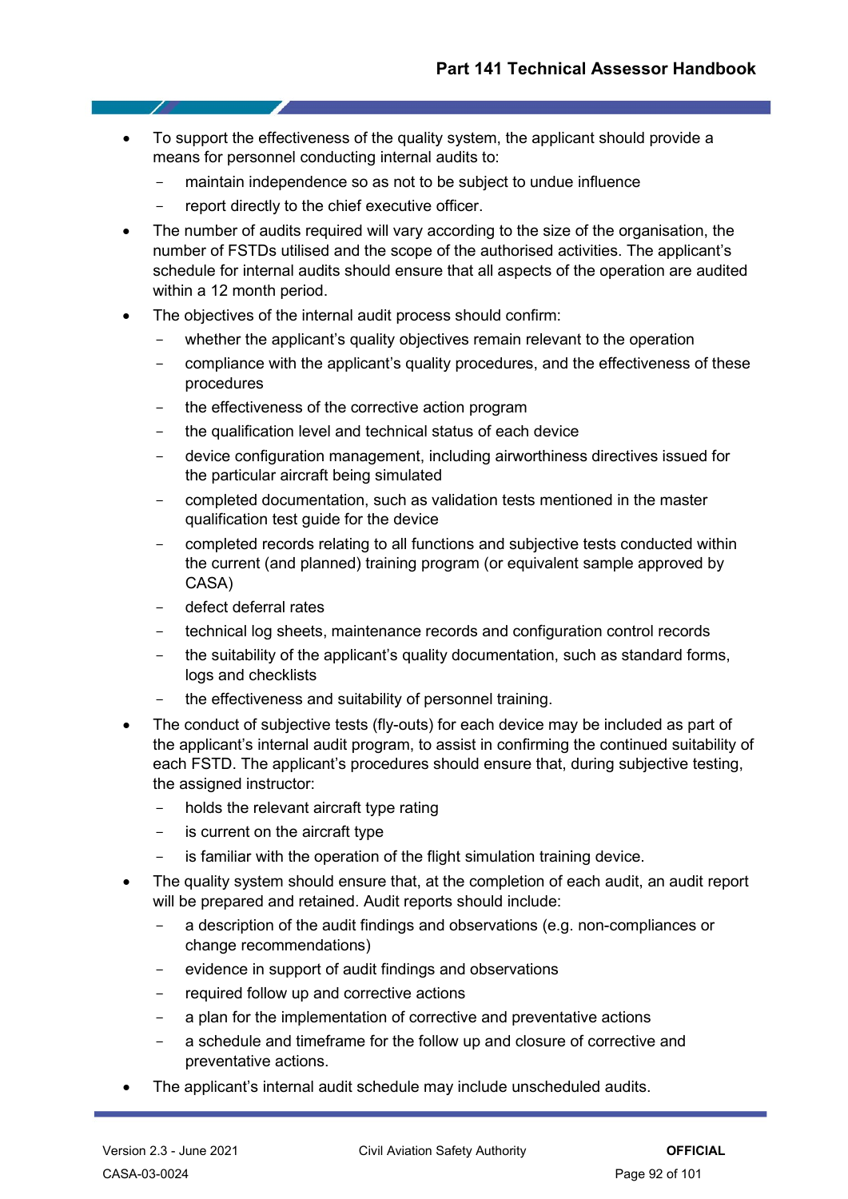- To support the effectiveness of the quality system, the applicant should provide a means for personnel conducting internal audits to:
  - maintain independence so as not to be subject to undue influence
  - report directly to the chief executive officer.
- The number of audits required will vary according to the size of the organisation, the number of FSTDs utilised and the scope of the authorised activities. The applicant's schedule for internal audits should ensure that all aspects of the operation are audited within a 12 month period.
- The objectives of the internal audit process should confirm:
  - whether the applicant's quality objectives remain relevant to the operation
  - compliance with the applicant's quality procedures, and the effectiveness of these procedures
  - the effectiveness of the corrective action program
  - the qualification level and technical status of each device
  - device configuration management, including airworthiness directives issued for the particular aircraft being simulated
  - completed documentation, such as validation tests mentioned in the master qualification test guide for the device
  - completed records relating to all functions and subjective tests conducted within the current (and planned) training program (or equivalent sample approved by CASA)
  - defect deferral rates
  - technical log sheets, maintenance records and configuration control records
  - the suitability of the applicant's quality documentation, such as standard forms, logs and checklists
  - the effectiveness and suitability of personnel training.
- The conduct of subjective tests (fly-outs) for each device may be included as part of the applicant's internal audit program, to assist in confirming the continued suitability of each FSTD. The applicant's procedures should ensure that, during subjective testing, the assigned instructor:
  - holds the relevant aircraft type rating
  - is current on the aircraft type
  - is familiar with the operation of the flight simulation training device.
- The quality system should ensure that, at the completion of each audit, an audit report will be prepared and retained. Audit reports should include:
  - a description of the audit findings and observations (e.g. non-compliances or change recommendations)
  - evidence in support of audit findings and observations
  - required follow up and corrective actions
  - a plan for the implementation of corrective and preventative actions
  - a schedule and timeframe for the follow up and closure of corrective and preventative actions.
- The applicant's internal audit schedule may include unscheduled audits.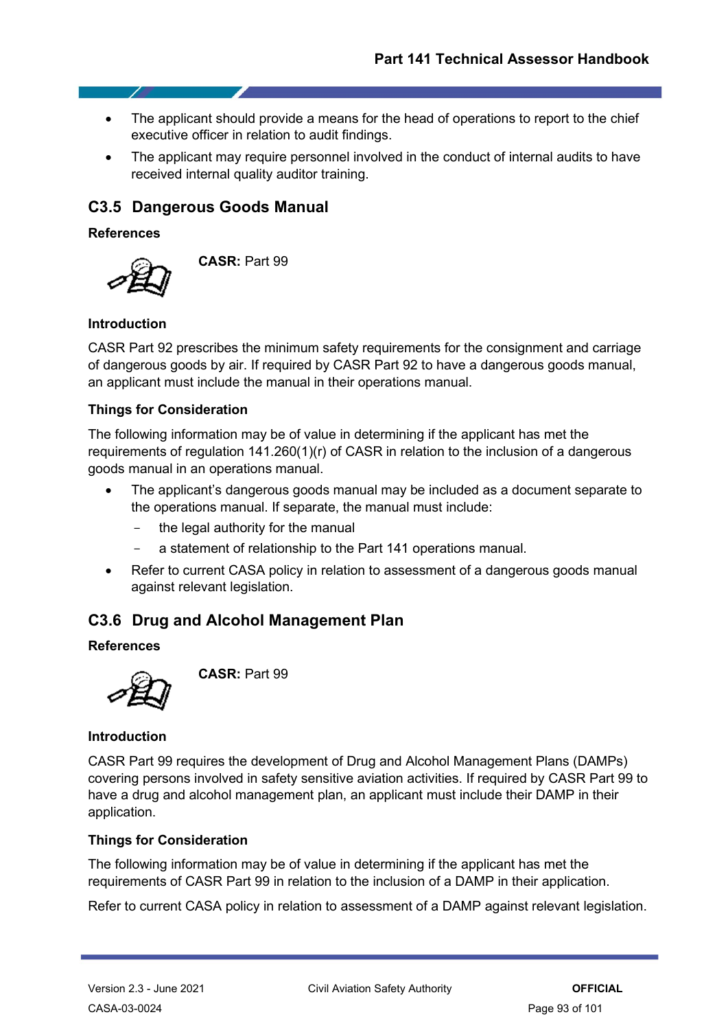- The applicant should provide a means for the head of operations to report to the chief executive officer in relation to audit findings.
- The applicant may require personnel involved in the conduct of internal audits to have received internal quality auditor training.

## C3.5 Dangerous Goods Manual

### References

**CASR:** Part 99

### Introduction

CASR Part 92 prescribes the minimum safety requirements for the consignment and carriage of dangerous goods by air. If required by CASR Part 92 to have a dangerous goods manual, an applicant must include the manual in their operations manual.

### Things for Consideration

The following information may be of value in determining if the applicant has met the requirements of regulation 141.260(1)(r) of CASR in relation to the inclusion of a dangerous goods manual in an operations manual.

- The applicant's dangerous goods manual may be included as a document separate to the operations manual. If separate, the manual must include:
  - the legal authority for the manual
  - a statement of relationship to the Part 141 operations manual.
- Refer to current CASA policy in relation to assessment of a dangerous goods manual against relevant legislation.

## C3.6 Drug and Alcohol Management Plan

### References

**CASR:** Part 99

### Introduction

CASR Part 99 requires the development of Drug and Alcohol Management Plans (DAMPs) covering persons involved in safety sensitive aviation activities. If required by CASR Part 99 to have a drug and alcohol management plan, an applicant must include their DAMP in their application.

### Things for Consideration

The following information may be of value in determining if the applicant has met the requirements of CASR Part 99 in relation to the inclusion of a DAMP in their application.

Refer to current CASA policy in relation to assessment of a DAMP against relevant legislation.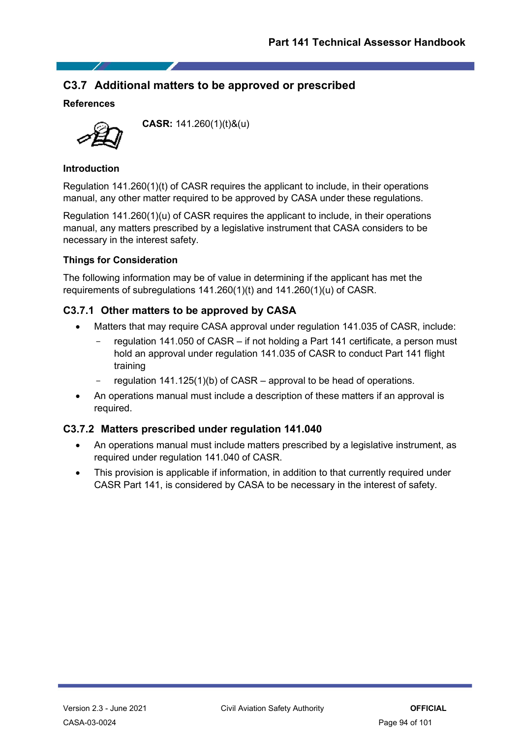## C3.7 Additional matters to be approved or prescribed

### References

**CASR:** 141.260(1)(t)&(u)

### Introduction

Regulation 141.260(1)(t) of CASR requires the applicant to include, in their operations manual, any other matter required to be approved by CASA under these regulations.

Regulation 141.260(1)(u) of CASR requires the applicant to include, in their operations manual, any matters prescribed by a legislative instrument that CASA considers to be necessary in the interest safety.

### Things for Consideration

The following information may be of value in determining if the applicant has met the requirements of subregulations 141.260(1)(t) and 141.260(1)(u) of CASR.

### C3.7.1 Other matters to be approved by CASA

- Matters that may require CASA approval under regulation 141.035 of CASR, include:
  - regulation 141.050 of CASR – if not holding a Part 141 certificate, a person must hold an approval under regulation 141.035 of CASR to conduct Part 141 flight training
  - regulation 141.125(1)(b) of CASR – approval to be head of operations.
- An operations manual must include a description of these matters if an approval is required.

### C3.7.2 Matters prescribed under regulation 141.040

- An operations manual must include matters prescribed by a legislative instrument, as required under regulation 141.040 of CASR.
- This provision is applicable if information, in addition to that currently required under CASR Part 141, is considered by CASA to be necessary in the interest of safety.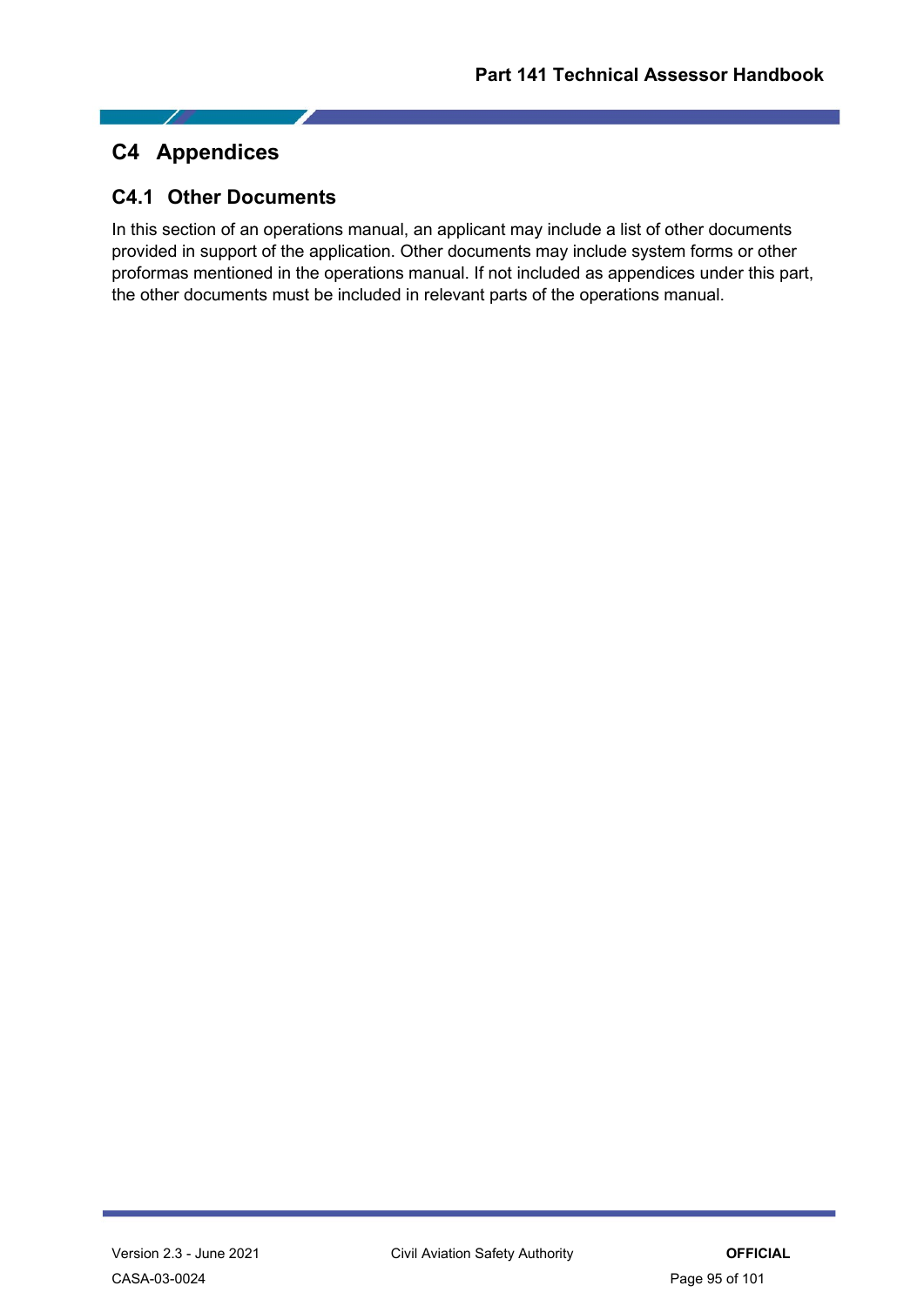# C4 Appendices

## C4.1 Other Documents

In this section of an operations manual, an applicant may include a list of other documents provided in support of the application. Other documents may include system forms or other proformas mentioned in the operations manual. If not included as appendices under this part, the other documents must be included in relevant parts of the operations manual.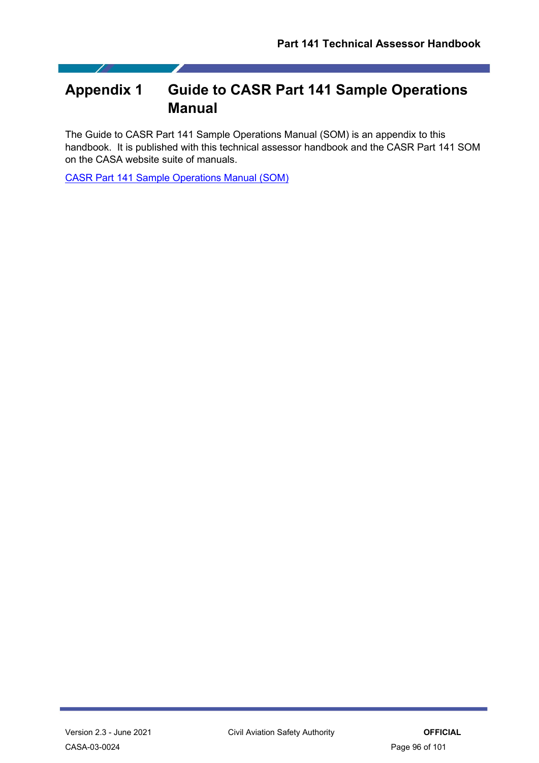# Appendix 1 Guide to CASR Part 141 Sample Operations Manual

The Guide to CASR Part 141 Sample Operations Manual (SOM) is an appendix to this handbook. It is published with this technical assessor handbook and the CASR Part 141 SOM on the CASA website suite of manuals.

CASR Part 141 Sample Operations Manual (SOM)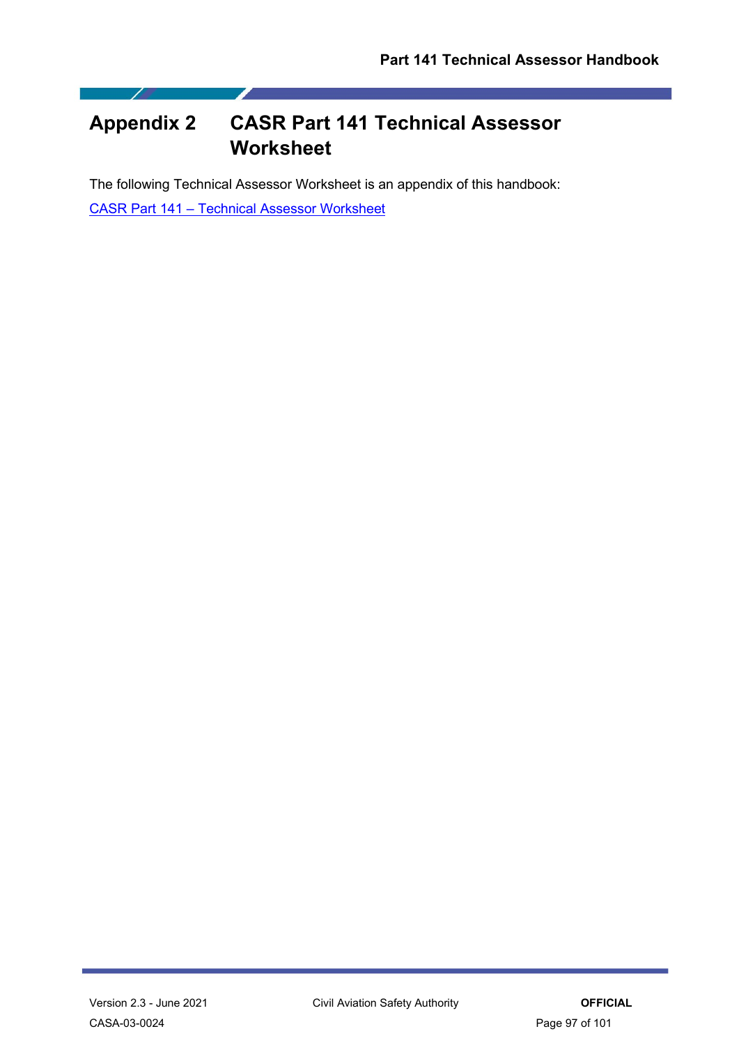# Appendix 2 CASR Part 141 Technical Assessor Worksheet

The following Technical Assessor Worksheet is an appendix of this handbook:

CASR Part 141 – Technical Assessor Worksheet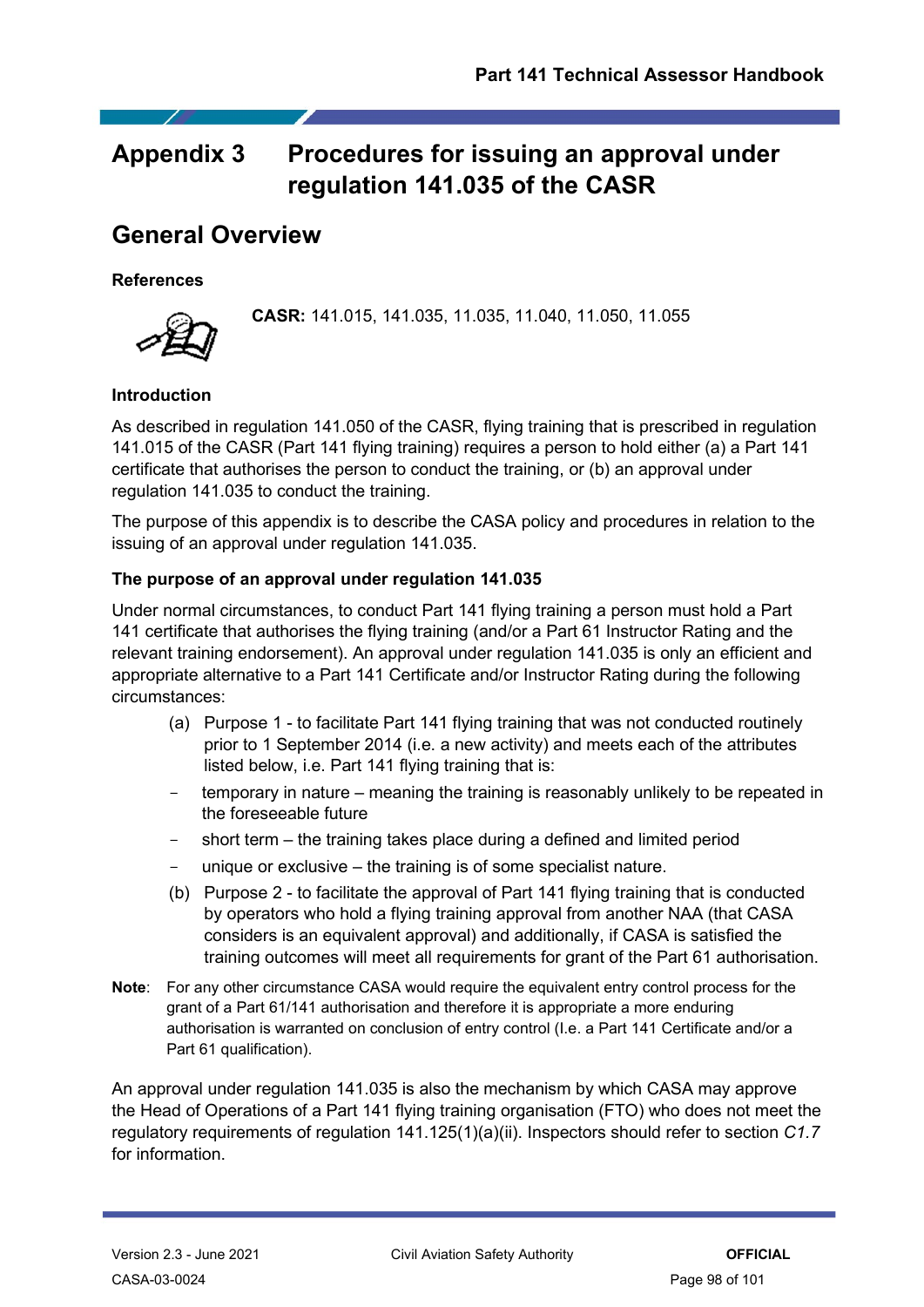# Appendix 3 Procedures for issuing an approval under regulation 141.035 of the CASR

## General Overview

### References

**CASR:** 141.015, 141.035, 11.035, 11.040, 11.050, 11.055

### Introduction

As described in regulation 141.050 of the CASR, flying training that is prescribed in regulation 141.015 of the CASR (Part 141 flying training) requires a person to hold either (a) a Part 141 certificate that authorises the person to conduct the training, or (b) an approval under regulation 141.035 to conduct the training.

The purpose of this appendix is to describe the CASA policy and procedures in relation to the issuing of an approval under regulation 141.035.

### The purpose of an approval under regulation 141.035

Under normal circumstances, to conduct Part 141 flying training a person must hold a Part 141 certificate that authorises the flying training (and/or a Part 61 Instructor Rating and the relevant training endorsement). An approval under regulation 141.035 is only an efficient and appropriate alternative to a Part 141 Certificate and/or Instructor Rating during the following circumstances:

(a) Purpose 1 - to facilitate Part 141 flying training that was not conducted routinely prior to 1 September 2014 (i.e. a new activity) and meets each of the attributes listed below, i.e. Part 141 flying training that is:

- temporary in nature – meaning the training is reasonably unlikely to be repeated in the foreseeable future
- short term – the training takes place during a defined and limited period
- unique or exclusive – the training is of some specialist nature.

(b) Purpose 2 - to facilitate the approval of Part 141 flying training that is conducted by operators who hold a flying training approval from another NAA (that CASA considers is an equivalent approval) and additionally, if CASA is satisfied the training outcomes will meet all requirements for grant of the Part 61 authorisation.

**Note**: For any other circumstance CASA would require the equivalent entry control process for the grant of a Part 61/141 authorisation and therefore it is appropriate a more enduring authorisation is warranted on conclusion of entry control (I.e. a Part 141 Certificate and/or a Part 61 qualification).

An approval under regulation 141.035 is also the mechanism by which CASA may approve the Head of Operations of a Part 141 flying training organisation (FTO) who does not meet the regulatory requirements of regulation 141.125(1)(a)(ii). Inspectors should refer to section *C1.7* for information.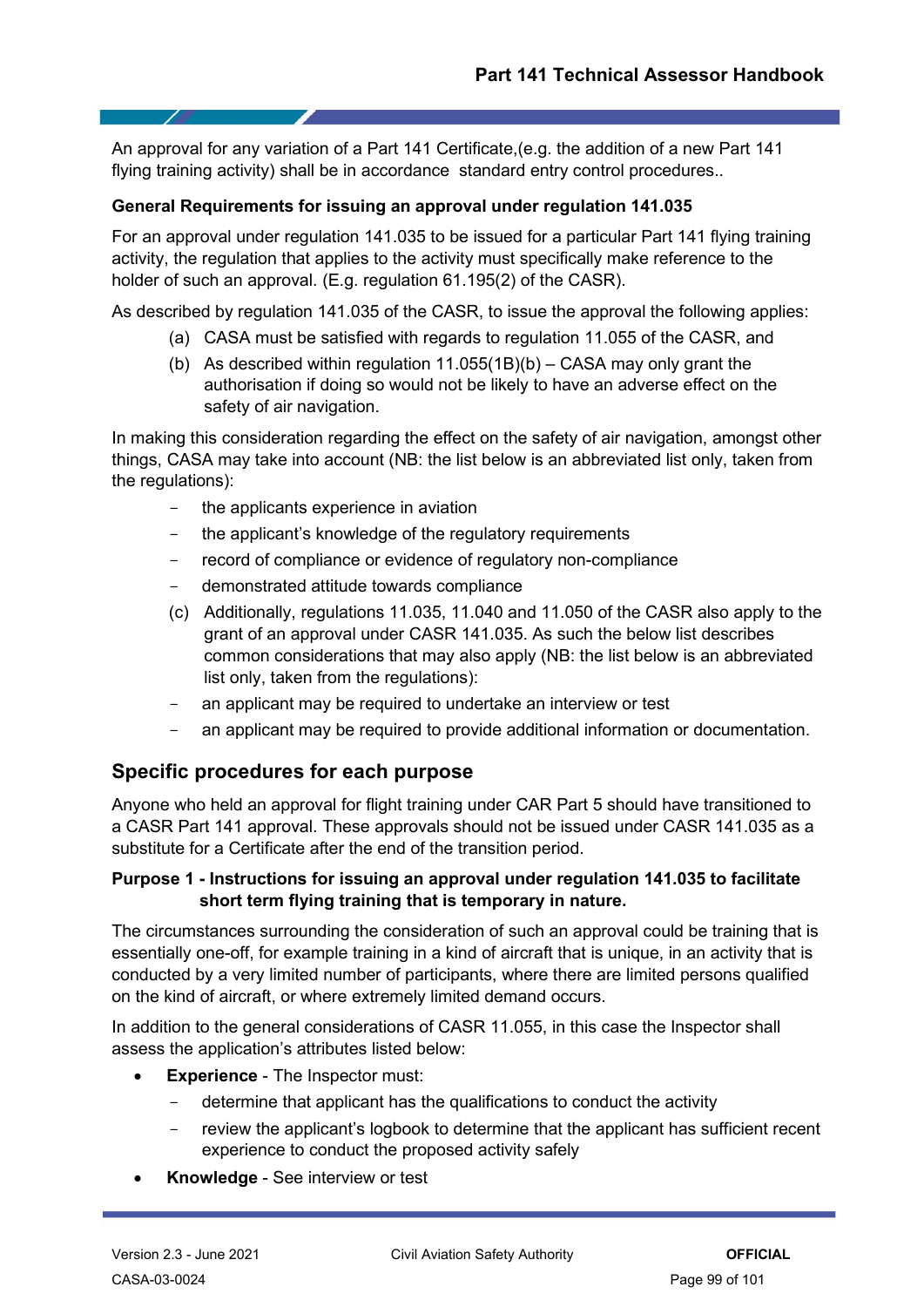An approval for any variation of a Part 141 Certificate,(e.g. the addition of a new Part 141 flying training activity) shall be in accordance  standard entry control procedures..

**General Requirements for issuing an approval under regulation 141.035**

For an approval under regulation 141.035 to be issued for a particular Part 141 flying training activity, the regulation that applies to the activity must specifically make reference to the holder of such an approval. (E.g. regulation 61.195(2) of the CASR).

As described by regulation 141.035 of the CASR, to issue the approval the following applies:

(a) CASA must be satisfied with regards to regulation 11.055 of the CASR, and

(b) As described within regulation 11.055(1B)(b) – CASA may only grant the authorisation if doing so would not be likely to have an adverse effect on the safety of air navigation.

In making this consideration regarding the effect on the safety of air navigation, amongst other things, CASA may take into account (NB: the list below is an abbreviated list only, taken from the regulations):

- the applicants experience in aviation
- the applicant's knowledge of the regulatory requirements
- record of compliance or evidence of regulatory non-compliance
- demonstrated attitude towards compliance

(c) Additionally, regulations 11.035, 11.040 and 11.050 of the CASR also apply to the grant of an approval under CASR 141.035. As such the below list describes common considerations that may also apply (NB: the list below is an abbreviated list only, taken from the regulations):

- an applicant may be required to undertake an interview or test
- an applicant may be required to provide additional information or documentation.

## Specific procedures for each purpose

Anyone who held an approval for flight training under CAR Part 5 should have transitioned to a CASR Part 141 approval. These approvals should not be issued under CASR 141.035 as a substitute for a Certificate after the end of the transition period.

**Purpose 1 - Instructions for issuing an approval under regulation 141.035 to facilitate short term flying training that is temporary in nature.**

The circumstances surrounding the consideration of such an approval could be training that is essentially one-off, for example training in a kind of aircraft that is unique, in an activity that is conducted by a very limited number of participants, where there are limited persons qualified on the kind of aircraft, or where extremely limited demand occurs.

In addition to the general considerations of CASR 11.055, in this case the Inspector shall assess the application's attributes listed below:

- **Experience** - The Inspector must:
  - determine that applicant has the qualifications to conduct the activity
  - review the applicant's logbook to determine that the applicant has sufficient recent experience to conduct the proposed activity safely
- **Knowledge** - See interview or test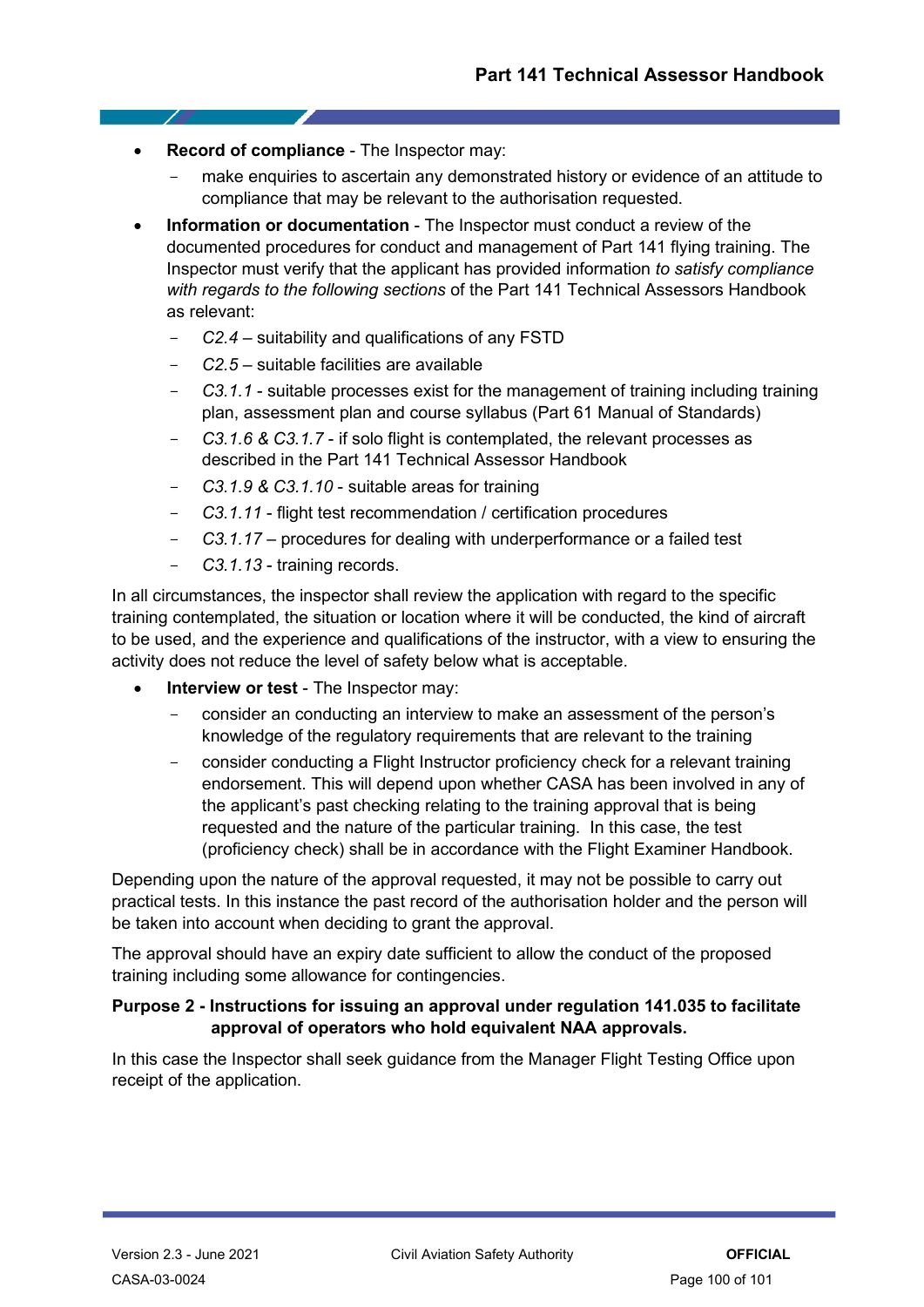- **Record of compliance** - The Inspector may:
  - make enquiries to ascertain any demonstrated history or evidence of an attitude to compliance that may be relevant to the authorisation requested.
- **Information or documentation** - The Inspector must conduct a review of the documented procedures for conduct and management of Part 141 flying training. The Inspector must verify that the applicant has provided information *to satisfy compliance with regards to the following sections* of the Part 141 Technical Assessors Handbook as relevant:
  - *C2.4* – suitability and qualifications of any FSTD
  - *C2.5* – suitable facilities are available
  - *C3.1.1* - suitable processes exist for the management of training including training plan, assessment plan and course syllabus (Part 61 Manual of Standards)
  - *C3.1.6 & C3.1.7* - if solo flight is contemplated, the relevant processes as described in the Part 141 Technical Assessor Handbook
  - *C3.1.9 & C3.1.10* - suitable areas for training
  - *C3.1.11* - flight test recommendation / certification procedures
  - *C3.1.17* – procedures for dealing with underperformance or a failed test
  - *C3.1.13* - training records.

In all circumstances, the inspector shall review the application with regard to the specific training contemplated, the situation or location where it will be conducted, the kind of aircraft to be used, and the experience and qualifications of the instructor, with a view to ensuring the activity does not reduce the level of safety below what is acceptable.

- **Interview or test** - The Inspector may:
  - consider an conducting an interview to make an assessment of the person's knowledge of the regulatory requirements that are relevant to the training
  - consider conducting a Flight Instructor proficiency check for a relevant training endorsement. This will depend upon whether CASA has been involved in any of the applicant's past checking relating to the training approval that is being requested and the nature of the particular training. In this case, the test (proficiency check) shall be in accordance with the Flight Examiner Handbook.

Depending upon the nature of the approval requested, it may not be possible to carry out practical tests. In this instance the past record of the authorisation holder and the person will be taken into account when deciding to grant the approval.

The approval should have an expiry date sufficient to allow the conduct of the proposed training including some allowance for contingencies.

**Purpose 2 - Instructions for issuing an approval under regulation 141.035 to facilitate approval of operators who hold equivalent NAA approvals.**

In this case the Inspector shall seek guidance from the Manager Flight Testing Office upon receipt of the application.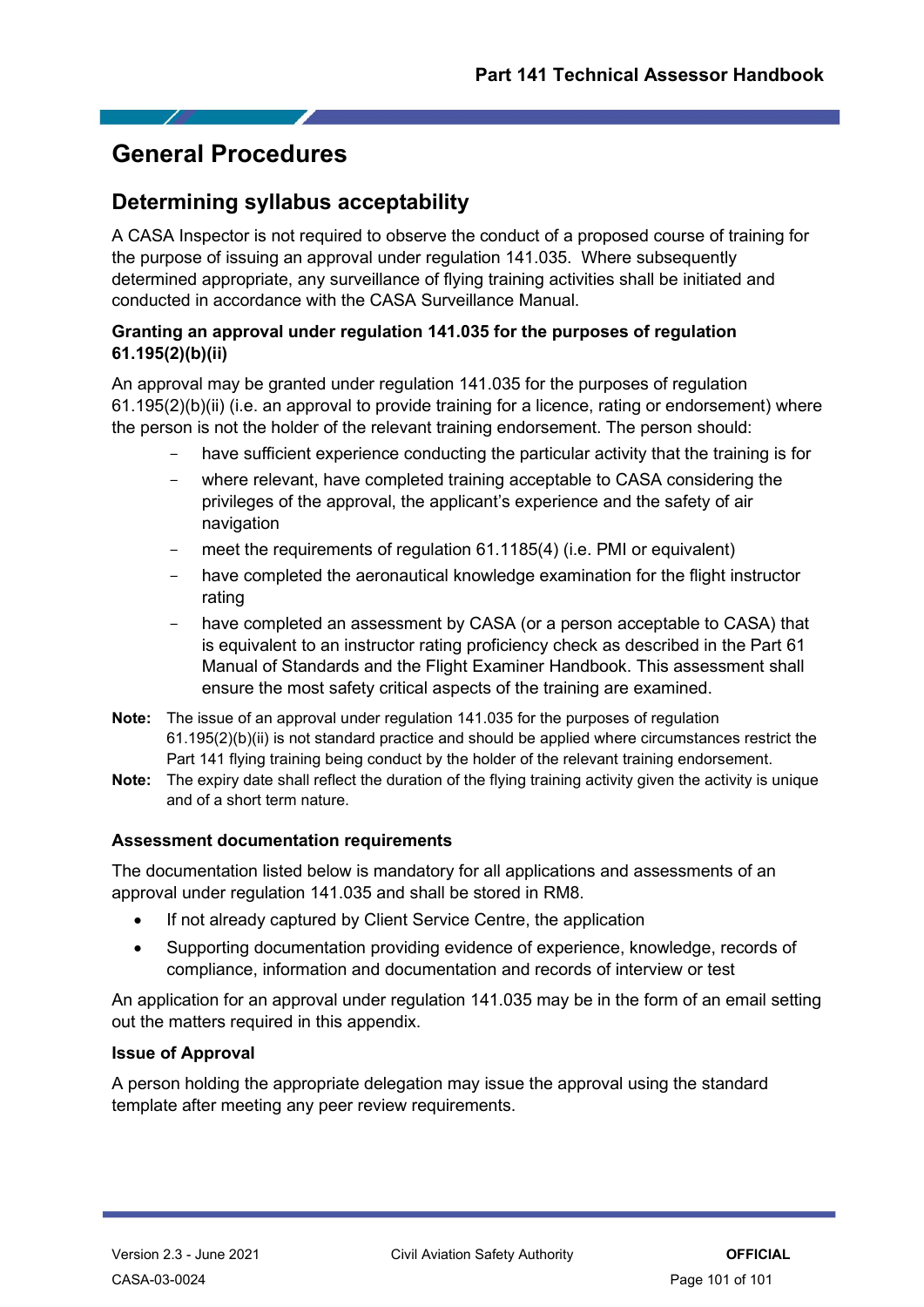# General Procedures

## Determining syllabus acceptability

A CASA Inspector is not required to observe the conduct of a proposed course of training for the purpose of issuing an approval under regulation 141.035. Where subsequently determined appropriate, any surveillance of flying training activities shall be initiated and conducted in accordance with the CASA Surveillance Manual.

#### Granting an approval under regulation 141.035 for the purposes of regulation 61.195(2)(b)(ii)

An approval may be granted under regulation 141.035 for the purposes of regulation 61.195(2)(b)(ii) (i.e. an approval to provide training for a licence, rating or endorsement) where the person is not the holder of the relevant training endorsement. The person should:

- have sufficient experience conducting the particular activity that the training is for
- where relevant, have completed training acceptable to CASA considering the privileges of the approval, the applicant's experience and the safety of air navigation
- meet the requirements of regulation 61.1185(4) (i.e. PMI or equivalent)
- have completed the aeronautical knowledge examination for the flight instructor rating
- have completed an assessment by CASA (or a person acceptable to CASA) that is equivalent to an instructor rating proficiency check as described in the Part 61 Manual of Standards and the Flight Examiner Handbook. This assessment shall ensure the most safety critical aspects of the training are examined.

**Note:** The issue of an approval under regulation 141.035 for the purposes of regulation 61.195(2)(b)(ii) is not standard practice and should be applied where circumstances restrict the Part 141 flying training being conduct by the holder of the relevant training endorsement.

**Note:** The expiry date shall reflect the duration of the flying training activity given the activity is unique and of a short term nature.

#### Assessment documentation requirements

The documentation listed below is mandatory for all applications and assessments of an approval under regulation 141.035 and shall be stored in RM8.

- If not already captured by Client Service Centre, the application
- Supporting documentation providing evidence of experience, knowledge, records of compliance, information and documentation and records of interview or test

An application for an approval under regulation 141.035 may be in the form of an email setting out the matters required in this appendix.

#### Issue of Approval

A person holding the appropriate delegation may issue the approval using the standard template after meeting any peer review requirements.